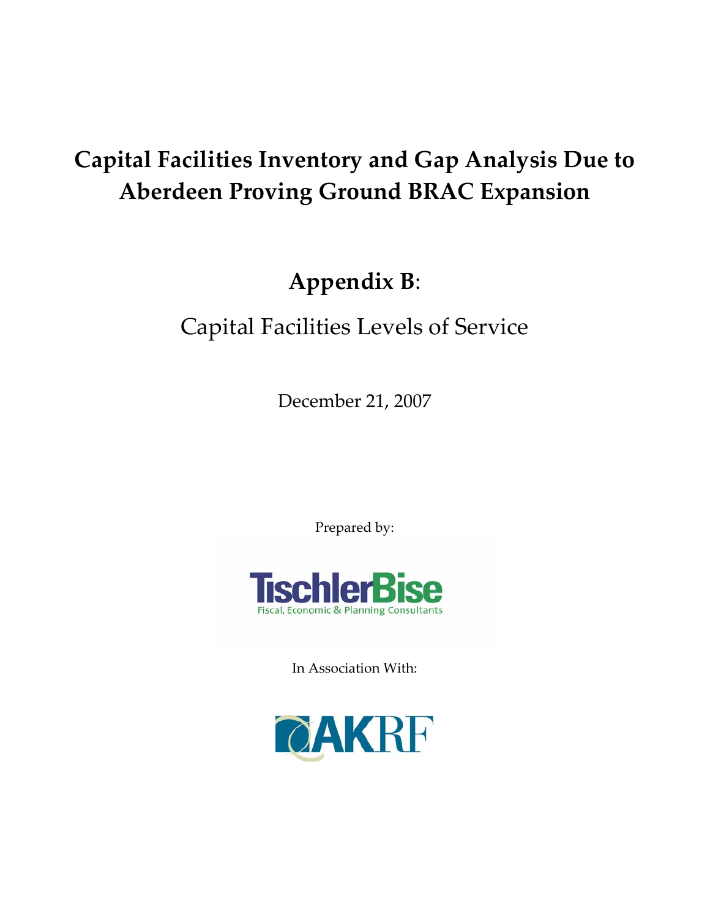# Capital Facilities Inventory and Gap Analysis Due to Aberdeen Proving Ground BRAC Expansion

## Appendix B:

## Capital Facilities Levels of Service

December 21, 2007

Prepared by:

TischlerBise
Fiscal, Economic & Planning Consultants

In Association With:

AKRF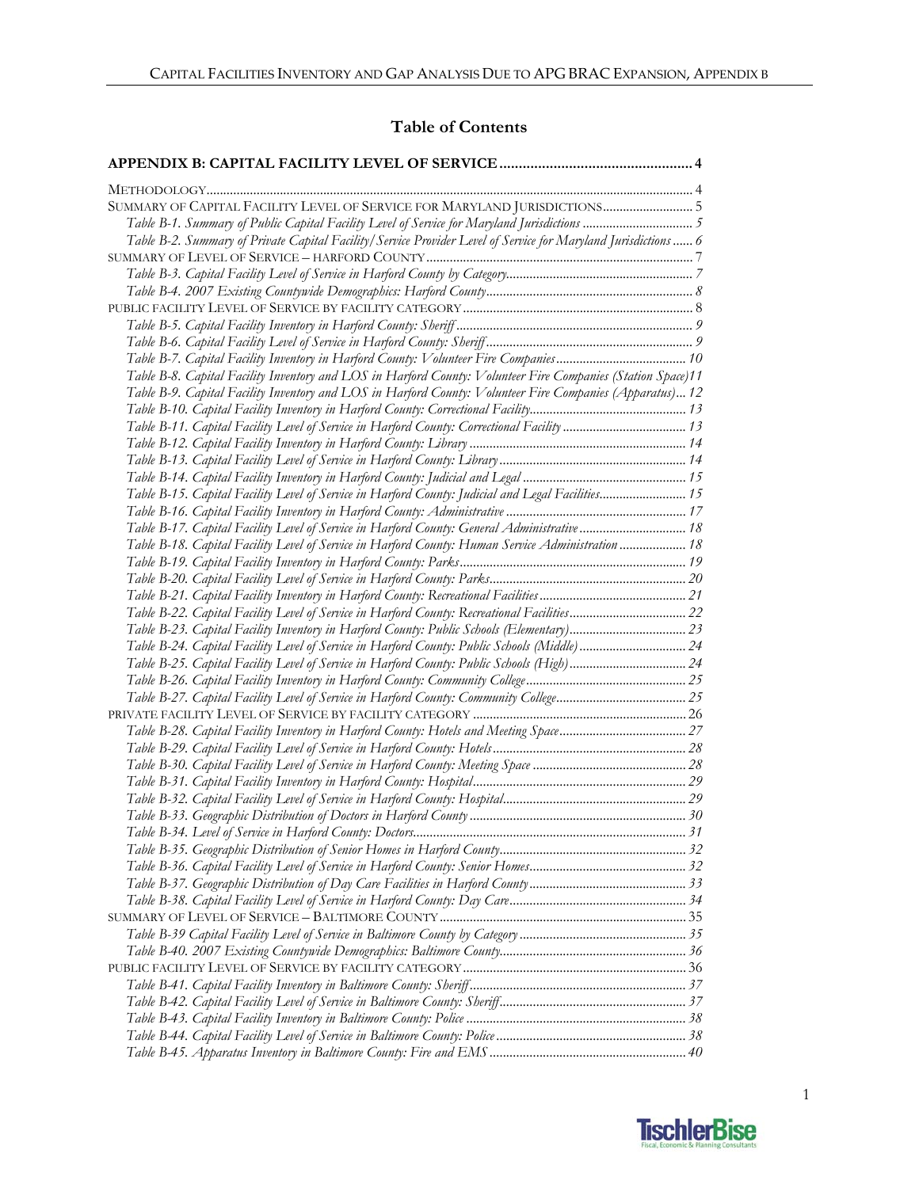# Table of Contents

**APPENDIX B: CAPITAL FACILITY LEVEL OF SERVICE** .................................................. 4

METHODOLOGY .................................................. 4

SUMMARY OF CAPITAL FACILITY LEVEL OF SERVICE FOR MARYLAND JURISDICTIONS .................................................. 5

*Table B-1. Summary of Public Capital Facility Level of Service for Maryland Jurisdictions* .................................................. 5

*Table B-2. Summary of Private Capital Facility/Service Provider Level of Service for Maryland Jurisdictions* .................................................. 6

SUMMARY OF LEVEL OF SERVICE – HARFORD COUNTY .................................................. 7

*Table B-3. Capital Facility Level of Service in Harford County by Category* .................................................. 7

*Table B-4. 2007 Existing Countywide Demographics: Harford County* .................................................. 8

PUBLIC FACILITY LEVEL OF SERVICE BY FACILITY CATEGORY .................................................. 8

*Table B-5. Capital Facility Inventory in Harford County: Sheriff* .................................................. 9

*Table B-6. Capital Facility Level of Service in Harford County: Sheriff* .................................................. 9

*Table B-7. Capital Facility Inventory in Harford County: Volunteer Fire Companies* .................................................. 10

*Table B-8. Capital Facility Inventory and LOS in Harford County: Volunteer Fire Companies (Station Space)* .................................................. 11

*Table B-9. Capital Facility Inventory and LOS in Harford County: Volunteer Fire Companies (Apparatus)* .................................................. 12

*Table B-10. Capital Facility Inventory in Harford County: Correctional Facility* .................................................. 13

*Table B-11. Capital Facility Level of Service in Harford County: Correctional Facility* .................................................. 13

*Table B-12. Capital Facility Inventory in Harford County: Library* .................................................. 14

*Table B-13. Capital Facility Level of Service in Harford County: Library* .................................................. 14

*Table B-14. Capital Facility Inventory in Harford County: Judicial and Legal* .................................................. 15

*Table B-15. Capital Facility Level of Service in Harford County: Judicial and Legal Facilities* .................................................. 15

*Table B-16. Capital Facility Inventory in Harford County: Administrative* .................................................. 17

*Table B-17. Capital Facility Level of Service in Harford County: General Administrative* .................................................. 18

*Table B-18. Capital Facility Level of Service in Harford County: Human Service Administration* .................................................. 18

*Table B-19. Capital Facility Inventory in Harford County: Parks* .................................................. 19

*Table B-20. Capital Facility Level of Service in Harford County: Parks* .................................................. 20

*Table B-21. Capital Facility Inventory in Harford County: Recreational Facilities* .................................................. 21

*Table B-22. Capital Facility Level of Service in Harford County: Recreational Facilities* .................................................. 22

*Table B-23. Capital Facility Inventory in Harford County: Public Schools (Elementary)* .................................................. 23

*Table B-24. Capital Facility Level of Service in Harford County: Public Schools (Middle)* .................................................. 24

*Table B-25. Capital Facility Level of Service in Harford County: Public Schools (High)* .................................................. 24

*Table B-26. Capital Facility Inventory in Harford County: Community College* .................................................. 25

*Table B-27. Capital Facility Level of Service in Harford County: Community College* .................................................. 25

PRIVATE FACILITY LEVEL OF SERVICE BY FACILITY CATEGORY .................................................. 26

*Table B-28. Capital Facility Inventory in Harford County: Hotels and Meeting Space* .................................................. 27

*Table B-29. Capital Facility Level of Service in Harford County: Hotels* .................................................. 28

*Table B-30. Capital Facility Level of Service in Harford County: Meeting Space* .................................................. 28

*Table B-31. Capital Facility Inventory in Harford County: Hospital* .................................................. 29

*Table B-32. Capital Facility Level of Service in Harford County: Hospital* .................................................. 29

*Table B-33. Geographic Distribution of Doctors in Harford County* .................................................. 30

*Table B-34. Level of Service in Harford County: Doctors* .................................................. 31

*Table B-35. Geographic Distribution of Senior Homes in Harford County* .................................................. 32

*Table B-36. Capital Facility Level of Service in Harford County: Senior Homes* .................................................. 32

*Table B-37. Geographic Distribution of Day Care Facilities in Harford County* .................................................. 33

*Table B-38. Capital Facility Level of Service in Harford County: Day Care* .................................................. 34

SUMMARY OF LEVEL OF SERVICE – BALTIMORE COUNTY .................................................. 35

*Table B-39 Capital Facility Level of Service in Baltimore County by Category* .................................................. 35

*Table B-40. 2007 Existing Countywide Demographics: Baltimore County* .................................................. 36

PUBLIC FACILITY LEVEL OF SERVICE BY FACILITY CATEGORY .................................................. 36

*Table B-41. Capital Facility Inventory in Baltimore County: Sheriff* .................................................. 37

*Table B-42. Capital Facility Level of Service in Baltimore County: Sheriff* .................................................. 37

*Table B-43. Capital Facility Inventory in Baltimore County: Police* .................................................. 38

*Table B-44. Capital Facility Level of Service in Baltimore County: Police* .................................................. 38

*Table B-45. Apparatus Inventory in Baltimore County: Fire and EMS* .................................................. 40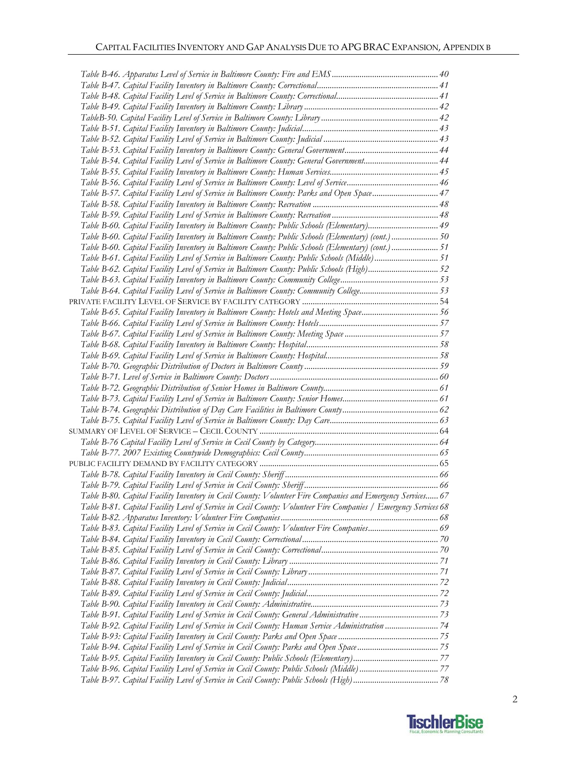*Table B-46. Apparatus Level of Service in Baltimore County: Fire and EMS* ............ 40
*Table B-47. Capital Facility Inventory in Baltimore County: Correctional* ............ 41
*Table B-48. Capital Facility Level of Service in Baltimore County: Correctional* ............ 41
*Table B-49. Capital Facility Inventory in Baltimore County: Library* ............ 42
*TableB-50. Capital Facility Level of Service in Baltimore County: Library* ............ 42
*Table B-51. Capital Facility Inventory in Baltimore County: Judicial* ............ 43
*Table B-52. Capital Facility Level of Service in Baltimore County: Judicial* ............ 43
*Table B-53. Capital Facility Inventory in Baltimore County: General Government* ............ 44
*Table B-54. Capital Facility Level of Service in Baltimore County: General Government* ............ 44
*Table B-55. Capital Facility Inventory in Baltimore County: Human Services* ............ 45
*Table B-56. Capital Facility Level of Service in Baltimore County: Level of Service* ............ 46
*Table B-57. Capital Facility Level of Service in Baltimore County: Parks and Open Space* ............ 47
*Table B-58. Capital Facility Inventory in Baltimore County: Recreation* ............ 48
*Table B-59. Capital Facility Level of Service in Baltimore County: Recreation* ............ 48
*Table B-60. Capital Facility Inventory in Baltimore County: Public Schools (Elementary)* ............ 49
*Table B-60. Capital Facility Inventory in Baltimore County: Public Schools (Elementary) (cont.)* ............ 50
*Table B-60. Capital Facility Inventory in Baltimore County: Public Schools (Elementary) (cont.)* ............ 51
*Table B-61. Capital Facility Level of Service in Baltimore County: Public Schools (Middle)* ............ 51
*Table B-62. Capital Facility Level of Service in Baltimore County: Public Schools (High)* ............ 52
*Table B-63. Capital Facility Inventory in Baltimore County: Community College* ............ 53
*Table B-64. Capital Facility Level of Service in Baltimore County: Community College* ............ 53

PRIVATE FACILITY LEVEL OF SERVICE BY FACILITY CATEGORY ............ 54

*Table B-65. Capital Facility Inventory in Baltimore County: Hotels and Meeting Space* ............ 56
*Table B-66. Capital Facility Level of Service in Baltimore County: Hotels* ............ 57
*Table B-67. Capital Facility Level of Service in Baltimore County: Meeting Space* ............ 57
*Table B-68. Capital Facility Inventory in Baltimore County: Hospital* ............ 58
*Table B-69. Capital Facility Level of Service in Baltimore County: Hospital* ............ 58
*Table B-70. Geographic Distribution of Doctors in Baltimore County* ............ 59
*Table B-71. Level of Service in Baltimore County: Doctors* ............ 60
*Table B-72. Geographic Distribution of Senior Homes in Baltimore County* ............ 61
*Table B-73. Capital Facility Level of Service in Baltimore County: Senior Homes* ............ 61
*Table B-74. Geographic Distribution of Day Care Facilities in Baltimore County* ............ 62
*Table B-75. Capital Facility Level of Service in Baltimore County: Day Care* ............ 63

SUMMARY OF LEVEL OF SERVICE – CECIL COUNTY ............ 64

*Table B-76 Capital Facility Level of Service in Cecil County by Category* ............ 64
*Table B-77. 2007 Existing Countywide Demographics: Cecil County* ............ 65

PUBLIC FACILITY DEMAND BY FACILITY CATEGORY ............ 65

*Table B-78. Capital Facility Inventory in Cecil County: Sheriff* ............ 66
*Table B-79. Capital Facility Level of Service in Cecil County: Sheriff* ............ 66
*Table B-80. Capital Facility Inventory in Cecil County: Volunteer Fire Companies and Emergency Services* ............ 67
*Table B-81. Capital Facility Level of Service in Cecil County: Volunteer Fire Companies / Emergency Services* ............ 68
*Table B-82. Apparatus Inventory: Volunteer Fire Companies* ............ 68
*Table B-83. Capital Facility Level of Service in Cecil County: Volunteer Fire Companies* ............ 69
*Table B-84. Capital Facility Inventory in Cecil County: Correctional* ............ 70
*Table B-85. Capital Facility Level of Service in Cecil County: Correctional* ............ 70
*Table B-86. Capital Facility Inventory in Cecil County: Library* ............ 71
*Table B-87. Capital Facility Level of Service in Cecil County: Library* ............ 71
*Table B-88. Capital Facility Inventory in Cecil County: Judicial* ............ 72
*Table B-89. Capital Facility Level of Service in Cecil County: Judicial* ............ 72
*Table B-90. Capital Facility Inventory in Cecil County: Administrative* ............ 73
*Table B-91. Capital Facility Level of Service in Cecil County: General Administrative* ............ 73
*Table B-92. Capital Facility Level of Service in Cecil County: Human Service Administration* ............ 74
*Table B-93: Capital Facility Inventory in Cecil County: Parks and Open Space* ............ 75
*Table B-94. Capital Facility Level of Service in Cecil County: Parks and Open Space* ............ 75
*Table B-95. Capital Facility Inventory in Cecil County: Public Schools (Elementary)* ............ 77
*Table B-96. Capital Facility Level of Service in Cecil County: Public Schools (Middle)* ............ 77
*Table B-97. Capital Facility Level of Service in Cecil County: Public Schools (High)* ............ 78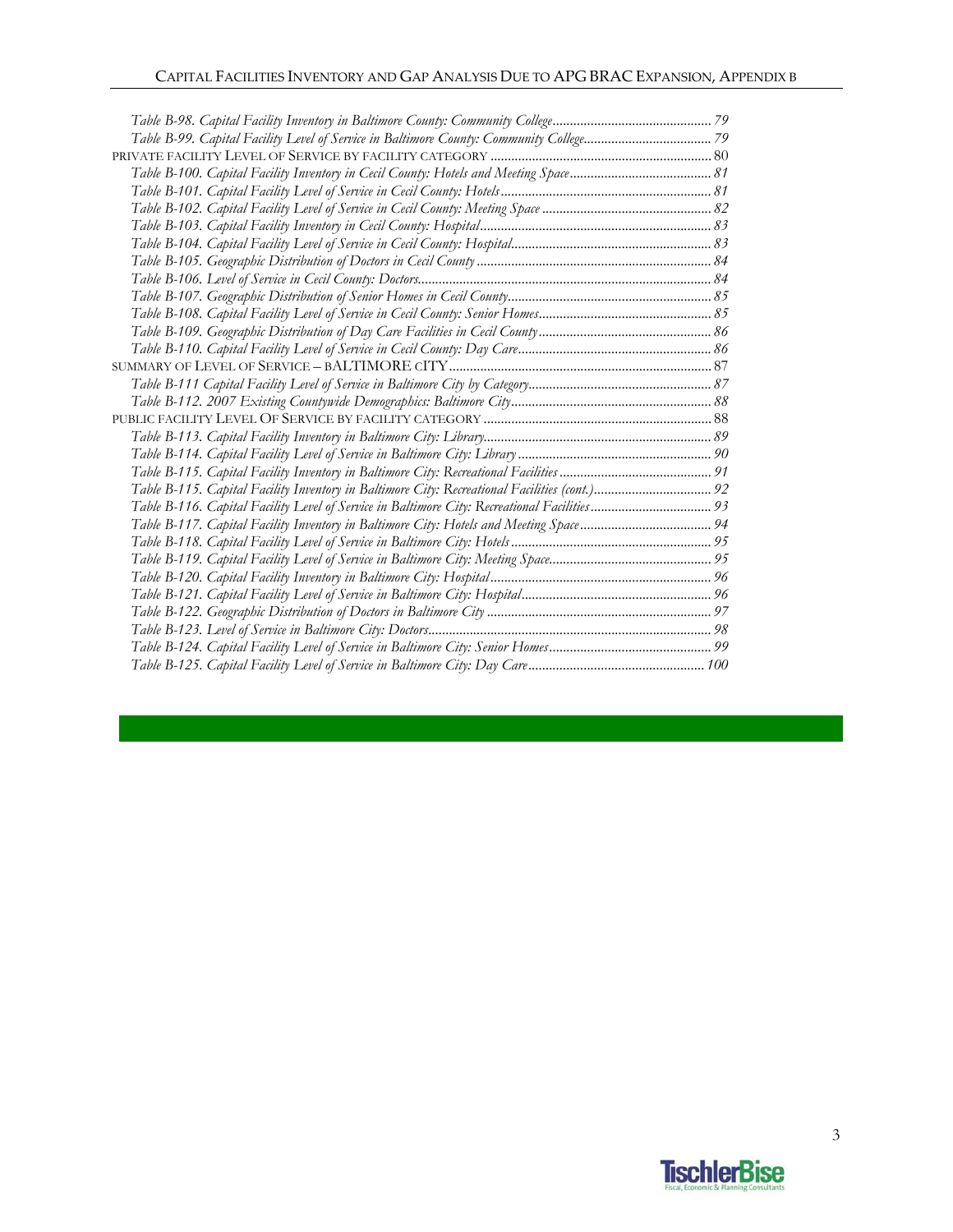*Table B-98. Capital Facility Inventory in Baltimore County: Community College* .......... 79
*Table B-99. Capital Facility Level of Service in Baltimore County: Community College* .......... 79
PRIVATE FACILITY LEVEL OF SERVICE BY FACILITY CATEGORY .......... 80
*Table B-100. Capital Facility Inventory in Cecil County: Hotels and Meeting Space* .......... 81
*Table B-101. Capital Facility Level of Service in Cecil County: Hotels* .......... 81
*Table B-102. Capital Facility Level of Service in Cecil County: Meeting Space* .......... 82
*Table B-103. Capital Facility Inventory in Cecil County: Hospital* .......... 83
*Table B-104. Capital Facility Level of Service in Cecil County: Hospital* .......... 83
*Table B-105. Geographic Distribution of Doctors in Cecil County* .......... 84
*Table B-106. Level of Service in Cecil County: Doctors* .......... 84
*Table B-107. Geographic Distribution of Senior Homes in Cecil County* .......... 85
*Table B-108. Capital Facility Level of Service in Cecil County: Senior Homes* .......... 85
*Table B-109. Geographic Distribution of Day Care Facilities in Cecil County* .......... 86
*Table B-110. Capital Facility Level of Service in Cecil County: Day Care* .......... 86
SUMMARY OF LEVEL OF SERVICE – bALTIMORE cITY .......... 87
*Table B-111 Capital Facility Level of Service in Baltimore City by Category* .......... 87
*Table B-112. 2007 Existing Countywide Demographics: Baltimore City* .......... 88
PUBLIC FACILITY LEVEL OF SERVICE BY FACILITY CATEGORY .......... 88
*Table B-113. Capital Facility Inventory in Baltimore City: Library* .......... 89
*Table B-114. Capital Facility Level of Service in Baltimore City: Library* .......... 90
*Table B-115. Capital Facility Inventory in Baltimore City: Recreational Facilities* .......... 91
*Table B-115. Capital Facility Inventory in Baltimore City: Recreational Facilities (cont.)* .......... 92
*Table B-116. Capital Facility Level of Service in Baltimore City: Recreational Facilities* .......... 93
*Table B-117. Capital Facility Inventory in Baltimore City: Hotels and Meeting Space* .......... 94
*Table B-118. Capital Facility Level of Service in Baltimore City: Hotels* .......... 95
*Table B-119. Capital Facility Level of Service in Baltimore City: Meeting Space* .......... 95
*Table B-120. Capital Facility Inventory in Baltimore City: Hospital* .......... 96
*Table B-121. Capital Facility Level of Service in Baltimore City: Hospital* .......... 96
*Table B-122. Geographic Distribution of Doctors in Baltimore City* .......... 97
*Table B-123. Level of Service in Baltimore City: Doctors* .......... 98
*Table B-124. Capital Facility Level of Service in Baltimore City: Senior Homes* .......... 99
*Table B-125. Capital Facility Level of Service in Baltimore City: Day Care* .......... 100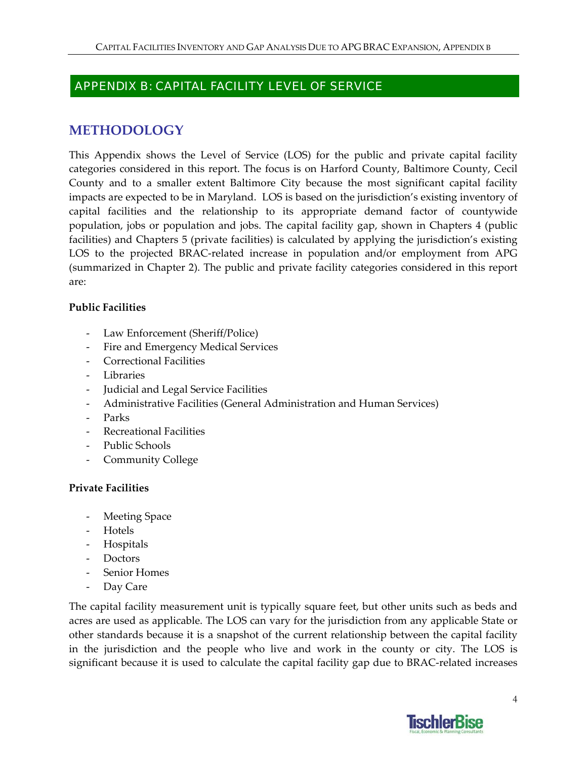## APPENDIX B: CAPITAL FACILITY LEVEL OF SERVICE

# METHODOLOGY

This Appendix shows the Level of Service (LOS) for the public and private capital facility categories considered in this report. The focus is on Harford County, Baltimore County, Cecil County and to a smaller extent Baltimore City because the most significant capital facility impacts are expected to be in Maryland. LOS is based on the jurisdiction's existing inventory of capital facilities and the relationship to its appropriate demand factor of countywide population, jobs or population and jobs. The capital facility gap, shown in Chapters 4 (public facilities) and Chapters 5 (private facilities) is calculated by applying the jurisdiction's existing LOS to the projected BRAC-related increase in population and/or employment from APG (summarized in Chapter 2). The public and private facility categories considered in this report are:

**Public Facilities**

- Law Enforcement (Sheriff/Police)
- Fire and Emergency Medical Services
- Correctional Facilities
- Libraries
- Judicial and Legal Service Facilities
- Administrative Facilities (General Administration and Human Services)
- Parks
- Recreational Facilities
- Public Schools
- Community College

**Private Facilities**

- Meeting Space
- Hotels
- Hospitals
- Doctors
- Senior Homes
- Day Care

The capital facility measurement unit is typically square feet, but other units such as beds and acres are used as applicable. The LOS can vary for the jurisdiction from any applicable State or other standards because it is a snapshot of the current relationship between the capital facility in the jurisdiction and the people who live and work in the county or city. The LOS is significant because it is used to calculate the capital facility gap due to BRAC-related increases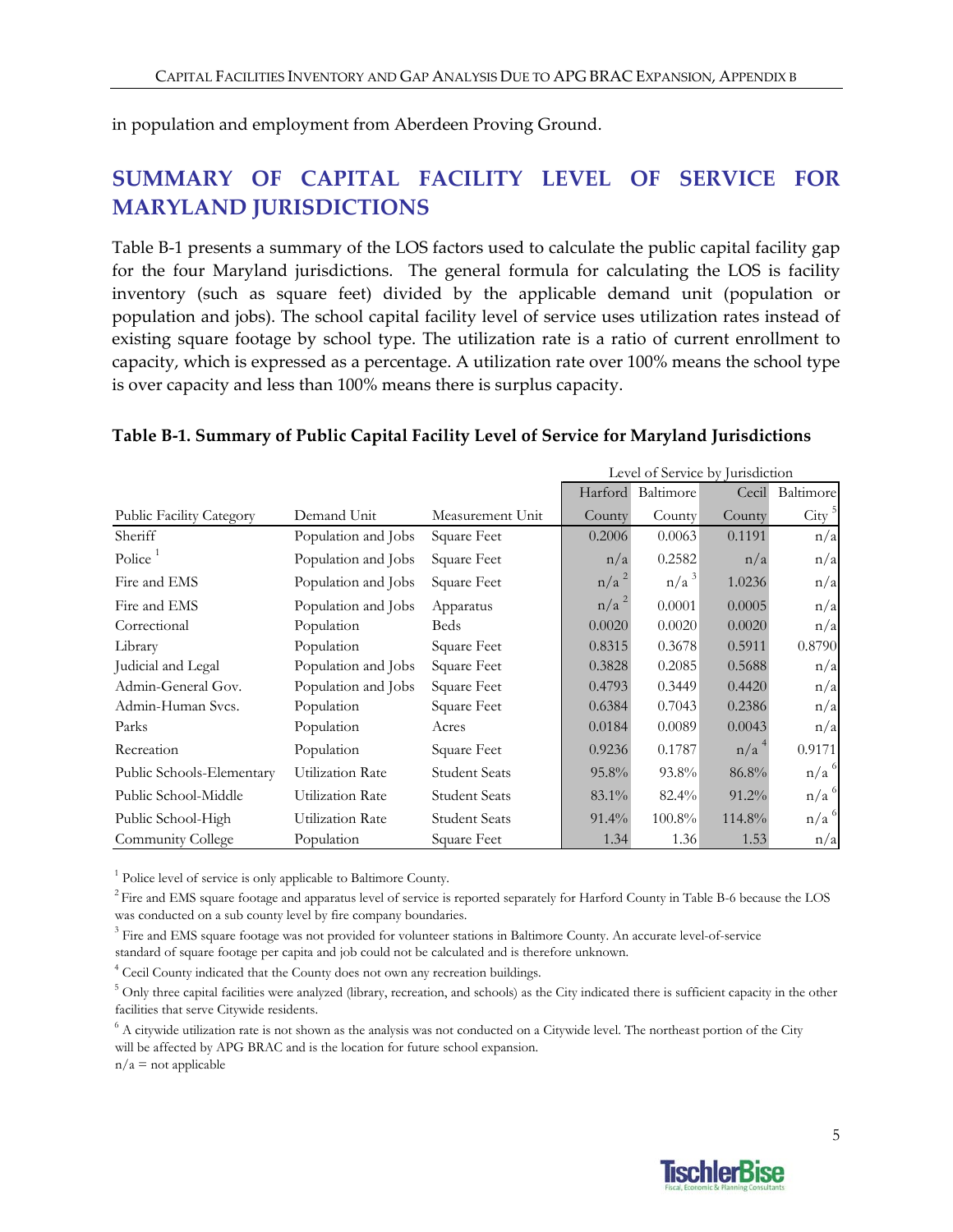in population and employment from Aberdeen Proving Ground.

## SUMMARY OF CAPITAL FACILITY LEVEL OF SERVICE FOR MARYLAND JURISDICTIONS

Table B-1 presents a summary of the LOS factors used to calculate the public capital facility gap for the four Maryland jurisdictions. The general formula for calculating the LOS is facility inventory (such as square feet) divided by the applicable demand unit (population or population and jobs). The school capital facility level of service uses utilization rates instead of existing square footage by school type. The utilization rate is a ratio of current enrollment to capacity, which is expressed as a percentage. A utilization rate over 100% means the school type is over capacity and less than 100% means there is surplus capacity.

**Table B-1. Summary of Public Capital Facility Level of Service for Maryland Jurisdictions**

| | | | Level of Service by Jurisdiction | | | |
|---|---|---|---|---|---|---|
| Public Facility Category | Demand Unit | Measurement Unit | Harford County | Baltimore County | Cecil County | Baltimore City [5] |
| Sheriff | Population and Jobs | Square Feet | 0.2006 | 0.0063 | 0.1191 | n/a |
| Police [1] | Population and Jobs | Square Feet | n/a | 0.2582 | n/a | n/a |
| Fire and EMS | Population and Jobs | Square Feet | n/a [2] | n/a [3] | 1.0236 | n/a |
| Fire and EMS | Population and Jobs | Apparatus | n/a [2] | 0.0001 | 0.0005 | n/a |
| Correctional | Population | Beds | 0.0020 | 0.0020 | 0.0020 | n/a |
| Library | Population | Square Feet | 0.8315 | 0.3678 | 0.5911 | 0.8790 |
| Judicial and Legal | Population and Jobs | Square Feet | 0.3828 | 0.2085 | 0.5688 | n/a |
| Admin-General Gov. | Population and Jobs | Square Feet | 0.4793 | 0.3449 | 0.4420 | n/a |
| Admin-Human Svcs. | Population | Square Feet | 0.6384 | 0.7043 | 0.2386 | n/a |
| Parks | Population | Acres | 0.0184 | 0.0089 | 0.0043 | n/a |
| Recreation | Population | Square Feet | 0.9236 | 0.1787 | n/a [4] | 0.9171 |
| Public Schools-Elementary | Utilization Rate | Student Seats | 95.8% | 93.8% | 86.8% | n/a [6] |
| Public School-Middle | Utilization Rate | Student Seats | 83.1% | 82.4% | 91.2% | n/a [6] |
| Public School-High | Utilization Rate | Student Seats | 91.4% | 100.8% | 114.8% | n/a [6] |
| Community College | Population | Square Feet | 1.34 | 1.36 | 1.53 | n/a |

[1] Police level of service is only applicable to Baltimore County.

[2] Fire and EMS square footage and apparatus level of service is reported separately for Harford County in Table B-6 because the LOS was conducted on a sub county level by fire company boundaries.

[3] Fire and EMS square footage was not provided for volunteer stations in Baltimore County. An accurate level-of-service standard of square footage per capita and job could not be calculated and is therefore unknown.

[4] Cecil County indicated that the County does not own any recreation buildings.

[5] Only three capital facilities were analyzed (library, recreation, and schools) as the City indicated there is sufficient capacity in the other facilities that serve Citywide residents.

[6] A citywide utilization rate is not shown as the analysis was not conducted on a Citywide level. The northeast portion of the City will be affected by APG BRAC and is the location for future school expansion.

n/a = not applicable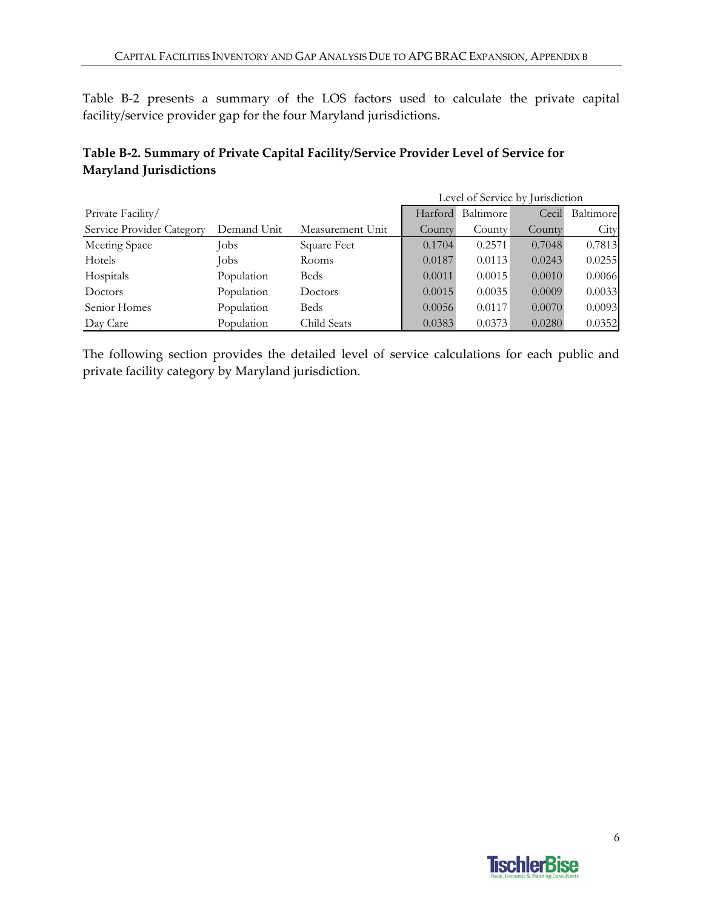Table B-2 presents a summary of the LOS factors used to calculate the private capital facility/service provider gap for the four Maryland jurisdictions.

**Table B-2. Summary of Private Capital Facility/Service Provider Level of Service for Maryland Jurisdictions**

| | | | Level of Service by Jurisdiction | | | |
|---|---|---|---|---|---|---|
| Private Facility/ Service Provider Category | Demand Unit | Measurement Unit | Harford County | Baltimore County | Cecil County | Baltimore City |
| Meeting Space | Jobs | Square Feet | 0.1704 | 0.2571 | 0.7048 | 0.7813 |
| Hotels | Jobs | Rooms | 0.0187 | 0.0113 | 0.0243 | 0.0255 |
| Hospitals | Population | Beds | 0.0011 | 0.0015 | 0.0010 | 0.0066 |
| Doctors | Population | Doctors | 0.0015 | 0.0035 | 0.0009 | 0.0033 |
| Senior Homes | Population | Beds | 0.0056 | 0.0117 | 0.0070 | 0.0093 |
| Day Care | Population | Child Seats | 0.0383 | 0.0373 | 0.0280 | 0.0352 |

The following section provides the detailed level of service calculations for each public and private facility category by Maryland jurisdiction.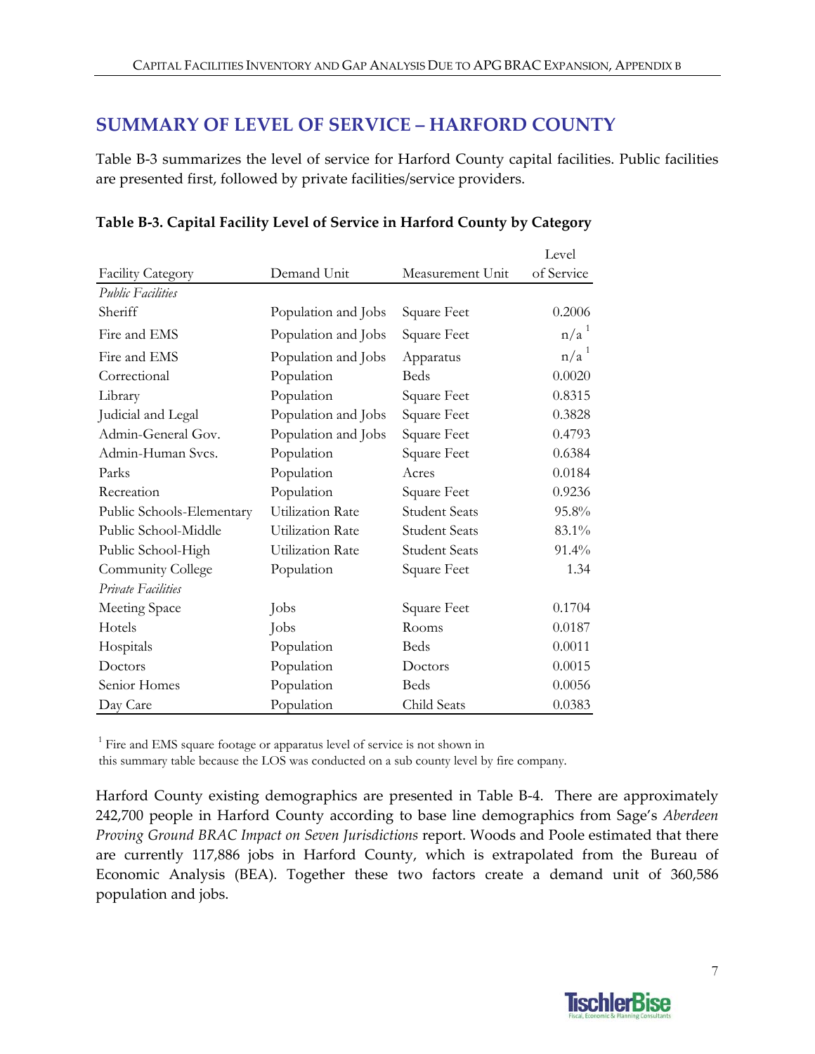## SUMMARY OF LEVEL OF SERVICE – HARFORD COUNTY

Table B-3 summarizes the level of service for Harford County capital facilities. Public facilities are presented first, followed by private facilities/service providers.

**Table B-3. Capital Facility Level of Service in Harford County by Category**

| Facility Category | Demand Unit | Measurement Unit | Level of Service |
|---|---|---|---|
| *Public Facilities* | | | |
| Sheriff | Population and Jobs | Square Feet | 0.2006 |
| Fire and EMS | Population and Jobs | Square Feet | n/a [1] |
| Fire and EMS | Population and Jobs | Apparatus | n/a [1] |
| Correctional | Population | Beds | 0.0020 |
| Library | Population | Square Feet | 0.8315 |
| Judicial and Legal | Population and Jobs | Square Feet | 0.3828 |
| Admin-General Gov. | Population and Jobs | Square Feet | 0.4793 |
| Admin-Human Svcs. | Population | Square Feet | 0.6384 |
| Parks | Population | Acres | 0.0184 |
| Recreation | Population | Square Feet | 0.9236 |
| Public Schools-Elementary | Utilization Rate | Student Seats | 95.8% |
| Public School-Middle | Utilization Rate | Student Seats | 83.1% |
| Public School-High | Utilization Rate | Student Seats | 91.4% |
| Community College | Population | Square Feet | 1.34 |
| *Private Facilities* | | | |
| Meeting Space | Jobs | Square Feet | 0.1704 |
| Hotels | Jobs | Rooms | 0.0187 |
| Hospitals | Population | Beds | 0.0011 |
| Doctors | Population | Doctors | 0.0015 |
| Senior Homes | Population | Beds | 0.0056 |
| Day Care | Population | Child Seats | 0.0383 |

[1] Fire and EMS square footage or apparatus level of service is not shown in this summary table because the LOS was conducted on a sub county level by fire company.

Harford County existing demographics are presented in Table B-4. There are approximately 242,700 people in Harford County according to base line demographics from Sage's *Aberdeen Proving Ground BRAC Impact on Seven Jurisdictions* report. Woods and Poole estimated that there are currently 117,886 jobs in Harford County, which is extrapolated from the Bureau of Economic Analysis (BEA). Together these two factors create a demand unit of 360,586 population and jobs.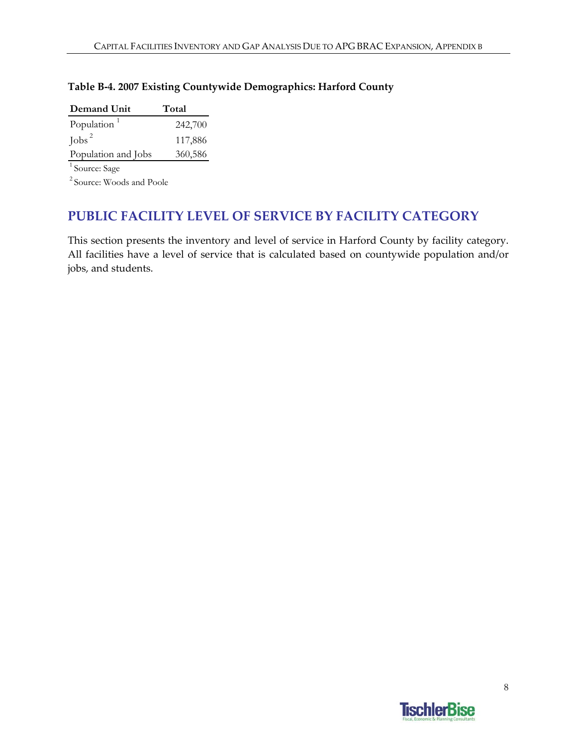**Table B-4. 2007 Existing Countywide Demographics: Harford County**

| Demand Unit | Total |
| --- | --- |
| Population [1] | 242,700 |
| Jobs [2] | 117,886 |
| Population and Jobs | 360,586 |

[1] Source: Sage

[2] Source: Woods and Poole

## PUBLIC FACILITY LEVEL OF SERVICE BY FACILITY CATEGORY

This section presents the inventory and level of service in Harford County by facility category. All facilities have a level of service that is calculated based on countywide population and/or jobs, and students.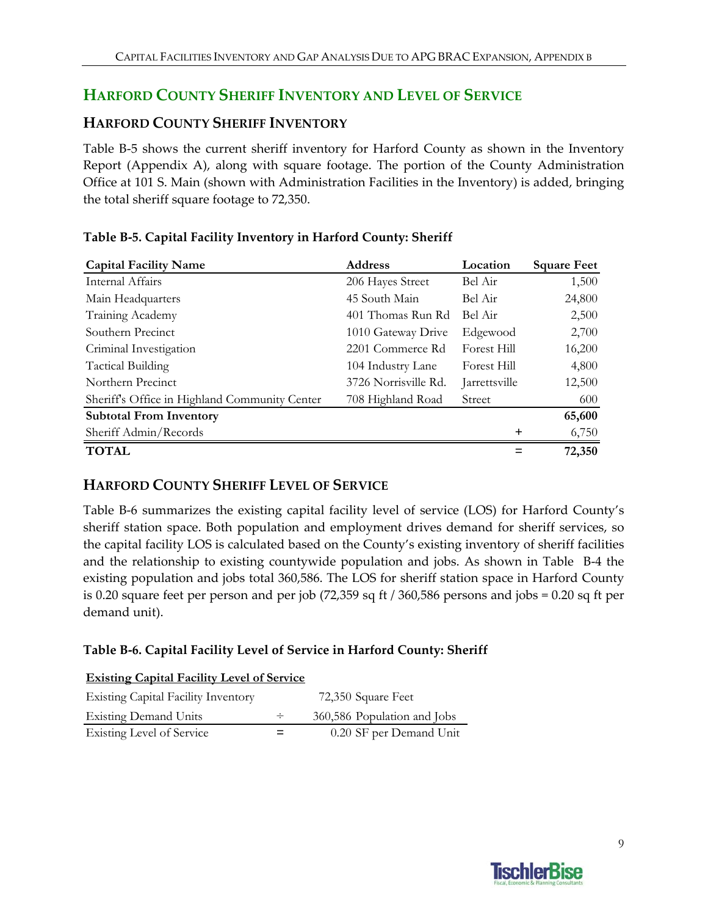## HARFORD COUNTY SHERIFF INVENTORY AND LEVEL OF SERVICE

### HARFORD COUNTY SHERIFF INVENTORY

Table B-5 shows the current sheriff inventory for Harford County as shown in the Inventory Report (Appendix A), along with square footage. The portion of the County Administration Office at 101 S. Main (shown with Administration Facilities in the Inventory) is added, bringing the total sheriff square footage to 72,350.

**Table B-5. Capital Facility Inventory in Harford County: Sheriff**

| Capital Facility Name | Address | Location | Square Feet |
|---|---|---|---|
| Internal Affairs | 206 Hayes Street | Bel Air | 1,500 |
| Main Headquarters | 45 South Main | Bel Air | 24,800 |
| Training Academy | 401 Thomas Run Rd | Bel Air | 2,500 |
| Southern Precinct | 1010 Gateway Drive | Edgewood | 2,700 |
| Criminal Investigation | 2201 Commerce Rd | Forest Hill | 16,200 |
| Tactical Building | 104 Industry Lane | Forest Hill | 4,800 |
| Northern Precinct | 3726 Norrisville Rd. | Jarrettsville | 12,500 |
| Sheriff's Office in Highland Community Center | 708 Highland Road | Street | 600 |
| **Subtotal From Inventory** | | | **65,600** |
| Sheriff Admin/Records | | + | 6,750 |
| **TOTAL** | | = | **72,350** |

### HARFORD COUNTY SHERIFF LEVEL OF SERVICE

Table B-6 summarizes the existing capital facility level of service (LOS) for Harford County's sheriff station space. Both population and employment drives demand for sheriff services, so the capital facility LOS is calculated based on the County's existing inventory of sheriff facilities and the relationship to existing countywide population and jobs. As shown in Table B-4 the existing population and jobs total 360,586. The LOS for sheriff station space in Harford County is 0.20 square feet per person and per job (72,359 sq ft / 360,586 persons and jobs = 0.20 sq ft per demand unit).

**Table B-6. Capital Facility Level of Service in Harford County: Sheriff**

| **Existing Capital Facility Level of Service** | | |
|---|---|---|
| Existing Capital Facility Inventory | | 72,350 Square Feet |
| Existing Demand Units | ÷ | 360,586 Population and Jobs |
| Existing Level of Service | = | 0.20 SF per Demand Unit |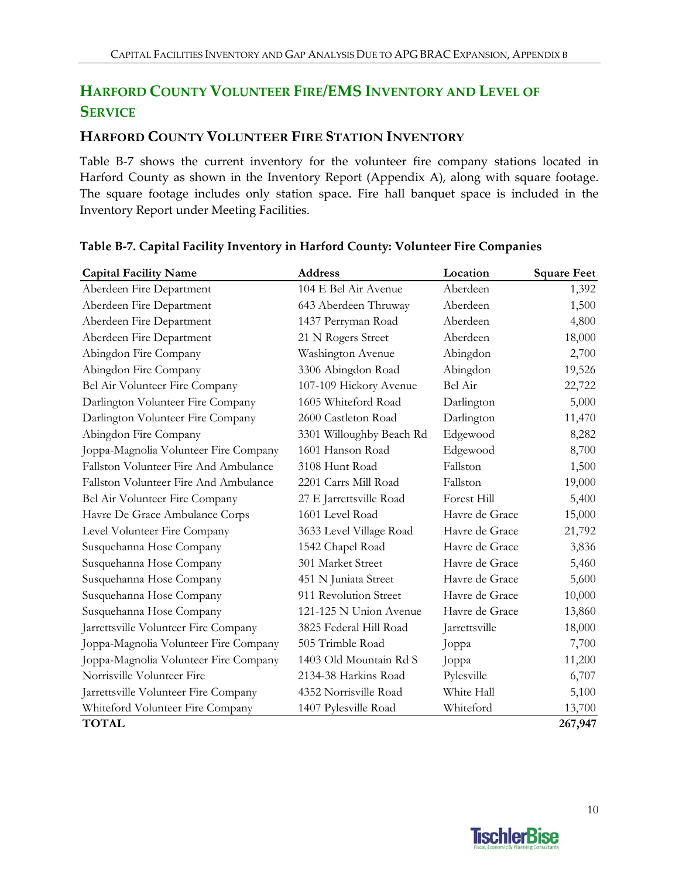## HARFORD COUNTY VOLUNTEER FIRE/EMS INVENTORY AND LEVEL OF SERVICE

### HARFORD COUNTY VOLUNTEER FIRE STATION INVENTORY

Table B-7 shows the current inventory for the volunteer fire company stations located in Harford County as shown in the Inventory Report (Appendix A), along with square footage. The square footage includes only station space. Fire hall banquet space is included in the Inventory Report under Meeting Facilities.

**Table B-7. Capital Facility Inventory in Harford County: Volunteer Fire Companies**

| Capital Facility Name | Address | Location | Square Feet |
|---|---|---|---:|
| Aberdeen Fire Department | 104 E Bel Air Avenue | Aberdeen | 1,392 |
| Aberdeen Fire Department | 643 Aberdeen Thruway | Aberdeen | 1,500 |
| Aberdeen Fire Department | 1437 Perryman Road | Aberdeen | 4,800 |
| Aberdeen Fire Department | 21 N Rogers Street | Aberdeen | 18,000 |
| Abingdon Fire Company | Washington Avenue | Abingdon | 2,700 |
| Abingdon Fire Company | 3306 Abingdon Road | Abingdon | 19,526 |
| Bel Air Volunteer Fire Company | 107-109 Hickory Avenue | Bel Air | 22,722 |
| Darlington Volunteer Fire Company | 1605 Whiteford Road | Darlington | 5,000 |
| Darlington Volunteer Fire Company | 2600 Castleton Road | Darlington | 11,470 |
| Abingdon Fire Company | 3301 Willoughby Beach Rd | Edgewood | 8,282 |
| Joppa-Magnolia Volunteer Fire Company | 1601 Hanson Road | Edgewood | 8,700 |
| Fallston Volunteer Fire And Ambulance | 3108 Hunt Road | Fallston | 1,500 |
| Fallston Volunteer Fire And Ambulance | 2201 Carrs Mill Road | Fallston | 19,000 |
| Bel Air Volunteer Fire Company | 27 E Jarrettsville Road | Forest Hill | 5,400 |
| Havre De Grace Ambulance Corps | 1601 Level Road | Havre de Grace | 15,000 |
| Level Volunteer Fire Company | 3633 Level Village Road | Havre de Grace | 21,792 |
| Susquehanna Hose Company | 1542 Chapel Road | Havre de Grace | 3,836 |
| Susquehanna Hose Company | 301 Market Street | Havre de Grace | 5,460 |
| Susquehanna Hose Company | 451 N Juniata Street | Havre de Grace | 5,600 |
| Susquehanna Hose Company | 911 Revolution Street | Havre de Grace | 10,000 |
| Susquehanna Hose Company | 121-125 N Union Avenue | Havre de Grace | 13,860 |
| Jarrettsville Volunteer Fire Company | 3825 Federal Hill Road | Jarrettsville | 18,000 |
| Joppa-Magnolia Volunteer Fire Company | 505 Trimble Road | Joppa | 7,700 |
| Joppa-Magnolia Volunteer Fire Company | 1403 Old Mountain Rd S | Joppa | 11,200 |
| Norrisville Volunteer Fire | 2134-38 Harkins Road | Pylesville | 6,707 |
| Jarrettsville Volunteer Fire Company | 4352 Norrisville Road | White Hall | 5,100 |
| Whiteford Volunteer Fire Company | 1407 Pylesville Road | Whiteford | 13,700 |
| **TOTAL** | | | **267,947** |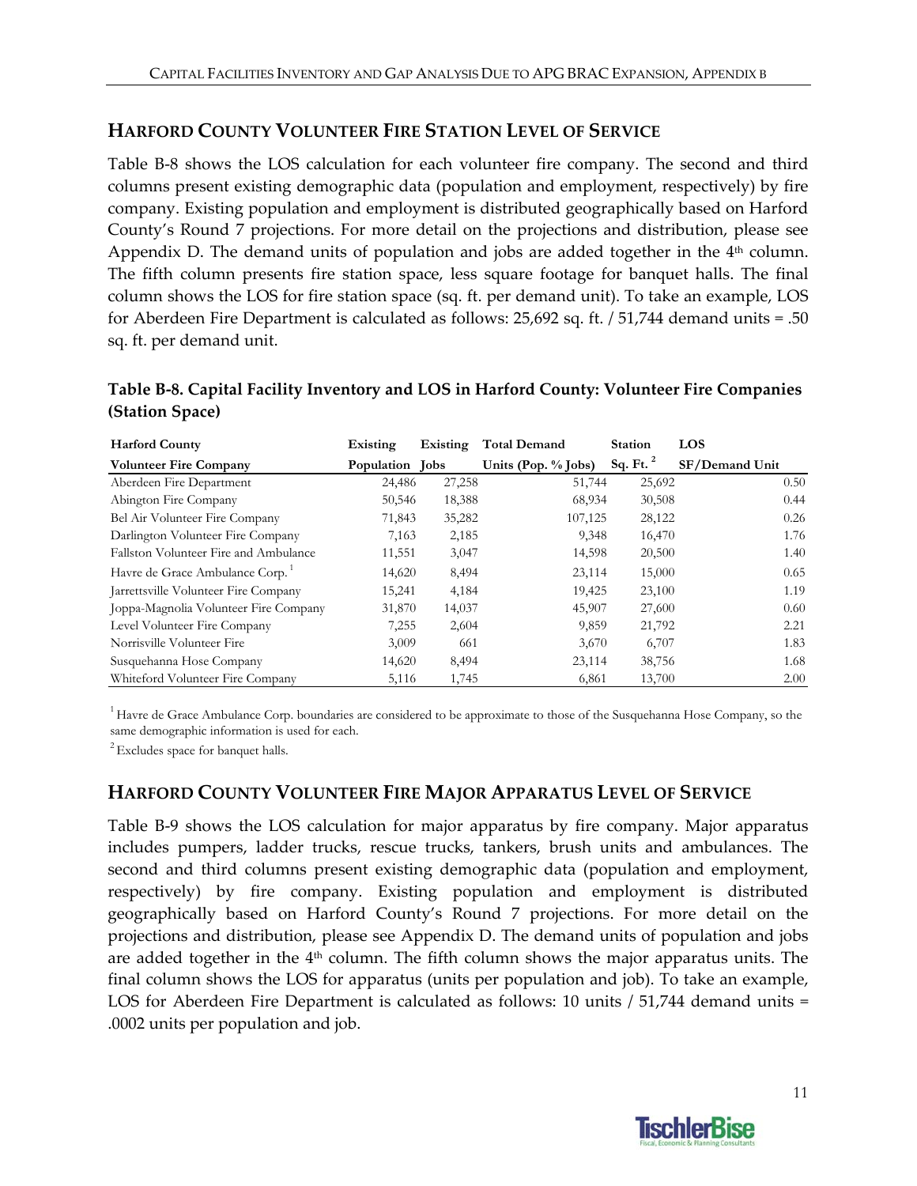## HARFORD COUNTY VOLUNTEER FIRE STATION LEVEL OF SERVICE

Table B-8 shows the LOS calculation for each volunteer fire company. The second and third columns present existing demographic data (population and employment, respectively) by fire company. Existing population and employment is distributed geographically based on Harford County's Round 7 projections. For more detail on the projections and distribution, please see Appendix D. The demand units of population and jobs are added together in the 4th column. The fifth column presents fire station space, less square footage for banquet halls. The final column shows the LOS for fire station space (sq. ft. per demand unit). To take an example, LOS for Aberdeen Fire Department is calculated as follows: 25,692 sq. ft. / 51,744 demand units = .50 sq. ft. per demand unit.

**Table B-8. Capital Facility Inventory and LOS in Harford County: Volunteer Fire Companies (Station Space)**

| Harford County Volunteer Fire Company | Existing Population | Existing Jobs | Total Demand Units (Pop. % Jobs) | Station Sq. Ft. [2] | LOS SF/Demand Unit |
|---|---|---|---|---|---|
| Aberdeen Fire Department | 24,486 | 27,258 | 51,744 | 25,692 | 0.50 |
| Abington Fire Company | 50,546 | 18,388 | 68,934 | 30,508 | 0.44 |
| Bel Air Volunteer Fire Company | 71,843 | 35,282 | 107,125 | 28,122 | 0.26 |
| Darlington Volunteer Fire Company | 7,163 | 2,185 | 9,348 | 16,470 | 1.76 |
| Fallston Volunteer Fire and Ambulance | 11,551 | 3,047 | 14,598 | 20,500 | 1.40 |
| Havre de Grace Ambulance Corp. [1] | 14,620 | 8,494 | 23,114 | 15,000 | 0.65 |
| Jarrettsville Volunteer Fire Company | 15,241 | 4,184 | 19,425 | 23,100 | 1.19 |
| Joppa-Magnolia Volunteer Fire Company | 31,870 | 14,037 | 45,907 | 27,600 | 0.60 |
| Level Volunteer Fire Company | 7,255 | 2,604 | 9,859 | 21,792 | 2.21 |
| Norrisville Volunteer Fire | 3,009 | 661 | 3,670 | 6,707 | 1.83 |
| Susquehanna Hose Company | 14,620 | 8,494 | 23,114 | 38,756 | 1.68 |
| Whiteford Volunteer Fire Company | 5,116 | 1,745 | 6,861 | 13,700 | 2.00 |

[1] Havre de Grace Ambulance Corp. boundaries are considered to be approximate to those of the Susquehanna Hose Company, so the same demographic information is used for each.

[2] Excludes space for banquet halls.

## HARFORD COUNTY VOLUNTEER FIRE MAJOR APPARATUS LEVEL OF SERVICE

Table B-9 shows the LOS calculation for major apparatus by fire company. Major apparatus includes pumpers, ladder trucks, rescue trucks, tankers, brush units and ambulances. The second and third columns present existing demographic data (population and employment, respectively) by fire company. Existing population and employment is distributed geographically based on Harford County's Round 7 projections. For more detail on the projections and distribution, please see Appendix D. The demand units of population and jobs are added together in the 4th column. The fifth column shows the major apparatus units. The final column shows the LOS for apparatus (units per population and job). To take an example, LOS for Aberdeen Fire Department is calculated as follows: 10 units / 51,744 demand units = .0002 units per population and job.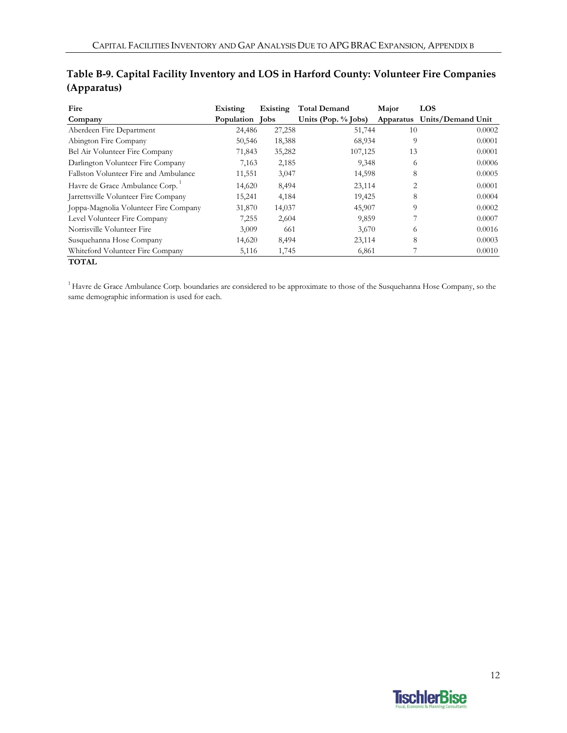## Table B-9. Capital Facility Inventory and LOS in Harford County: Volunteer Fire Companies (Apparatus)

| Fire Company | Existing Population | Existing Jobs | Total Demand Units (Pop. % Jobs) | Major Apparatus | LOS Units/Demand Unit |
|---|---|---|---|---|---|
| Aberdeen Fire Department | 24,486 | 27,258 | 51,744 | 10 | 0.0002 |
| Abington Fire Company | 50,546 | 18,388 | 68,934 | 9 | 0.0001 |
| Bel Air Volunteer Fire Company | 71,843 | 35,282 | 107,125 | 13 | 0.0001 |
| Darlington Volunteer Fire Company | 7,163 | 2,185 | 9,348 | 6 | 0.0006 |
| Fallston Volunteer Fire and Ambulance | 11,551 | 3,047 | 14,598 | 8 | 0.0005 |
| Havre de Grace Ambulance Corp.[1] | 14,620 | 8,494 | 23,114 | 2 | 0.0001 |
| Jarrettsville Volunteer Fire Company | 15,241 | 4,184 | 19,425 | 8 | 0.0004 |
| Joppa-Magnolia Volunteer Fire Company | 31,870 | 14,037 | 45,907 | 9 | 0.0002 |
| Level Volunteer Fire Company | 7,255 | 2,604 | 9,859 | 7 | 0.0007 |
| Norrisville Volunteer Fire | 3,009 | 661 | 3,670 | 6 | 0.0016 |
| Susquehanna Hose Company | 14,620 | 8,494 | 23,114 | 8 | 0.0003 |
| Whiteford Volunteer Fire Company | 5,116 | 1,745 | 6,861 | 7 | 0.0010 |
| **TOTAL** | | | | | |

[1] Havre de Grace Ambulance Corp. boundaries are considered to be approximate to those of the Susquehanna Hose Company, so the same demographic information is used for each.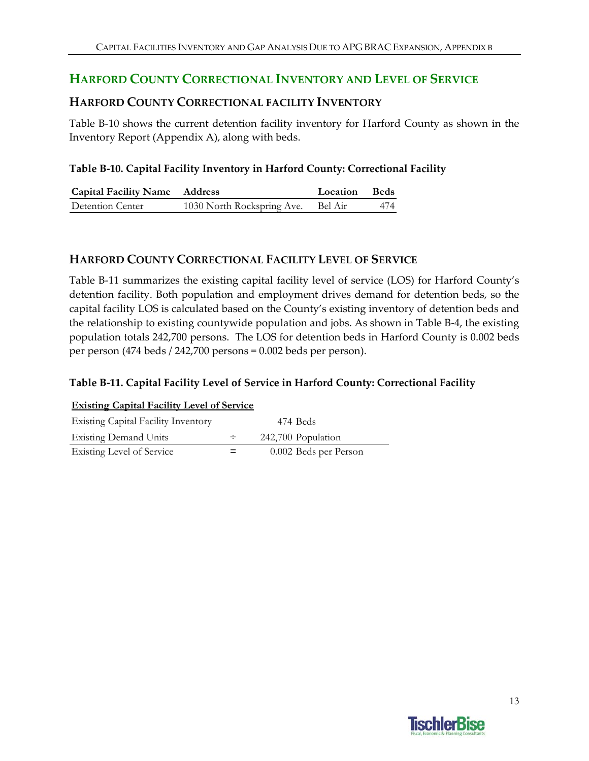## HARFORD COUNTY CORRECTIONAL INVENTORY AND LEVEL OF SERVICE

### HARFORD COUNTY CORRECTIONAL FACILITY INVENTORY

Table B-10 shows the current detention facility inventory for Harford County as shown in the Inventory Report (Appendix A), along with beds.

**Table B-10. Capital Facility Inventory in Harford County: Correctional Facility**

| Capital Facility Name | Address | Location | Beds |
|---|---|---|---|
| Detention Center | 1030 North Rockspring Ave. | Bel Air | 474 |

### HARFORD COUNTY CORRECTIONAL FACILITY LEVEL OF SERVICE

Table B-11 summarizes the existing capital facility level of service (LOS) for Harford County's detention facility. Both population and employment drives demand for detention beds, so the capital facility LOS is calculated based on the County's existing inventory of detention beds and the relationship to existing countywide population and jobs. As shown in Table B-4, the existing population totals 242,700 persons. The LOS for detention beds in Harford County is 0.002 beds per person (474 beds / 242,700 persons = 0.002 beds per person).

**Table B-11. Capital Facility Level of Service in Harford County: Correctional Facility**

| Existing Capital Facility Level of Service | | |
|---|---|---|
| Existing Capital Facility Inventory | | 474 Beds |
| Existing Demand Units | ÷ | 242,700 Population |
| Existing Level of Service | = | 0.002 Beds per Person |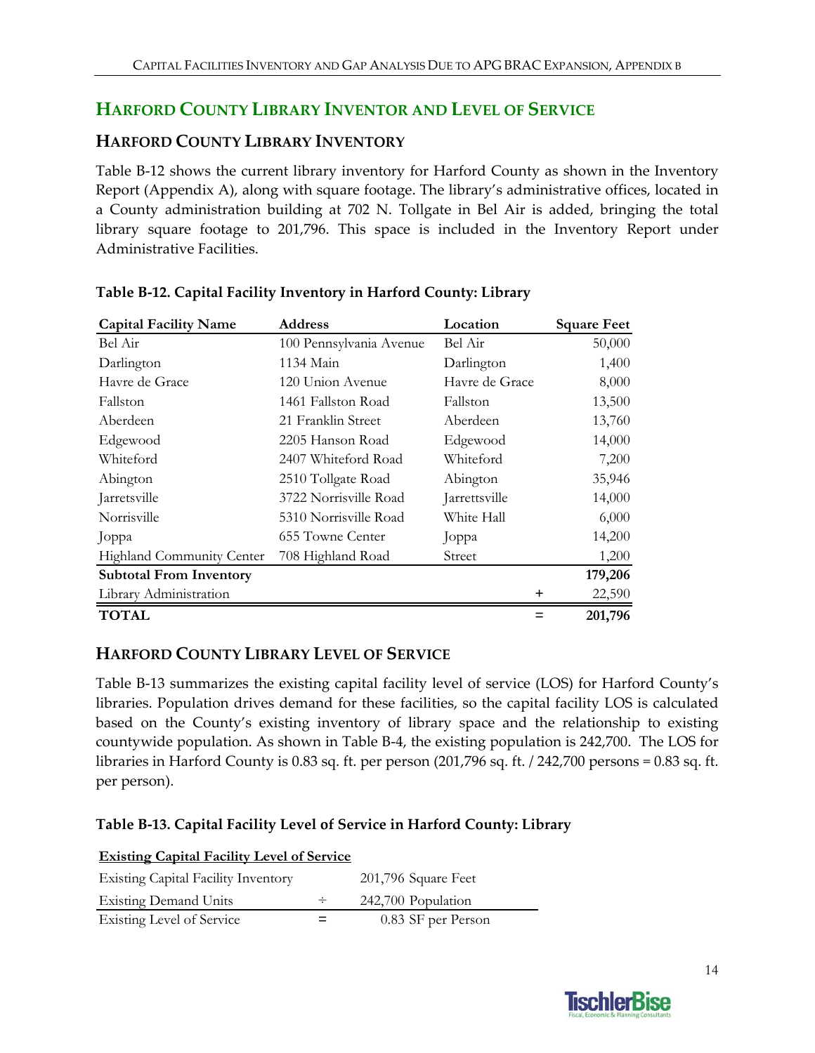## HARFORD COUNTY LIBRARY INVENTOR AND LEVEL OF SERVICE

### HARFORD COUNTY LIBRARY INVENTORY

Table B-12 shows the current library inventory for Harford County as shown in the Inventory Report (Appendix A), along with square footage. The library's administrative offices, located in a County administration building at 702 N. Tollgate in Bel Air is added, bringing the total library square footage to 201,796. This space is included in the Inventory Report under Administrative Facilities.

**Table B-12. Capital Facility Inventory in Harford County: Library**

| Capital Facility Name | Address | Location | | Square Feet |
|---|---|---|---|---|
| Bel Air | 100 Pennsylvania Avenue | Bel Air | | 50,000 |
| Darlington | 1134 Main | Darlington | | 1,400 |
| Havre de Grace | 120 Union Avenue | Havre de Grace | | 8,000 |
| Fallston | 1461 Fallston Road | Fallston | | 13,500 |
| Aberdeen | 21 Franklin Street | Aberdeen | | 13,760 |
| Edgewood | 2205 Hanson Road | Edgewood | | 14,000 |
| Whiteford | 2407 Whiteford Road | Whiteford | | 7,200 |
| Abington | 2510 Tollgate Road | Abington | | 35,946 |
| Jarretsville | 3722 Norrisville Road | Jarrettsville | | 14,000 |
| Norrisville | 5310 Norrisville Road | White Hall | | 6,000 |
| Joppa | 655 Towne Center | Joppa | | 14,200 |
| Highland Community Center | 708 Highland Road | Street | | 1,200 |
| **Subtotal From Inventory** | | | | **179,206** |
| Library Administration | | | + | 22,590 |
| **TOTAL** | | | = | **201,796** |

### HARFORD COUNTY LIBRARY LEVEL OF SERVICE

Table B-13 summarizes the existing capital facility level of service (LOS) for Harford County's libraries. Population drives demand for these facilities, so the capital facility LOS is calculated based on the County's existing inventory of library space and the relationship to existing countywide population. As shown in Table B-4, the existing population is 242,700. The LOS for libraries in Harford County is 0.83 sq. ft. per person (201,796 sq. ft. / 242,700 persons = 0.83 sq. ft. per person).

**Table B-13. Capital Facility Level of Service in Harford County: Library**

| **Existing Capital Facility Level of Service** | | |
|---|---|---|
| Existing Capital Facility Inventory | | 201,796 Square Feet |
| Existing Demand Units | ÷ | 242,700 Population |
| Existing Level of Service | = | 0.83 SF per Person |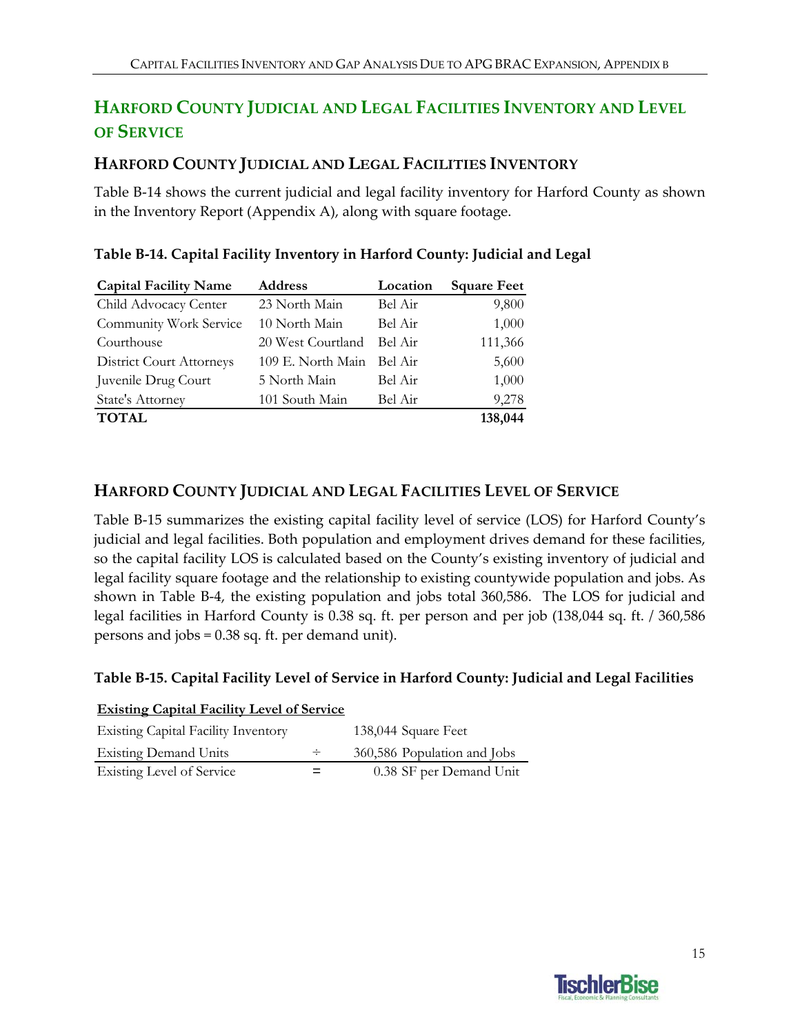## HARFORD COUNTY JUDICIAL AND LEGAL FACILITIES INVENTORY AND LEVEL OF SERVICE

### HARFORD COUNTY JUDICIAL AND LEGAL FACILITIES INVENTORY

Table B-14 shows the current judicial and legal facility inventory for Harford County as shown in the Inventory Report (Appendix A), along with square footage.

**Table B-14. Capital Facility Inventory in Harford County: Judicial and Legal**

| Capital Facility Name | Address | Location | Square Feet |
|---|---|---|---|
| Child Advocacy Center | 23 North Main | Bel Air | 9,800 |
| Community Work Service | 10 North Main | Bel Air | 1,000 |
| Courthouse | 20 West Courtland | Bel Air | 111,366 |
| District Court Attorneys | 109 E. North Main | Bel Air | 5,600 |
| Juvenile Drug Court | 5 North Main | Bel Air | 1,000 |
| State's Attorney | 101 South Main | Bel Air | 9,278 |
| **TOTAL** | | | **138,044** |

### HARFORD COUNTY JUDICIAL AND LEGAL FACILITIES LEVEL OF SERVICE

Table B-15 summarizes the existing capital facility level of service (LOS) for Harford County's judicial and legal facilities. Both population and employment drives demand for these facilities, so the capital facility LOS is calculated based on the County's existing inventory of judicial and legal facility square footage and the relationship to existing countywide population and jobs. As shown in Table B-4, the existing population and jobs total 360,586. The LOS for judicial and legal facilities in Harford County is 0.38 sq. ft. per person and per job (138,044 sq. ft. / 360,586 persons and jobs = 0.38 sq. ft. per demand unit).

**Table B-15. Capital Facility Level of Service in Harford County: Judicial and Legal Facilities**

| **Existing Capital Facility Level of Service** | | |
|---|---|---|
| Existing Capital Facility Inventory | | 138,044 Square Feet |
| Existing Demand Units | ÷ | 360,586 Population and Jobs |
| Existing Level of Service | = | 0.38 SF per Demand Unit |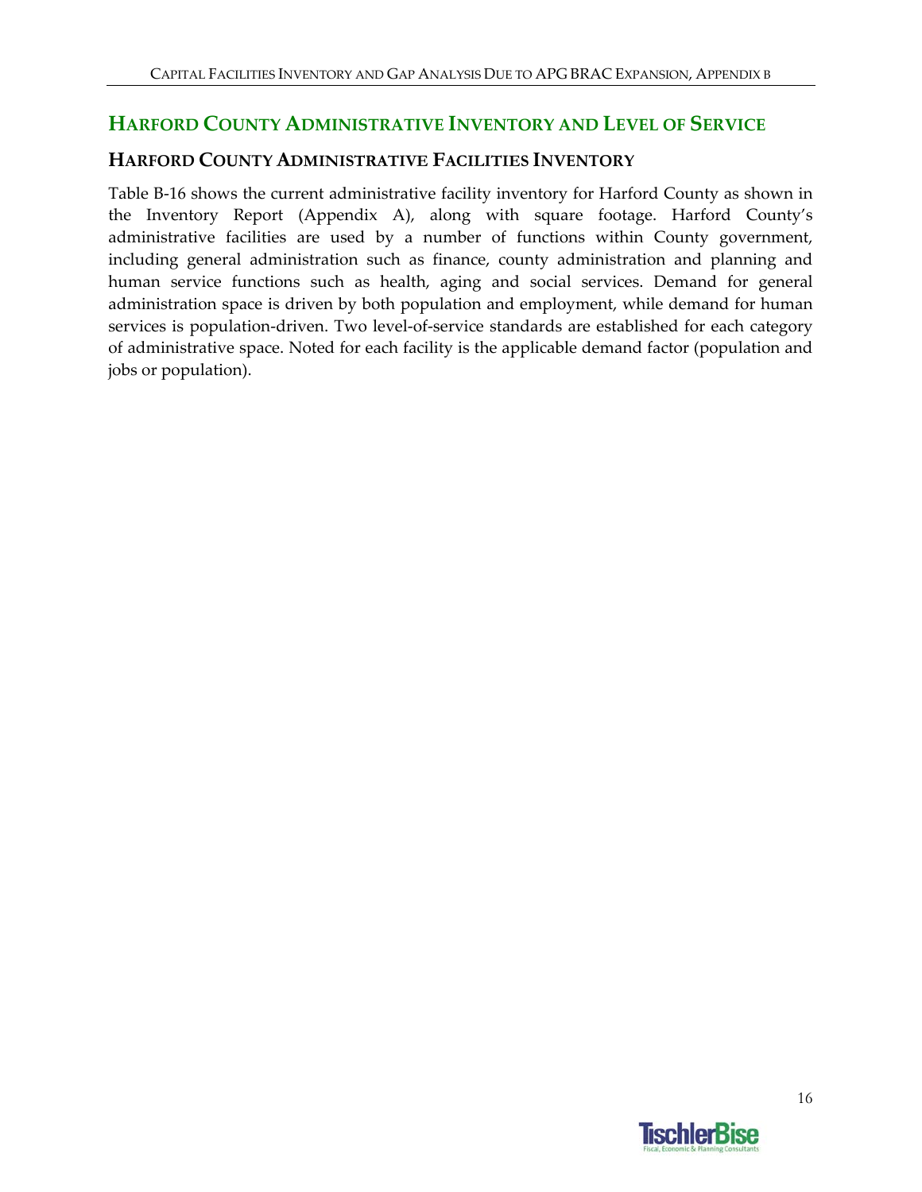## Harford County Administrative Inventory and Level of Service

### Harford County Administrative Facilities Inventory

Table B-16 shows the current administrative facility inventory for Harford County as shown in the Inventory Report (Appendix A), along with square footage. Harford County's administrative facilities are used by a number of functions within County government, including general administration such as finance, county administration and planning and human service functions such as health, aging and social services. Demand for general administration space is driven by both population and employment, while demand for human services is population-driven. Two level-of-service standards are established for each category of administrative space. Noted for each facility is the applicable demand factor (population and jobs or population).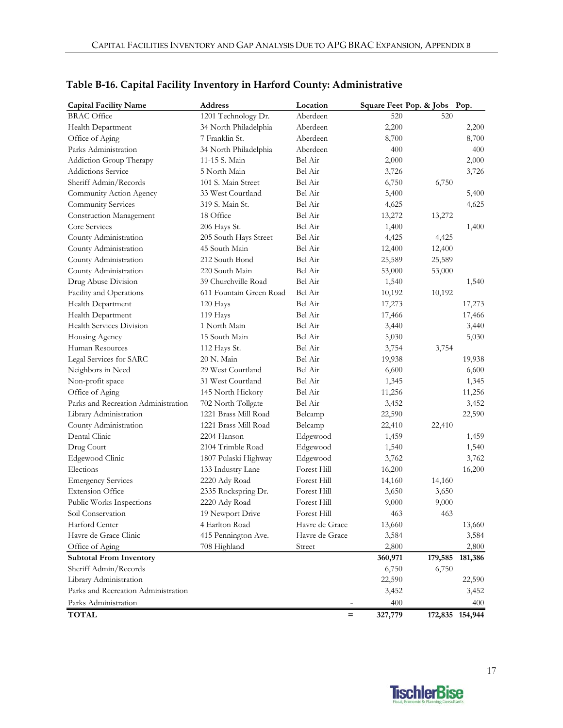## Table B-16. Capital Facility Inventory in Harford County: Administrative

| Capital Facility Name | Address | Location | | Square Feet | Pop. & Jobs | Pop. |
|---|---|---|---|---|---|---|
| BRAC Office | 1201 Technology Dr. | Aberdeen | | 520 | 520 | |
| Health Department | 34 North Philadelphia | Aberdeen | | 2,200 | | 2,200 |
| Office of Aging | 7 Franklin St. | Aberdeen | | 8,700 | | 8,700 |
| Parks Administration | 34 North Philadelphia | Aberdeen | | 400 | | 400 |
| Addiction Group Therapy | 11-15 S. Main | Bel Air | | 2,000 | | 2,000 |
| Addictions Service | 5 North Main | Bel Air | | 3,726 | | 3,726 |
| Sheriff Admin/Records | 101 S. Main Street | Bel Air | | 6,750 | 6,750 | |
| Community Action Agency | 33 West Courtland | Bel Air | | 5,400 | | 5,400 |
| Community Services | 319 S. Main St. | Bel Air | | 4,625 | | 4,625 |
| Construction Management | 18 Office | Bel Air | | 13,272 | 13,272 | |
| Core Services | 206 Hays St. | Bel Air | | 1,400 | | 1,400 |
| County Administration | 205 South Hays Street | Bel Air | | 4,425 | 4,425 | |
| County Administration | 45 South Main | Bel Air | | 12,400 | 12,400 | |
| County Administration | 212 South Bond | Bel Air | | 25,589 | 25,589 | |
| County Administration | 220 South Main | Bel Air | | 53,000 | 53,000 | |
| Drug Abuse Division | 39 Churchville Road | Bel Air | | 1,540 | | 1,540 |
| Facility and Operations | 611 Fountain Green Road | Bel Air | | 10,192 | 10,192 | |
| Health Department | 120 Hays | Bel Air | | 17,273 | | 17,273 |
| Health Department | 119 Hays | Bel Air | | 17,466 | | 17,466 |
| Health Services Division | 1 North Main | Bel Air | | 3,440 | | 3,440 |
| Housing Agency | 15 South Main | Bel Air | | 5,030 | | 5,030 |
| Human Resources | 112 Hays St. | Bel Air | | 3,754 | 3,754 | |
| Legal Services for SARC | 20 N. Main | Bel Air | | 19,938 | | 19,938 |
| Neighbors in Need | 29 West Courtland | Bel Air | | 6,600 | | 6,600 |
| Non-profit space | 31 West Courtland | Bel Air | | 1,345 | | 1,345 |
| Office of Aging | 145 North Hickory | Bel Air | | 11,256 | | 11,256 |
| Parks and Recreation Administration | 702 North Tollgate | Bel Air | | 3,452 | | 3,452 |
| Library Administration | 1221 Brass Mill Road | Belcamp | | 22,590 | | 22,590 |
| County Administration | 1221 Brass Mill Road | Belcamp | | 22,410 | 22,410 | |
| Dental Clinic | 2204 Hanson | Edgewood | | 1,459 | | 1,459 |
| Drug Court | 2104 Trimble Road | Edgewood | | 1,540 | | 1,540 |
| Edgewood Clinic | 1807 Pulaski Highway | Edgewood | | 3,762 | | 3,762 |
| Elections | 133 Industry Lane | Forest Hill | | 16,200 | | 16,200 |
| Emergency Services | 2220 Ady Road | Forest Hill | | 14,160 | 14,160 | |
| Extension Office | 2335 Rockspring Dr. | Forest Hill | | 3,650 | 3,650 | |
| Public Works Inspections | 2220 Ady Road | Forest Hill | | 9,000 | 9,000 | |
| Soil Conservation | 19 Newport Drive | Forest Hill | | 463 | 463 | |
| Harford Center | 4 Earlton Road | Havre de Grace | | 13,660 | | 13,660 |
| Havre de Grace Clinic | 415 Pennington Ave. | Havre de Grace | | 3,584 | | 3,584 |
| Office of Aging | 708 Highland | Street | | 2,800 | | 2,800 |
| **Subtotal From Inventory** | | | | **360,971** | **179,585** | **181,386** |
| Sheriff Admin/Records | | | | 6,750 | 6,750 | |
| Library Administration | | | | 22,590 | | 22,590 |
| Parks and Recreation Administration | | | | 3,452 | | 3,452 |
| Parks Administration | | | - | 400 | | 400 |
| **TOTAL** | | | = | **327,779** | **172,835** | **154,944** |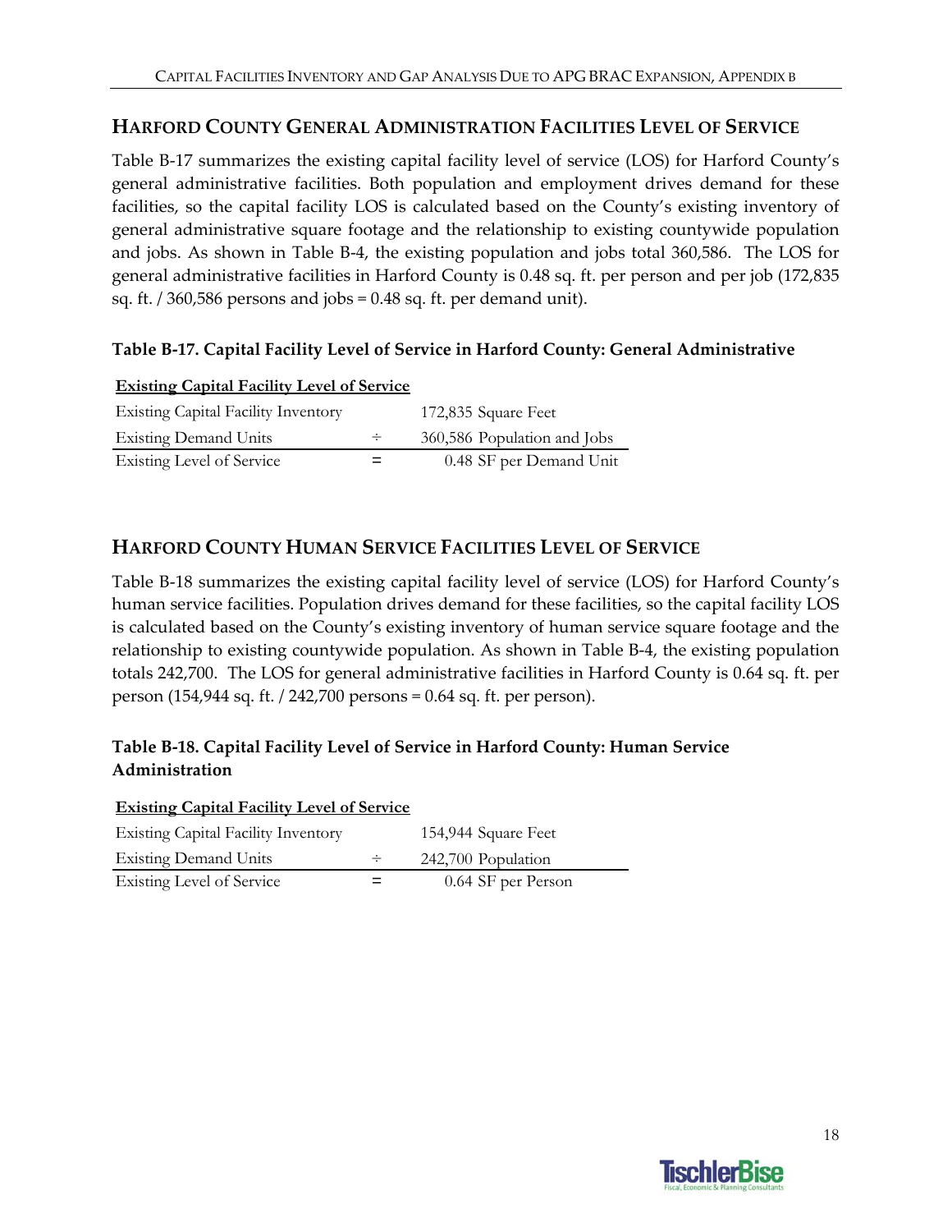## HARFORD COUNTY GENERAL ADMINISTRATION FACILITIES LEVEL OF SERVICE

Table B-17 summarizes the existing capital facility level of service (LOS) for Harford County's general administrative facilities. Both population and employment drives demand for these facilities, so the capital facility LOS is calculated based on the County's existing inventory of general administrative square footage and the relationship to existing countywide population and jobs. As shown in Table B-4, the existing population and jobs total 360,586. The LOS for general administrative facilities in Harford County is 0.48 sq. ft. per person and per job (172,835 sq. ft. / 360,586 persons and jobs = 0.48 sq. ft. per demand unit).

### Table B-17. Capital Facility Level of Service in Harford County: General Administrative

| **Existing Capital Facility Level of Service** | | |
|---|---|---|
| Existing Capital Facility Inventory | | 172,835 Square Feet |
| Existing Demand Units | ÷ | 360,586 Population and Jobs |
| Existing Level of Service | = | 0.48 SF per Demand Unit |

## HARFORD COUNTY HUMAN SERVICE FACILITIES LEVEL OF SERVICE

Table B-18 summarizes the existing capital facility level of service (LOS) for Harford County's human service facilities. Population drives demand for these facilities, so the capital facility LOS is calculated based on the County's existing inventory of human service square footage and the relationship to existing countywide population. As shown in Table B-4, the existing population totals 242,700. The LOS for general administrative facilities in Harford County is 0.64 sq. ft. per person (154,944 sq. ft. / 242,700 persons = 0.64 sq. ft. per person).

### Table B-18. Capital Facility Level of Service in Harford County: Human Service Administration

| **Existing Capital Facility Level of Service** | | |
|---|---|---|
| Existing Capital Facility Inventory | | 154,944 Square Feet |
| Existing Demand Units | ÷ | 242,700 Population |
| Existing Level of Service | = | 0.64 SF per Person |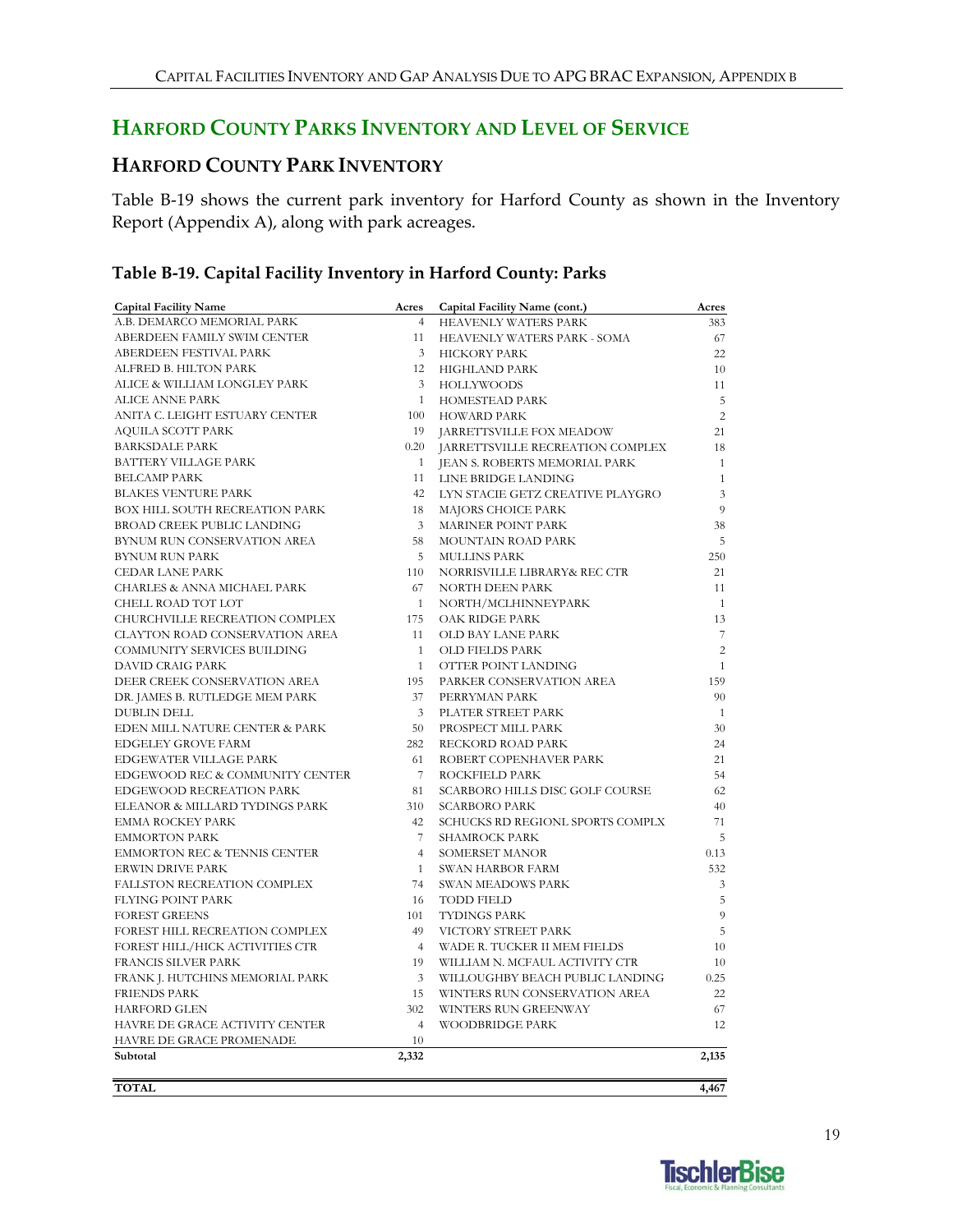## HARFORD COUNTY PARKS INVENTORY AND LEVEL OF SERVICE

### HARFORD COUNTY PARK INVENTORY

Table B-19 shows the current park inventory for Harford County as shown in the Inventory Report (Appendix A), along with park acreages.

**Table B-19. Capital Facility Inventory in Harford County: Parks**

| Capital Facility Name | Acres | Capital Facility Name (cont.) | Acres |
|---|---|---|---|
| A.B. DEMARCO MEMORIAL PARK | 4 | HEAVENLY WATERS PARK | 383 |
| ABERDEEN FAMILY SWIM CENTER | 11 | HEAVENLY WATERS PARK - SOMA | 67 |
| ABERDEEN FESTIVAL PARK | 3 | HICKORY PARK | 22 |
| ALFRED B. HILTON PARK | 12 | HIGHLAND PARK | 10 |
| ALICE & WILLIAM LONGLEY PARK | 3 | HOLLYWOODS | 11 |
| ALICE ANNE PARK | 1 | HOMESTEAD PARK | 5 |
| ANITA C. LEIGHT ESTUARY CENTER | 100 | HOWARD PARK | 2 |
| AQUILA SCOTT PARK | 19 | JARRETTSVILLE FOX MEADOW | 21 |
| BARKSDALE PARK | 0.20 | JARRETTSVILLE RECREATION COMPLEX | 18 |
| BATTERY VILLAGE PARK | 1 | JEAN S. ROBERTS MEMORIAL PARK | 1 |
| BELCAMP PARK | 11 | LINE BRIDGE LANDING | 1 |
| BLAKES VENTURE PARK | 42 | LYN STACIE GETZ CREATIVE PLAYGRO | 3 |
| BOX HILL SOUTH RECREATION PARK | 18 | MAJORS CHOICE PARK | 9 |
| BROAD CREEK PUBLIC LANDING | 3 | MARINER POINT PARK | 38 |
| BYNUM RUN CONSERVATION AREA | 58 | MOUNTAIN ROAD PARK | 5 |
| BYNUM RUN PARK | 5 | MULLINS PARK | 250 |
| CEDAR LANE PARK | 110 | NORRISVILLE LIBRARY& REC CTR | 21 |
| CHARLES & ANNA MICHAEL PARK | 67 | NORTH DEEN PARK | 11 |
| CHELL ROAD TOT LOT | 1 | NORTH/MCLHINNEYPARK | 1 |
| CHURCHVILLE RECREATION COMPLEX | 175 | OAK RIDGE PARK | 13 |
| CLAYTON ROAD CONSERVATION AREA | 11 | OLD BAY LANE PARK | 7 |
| COMMUNITY SERVICES BUILDING | 1 | OLD FIELDS PARK | 2 |
| DAVID CRAIG PARK | 1 | OTTER POINT LANDING | 1 |
| DEER CREEK CONSERVATION AREA | 195 | PARKER CONSERVATION AREA | 159 |
| DR. JAMES B. RUTLEDGE MEM PARK | 37 | PERRYMAN PARK | 90 |
| DUBLIN DELL | 3 | PLATER STREET PARK | 1 |
| EDEN MILL NATURE CENTER & PARK | 50 | PROSPECT MILL PARK | 30 |
| EDGELEY GROVE FARM | 282 | RECKORD ROAD PARK | 24 |
| EDGEWATER VILLAGE PARK | 61 | ROBERT COPENHAVER PARK | 21 |
| EDGEWOOD REC & COMMUNITY CENTER | 7 | ROCKFIELD PARK | 54 |
| EDGEWOOD RECREATION PARK | 81 | SCARBORO HILLS DISC GOLF COURSE | 62 |
| ELEANOR & MILLARD TYDINGS PARK | 310 | SCARBORO PARK | 40 |
| EMMA ROCKEY PARK | 42 | SCHUCKS RD REGIONL SPORTS COMPLX | 71 |
| EMMORTON PARK | 7 | SHAMROCK PARK | 5 |
| EMMORTON REC & TENNIS CENTER | 4 | SOMERSET MANOR | 0.13 |
| ERWIN DRIVE PARK | 1 | SWAN HARBOR FARM | 532 |
| FALLSTON RECREATION COMPLEX | 74 | SWAN MEADOWS PARK | 3 |
| FLYING POINT PARK | 16 | TODD FIELD | 5 |
| FOREST GREENS | 101 | TYDINGS PARK | 9 |
| FOREST HILL RECREATION COMPLEX | 49 | VICTORY STREET PARK | 5 |
| FOREST HILL/HICK ACTIVITIES CTR | 4 | WADE R. TUCKER II MEM FIELDS | 10 |
| FRANCIS SILVER PARK | 19 | WILLIAM N. MCFAUL ACTIVITY CTR | 10 |
| FRANK J. HUTCHINS MEMORIAL PARK | 3 | WILLOUGHBY BEACH PUBLIC LANDING | 0.25 |
| FRIENDS PARK | 15 | WINTERS RUN CONSERVATION AREA | 22 |
| HARFORD GLEN | 302 | WINTERS RUN GREENWAY | 67 |
| HAVRE DE GRACE ACTIVITY CENTER | 4 | WOODBRIDGE PARK | 12 |
| HAVRE DE GRACE PROMENADE | 10 | | |
| **Subtotal** | **2,332** | | **2,135** |
| **TOTAL** | | | **4,467** |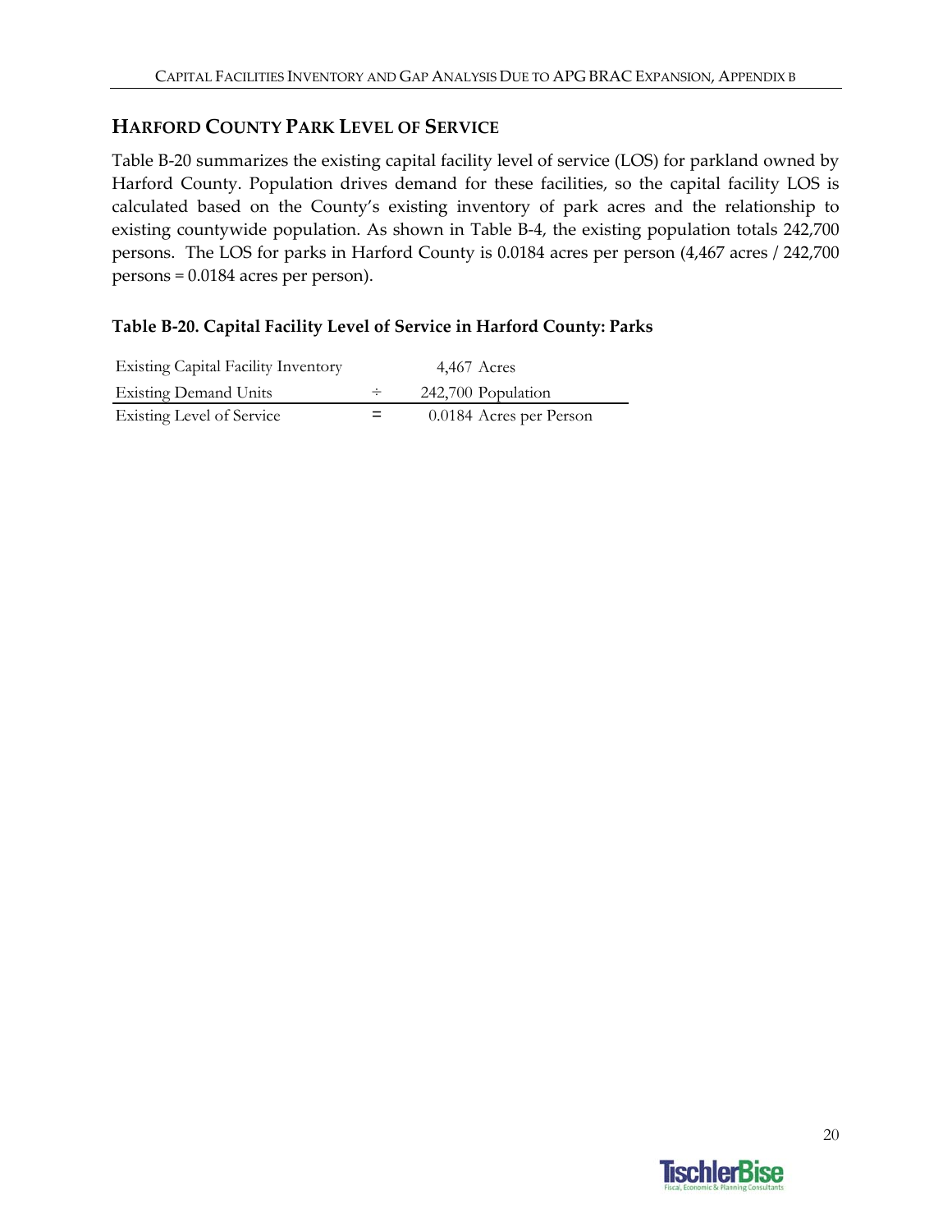## HARFORD COUNTY PARK LEVEL OF SERVICE

Table B-20 summarizes the existing capital facility level of service (LOS) for parkland owned by Harford County. Population drives demand for these facilities, so the capital facility LOS is calculated based on the County's existing inventory of park acres and the relationship to existing countywide population. As shown in Table B-4, the existing population totals 242,700 persons. The LOS for parks in Harford County is 0.0184 acres per person (4,467 acres / 242,700 persons = 0.0184 acres per person).

**Table B-20. Capital Facility Level of Service in Harford County: Parks**

| | | |
|---|---|---|
| Existing Capital Facility Inventory | | 4,467 Acres |
| Existing Demand Units | ÷ | 242,700 Population |
| Existing Level of Service | = | 0.0184 Acres per Person |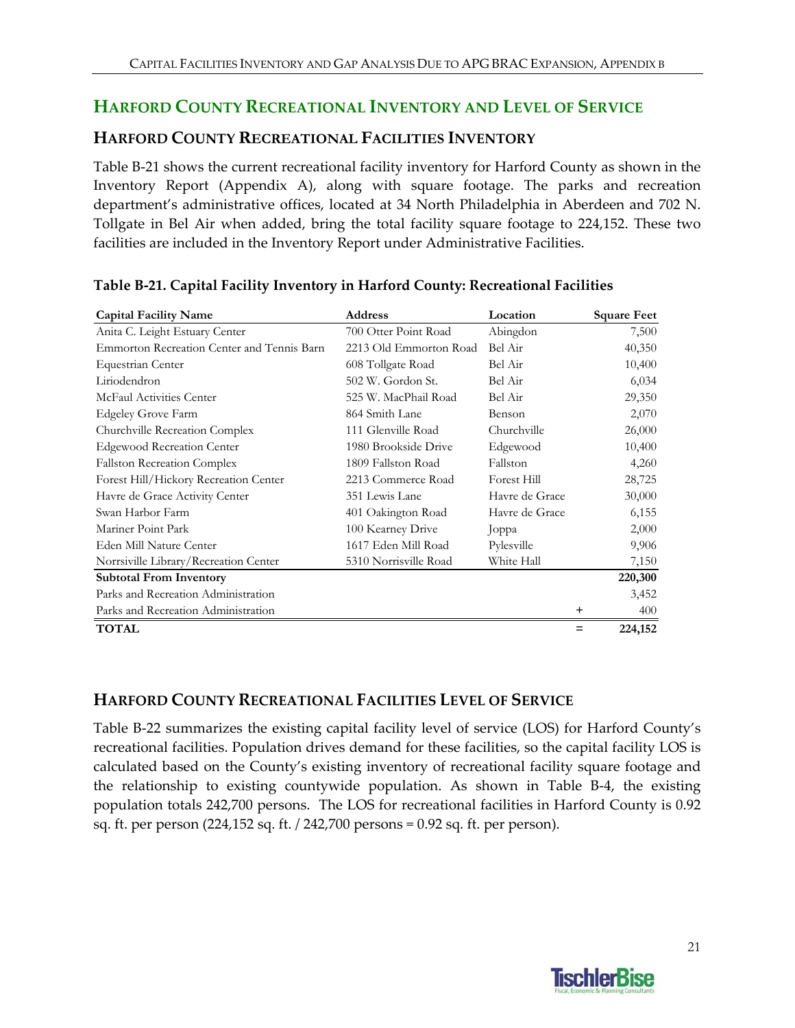## HARFORD COUNTY RECREATIONAL INVENTORY AND LEVEL OF SERVICE

### HARFORD COUNTY RECREATIONAL FACILITIES INVENTORY

Table B-21 shows the current recreational facility inventory for Harford County as shown in the Inventory Report (Appendix A), along with square footage. The parks and recreation department's administrative offices, located at 34 North Philadelphia in Aberdeen and 702 N. Tollgate in Bel Air when added, bring the total facility square footage to 224,152. These two facilities are included in the Inventory Report under Administrative Facilities.

**Table B-21. Capital Facility Inventory in Harford County: Recreational Facilities**

| Capital Facility Name | Address | Location | | Square Feet |
|---|---|---|---|---|
| Anita C. Leight Estuary Center | 700 Otter Point Road | Abingdon | | 7,500 |
| Emmorton Recreation Center and Tennis Barn | 2213 Old Emmorton Road | Bel Air | | 40,350 |
| Equestrian Center | 608 Tollgate Road | Bel Air | | 10,400 |
| Liriodendron | 502 W. Gordon St. | Bel Air | | 6,034 |
| McFaul Activities Center | 525 W. MacPhail Road | Bel Air | | 29,350 |
| Edgeley Grove Farm | 864 Smith Lane | Benson | | 2,070 |
| Churchville Recreation Complex | 111 Glenville Road | Churchville | | 26,000 |
| Edgewood Recreation Center | 1980 Brookside Drive | Edgewood | | 10,400 |
| Fallston Recreation Complex | 1809 Fallston Road | Fallston | | 4,260 |
| Forest Hill/Hickory Recreation Center | 2213 Commerce Road | Forest Hill | | 28,725 |
| Havre de Grace Activity Center | 351 Lewis Lane | Havre de Grace | | 30,000 |
| Swan Harbor Farm | 401 Oakington Road | Havre de Grace | | 6,155 |
| Mariner Point Park | 100 Kearney Drive | Joppa | | 2,000 |
| Eden Mill Nature Center | 1617 Eden Mill Road | Pylesville | | 9,906 |
| Norrsiville Library/Recreation Center | 5310 Norrisville Road | White Hall | | 7,150 |
| **Subtotal From Inventory** | | | | **220,300** |
| Parks and Recreation Administration | | | | 3,452 |
| Parks and Recreation Administration | | | + | 400 |
| **TOTAL** | | | = | **224,152** |

### HARFORD COUNTY RECREATIONAL FACILITIES LEVEL OF SERVICE

Table B-22 summarizes the existing capital facility level of service (LOS) for Harford County's recreational facilities. Population drives demand for these facilities, so the capital facility LOS is calculated based on the County's existing inventory of recreational facility square footage and the relationship to existing countywide population. As shown in Table B-4, the existing population totals 242,700 persons. The LOS for recreational facilities in Harford County is 0.92 sq. ft. per person (224,152 sq. ft. / 242,700 persons = 0.92 sq. ft. per person).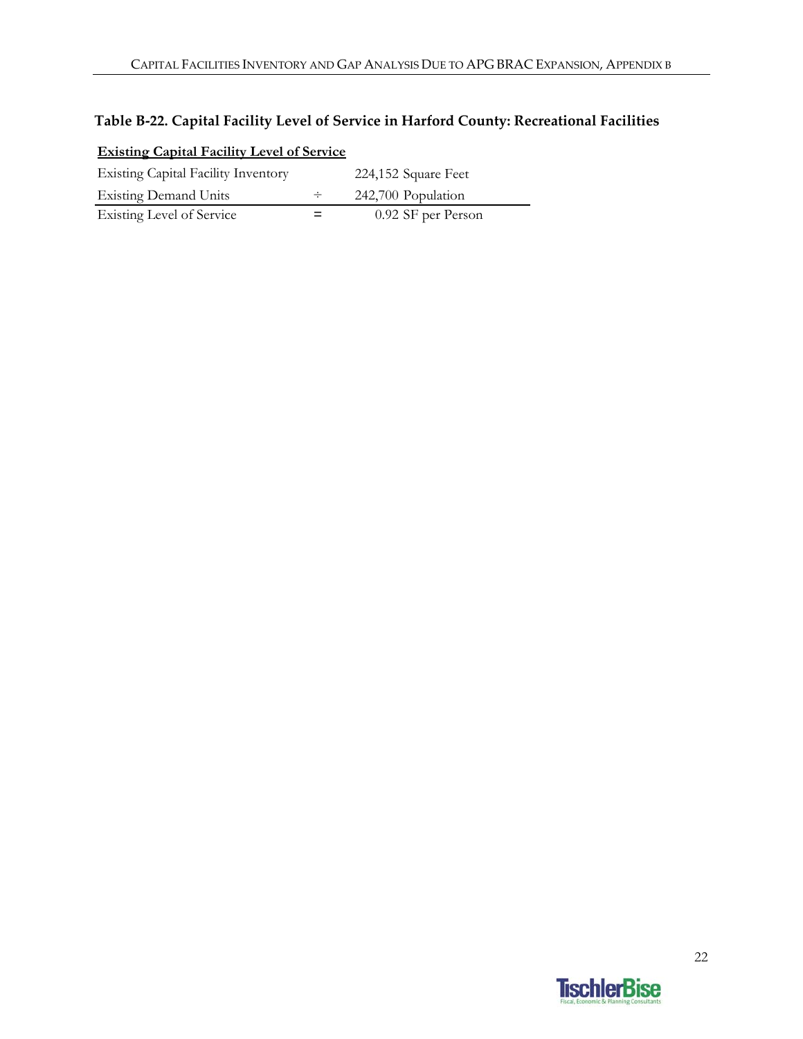### Table B-22. Capital Facility Level of Service in Harford County: Recreational Facilities

| **Existing Capital Facility Level of Service** | | |
|---|---|---|
| Existing Capital Facility Inventory | | 224,152 Square Feet |
| Existing Demand Units | ÷ | 242,700 Population |
| Existing Level of Service | = | 0.92 SF per Person |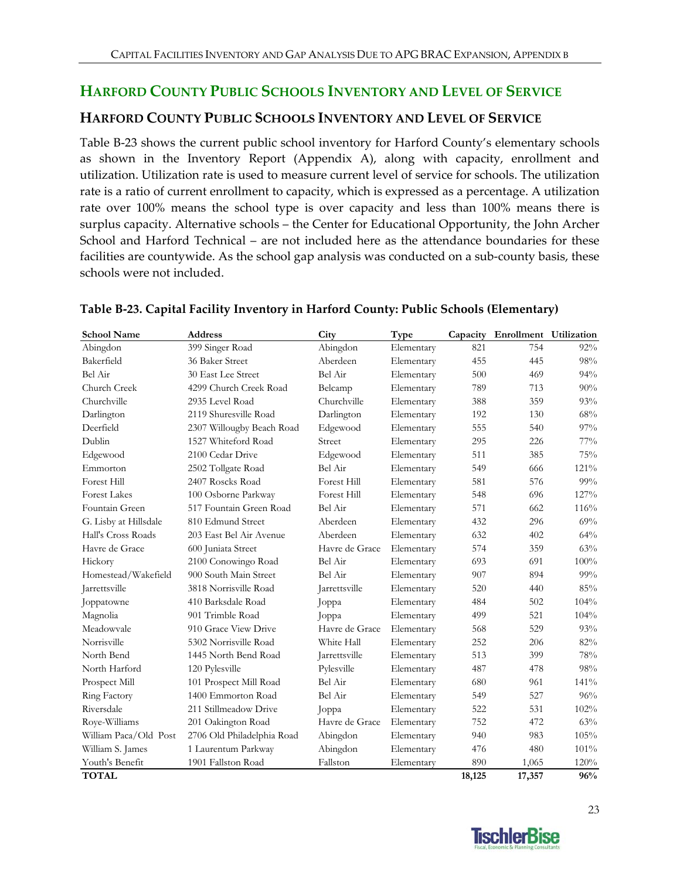## HARFORD COUNTY PUBLIC SCHOOLS INVENTORY AND LEVEL OF SERVICE

### HARFORD COUNTY PUBLIC SCHOOLS INVENTORY AND LEVEL OF SERVICE

Table B-23 shows the current public school inventory for Harford County's elementary schools as shown in the Inventory Report (Appendix A), along with capacity, enrollment and utilization. Utilization rate is used to measure current level of service for schools. The utilization rate is a ratio of current enrollment to capacity, which is expressed as a percentage. A utilization rate over 100% means the school type is over capacity and less than 100% means there is surplus capacity. Alternative schools – the Center for Educational Opportunity, the John Archer School and Harford Technical – are not included here as the attendance boundaries for these facilities are countywide. As the school gap analysis was conducted on a sub-county basis, these schools were not included.

**Table B-23. Capital Facility Inventory in Harford County: Public Schools (Elementary)**

| School Name | Address | City | Type | Capacity | Enrollment | Utilization |
|---|---|---|---|---|---|---|
| Abingdon | 399 Singer Road | Abingdon | Elementary | 821 | 754 | 92% |
| Bakerfield | 36 Baker Street | Aberdeen | Elementary | 455 | 445 | 98% |
| Bel Air | 30 East Lee Street | Bel Air | Elementary | 500 | 469 | 94% |
| Church Creek | 4299 Church Creek Road | Belcamp | Elementary | 789 | 713 | 90% |
| Churchville | 2935 Level Road | Churchville | Elementary | 388 | 359 | 93% |
| Darlington | 2119 Shuresville Road | Darlington | Elementary | 192 | 130 | 68% |
| Deerfield | 2307 Willougby Beach Road | Edgewood | Elementary | 555 | 540 | 97% |
| Dublin | 1527 Whiteford Road | Street | Elementary | 295 | 226 | 77% |
| Edgewood | 2100 Cedar Drive | Edgewood | Elementary | 511 | 385 | 75% |
| Emmorton | 2502 Tollgate Road | Bel Air | Elementary | 549 | 666 | 121% |
| Forest Hill | 2407 Roscks Road | Forest Hill | Elementary | 581 | 576 | 99% |
| Forest Lakes | 100 Osborne Parkway | Forest Hill | Elementary | 548 | 696 | 127% |
| Fountain Green | 517 Fountain Green Road | Bel Air | Elementary | 571 | 662 | 116% |
| G. Lisby at Hillsdale | 810 Edmund Street | Aberdeen | Elementary | 432 | 296 | 69% |
| Hall's Cross Roads | 203 East Bel Air Avenue | Aberdeen | Elementary | 632 | 402 | 64% |
| Havre de Grace | 600 Juniata Street | Havre de Grace | Elementary | 574 | 359 | 63% |
| Hickory | 2100 Conowingo Road | Bel Air | Elementary | 693 | 691 | 100% |
| Homestead/Wakefield | 900 South Main Street | Bel Air | Elementary | 907 | 894 | 99% |
| Jarrettsville | 3818 Norrisville Road | Jarrettsville | Elementary | 520 | 440 | 85% |
| Joppatowne | 410 Barksdale Road | Joppa | Elementary | 484 | 502 | 104% |
| Magnolia | 901 Trimble Road | Joppa | Elementary | 499 | 521 | 104% |
| Meadowvale | 910 Grace View Drive | Havre de Grace | Elementary | 568 | 529 | 93% |
| Norrisville | 5302 Norrisville Road | White Hall | Elementary | 252 | 206 | 82% |
| North Bend | 1445 North Bend Road | Jarrettsville | Elementary | 513 | 399 | 78% |
| North Harford | 120 Pylesville | Pylesville | Elementary | 487 | 478 | 98% |
| Prospect Mill | 101 Prospect Mill Road | Bel Air | Elementary | 680 | 961 | 141% |
| Ring Factory | 1400 Emmorton Road | Bel Air | Elementary | 549 | 527 | 96% |
| Riversdale | 211 Stillmeadow Drive | Joppa | Elementary | 522 | 531 | 102% |
| Roye-Williams | 201 Oakington Road | Havre de Grace | Elementary | 752 | 472 | 63% |
| William Paca/Old Post | 2706 Old Philadelphia Road | Abingdon | Elementary | 940 | 983 | 105% |
| William S. James | 1 Laurentum Parkway | Abingdon | Elementary | 476 | 480 | 101% |
| Youth's Benefit | 1901 Fallston Road | Fallston | Elementary | 890 | 1,065 | 120% |
| **TOTAL** | | | | **18,125** | **17,357** | **96%** |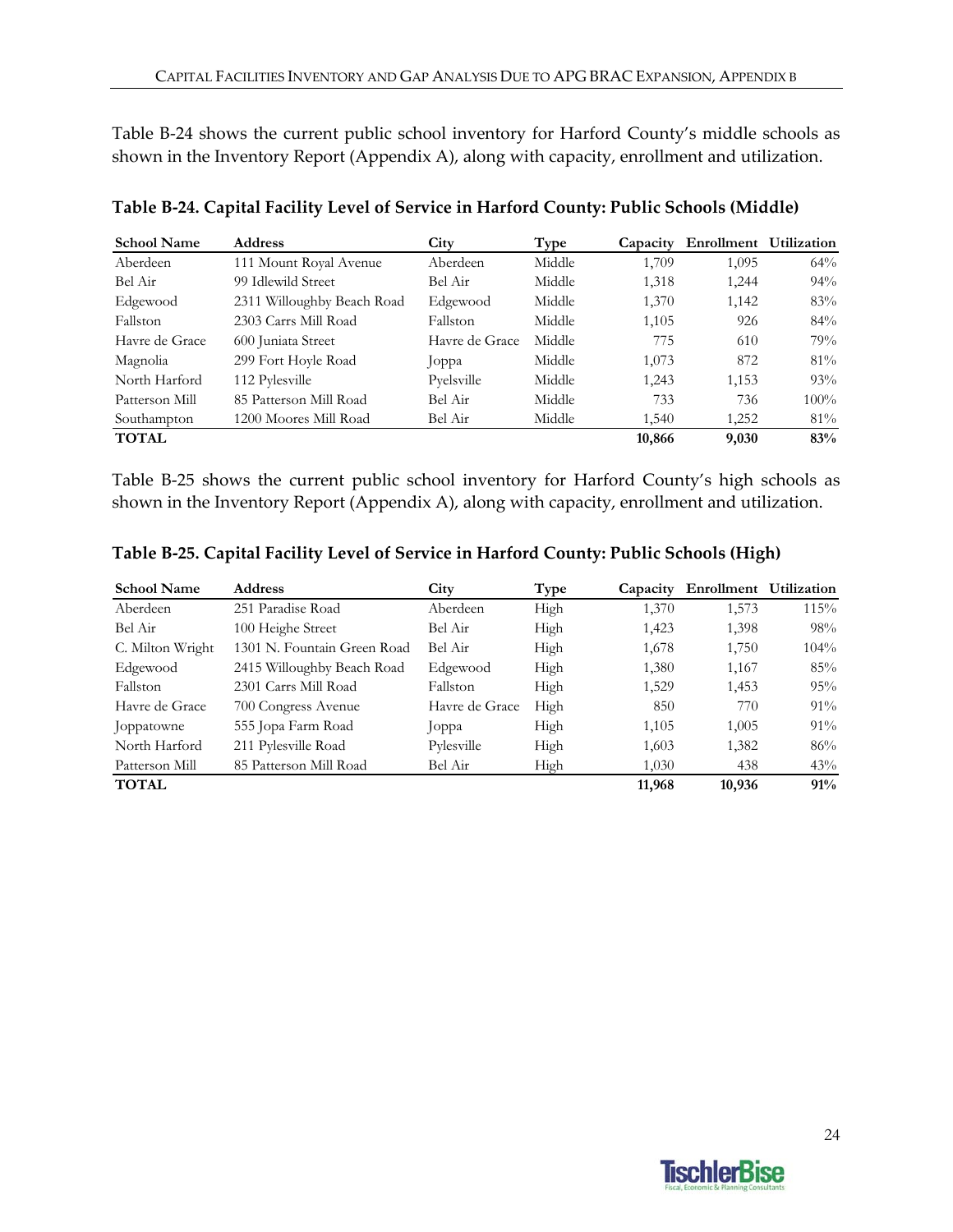Table B-24 shows the current public school inventory for Harford County's middle schools as shown in the Inventory Report (Appendix A), along with capacity, enrollment and utilization.

**Table B-24. Capital Facility Level of Service in Harford County: Public Schools (Middle)**

| School Name | Address | City | Type | Capacity | Enrollment | Utilization |
|---|---|---|---|---|---|---|
| Aberdeen | 111 Mount Royal Avenue | Aberdeen | Middle | 1,709 | 1,095 | 64% |
| Bel Air | 99 Idlewild Street | Bel Air | Middle | 1,318 | 1,244 | 94% |
| Edgewood | 2311 Willoughby Beach Road | Edgewood | Middle | 1,370 | 1,142 | 83% |
| Fallston | 2303 Carrs Mill Road | Fallston | Middle | 1,105 | 926 | 84% |
| Havre de Grace | 600 Juniata Street | Havre de Grace | Middle | 775 | 610 | 79% |
| Magnolia | 299 Fort Hoyle Road | Joppa | Middle | 1,073 | 872 | 81% |
| North Harford | 112 Pylesville | Pyelsville | Middle | 1,243 | 1,153 | 93% |
| Patterson Mill | 85 Patterson Mill Road | Bel Air | Middle | 733 | 736 | 100% |
| Southampton | 1200 Moores Mill Road | Bel Air | Middle | 1,540 | 1,252 | 81% |
| **TOTAL** | | | | **10,866** | **9,030** | **83%** |

Table B-25 shows the current public school inventory for Harford County's high schools as shown in the Inventory Report (Appendix A), along with capacity, enrollment and utilization.

**Table B-25. Capital Facility Level of Service in Harford County: Public Schools (High)**

| School Name | Address | City | Type | Capacity | Enrollment | Utilization |
|---|---|---|---|---|---|---|
| Aberdeen | 251 Paradise Road | Aberdeen | High | 1,370 | 1,573 | 115% |
| Bel Air | 100 Heighe Street | Bel Air | High | 1,423 | 1,398 | 98% |
| C. Milton Wright | 1301 N. Fountain Green Road | Bel Air | High | 1,678 | 1,750 | 104% |
| Edgewood | 2415 Willoughby Beach Road | Edgewood | High | 1,380 | 1,167 | 85% |
| Fallston | 2301 Carrs Mill Road | Fallston | High | 1,529 | 1,453 | 95% |
| Havre de Grace | 700 Congress Avenue | Havre de Grace | High | 850 | 770 | 91% |
| Joppatowne | 555 Jopa Farm Road | Joppa | High | 1,105 | 1,005 | 91% |
| North Harford | 211 Pylesville Road | Pylesville | High | 1,603 | 1,382 | 86% |
| Patterson Mill | 85 Patterson Mill Road | Bel Air | High | 1,030 | 438 | 43% |
| **TOTAL** | | | | **11,968** | **10,936** | **91%** |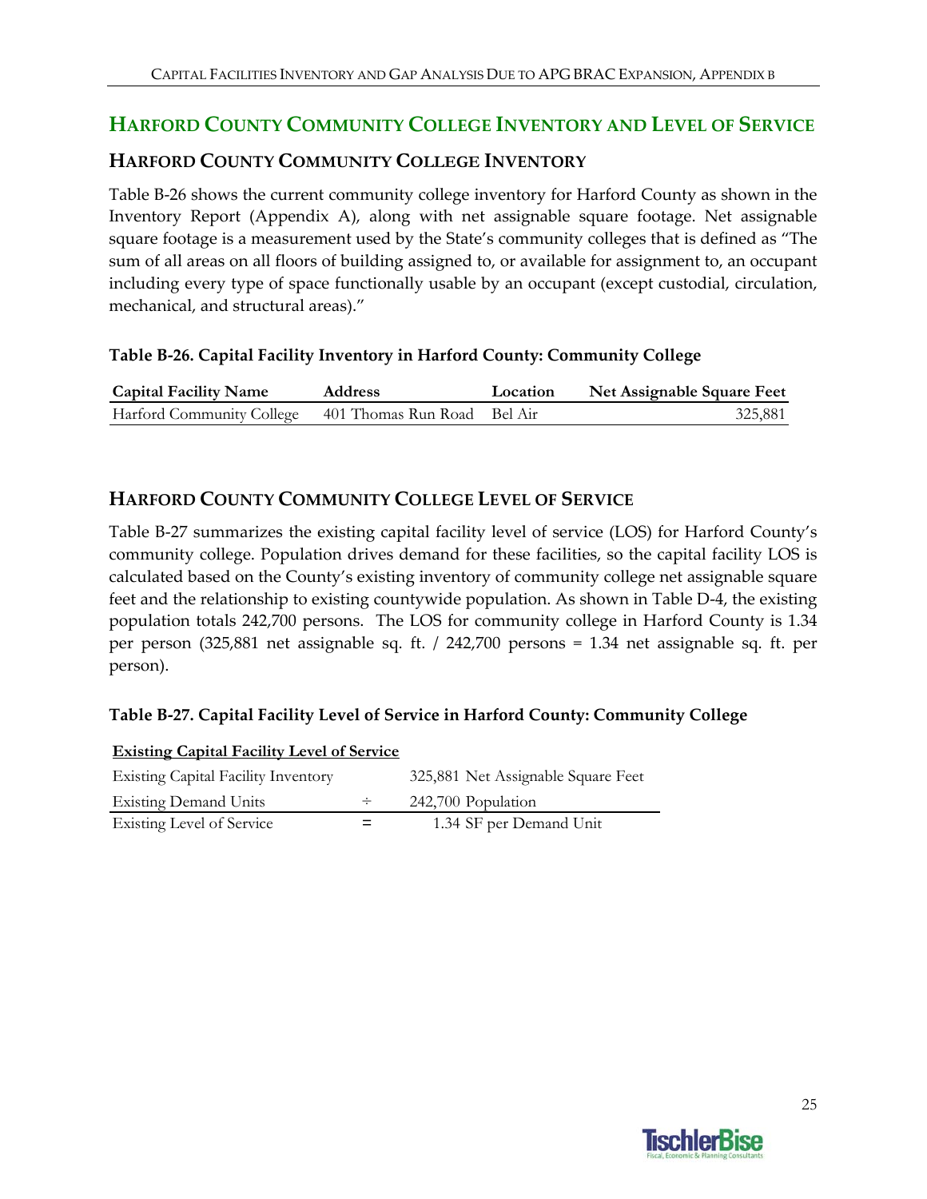## HARFORD COUNTY COMMUNITY COLLEGE INVENTORY AND LEVEL OF SERVICE

### HARFORD COUNTY COMMUNITY COLLEGE INVENTORY

Table B-26 shows the current community college inventory for Harford County as shown in the Inventory Report (Appendix A), along with net assignable square footage. Net assignable square footage is a measurement used by the State's community colleges that is defined as "The sum of all areas on all floors of building assigned to, or available for assignment to, an occupant including every type of space functionally usable by an occupant (except custodial, circulation, mechanical, and structural areas)."

**Table B-26. Capital Facility Inventory in Harford County: Community College**

| Capital Facility Name | Address | Location | Net Assignable Square Feet |
|---|---|---|---|
| Harford Community College | 401 Thomas Run Road | Bel Air | 325,881 |

### HARFORD COUNTY COMMUNITY COLLEGE LEVEL OF SERVICE

Table B-27 summarizes the existing capital facility level of service (LOS) for Harford County's community college. Population drives demand for these facilities, so the capital facility LOS is calculated based on the County's existing inventory of community college net assignable square feet and the relationship to existing countywide population. As shown in Table D-4, the existing population totals 242,700 persons. The LOS for community college in Harford County is 1.34 per person (325,881 net assignable sq. ft. / 242,700 persons = 1.34 net assignable sq. ft. per person).

**Table B-27. Capital Facility Level of Service in Harford County: Community College**

| **Existing Capital Facility Level of Service** | | |
|---|---|---|
| Existing Capital Facility Inventory | | 325,881 Net Assignable Square Feet |
| Existing Demand Units | ÷ | 242,700 Population |
| Existing Level of Service | = | 1.34 SF per Demand Unit |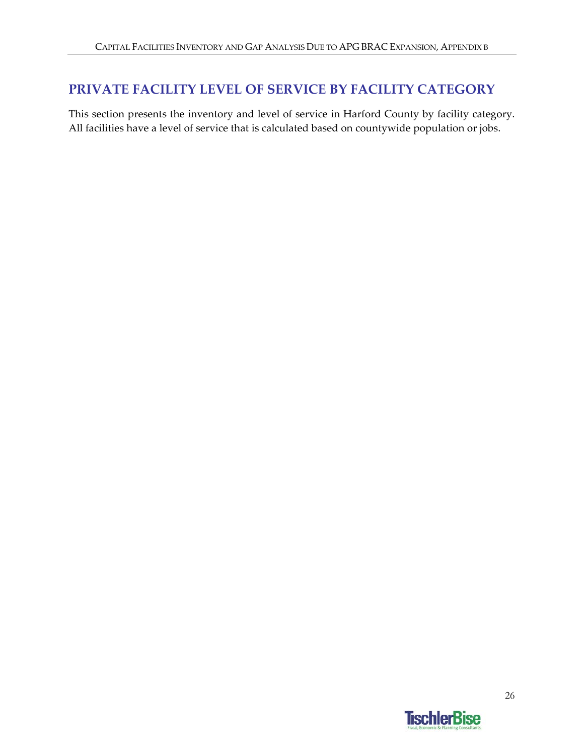## PRIVATE FACILITY LEVEL OF SERVICE BY FACILITY CATEGORY

This section presents the inventory and level of service in Harford County by facility category. All facilities have a level of service that is calculated based on countywide population or jobs.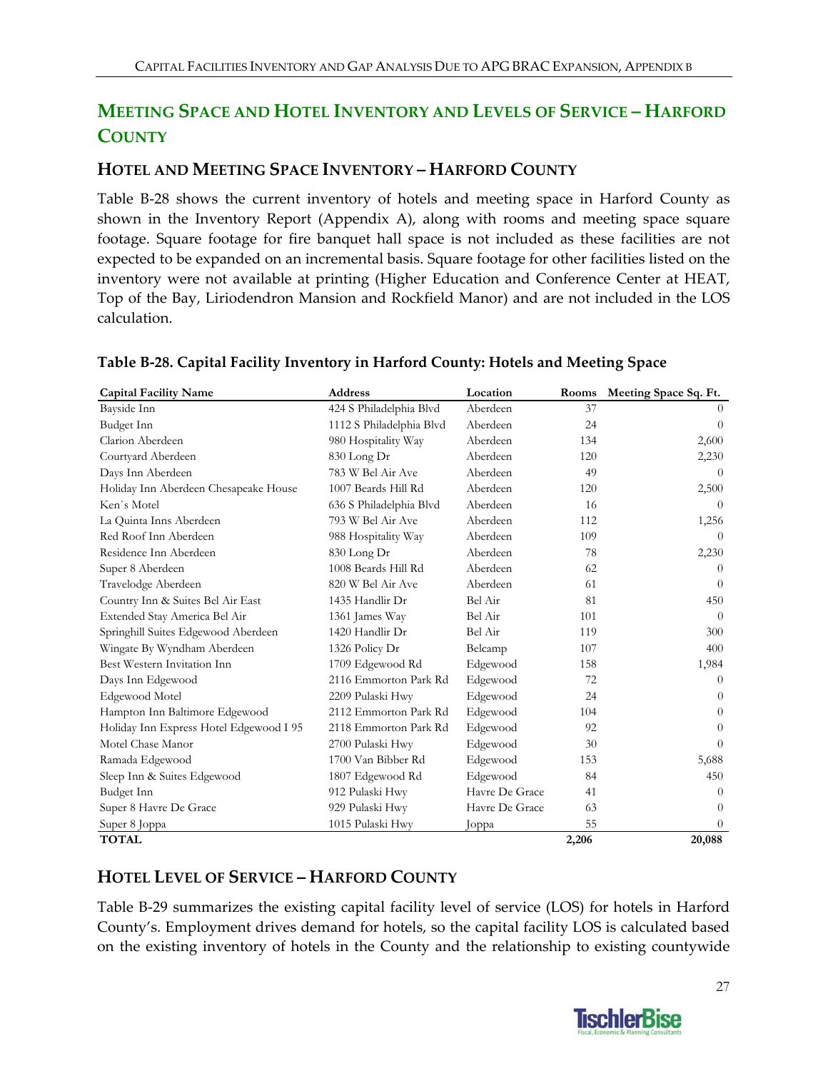## MEETING SPACE AND HOTEL INVENTORY AND LEVELS OF SERVICE – HARFORD COUNTY

### HOTEL AND MEETING SPACE INVENTORY – HARFORD COUNTY

Table B-28 shows the current inventory of hotels and meeting space in Harford County as shown in the Inventory Report (Appendix A), along with rooms and meeting space square footage. Square footage for fire banquet hall space is not included as these facilities are not expected to be expanded on an incremental basis. Square footage for other facilities listed on the inventory were not available at printing (Higher Education and Conference Center at HEAT, Top of the Bay, Liriodendron Mansion and Rockfield Manor) and are not included in the LOS calculation.

**Table B-28. Capital Facility Inventory in Harford County: Hotels and Meeting Space**

| Capital Facility Name | Address | Location | Rooms | Meeting Space Sq. Ft. |
|---|---|---|---|---|
| Bayside Inn | 424 S Philadelphia Blvd | Aberdeen | 37 | 0 |
| Budget Inn | 1112 S Philadelphia Blvd | Aberdeen | 24 | 0 |
| Clarion Aberdeen | 980 Hospitality Way | Aberdeen | 134 | 2,600 |
| Courtyard Aberdeen | 830 Long Dr | Aberdeen | 120 | 2,230 |
| Days Inn Aberdeen | 783 W Bel Air Ave | Aberdeen | 49 | 0 |
| Holiday Inn Aberdeen Chesapeake House | 1007 Beards Hill Rd | Aberdeen | 120 | 2,500 |
| Ken`s Motel | 636 S Philadelphia Blvd | Aberdeen | 16 | 0 |
| La Quinta Inns Aberdeen | 793 W Bel Air Ave | Aberdeen | 112 | 1,256 |
| Red Roof Inn Aberdeen | 988 Hospitality Way | Aberdeen | 109 | 0 |
| Residence Inn Aberdeen | 830 Long Dr | Aberdeen | 78 | 2,230 |
| Super 8 Aberdeen | 1008 Beards Hill Rd | Aberdeen | 62 | 0 |
| Travelodge Aberdeen | 820 W Bel Air Ave | Aberdeen | 61 | 0 |
| Country Inn & Suites Bel Air East | 1435 Handlir Dr | Bel Air | 81 | 450 |
| Extended Stay America Bel Air | 1361 James Way | Bel Air | 101 | 0 |
| Springhill Suites Edgewood Aberdeen | 1420 Handlir Dr | Bel Air | 119 | 300 |
| Wingate By Wyndham Aberdeen | 1326 Policy Dr | Belcamp | 107 | 400 |
| Best Western Invitation Inn | 1709 Edgewood Rd | Edgewood | 158 | 1,984 |
| Days Inn Edgewood | 2116 Emmorton Park Rd | Edgewood | 72 | 0 |
| Edgewood Motel | 2209 Pulaski Hwy | Edgewood | 24 | 0 |
| Hampton Inn Baltimore Edgewood | 2112 Emmorton Park Rd | Edgewood | 104 | 0 |
| Holiday Inn Express Hotel Edgewood I 95 | 2118 Emmorton Park Rd | Edgewood | 92 | 0 |
| Motel Chase Manor | 2700 Pulaski Hwy | Edgewood | 30 | 0 |
| Ramada Edgewood | 1700 Van Bibber Rd | Edgewood | 153 | 5,688 |
| Sleep Inn & Suites Edgewood | 1807 Edgewood Rd | Edgewood | 84 | 450 |
| Budget Inn | 912 Pulaski Hwy | Havre De Grace | 41 | 0 |
| Super 8 Havre De Grace | 929 Pulaski Hwy | Havre De Grace | 63 | 0 |
| Super 8 Joppa | 1015 Pulaski Hwy | Joppa | 55 | 0 |
| **TOTAL** | | | **2,206** | **20,088** |

### HOTEL LEVEL OF SERVICE – HARFORD COUNTY

Table B-29 summarizes the existing capital facility level of service (LOS) for hotels in Harford County's. Employment drives demand for hotels, so the capital facility LOS is calculated based on the existing inventory of hotels in the County and the relationship to existing countywide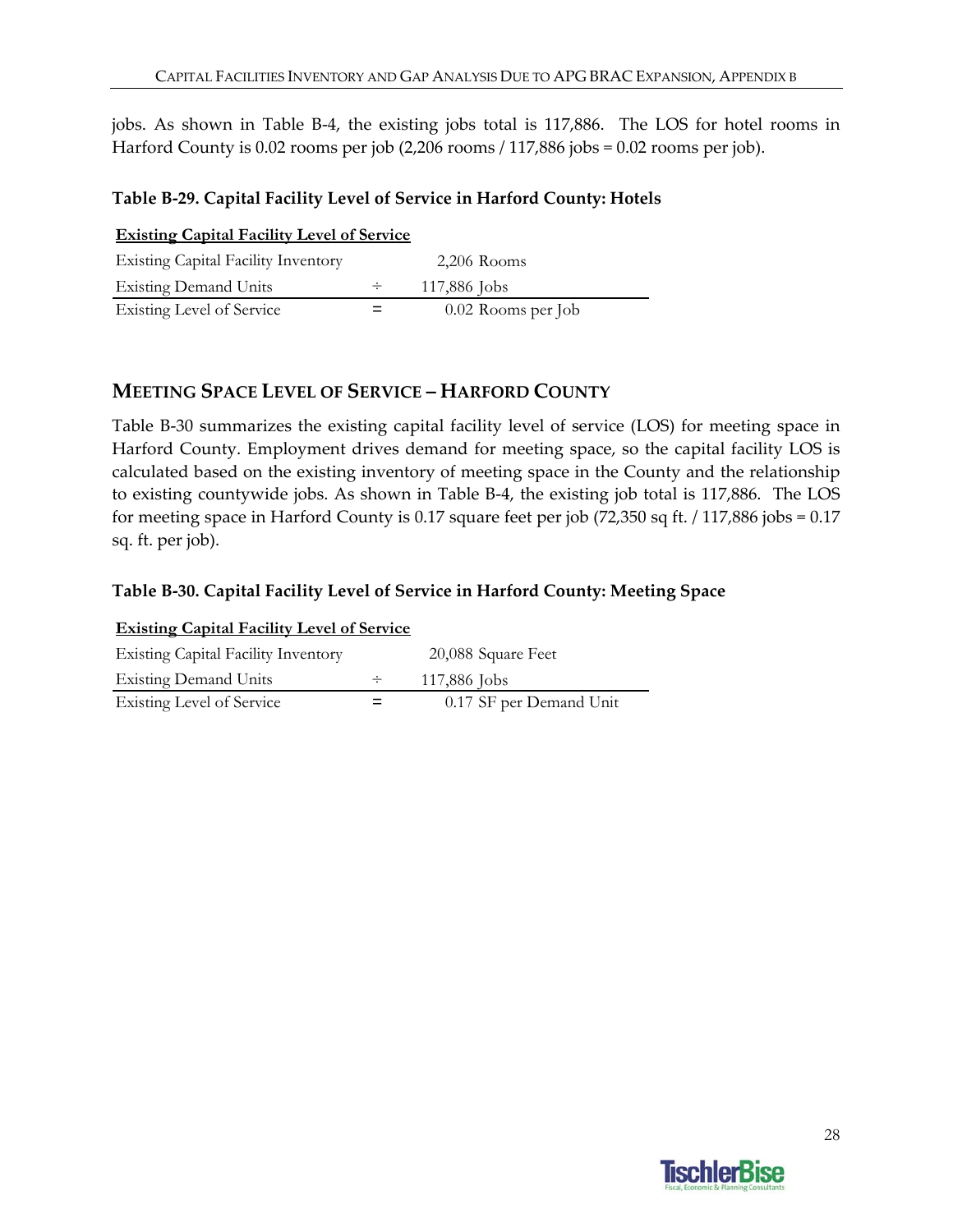jobs. As shown in Table B-4, the existing jobs total is 117,886. The LOS for hotel rooms in Harford County is 0.02 rooms per job (2,206 rooms / 117,886 jobs = 0.02 rooms per job).

**Table B-29. Capital Facility Level of Service in Harford County: Hotels**

| **Existing Capital Facility Level of Service** | | |
|---|---|---|
| Existing Capital Facility Inventory | | 2,206 Rooms |
| Existing Demand Units | ÷ | 117,886 Jobs |
| Existing Level of Service | = | 0.02 Rooms per Job |

## MEETING SPACE LEVEL OF SERVICE – HARFORD COUNTY

Table B-30 summarizes the existing capital facility level of service (LOS) for meeting space in Harford County. Employment drives demand for meeting space, so the capital facility LOS is calculated based on the existing inventory of meeting space in the County and the relationship to existing countywide jobs. As shown in Table B-4, the existing job total is 117,886. The LOS for meeting space in Harford County is 0.17 square feet per job (72,350 sq ft. / 117,886 jobs = 0.17 sq. ft. per job).

**Table B-30. Capital Facility Level of Service in Harford County: Meeting Space**

| **Existing Capital Facility Level of Service** | | |
|---|---|---|
| Existing Capital Facility Inventory | | 20,088 Square Feet |
| Existing Demand Units | ÷ | 117,886 Jobs |
| Existing Level of Service | = | 0.17 SF per Demand Unit |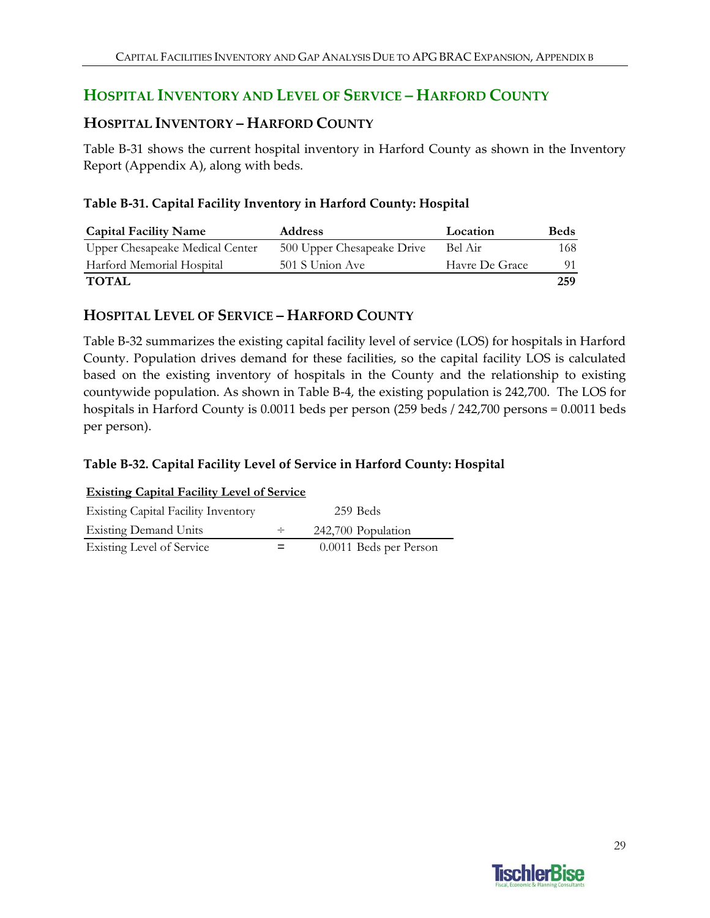## HOSPITAL INVENTORY AND LEVEL OF SERVICE – HARFORD COUNTY

### HOSPITAL INVENTORY – HARFORD COUNTY

Table B-31 shows the current hospital inventory in Harford County as shown in the Inventory Report (Appendix A), along with beds.

**Table B-31. Capital Facility Inventory in Harford County: Hospital**

| Capital Facility Name | Address | Location | Beds |
|---|---|---|---|
| Upper Chesapeake Medical Center | 500 Upper Chesapeake Drive | Bel Air | 168 |
| Harford Memorial Hospital | 501 S Union Ave | Havre De Grace | 91 |
| **TOTAL** | | | **259** |

### HOSPITAL LEVEL OF SERVICE – HARFORD COUNTY

Table B-32 summarizes the existing capital facility level of service (LOS) for hospitals in Harford County. Population drives demand for these facilities, so the capital facility LOS is calculated based on the existing inventory of hospitals in the County and the relationship to existing countywide population. As shown in Table B-4, the existing population is 242,700. The LOS for hospitals in Harford County is 0.0011 beds per person (259 beds / 242,700 persons = 0.0011 beds per person).

**Table B-32. Capital Facility Level of Service in Harford County: Hospital**

| **Existing Capital Facility Level of Service** | | |
|---|---|---|
| Existing Capital Facility Inventory | | 259 Beds |
| Existing Demand Units | ÷ | 242,700 Population |
| Existing Level of Service | = | 0.0011 Beds per Person |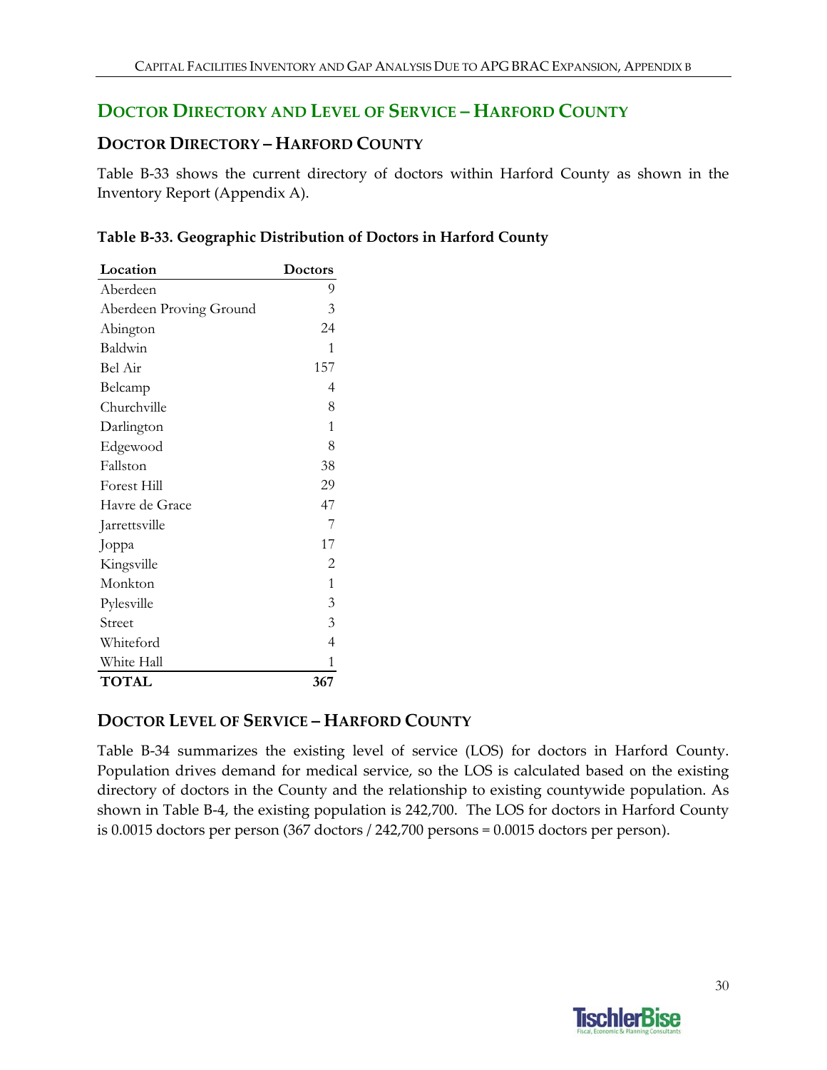## Doctor Directory and Level of Service – Harford County

### Doctor Directory – Harford County

Table B-33 shows the current directory of doctors within Harford County as shown in the Inventory Report (Appendix A).

**Table B-33. Geographic Distribution of Doctors in Harford County**

| Location | Doctors |
|---|---:|
| Aberdeen | 9 |
| Aberdeen Proving Ground | 3 |
| Abington | 24 |
| Baldwin | 1 |
| Bel Air | 157 |
| Belcamp | 4 |
| Churchville | 8 |
| Darlington | 1 |
| Edgewood | 8 |
| Fallston | 38 |
| Forest Hill | 29 |
| Havre de Grace | 47 |
| Jarrettsville | 7 |
| Joppa | 17 |
| Kingsville | 2 |
| Monkton | 1 |
| Pylesville | 3 |
| Street | 3 |
| Whiteford | 4 |
| White Hall | 1 |
| **TOTAL** | **367** |

### Doctor Level of Service – Harford County

Table B-34 summarizes the existing level of service (LOS) for doctors in Harford County. Population drives demand for medical service, so the LOS is calculated based on the existing directory of doctors in the County and the relationship to existing countywide population. As shown in Table B-4, the existing population is 242,700. The LOS for doctors in Harford County is 0.0015 doctors per person (367 doctors / 242,700 persons = 0.0015 doctors per person).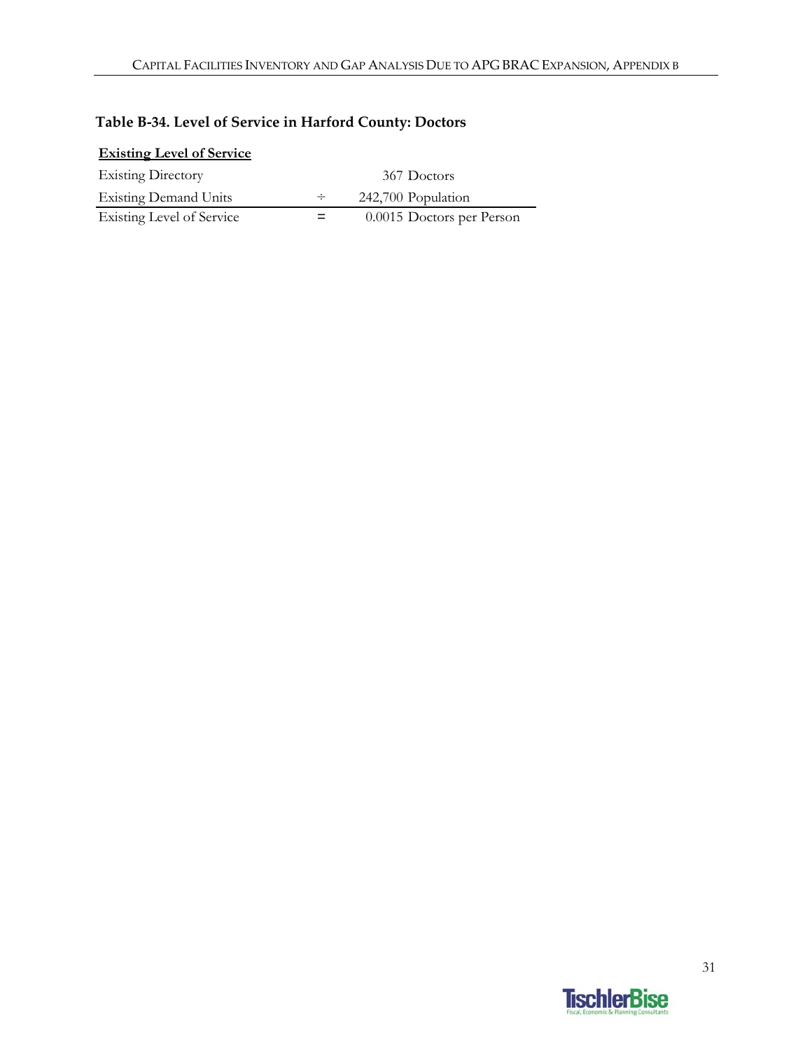### Table B-34. Level of Service in Harford County: Doctors

| **Existing Level of Service** | | |
|---|---|---|
| Existing Directory | | 367 Doctors |
| Existing Demand Units | ÷ | 242,700 Population |
| Existing Level of Service | = | 0.0015 Doctors per Person |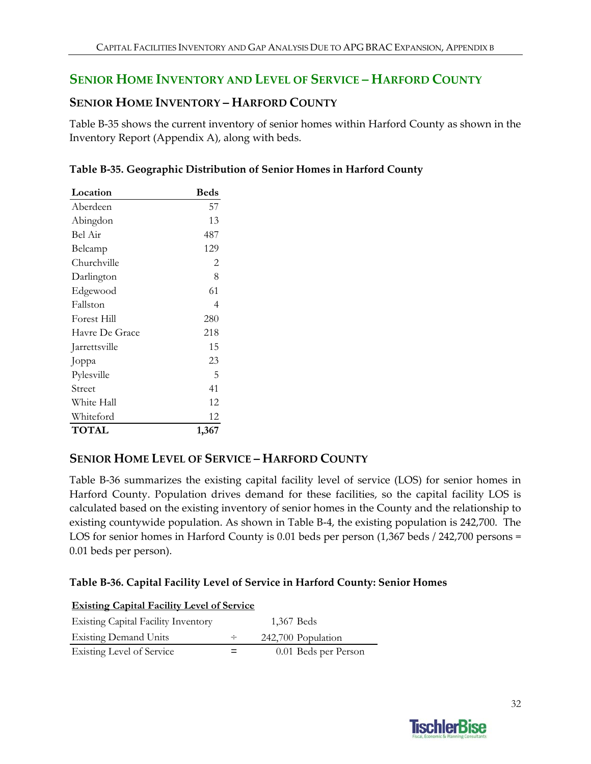## SENIOR HOME INVENTORY AND LEVEL OF SERVICE – HARFORD COUNTY

### SENIOR HOME INVENTORY – HARFORD COUNTY

Table B-35 shows the current inventory of senior homes within Harford County as shown in the Inventory Report (Appendix A), along with beds.

**Table B-35. Geographic Distribution of Senior Homes in Harford County**

| Location | Beds |
|---|---:|
| Aberdeen | 57 |
| Abingdon | 13 |
| Bel Air | 487 |
| Belcamp | 129 |
| Churchville | 2 |
| Darlington | 8 |
| Edgewood | 61 |
| Fallston | 4 |
| Forest Hill | 280 |
| Havre De Grace | 218 |
| Jarrettsville | 15 |
| Joppa | 23 |
| Pylesville | 5 |
| Street | 41 |
| White Hall | 12 |
| Whiteford | 12 |
| **TOTAL** | **1,367** |

### SENIOR HOME LEVEL OF SERVICE – HARFORD COUNTY

Table B-36 summarizes the existing capital facility level of service (LOS) for senior homes in Harford County. Population drives demand for these facilities, so the capital facility LOS is calculated based on the existing inventory of senior homes in the County and the relationship to existing countywide population. As shown in Table B-4, the existing population is 242,700. The LOS for senior homes in Harford County is 0.01 beds per person (1,367 beds / 242,700 persons = 0.01 beds per person).

**Table B-36. Capital Facility Level of Service in Harford County: Senior Homes**

| **Existing Capital Facility Level of Service** | | |
|---|---|---|
| Existing Capital Facility Inventory | | 1,367 Beds |
| Existing Demand Units | ÷ | 242,700 Population |
| Existing Level of Service | = | 0.01 Beds per Person |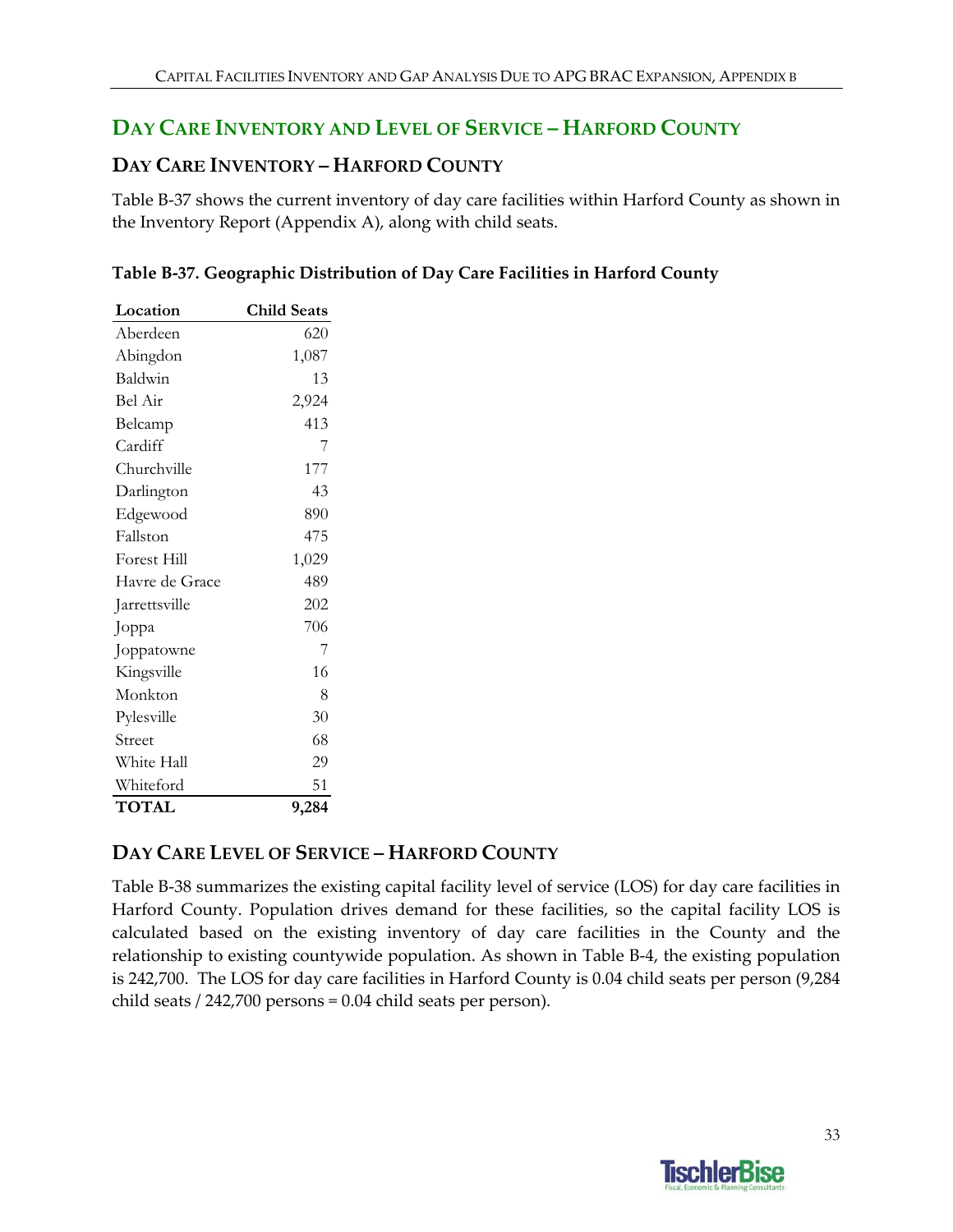## DAY CARE INVENTORY AND LEVEL OF SERVICE – HARFORD COUNTY

### DAY CARE INVENTORY – HARFORD COUNTY

Table B-37 shows the current inventory of day care facilities within Harford County as shown in the Inventory Report (Appendix A), along with child seats.

**Table B-37. Geographic Distribution of Day Care Facilities in Harford County**

| Location | Child Seats |
|---|---:|
| Aberdeen | 620 |
| Abingdon | 1,087 |
| Baldwin | 13 |
| Bel Air | 2,924 |
| Belcamp | 413 |
| Cardiff | 7 |
| Churchville | 177 |
| Darlington | 43 |
| Edgewood | 890 |
| Fallston | 475 |
| Forest Hill | 1,029 |
| Havre de Grace | 489 |
| Jarrettsville | 202 |
| Joppa | 706 |
| Joppatowne | 7 |
| Kingsville | 16 |
| Monkton | 8 |
| Pylesville | 30 |
| Street | 68 |
| White Hall | 29 |
| Whiteford | 51 |
| **TOTAL** | **9,284** |

### DAY CARE LEVEL OF SERVICE – HARFORD COUNTY

Table B-38 summarizes the existing capital facility level of service (LOS) for day care facilities in Harford County. Population drives demand for these facilities, so the capital facility LOS is calculated based on the existing inventory of day care facilities in the County and the relationship to existing countywide population. As shown in Table B-4, the existing population is 242,700. The LOS for day care facilities in Harford County is 0.04 child seats per person (9,284 child seats / 242,700 persons = 0.04 child seats per person).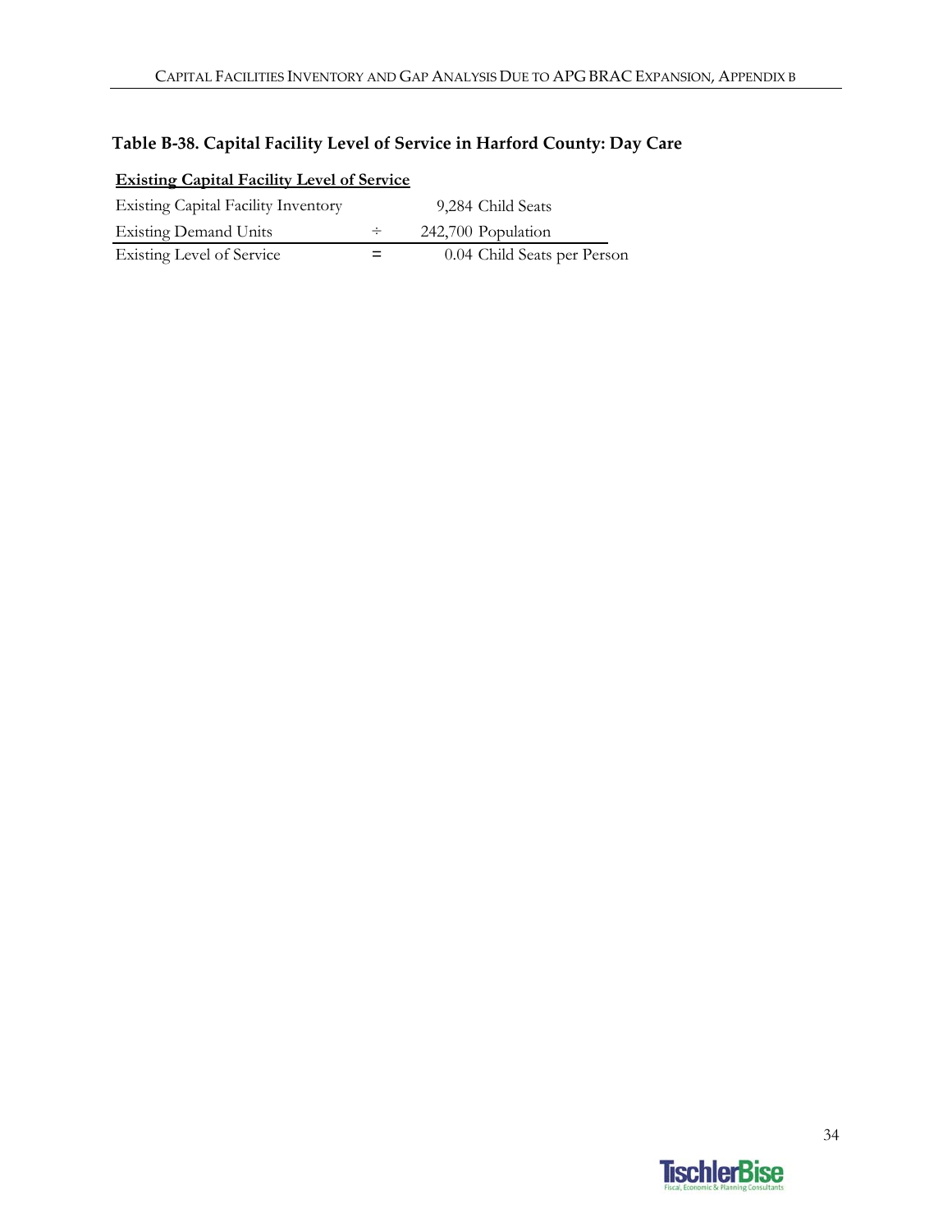### Table B-38. Capital Facility Level of Service in Harford County: Day Care

**Existing Capital Facility Level of Service**

| | | |
|---|---|---|
| Existing Capital Facility Inventory | | 9,284 Child Seats |
| Existing Demand Units | ÷ | 242,700 Population |
| Existing Level of Service | = | 0.04 Child Seats per Person |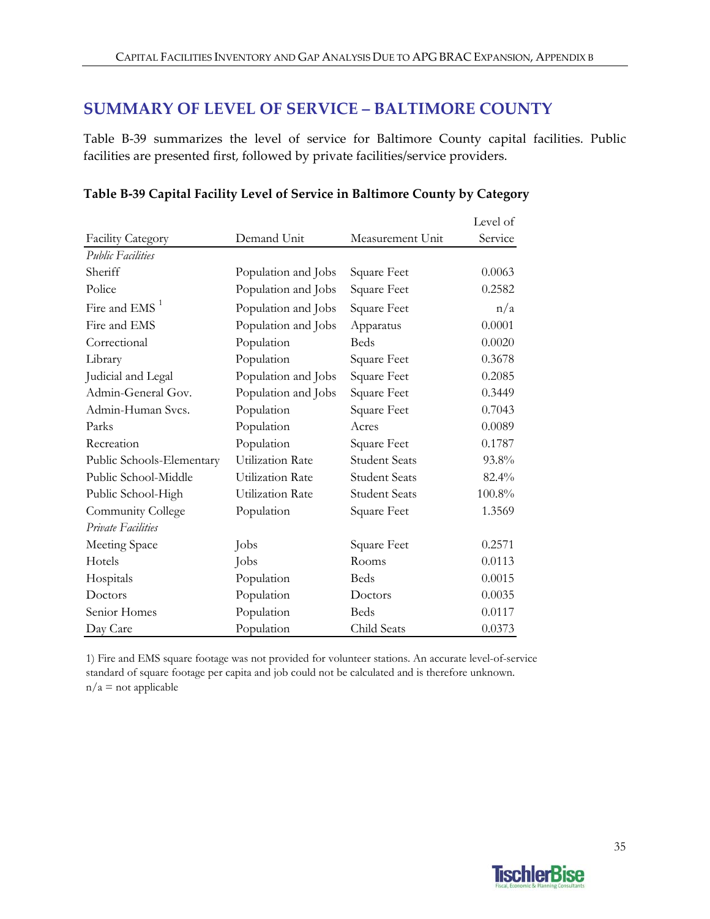## SUMMARY OF LEVEL OF SERVICE – BALTIMORE COUNTY

Table B-39 summarizes the level of service for Baltimore County capital facilities. Public facilities are presented first, followed by private facilities/service providers.

**Table B-39 Capital Facility Level of Service in Baltimore County by Category**

| Facility Category | Demand Unit | Measurement Unit | Level of Service |
|---|---|---|---|
| *Public Facilities* | | | |
| Sheriff | Population and Jobs | Square Feet | 0.0063 |
| Police | Population and Jobs | Square Feet | 0.2582 |
| Fire and EMS [1] | Population and Jobs | Square Feet | n/a |
| Fire and EMS | Population and Jobs | Apparatus | 0.0001 |
| Correctional | Population | Beds | 0.0020 |
| Library | Population | Square Feet | 0.3678 |
| Judicial and Legal | Population and Jobs | Square Feet | 0.2085 |
| Admin-General Gov. | Population and Jobs | Square Feet | 0.3449 |
| Admin-Human Svcs. | Population | Square Feet | 0.7043 |
| Parks | Population | Acres | 0.0089 |
| Recreation | Population | Square Feet | 0.1787 |
| Public Schools-Elementary | Utilization Rate | Student Seats | 93.8% |
| Public School-Middle | Utilization Rate | Student Seats | 82.4% |
| Public School-High | Utilization Rate | Student Seats | 100.8% |
| Community College | Population | Square Feet | 1.3569 |
| *Private Facilities* | | | |
| Meeting Space | Jobs | Square Feet | 0.2571 |
| Hotels | Jobs | Rooms | 0.0113 |
| Hospitals | Population | Beds | 0.0015 |
| Doctors | Population | Doctors | 0.0035 |
| Senior Homes | Population | Beds | 0.0117 |
| Day Care | Population | Child Seats | 0.0373 |

1) Fire and EMS square footage was not provided for volunteer stations. An accurate level-of-service standard of square footage per capita and job could not be calculated and is therefore unknown.
n/a = not applicable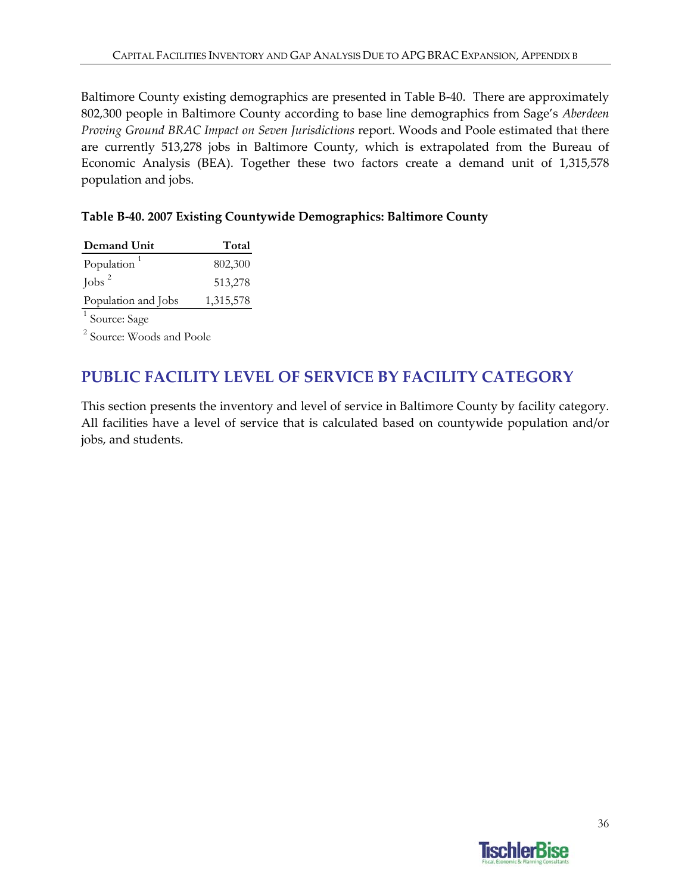Baltimore County existing demographics are presented in Table B-40. There are approximately 802,300 people in Baltimore County according to base line demographics from Sage's *Aberdeen Proving Ground BRAC Impact on Seven Jurisdictions* report. Woods and Poole estimated that there are currently 513,278 jobs in Baltimore County, which is extrapolated from the Bureau of Economic Analysis (BEA). Together these two factors create a demand unit of 1,315,578 population and jobs.

**Table B-40. 2007 Existing Countywide Demographics: Baltimore County**

| Demand Unit | Total |
|---|---:|
| Population [1] | 802,300 |
| Jobs [2] | 513,278 |
| Population and Jobs | 1,315,578 |

[1] Source: Sage

[2] Source: Woods and Poole

## PUBLIC FACILITY LEVEL OF SERVICE BY FACILITY CATEGORY

This section presents the inventory and level of service in Baltimore County by facility category. All facilities have a level of service that is calculated based on countywide population and/or jobs, and students.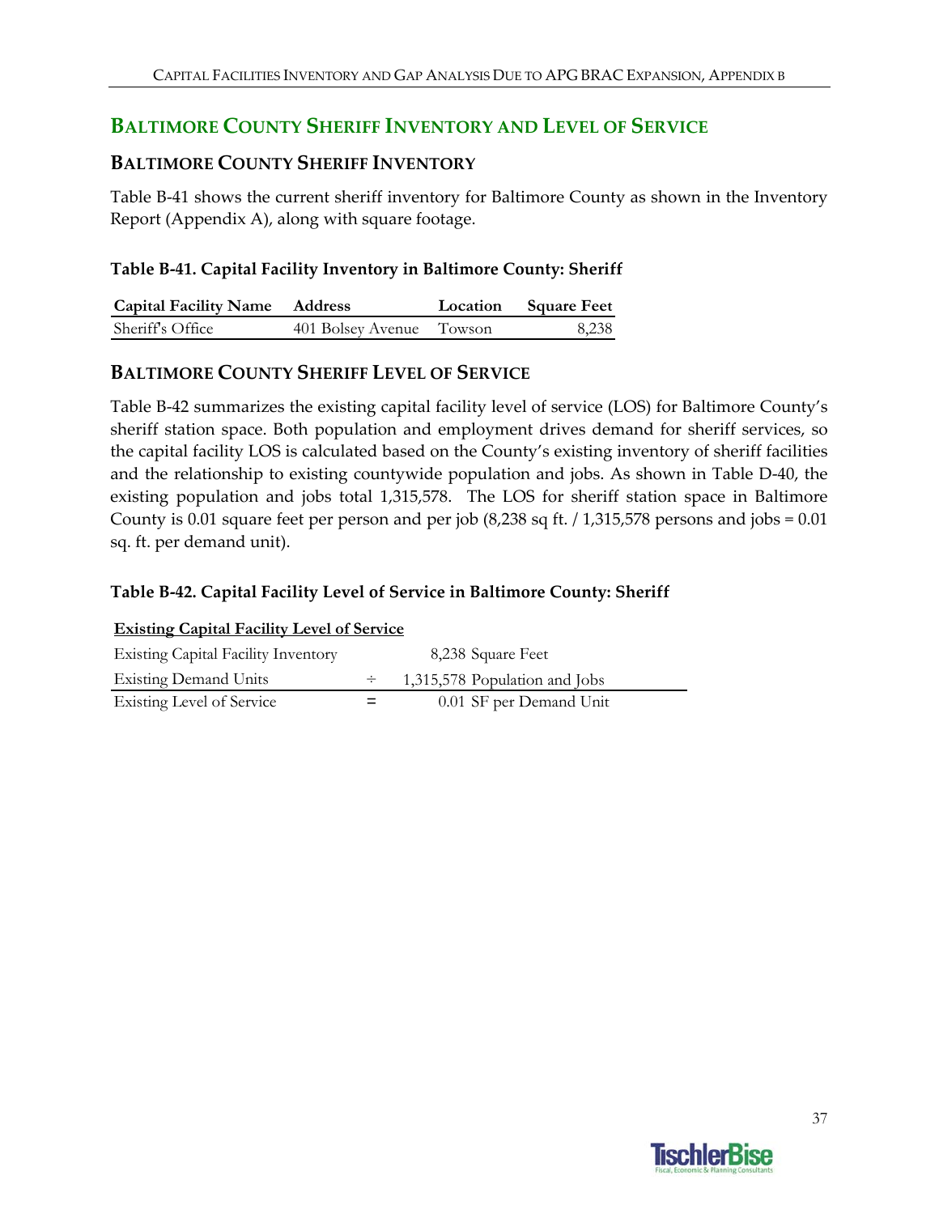## BALTIMORE COUNTY SHERIFF INVENTORY AND LEVEL OF SERVICE

### BALTIMORE COUNTY SHERIFF INVENTORY

Table B-41 shows the current sheriff inventory for Baltimore County as shown in the Inventory Report (Appendix A), along with square footage.

**Table B-41. Capital Facility Inventory in Baltimore County: Sheriff**

| Capital Facility Name | Address | Location | Square Feet |
|---|---|---|---|
| Sheriff's Office | 401 Bolsey Avenue | Towson | 8,238 |

### BALTIMORE COUNTY SHERIFF LEVEL OF SERVICE

Table B-42 summarizes the existing capital facility level of service (LOS) for Baltimore County's sheriff station space. Both population and employment drives demand for sheriff services, so the capital facility LOS is calculated based on the County's existing inventory of sheriff facilities and the relationship to existing countywide population and jobs. As shown in Table D-40, the existing population and jobs total 1,315,578. The LOS for sheriff station space in Baltimore County is 0.01 square feet per person and per job (8,238 sq ft. / 1,315,578 persons and jobs = 0.01 sq. ft. per demand unit).

**Table B-42. Capital Facility Level of Service in Baltimore County: Sheriff**

| **Existing Capital Facility Level of Service** | | |
|---|---|---|
| Existing Capital Facility Inventory | | 8,238 Square Feet |
| Existing Demand Units | ÷ | 1,315,578 Population and Jobs |
| Existing Level of Service | = | 0.01 SF per Demand Unit |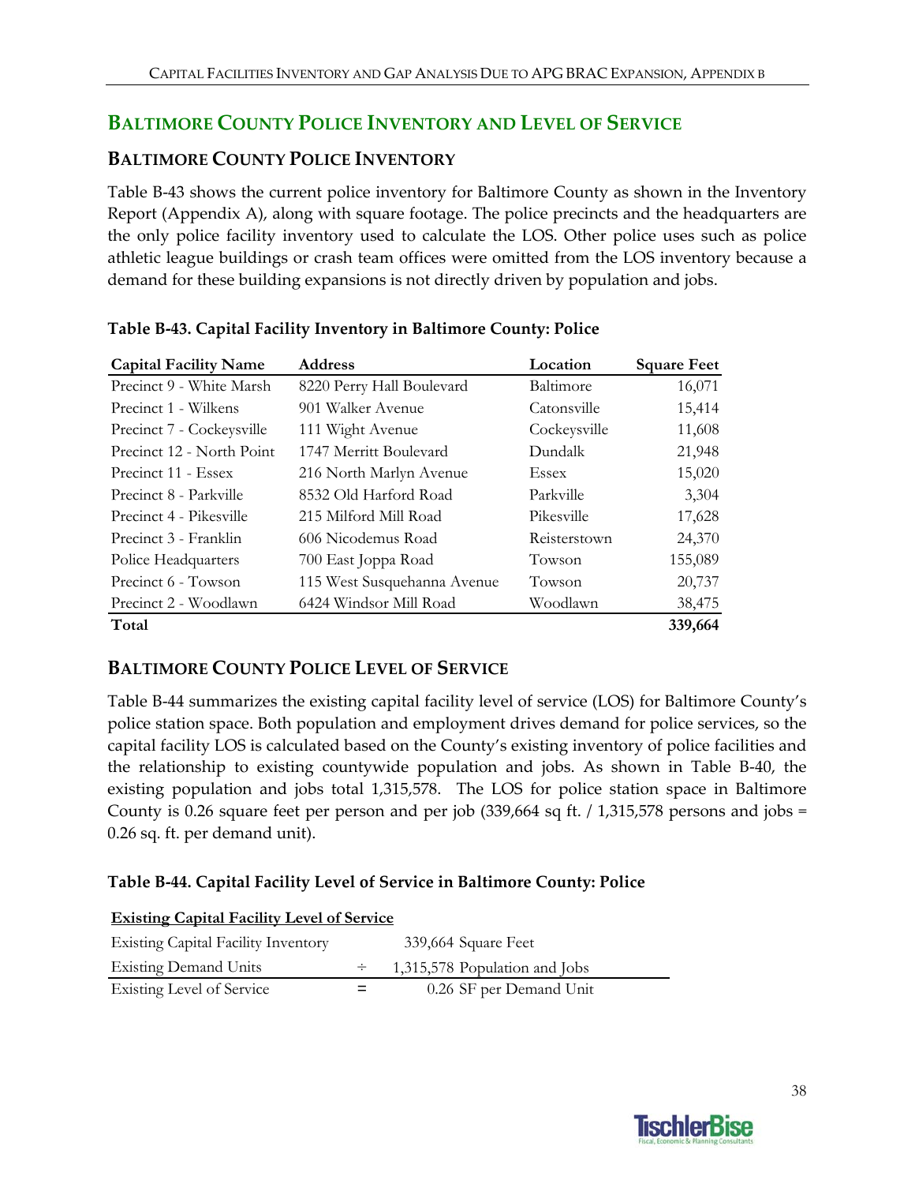## BALTIMORE COUNTY POLICE INVENTORY AND LEVEL OF SERVICE

### BALTIMORE COUNTY POLICE INVENTORY

Table B-43 shows the current police inventory for Baltimore County as shown in the Inventory Report (Appendix A), along with square footage. The police precincts and the headquarters are the only police facility inventory used to calculate the LOS. Other police uses such as police athletic league buildings or crash team offices were omitted from the LOS inventory because a demand for these building expansions is not directly driven by population and jobs.

**Table B-43. Capital Facility Inventory in Baltimore County: Police**

| Capital Facility Name | Address | Location | Square Feet |
|---|---|---|---|
| Precinct 9 - White Marsh | 8220 Perry Hall Boulevard | Baltimore | 16,071 |
| Precinct 1 - Wilkens | 901 Walker Avenue | Catonsville | 15,414 |
| Precinct 7 - Cockeysville | 111 Wight Avenue | Cockeysville | 11,608 |
| Precinct 12 - North Point | 1747 Merritt Boulevard | Dundalk | 21,948 |
| Precinct 11 - Essex | 216 North Marlyn Avenue | Essex | 15,020 |
| Precinct 8 - Parkville | 8532 Old Harford Road | Parkville | 3,304 |
| Precinct 4 - Pikesville | 215 Milford Mill Road | Pikesville | 17,628 |
| Precinct 3 - Franklin | 606 Nicodemus Road | Reisterstown | 24,370 |
| Police Headquarters | 700 East Joppa Road | Towson | 155,089 |
| Precinct 6 - Towson | 115 West Susquehanna Avenue | Towson | 20,737 |
| Precinct 2 - Woodlawn | 6424 Windsor Mill Road | Woodlawn | 38,475 |
| **Total** | | | **339,664** |

### BALTIMORE COUNTY POLICE LEVEL OF SERVICE

Table B-44 summarizes the existing capital facility level of service (LOS) for Baltimore County's police station space. Both population and employment drives demand for police services, so the capital facility LOS is calculated based on the County's existing inventory of police facilities and the relationship to existing countywide population and jobs. As shown in Table B-40, the existing population and jobs total 1,315,578. The LOS for police station space in Baltimore County is 0.26 square feet per person and per job (339,664 sq ft. / 1,315,578 persons and jobs = 0.26 sq. ft. per demand unit).

**Table B-44. Capital Facility Level of Service in Baltimore County: Police**

| **Existing Capital Facility Level of Service** | | |
|---|---|---|
| Existing Capital Facility Inventory | | 339,664 Square Feet |
| Existing Demand Units | ÷ | 1,315,578 Population and Jobs |
| Existing Level of Service | = | 0.26 SF per Demand Unit |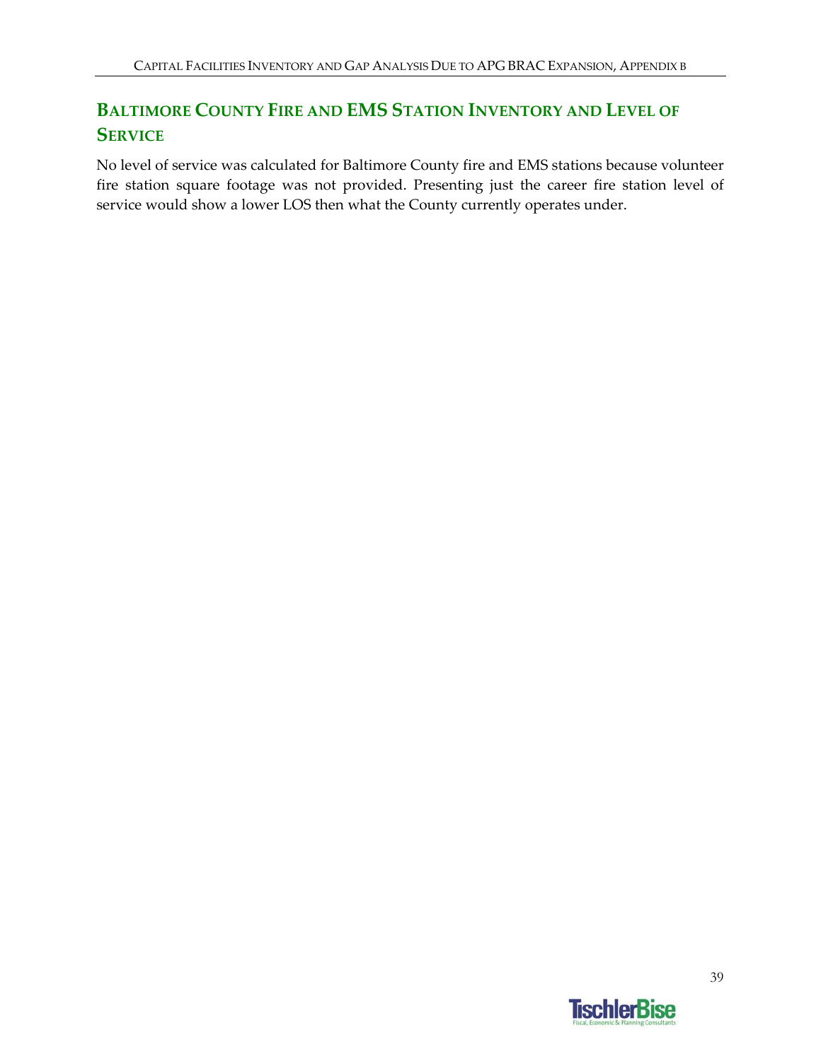## Baltimore County Fire and EMS Station Inventory and Level of Service

No level of service was calculated for Baltimore County fire and EMS stations because volunteer fire station square footage was not provided. Presenting just the career fire station level of service would show a lower LOS then what the County currently operates under.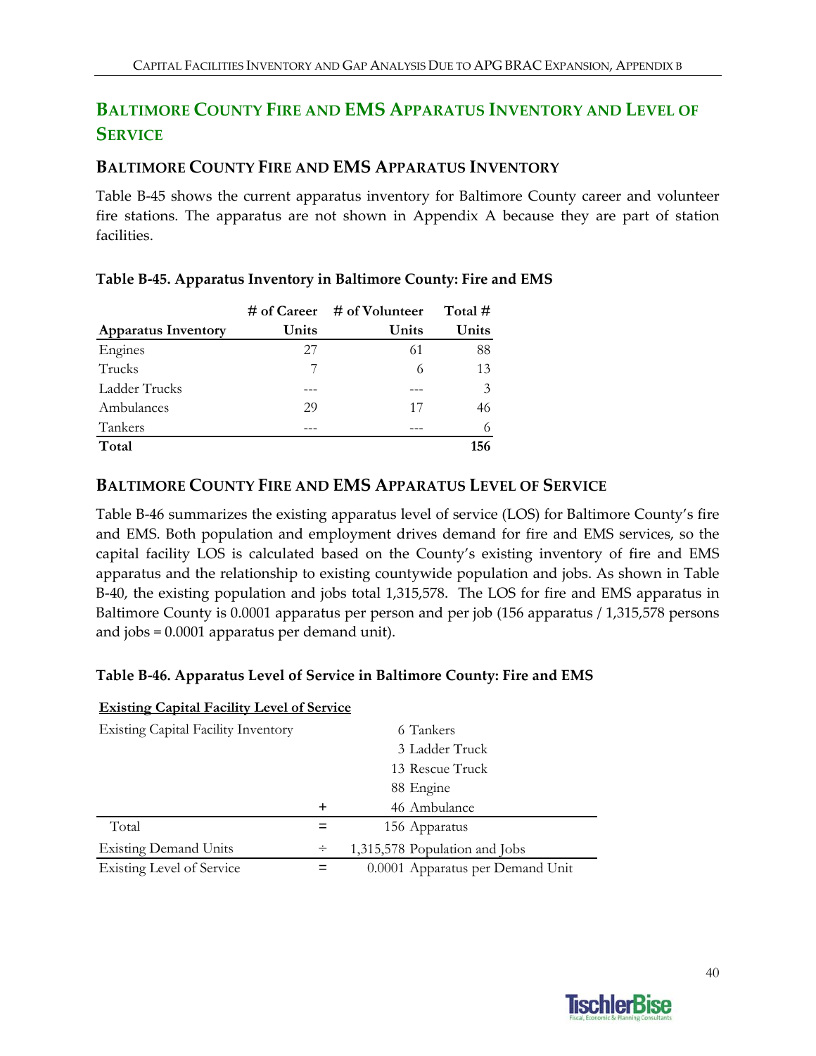## BALTIMORE COUNTY FIRE AND EMS APPARATUS INVENTORY AND LEVEL OF SERVICE

### BALTIMORE COUNTY FIRE AND EMS APPARATUS INVENTORY

Table B-45 shows the current apparatus inventory for Baltimore County career and volunteer fire stations. The apparatus are not shown in Appendix A because they are part of station facilities.

**Table B-45. Apparatus Inventory in Baltimore County: Fire and EMS**

| Apparatus Inventory | # of Career Units | # of Volunteer Units | Total # Units |
|---|---|---|---|
| Engines | 27 | 61 | 88 |
| Trucks | 7 | 6 | 13 |
| Ladder Trucks | --- | --- | 3 |
| Ambulances | 29 | 17 | 46 |
| Tankers | --- | --- | 6 |
| **Total** | | | **156** |

### BALTIMORE COUNTY FIRE AND EMS APPARATUS LEVEL OF SERVICE

Table B-46 summarizes the existing apparatus level of service (LOS) for Baltimore County's fire and EMS. Both population and employment drives demand for fire and EMS services, so the capital facility LOS is calculated based on the County's existing inventory of fire and EMS apparatus and the relationship to existing countywide population and jobs. As shown in Table B-40, the existing population and jobs total 1,315,578. The LOS for fire and EMS apparatus in Baltimore County is 0.0001 apparatus per person and per job (156 apparatus / 1,315,578 persons and jobs = 0.0001 apparatus per demand unit).

**Table B-46. Apparatus Level of Service in Baltimore County: Fire and EMS**

| **Existing Capital Facility Level of Service** | | |
|---|---|---|
| Existing Capital Facility Inventory | | 6 Tankers |
| | | 3 Ladder Truck |
| | | 13 Rescue Truck |
| | | 88 Engine |
| | + | 46 Ambulance |
| Total | = | 156 Apparatus |
| Existing Demand Units | ÷ | 1,315,578 Population and Jobs |
| Existing Level of Service | = | 0.0001 Apparatus per Demand Unit |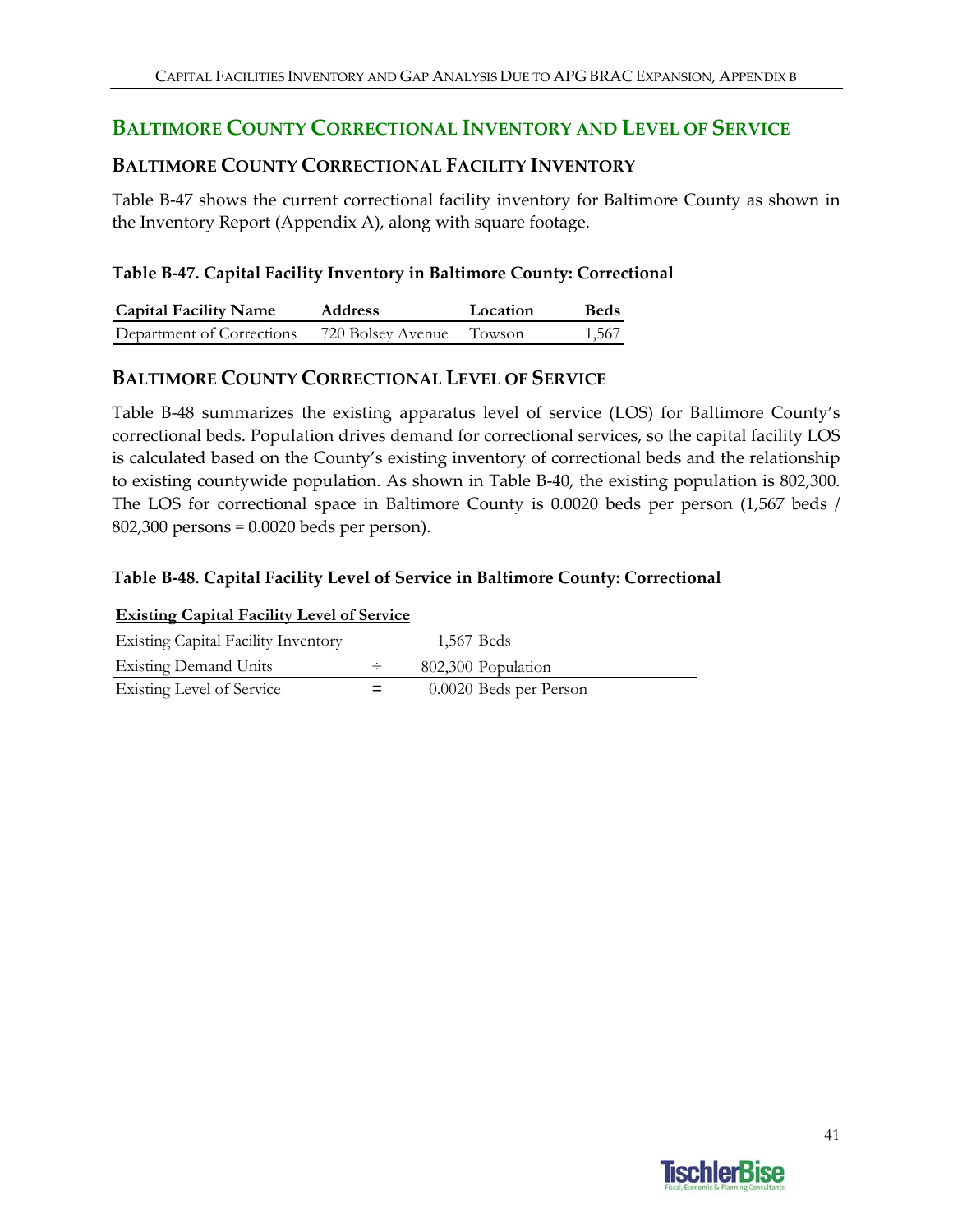## BALTIMORE COUNTY CORRECTIONAL INVENTORY AND LEVEL OF SERVICE

### BALTIMORE COUNTY CORRECTIONAL FACILITY INVENTORY

Table B-47 shows the current correctional facility inventory for Baltimore County as shown in the Inventory Report (Appendix A), along with square footage.

**Table B-47. Capital Facility Inventory in Baltimore County: Correctional**

| Capital Facility Name | Address | Location | Beds |
|---|---|---|---|
| Department of Corrections | 720 Bolsey Avenue | Towson | 1,567 |

### BALTIMORE COUNTY CORRECTIONAL LEVEL OF SERVICE

Table B-48 summarizes the existing apparatus level of service (LOS) for Baltimore County's correctional beds. Population drives demand for correctional services, so the capital facility LOS is calculated based on the County's existing inventory of correctional beds and the relationship to existing countywide population. As shown in Table B-40, the existing population is 802,300. The LOS for correctional space in Baltimore County is 0.0020 beds per person (1,567 beds / 802,300 persons = 0.0020 beds per person).

**Table B-48. Capital Facility Level of Service in Baltimore County: Correctional**

| Existing Capital Facility Level of Service | | |
|---|---|---|
| Existing Capital Facility Inventory | | 1,567 Beds |
| Existing Demand Units | ÷ | 802,300 Population |
| Existing Level of Service | = | 0.0020 Beds per Person |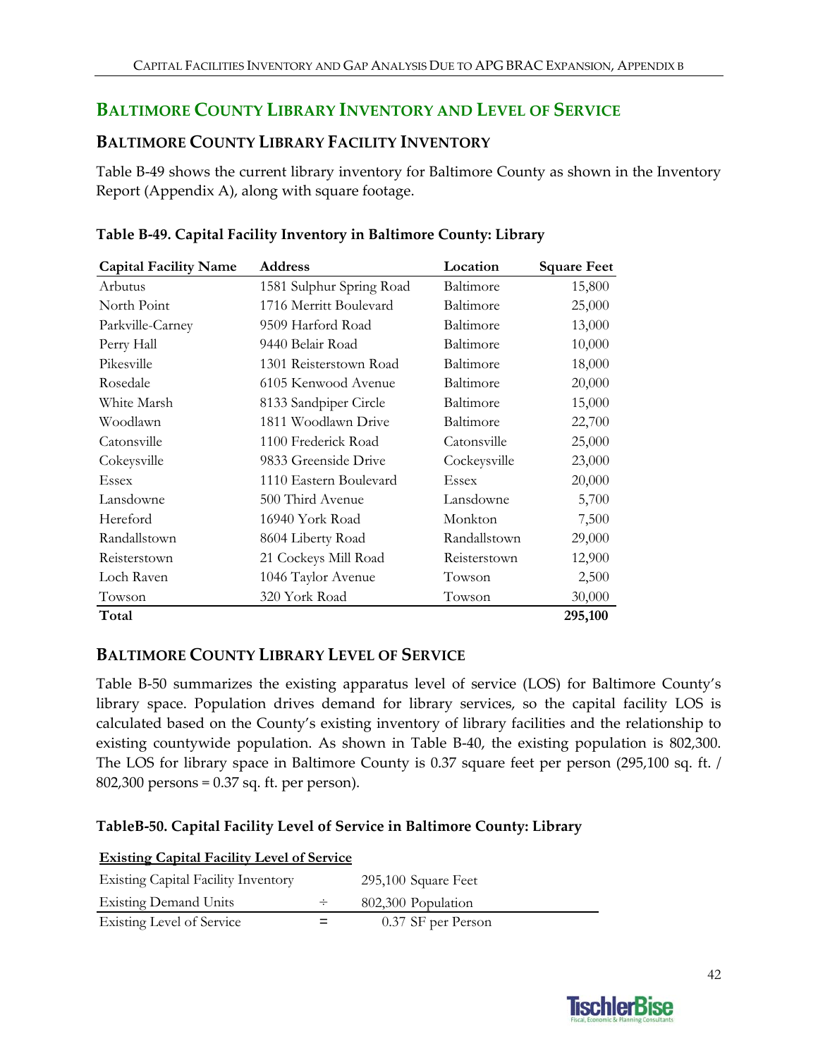## BALTIMORE COUNTY LIBRARY INVENTORY AND LEVEL OF SERVICE

### BALTIMORE COUNTY LIBRARY FACILITY INVENTORY

Table B-49 shows the current library inventory for Baltimore County as shown in the Inventory Report (Appendix A), along with square footage.

**Table B-49. Capital Facility Inventory in Baltimore County: Library**

| Capital Facility Name | Address | Location | Square Feet |
|---|---|---|---|
| Arbutus | 1581 Sulphur Spring Road | Baltimore | 15,800 |
| North Point | 1716 Merritt Boulevard | Baltimore | 25,000 |
| Parkville-Carney | 9509 Harford Road | Baltimore | 13,000 |
| Perry Hall | 9440 Belair Road | Baltimore | 10,000 |
| Pikesville | 1301 Reisterstown Road | Baltimore | 18,000 |
| Rosedale | 6105 Kenwood Avenue | Baltimore | 20,000 |
| White Marsh | 8133 Sandpiper Circle | Baltimore | 15,000 |
| Woodlawn | 1811 Woodlawn Drive | Baltimore | 22,700 |
| Catonsville | 1100 Frederick Road | Catonsville | 25,000 |
| Cokeysville | 9833 Greenside Drive | Cockeysville | 23,000 |
| Essex | 1110 Eastern Boulevard | Essex | 20,000 |
| Lansdowne | 500 Third Avenue | Lansdowne | 5,700 |
| Hereford | 16940 York Road | Monkton | 7,500 |
| Randallstown | 8604 Liberty Road | Randallstown | 29,000 |
| Reisterstown | 21 Cockeys Mill Road | Reisterstown | 12,900 |
| Loch Raven | 1046 Taylor Avenue | Towson | 2,500 |
| Towson | 320 York Road | Towson | 30,000 |
| **Total** | | | **295,100** |

### BALTIMORE COUNTY LIBRARY LEVEL OF SERVICE

Table B-50 summarizes the existing apparatus level of service (LOS) for Baltimore County's library space. Population drives demand for library services, so the capital facility LOS is calculated based on the County's existing inventory of library facilities and the relationship to existing countywide population. As shown in Table B-40, the existing population is 802,300. The LOS for library space in Baltimore County is 0.37 square feet per person (295,100 sq. ft. / 802,300 persons = 0.37 sq. ft. per person).

**TableB-50. Capital Facility Level of Service in Baltimore County: Library**

| **Existing Capital Facility Level of Service** | | |
|---|---|---|
| Existing Capital Facility Inventory | | 295,100 Square Feet |
| Existing Demand Units | ÷ | 802,300 Population |
| Existing Level of Service | = | 0.37 SF per Person |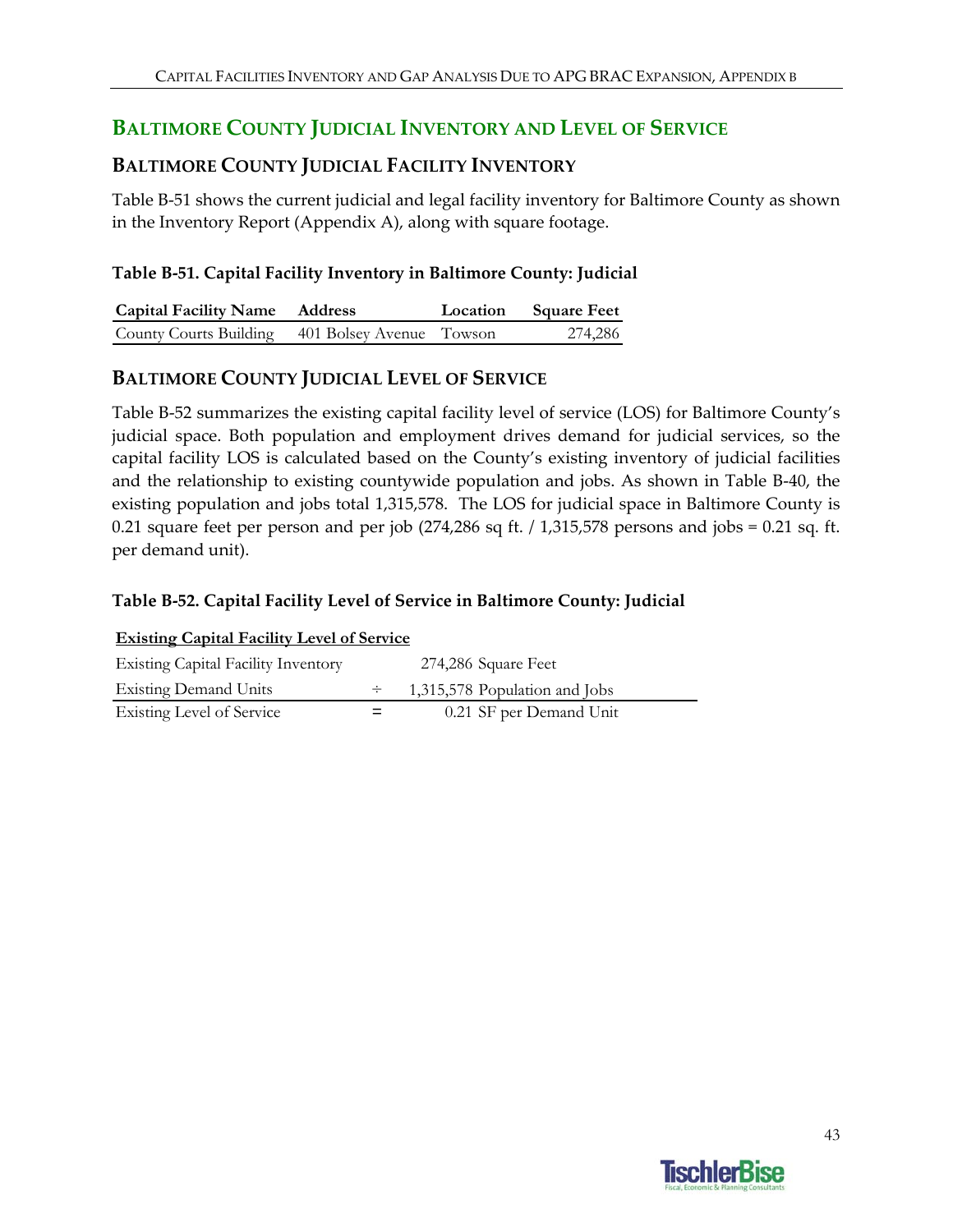## BALTIMORE COUNTY JUDICIAL INVENTORY AND LEVEL OF SERVICE

### BALTIMORE COUNTY JUDICIAL FACILITY INVENTORY

Table B-51 shows the current judicial and legal facility inventory for Baltimore County as shown in the Inventory Report (Appendix A), along with square footage.

**Table B-51. Capital Facility Inventory in Baltimore County: Judicial**

| Capital Facility Name | Address | Location | Square Feet |
|---|---|---|---|
| County Courts Building | 401 Bolsey Avenue | Towson | 274,286 |

### BALTIMORE COUNTY JUDICIAL LEVEL OF SERVICE

Table B-52 summarizes the existing capital facility level of service (LOS) for Baltimore County's judicial space. Both population and employment drives demand for judicial services, so the capital facility LOS is calculated based on the County's existing inventory of judicial facilities and the relationship to existing countywide population and jobs. As shown in Table B-40, the existing population and jobs total 1,315,578. The LOS for judicial space in Baltimore County is 0.21 square feet per person and per job (274,286 sq ft. / 1,315,578 persons and jobs = 0.21 sq. ft. per demand unit).

**Table B-52. Capital Facility Level of Service in Baltimore County: Judicial**

| **Existing Capital Facility Level of Service** | | |
|---|---|---|
| Existing Capital Facility Inventory | | 274,286 Square Feet |
| Existing Demand Units | ÷ | 1,315,578 Population and Jobs |
| Existing Level of Service | = | 0.21 SF per Demand Unit |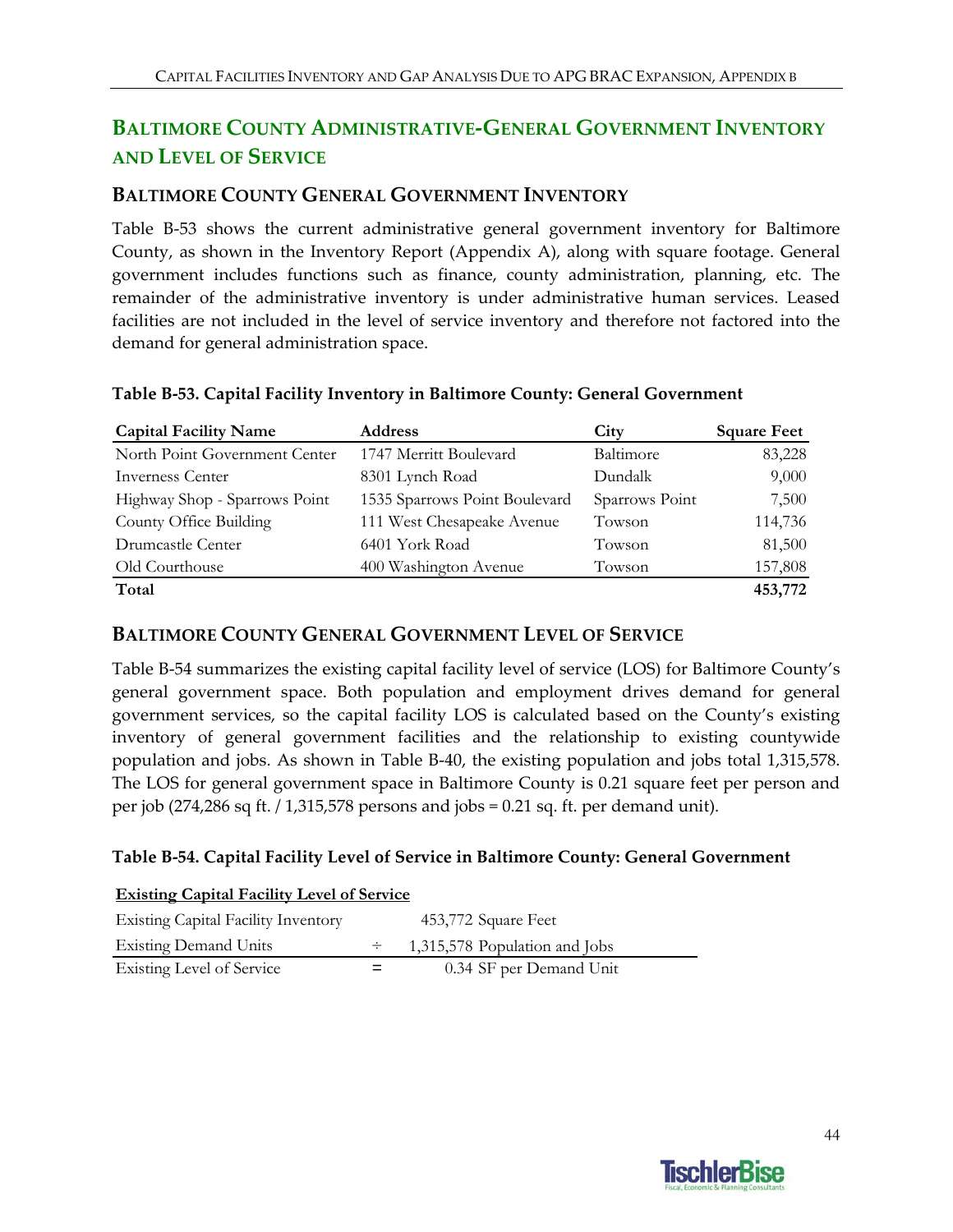## BALTIMORE COUNTY ADMINISTRATIVE-GENERAL GOVERNMENT INVENTORY AND LEVEL OF SERVICE

### BALTIMORE COUNTY GENERAL GOVERNMENT INVENTORY

Table B-53 shows the current administrative general government inventory for Baltimore County, as shown in the Inventory Report (Appendix A), along with square footage. General government includes functions such as finance, county administration, planning, etc. The remainder of the administrative inventory is under administrative human services. Leased facilities are not included in the level of service inventory and therefore not factored into the demand for general administration space.

**Table B-53. Capital Facility Inventory in Baltimore County: General Government**

| Capital Facility Name | Address | City | Square Feet |
|---|---|---|---|
| North Point Government Center | 1747 Merritt Boulevard | Baltimore | 83,228 |
| Inverness Center | 8301 Lynch Road | Dundalk | 9,000 |
| Highway Shop - Sparrows Point | 1535 Sparrows Point Boulevard | Sparrows Point | 7,500 |
| County Office Building | 111 West Chesapeake Avenue | Towson | 114,736 |
| Drumcastle Center | 6401 York Road | Towson | 81,500 |
| Old Courthouse | 400 Washington Avenue | Towson | 157,808 |
| **Total** | | | **453,772** |

### BALTIMORE COUNTY GENERAL GOVERNMENT LEVEL OF SERVICE

Table B-54 summarizes the existing capital facility level of service (LOS) for Baltimore County's general government space. Both population and employment drives demand for general government services, so the capital facility LOS is calculated based on the County's existing inventory of general government facilities and the relationship to existing countywide population and jobs. As shown in Table B-40, the existing population and jobs total 1,315,578. The LOS for general government space in Baltimore County is 0.21 square feet per person and per job (274,286 sq ft. / 1,315,578 persons and jobs = 0.21 sq. ft. per demand unit).

**Table B-54. Capital Facility Level of Service in Baltimore County: General Government**

| <u>**Existing Capital Facility Level of Service**</u> | | |
|---|---|---|
| Existing Capital Facility Inventory | | 453,772 Square Feet |
| Existing Demand Units | ÷ | 1,315,578 Population and Jobs |
| Existing Level of Service | = | 0.34 SF per Demand Unit |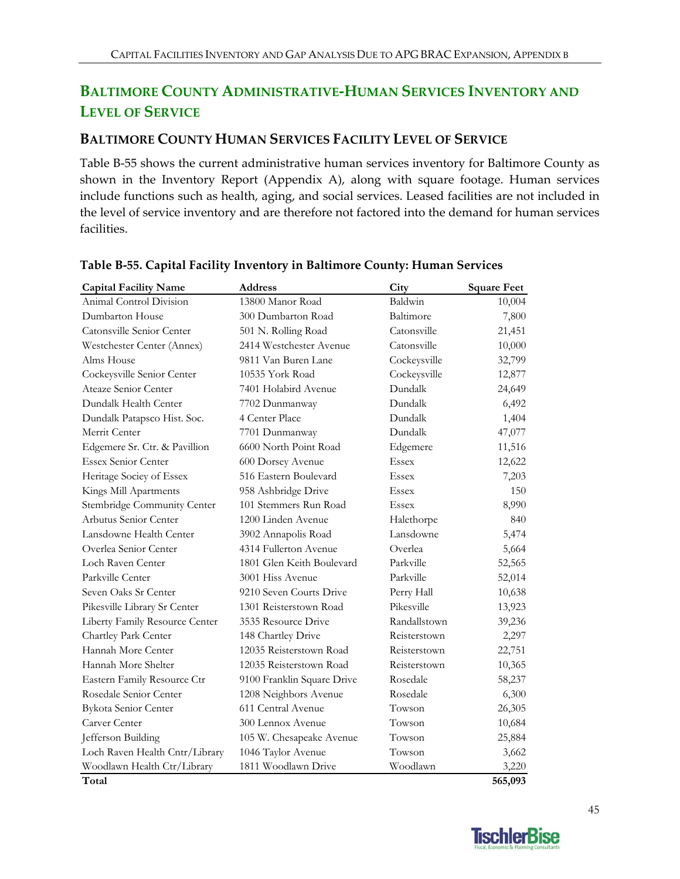## BALTIMORE COUNTY ADMINISTRATIVE-HUMAN SERVICES INVENTORY AND LEVEL OF SERVICE

### BALTIMORE COUNTY HUMAN SERVICES FACILITY LEVEL OF SERVICE

Table B-55 shows the current administrative human services inventory for Baltimore County as shown in the Inventory Report (Appendix A), along with square footage. Human services include functions such as health, aging, and social services. Leased facilities are not included in the level of service inventory and are therefore not factored into the demand for human services facilities.

**Table B-55. Capital Facility Inventory in Baltimore County: Human Services**

| Capital Facility Name | Address | City | Square Feet |
|---|---|---|---|
| Animal Control Division | 13800 Manor Road | Baldwin | 10,004 |
| Dumbarton House | 300 Dumbarton Road | Baltimore | 7,800 |
| Catonsville Senior Center | 501 N. Rolling Road | Catonsville | 21,451 |
| Westchester Center (Annex) | 2414 Westchester Avenue | Catonsville | 10,000 |
| Alms House | 9811 Van Buren Lane | Cockeysville | 32,799 |
| Cockeysville Senior Center | 10535 York Road | Cockeysville | 12,877 |
| Ateaze Senior Center | 7401 Holabird Avenue | Dundalk | 24,649 |
| Dundalk Health Center | 7702 Dunmanway | Dundalk | 6,492 |
| Dundalk Patapsco Hist. Soc. | 4 Center Place | Dundalk | 1,404 |
| Merrit Center | 7701 Dunmanway | Dundalk | 47,077 |
| Edgemere Sr. Ctr. & Pavillion | 6600 North Point Road | Edgemere | 11,516 |
| Essex Senior Center | 600 Dorsey Avenue | Essex | 12,622 |
| Heritage Sociey of Essex | 516 Eastern Boulevard | Essex | 7,203 |
| Kings Mill Apartments | 958 Ashbridge Drive | Essex | 150 |
| Stembridge Community Center | 101 Stemmers Run Road | Essex | 8,990 |
| Arbutus Senior Center | 1200 Linden Avenue | Halethorpe | 840 |
| Lansdowne Health Center | 3902 Annapolis Road | Lansdowne | 5,474 |
| Overlea Senior Center | 4314 Fullerton Avenue | Overlea | 5,664 |
| Loch Raven Center | 1801 Glen Keith Boulevard | Parkville | 52,565 |
| Parkville Center | 3001 Hiss Avenue | Parkville | 52,014 |
| Seven Oaks Sr Center | 9210 Seven Courts Drive | Perry Hall | 10,638 |
| Pikesville Library Sr Center | 1301 Reisterstown Road | Pikesville | 13,923 |
| Liberty Family Resource Center | 3535 Resource Drive | Randallstown | 39,236 |
| Chartley Park Center | 148 Chartley Drive | Reisterstown | 2,297 |
| Hannah More Center | 12035 Reisterstown Road | Reisterstown | 22,751 |
| Hannah More Shelter | 12035 Reisterstown Road | Reisterstown | 10,365 |
| Eastern Family Resource Ctr | 9100 Franklin Square Drive | Rosedale | 58,237 |
| Rosedale Senior Center | 1208 Neighbors Avenue | Rosedale | 6,300 |
| Bykota Senior Center | 611 Central Avenue | Towson | 26,305 |
| Carver Center | 300 Lennox Avenue | Towson | 10,684 |
| Jefferson Building | 105 W. Chesapeake Avenue | Towson | 25,884 |
| Loch Raven Health Cntr/Library | 1046 Taylor Avenue | Towson | 3,662 |
| Woodlawn Health Ctr/Library | 1811 Woodlawn Drive | Woodlawn | 3,220 |
| **Total** | | | **565,093** |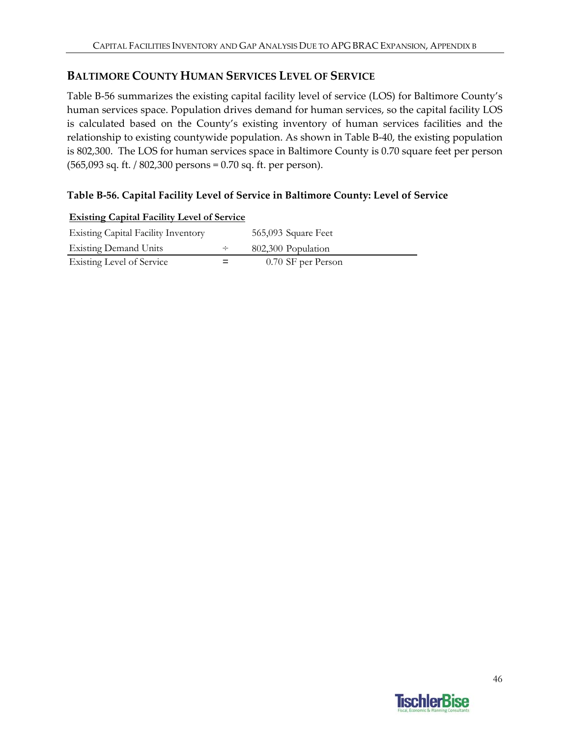## BALTIMORE COUNTY HUMAN SERVICES LEVEL OF SERVICE

Table B-56 summarizes the existing capital facility level of service (LOS) for Baltimore County's human services space. Population drives demand for human services, so the capital facility LOS is calculated based on the County's existing inventory of human services facilities and the relationship to existing countywide population. As shown in Table B-40, the existing population is 802,300. The LOS for human services space in Baltimore County is 0.70 square feet per person (565,093 sq. ft. / 802,300 persons = 0.70 sq. ft. per person).

**Table B-56. Capital Facility Level of Service in Baltimore County: Level of Service**

| Existing Capital Facility Level of Service | | |
|---|---|---|
| Existing Capital Facility Inventory | | 565,093 Square Feet |
| Existing Demand Units | ÷ | 802,300 Population |
| Existing Level of Service | = | 0.70 SF per Person |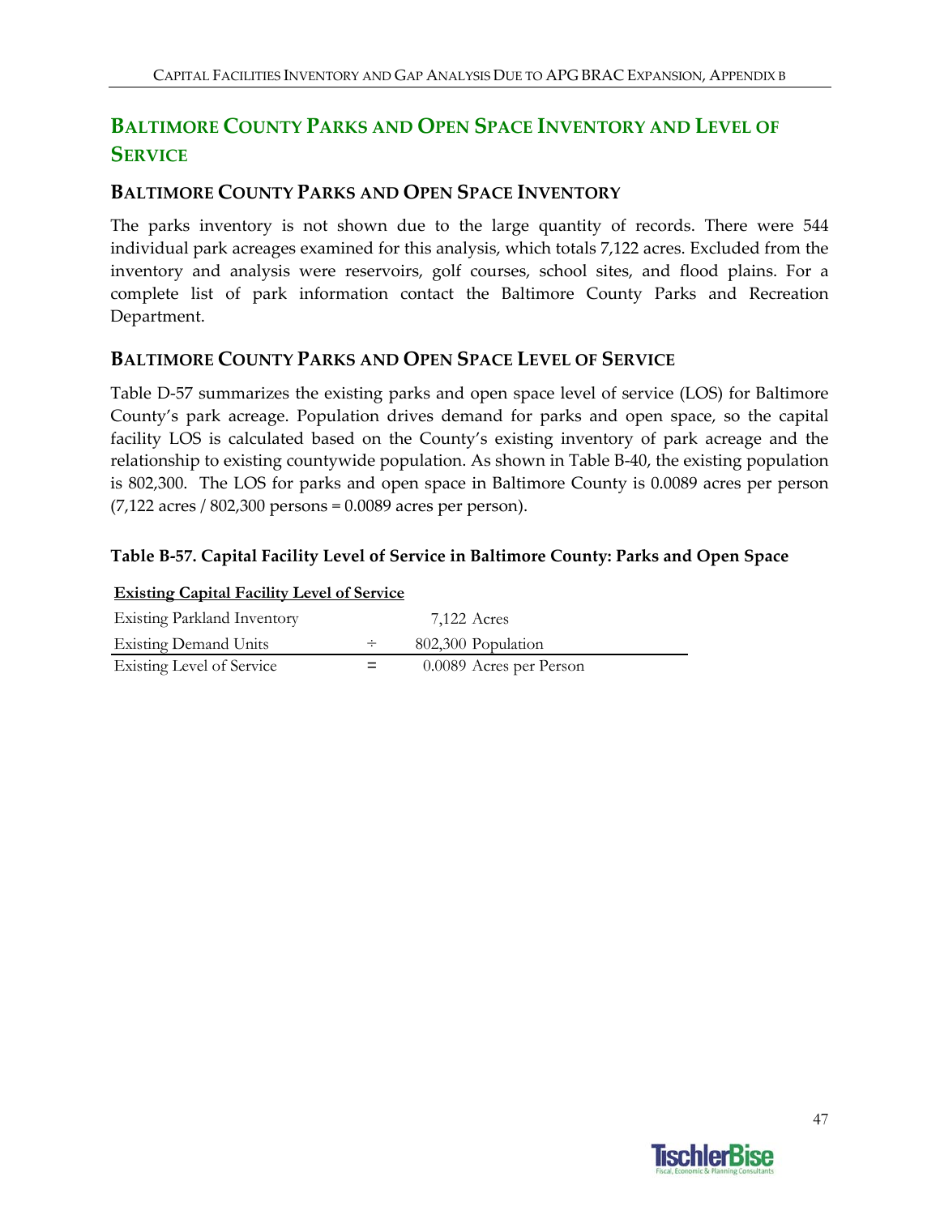## BALTIMORE COUNTY PARKS AND OPEN SPACE INVENTORY AND LEVEL OF SERVICE

### BALTIMORE COUNTY PARKS AND OPEN SPACE INVENTORY

The parks inventory is not shown due to the large quantity of records. There were 544 individual park acreages examined for this analysis, which totals 7,122 acres. Excluded from the inventory and analysis were reservoirs, golf courses, school sites, and flood plains. For a complete list of park information contact the Baltimore County Parks and Recreation Department.

### BALTIMORE COUNTY PARKS AND OPEN SPACE LEVEL OF SERVICE

Table D-57 summarizes the existing parks and open space level of service (LOS) for Baltimore County's park acreage. Population drives demand for parks and open space, so the capital facility LOS is calculated based on the County's existing inventory of park acreage and the relationship to existing countywide population. As shown in Table B-40, the existing population is 802,300. The LOS for parks and open space in Baltimore County is 0.0089 acres per person (7,122 acres / 802,300 persons = 0.0089 acres per person).

**Table B-57. Capital Facility Level of Service in Baltimore County: Parks and Open Space**

| **Existing Capital Facility Level of Service** | | |
|---|---|---|
| Existing Parkland Inventory | | 7,122 Acres |
| Existing Demand Units | ÷ | 802,300 Population |
| Existing Level of Service | = | 0.0089 Acres per Person |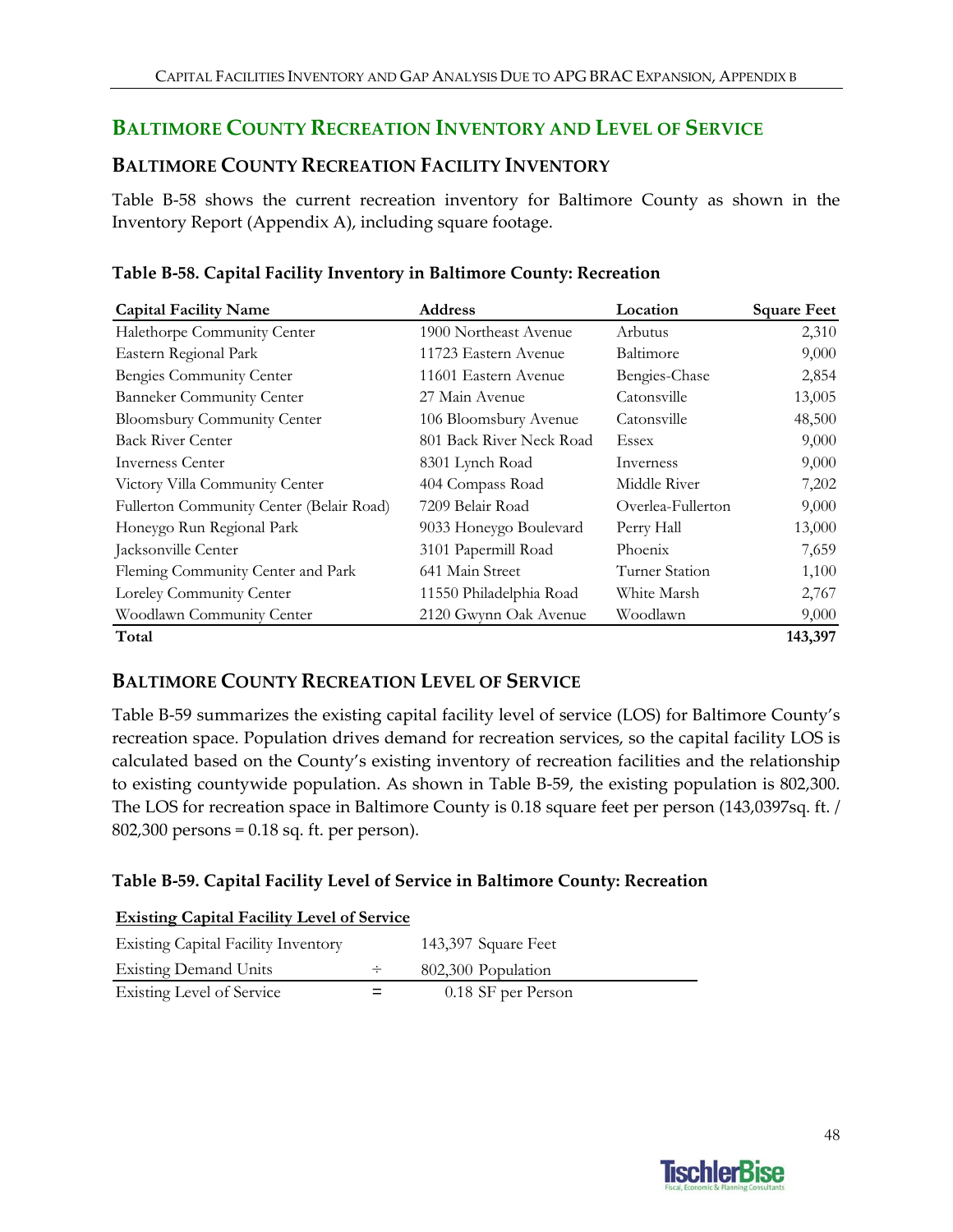## BALTIMORE COUNTY RECREATION INVENTORY AND LEVEL OF SERVICE

### BALTIMORE COUNTY RECREATION FACILITY INVENTORY

Table B-58 shows the current recreation inventory for Baltimore County as shown in the Inventory Report (Appendix A), including square footage.

**Table B-58. Capital Facility Inventory in Baltimore County: Recreation**

| Capital Facility Name | Address | Location | Square Feet |
|---|---|---|---|
| Halethorpe Community Center | 1900 Northeast Avenue | Arbutus | 2,310 |
| Eastern Regional Park | 11723 Eastern Avenue | Baltimore | 9,000 |
| Bengies Community Center | 11601 Eastern Avenue | Bengies-Chase | 2,854 |
| Banneker Community Center | 27 Main Avenue | Catonsville | 13,005 |
| Bloomsbury Community Center | 106 Bloomsbury Avenue | Catonsville | 48,500 |
| Back River Center | 801 Back River Neck Road | Essex | 9,000 |
| Inverness Center | 8301 Lynch Road | Inverness | 9,000 |
| Victory Villa Community Center | 404 Compass Road | Middle River | 7,202 |
| Fullerton Community Center (Belair Road) | 7209 Belair Road | Overlea-Fullerton | 9,000 |
| Honeygo Run Regional Park | 9033 Honeygo Boulevard | Perry Hall | 13,000 |
| Jacksonville Center | 3101 Papermill Road | Phoenix | 7,659 |
| Fleming Community Center and Park | 641 Main Street | Turner Station | 1,100 |
| Loreley Community Center | 11550 Philadelphia Road | White Marsh | 2,767 |
| Woodlawn Community Center | 2120 Gwynn Oak Avenue | Woodlawn | 9,000 |
| **Total** | | | **143,397** |

### BALTIMORE COUNTY RECREATION LEVEL OF SERVICE

Table B-59 summarizes the existing capital facility level of service (LOS) for Baltimore County's recreation space. Population drives demand for recreation services, so the capital facility LOS is calculated based on the County's existing inventory of recreation facilities and the relationship to existing countywide population. As shown in Table B-59, the existing population is 802,300. The LOS for recreation space in Baltimore County is 0.18 square feet per person (143,0397sq. ft. / 802,300 persons = 0.18 sq. ft. per person).

**Table B-59. Capital Facility Level of Service in Baltimore County: Recreation**

| **Existing Capital Facility Level of Service** | | |
|---|---|---|
| Existing Capital Facility Inventory | | 143,397 Square Feet |
| Existing Demand Units | ÷ | 802,300 Population |
| Existing Level of Service | = | 0.18 SF per Person |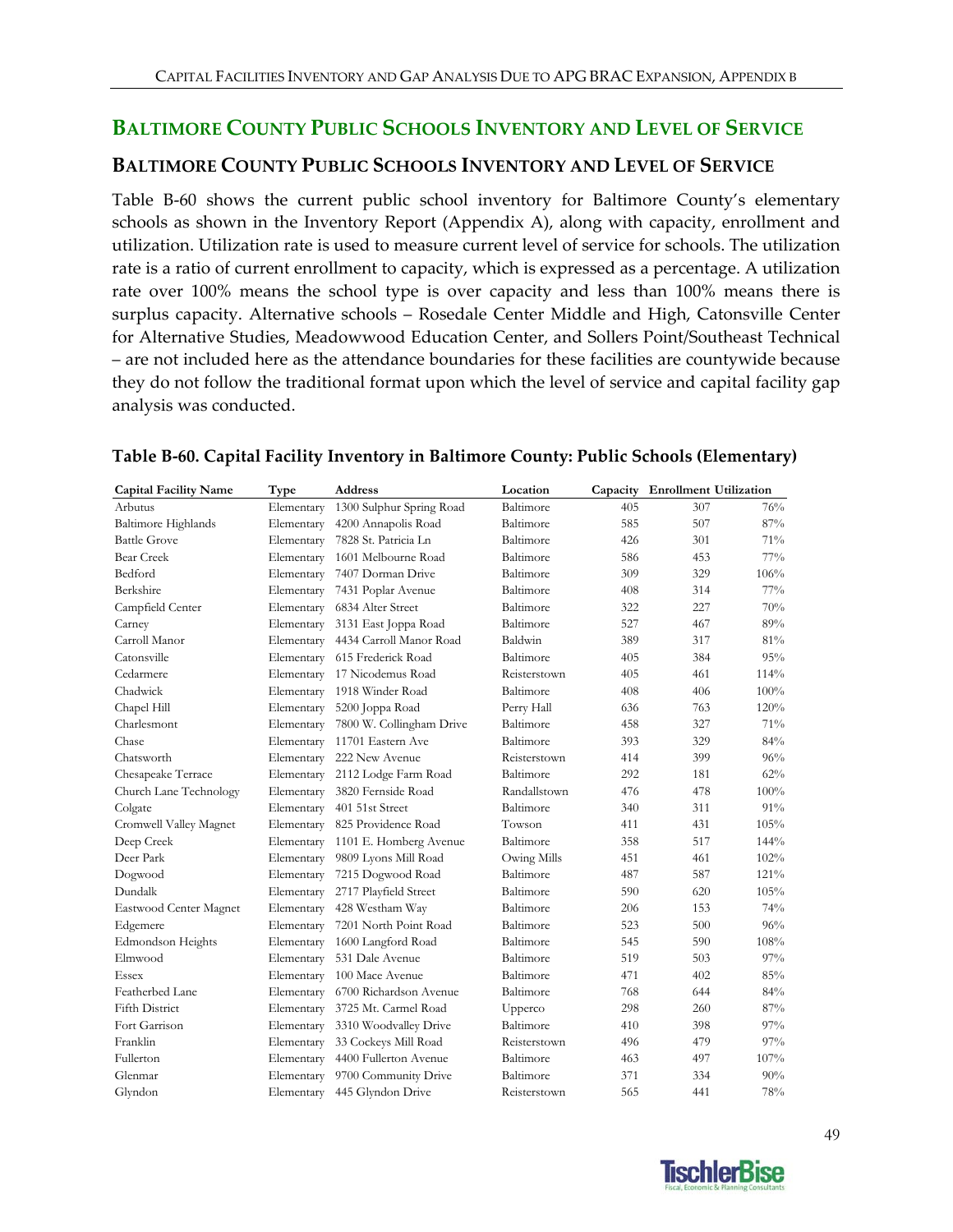## BALTIMORE COUNTY PUBLIC SCHOOLS INVENTORY AND LEVEL OF SERVICE

### BALTIMORE COUNTY PUBLIC SCHOOLS INVENTORY AND LEVEL OF SERVICE

Table B-60 shows the current public school inventory for Baltimore County's elementary schools as shown in the Inventory Report (Appendix A), along with capacity, enrollment and utilization. Utilization rate is used to measure current level of service for schools. The utilization rate is a ratio of current enrollment to capacity, which is expressed as a percentage. A utilization rate over 100% means the school type is over capacity and less than 100% means there is surplus capacity. Alternative schools – Rosedale Center Middle and High, Catonsville Center for Alternative Studies, Meadowwood Education Center, and Sollers Point/Southeast Technical – are not included here as the attendance boundaries for these facilities are countywide because they do not follow the traditional format upon which the level of service and capital facility gap analysis was conducted.

**Table B-60. Capital Facility Inventory in Baltimore County: Public Schools (Elementary)**

| Capital Facility Name | Type | Address | Location | Capacity | Enrollment | Utilization |
|---|---|---|---|---|---|---|
| Arbutus | Elementary | 1300 Sulphur Spring Road | Baltimore | 405 | 307 | 76% |
| Baltimore Highlands | Elementary | 4200 Annapolis Road | Baltimore | 585 | 507 | 87% |
| Battle Grove | Elementary | 7828 St. Patricia Ln | Baltimore | 426 | 301 | 71% |
| Bear Creek | Elementary | 1601 Melbourne Road | Baltimore | 586 | 453 | 77% |
| Bedford | Elementary | 7407 Dorman Drive | Baltimore | 309 | 329 | 106% |
| Berkshire | Elementary | 7431 Poplar Avenue | Baltimore | 408 | 314 | 77% |
| Campfield Center | Elementary | 6834 Alter Street | Baltimore | 322 | 227 | 70% |
| Carney | Elementary | 3131 East Joppa Road | Baltimore | 527 | 467 | 89% |
| Carroll Manor | Elementary | 4434 Carroll Manor Road | Baldwin | 389 | 317 | 81% |
| Catonsville | Elementary | 615 Frederick Road | Baltimore | 405 | 384 | 95% |
| Cedarmere | Elementary | 17 Nicodemus Road | Reisterstown | 405 | 461 | 114% |
| Chadwick | Elementary | 1918 Winder Road | Baltimore | 408 | 406 | 100% |
| Chapel Hill | Elementary | 5200 Joppa Road | Perry Hall | 636 | 763 | 120% |
| Charlesmont | Elementary | 7800 W. Collingham Drive | Baltimore | 458 | 327 | 71% |
| Chase | Elementary | 11701 Eastern Ave | Baltimore | 393 | 329 | 84% |
| Chatsworth | Elementary | 222 New Avenue | Reisterstown | 414 | 399 | 96% |
| Chesapeake Terrace | Elementary | 2112 Lodge Farm Road | Baltimore | 292 | 181 | 62% |
| Church Lane Technology | Elementary | 3820 Fernside Road | Randallstown | 476 | 478 | 100% |
| Colgate | Elementary | 401 51st Street | Baltimore | 340 | 311 | 91% |
| Cromwell Valley Magnet | Elementary | 825 Providence Road | Towson | 411 | 431 | 105% |
| Deep Creek | Elementary | 1101 E. Homberg Avenue | Baltimore | 358 | 517 | 144% |
| Deer Park | Elementary | 9809 Lyons Mill Road | Owing Mills | 451 | 461 | 102% |
| Dogwood | Elementary | 7215 Dogwood Road | Baltimore | 487 | 587 | 121% |
| Dundalk | Elementary | 2717 Playfield Street | Baltimore | 590 | 620 | 105% |
| Eastwood Center Magnet | Elementary | 428 Westham Way | Baltimore | 206 | 153 | 74% |
| Edgemere | Elementary | 7201 North Point Road | Baltimore | 523 | 500 | 96% |
| Edmondson Heights | Elementary | 1600 Langford Road | Baltimore | 545 | 590 | 108% |
| Elmwood | Elementary | 531 Dale Avenue | Baltimore | 519 | 503 | 97% |
| Essex | Elementary | 100 Mace Avenue | Baltimore | 471 | 402 | 85% |
| Featherbed Lane | Elementary | 6700 Richardson Avenue | Baltimore | 768 | 644 | 84% |
| Fifth District | Elementary | 3725 Mt. Carmel Road | Upperco | 298 | 260 | 87% |
| Fort Garrison | Elementary | 3310 Woodvalley Drive | Baltimore | 410 | 398 | 97% |
| Franklin | Elementary | 33 Cockeys Mill Road | Reisterstown | 496 | 479 | 97% |
| Fullerton | Elementary | 4400 Fullerton Avenue | Baltimore | 463 | 497 | 107% |
| Glenmar | Elementary | 9700 Community Drive | Baltimore | 371 | 334 | 90% |
| Glyndon | Elementary | 445 Glyndon Drive | Reisterstown | 565 | 441 | 78% |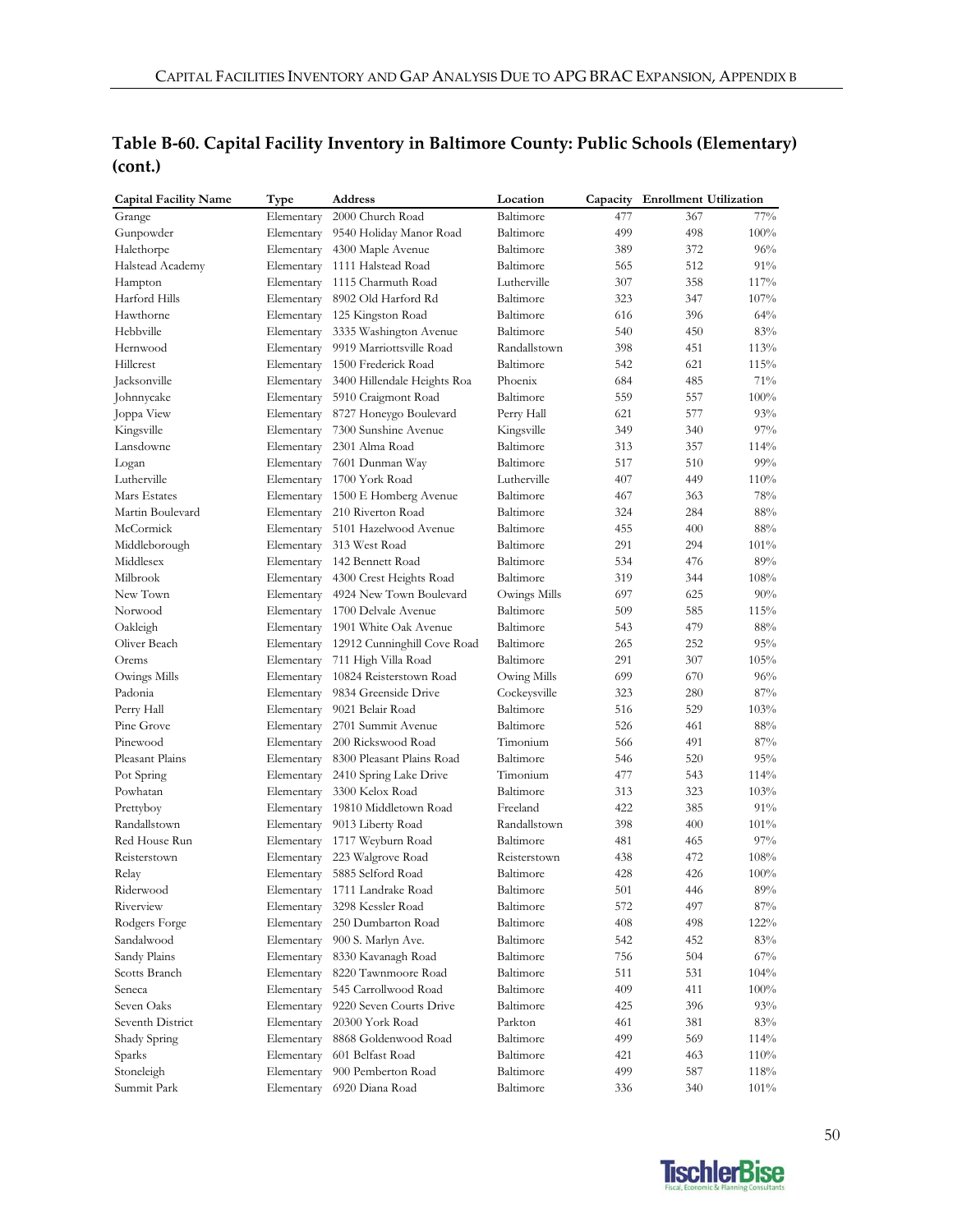## Table B-60. Capital Facility Inventory in Baltimore County: Public Schools (Elementary) (cont.)

| Capital Facility Name | Type | Address | Location | Capacity | Enrollment | Utilization |
|---|---|---|---|---|---|---|
| Grange | Elementary | 2000 Church Road | Baltimore | 477 | 367 | 77% |
| Gunpowder | Elementary | 9540 Holiday Manor Road | Baltimore | 499 | 498 | 100% |
| Halethorpe | Elementary | 4300 Maple Avenue | Baltimore | 389 | 372 | 96% |
| Halstead Academy | Elementary | 1111 Halstead Road | Baltimore | 565 | 512 | 91% |
| Hampton | Elementary | 1115 Charmuth Road | Lutherville | 307 | 358 | 117% |
| Harford Hills | Elementary | 8902 Old Harford Rd | Baltimore | 323 | 347 | 107% |
| Hawthorne | Elementary | 125 Kingston Road | Baltimore | 616 | 396 | 64% |
| Hebbville | Elementary | 3335 Washington Avenue | Baltimore | 540 | 450 | 83% |
| Hernwood | Elementary | 9919 Marriottsville Road | Randallstown | 398 | 451 | 113% |
| Hillcrest | Elementary | 1500 Frederick Road | Baltimore | 542 | 621 | 115% |
| Jacksonville | Elementary | 3400 Hillendale Heights Roa | Phoenix | 684 | 485 | 71% |
| Johnnycake | Elementary | 5910 Craigmont Road | Baltimore | 559 | 557 | 100% |
| Joppa View | Elementary | 8727 Honeygo Boulevard | Perry Hall | 621 | 577 | 93% |
| Kingsville | Elementary | 7300 Sunshine Avenue | Kingsville | 349 | 340 | 97% |
| Lansdowne | Elementary | 2301 Alma Road | Baltimore | 313 | 357 | 114% |
| Logan | Elementary | 7601 Dunman Way | Baltimore | 517 | 510 | 99% |
| Lutherville | Elementary | 1700 York Road | Lutherville | 407 | 449 | 110% |
| Mars Estates | Elementary | 1500 E Homberg Avenue | Baltimore | 467 | 363 | 78% |
| Martin Boulevard | Elementary | 210 Riverton Road | Baltimore | 324 | 284 | 88% |
| McCormick | Elementary | 5101 Hazelwood Avenue | Baltimore | 455 | 400 | 88% |
| Middleborough | Elementary | 313 West Road | Baltimore | 291 | 294 | 101% |
| Middlesex | Elementary | 142 Bennett Road | Baltimore | 534 | 476 | 89% |
| Milbrook | Elementary | 4300 Crest Heights Road | Baltimore | 319 | 344 | 108% |
| New Town | Elementary | 4924 New Town Boulevard | Owings Mills | 697 | 625 | 90% |
| Norwood | Elementary | 1700 Delvale Avenue | Baltimore | 509 | 585 | 115% |
| Oakleigh | Elementary | 1901 White Oak Avenue | Baltimore | 543 | 479 | 88% |
| Oliver Beach | Elementary | 12912 Cunninghill Cove Road | Baltimore | 265 | 252 | 95% |
| Orems | Elementary | 711 High Villa Road | Baltimore | 291 | 307 | 105% |
| Owings Mills | Elementary | 10824 Reisterstown Road | Owing Mills | 699 | 670 | 96% |
| Padonia | Elementary | 9834 Greenside Drive | Cockeysville | 323 | 280 | 87% |
| Perry Hall | Elementary | 9021 Belair Road | Baltimore | 516 | 529 | 103% |
| Pine Grove | Elementary | 2701 Summit Avenue | Baltimore | 526 | 461 | 88% |
| Pinewood | Elementary | 200 Rickswood Road | Timonium | 566 | 491 | 87% |
| Pleasant Plains | Elementary | 8300 Pleasant Plains Road | Baltimore | 546 | 520 | 95% |
| Pot Spring | Elementary | 2410 Spring Lake Drive | Timonium | 477 | 543 | 114% |
| Powhatan | Elementary | 3300 Kelox Road | Baltimore | 313 | 323 | 103% |
| Prettyboy | Elementary | 19810 Middletown Road | Freeland | 422 | 385 | 91% |
| Randallstown | Elementary | 9013 Liberty Road | Randallstown | 398 | 400 | 101% |
| Red House Run | Elementary | 1717 Weyburn Road | Baltimore | 481 | 465 | 97% |
| Reisterstown | Elementary | 223 Walgrove Road | Reisterstown | 438 | 472 | 108% |
| Relay | Elementary | 5885 Selford Road | Baltimore | 428 | 426 | 100% |
| Riderwood | Elementary | 1711 Landrake Road | Baltimore | 501 | 446 | 89% |
| Riverview | Elementary | 3298 Kessler Road | Baltimore | 572 | 497 | 87% |
| Rodgers Forge | Elementary | 250 Dumbarton Road | Baltimore | 408 | 498 | 122% |
| Sandalwood | Elementary | 900 S. Marlyn Ave. | Baltimore | 542 | 452 | 83% |
| Sandy Plains | Elementary | 8330 Kavanagh Road | Baltimore | 756 | 504 | 67% |
| Scotts Branch | Elementary | 8220 Tawnmoore Road | Baltimore | 511 | 531 | 104% |
| Seneca | Elementary | 545 Carrollwood Road | Baltimore | 409 | 411 | 100% |
| Seven Oaks | Elementary | 9220 Seven Courts Drive | Baltimore | 425 | 396 | 93% |
| Seventh District | Elementary | 20300 York Road | Parkton | 461 | 381 | 83% |
| Shady Spring | Elementary | 8868 Goldenwood Road | Baltimore | 499 | 569 | 114% |
| Sparks | Elementary | 601 Belfast Road | Baltimore | 421 | 463 | 110% |
| Stoneleigh | Elementary | 900 Pemberton Road | Baltimore | 499 | 587 | 118% |
| Summit Park | Elementary | 6920 Diana Road | Baltimore | 336 | 340 | 101% |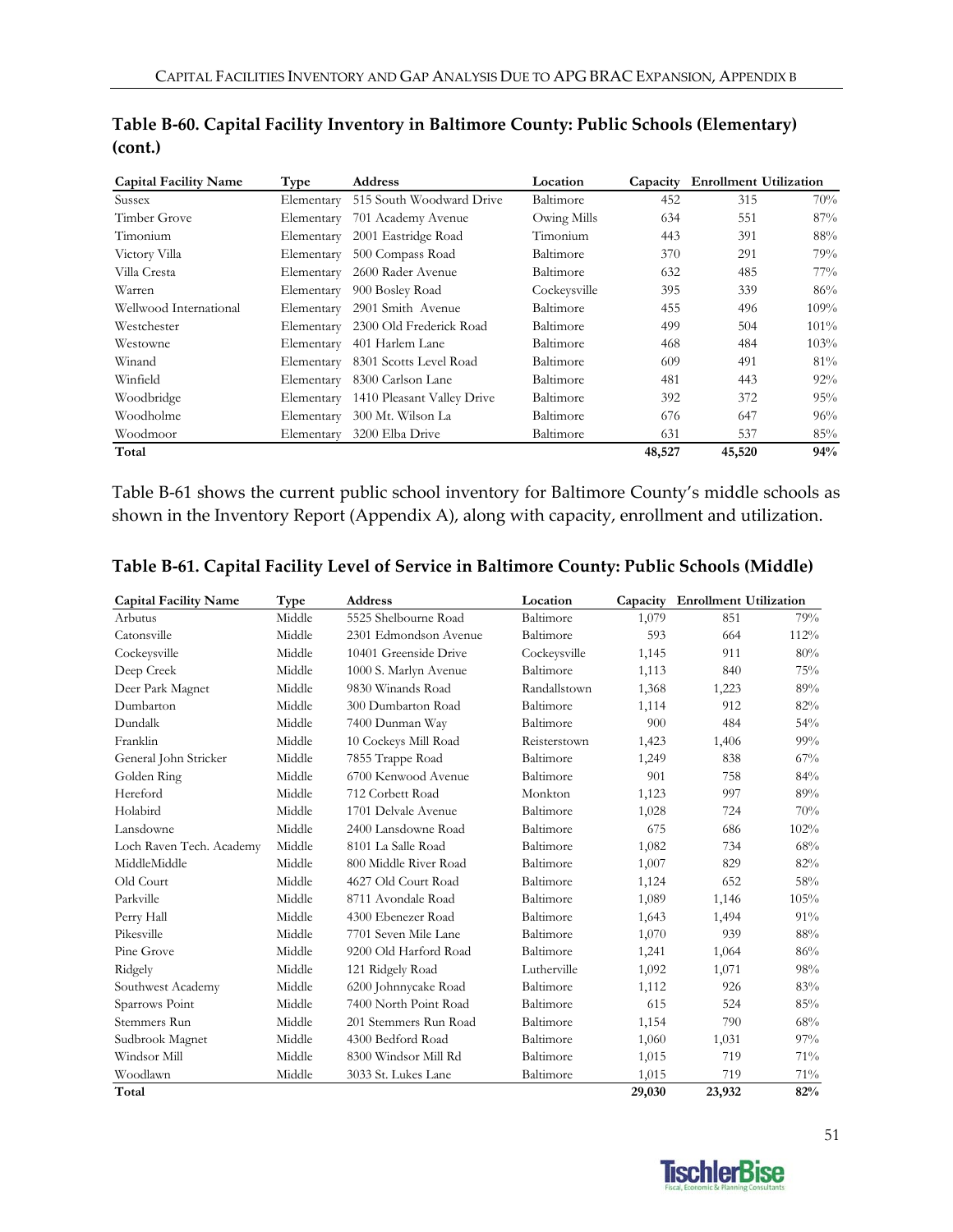**Table B-60. Capital Facility Inventory in Baltimore County: Public Schools (Elementary) (cont.)**

| Capital Facility Name | Type | Address | Location | Capacity | Enrollment | Utilization |
|---|---|---|---|---|---|---|
| Sussex | Elementary | 515 South Woodward Drive | Baltimore | 452 | 315 | 70% |
| Timber Grove | Elementary | 701 Academy Avenue | Owing Mills | 634 | 551 | 87% |
| Timonium | Elementary | 2001 Eastridge Road | Timonium | 443 | 391 | 88% |
| Victory Villa | Elementary | 500 Compass Road | Baltimore | 370 | 291 | 79% |
| Villa Cresta | Elementary | 2600 Rader Avenue | Baltimore | 632 | 485 | 77% |
| Warren | Elementary | 900 Bosley Road | Cockeysville | 395 | 339 | 86% |
| Wellwood International | Elementary | 2901 Smith Avenue | Baltimore | 455 | 496 | 109% |
| Westchester | Elementary | 2300 Old Frederick Road | Baltimore | 499 | 504 | 101% |
| Westowne | Elementary | 401 Harlem Lane | Baltimore | 468 | 484 | 103% |
| Winand | Elementary | 8301 Scotts Level Road | Baltimore | 609 | 491 | 81% |
| Winfield | Elementary | 8300 Carlson Lane | Baltimore | 481 | 443 | 92% |
| Woodbridge | Elementary | 1410 Pleasant Valley Drive | Baltimore | 392 | 372 | 95% |
| Woodholme | Elementary | 300 Mt. Wilson La | Baltimore | 676 | 647 | 96% |
| Woodmoor | Elementary | 3200 Elba Drive | Baltimore | 631 | 537 | 85% |
| **Total** | | | | **48,527** | **45,520** | **94%** |

Table B-61 shows the current public school inventory for Baltimore County's middle schools as shown in the Inventory Report (Appendix A), along with capacity, enrollment and utilization.

**Table B-61. Capital Facility Level of Service in Baltimore County: Public Schools (Middle)**

| Capital Facility Name | Type | Address | Location | Capacity | Enrollment | Utilization |
|---|---|---|---|---|---|---|
| Arbutus | Middle | 5525 Shelbourne Road | Baltimore | 1,079 | 851 | 79% |
| Catonsville | Middle | 2301 Edmondson Avenue | Baltimore | 593 | 664 | 112% |
| Cockeysville | Middle | 10401 Greenside Drive | Cockeysville | 1,145 | 911 | 80% |
| Deep Creek | Middle | 1000 S. Marlyn Avenue | Baltimore | 1,113 | 840 | 75% |
| Deer Park Magnet | Middle | 9830 Winands Road | Randallstown | 1,368 | 1,223 | 89% |
| Dumbarton | Middle | 300 Dumbarton Road | Baltimore | 1,114 | 912 | 82% |
| Dundalk | Middle | 7400 Dunman Way | Baltimore | 900 | 484 | 54% |
| Franklin | Middle | 10 Cockeys Mill Road | Reisterstown | 1,423 | 1,406 | 99% |
| General John Stricker | Middle | 7855 Trappe Road | Baltimore | 1,249 | 838 | 67% |
| Golden Ring | Middle | 6700 Kenwood Avenue | Baltimore | 901 | 758 | 84% |
| Hereford | Middle | 712 Corbett Road | Monkton | 1,123 | 997 | 89% |
| Holabird | Middle | 1701 Delvale Avenue | Baltimore | 1,028 | 724 | 70% |
| Lansdowne | Middle | 2400 Lansdowne Road | Baltimore | 675 | 686 | 102% |
| Loch Raven Tech. Academy | Middle | 8101 La Salle Road | Baltimore | 1,082 | 734 | 68% |
| MiddleMiddle | Middle | 800 Middle River Road | Baltimore | 1,007 | 829 | 82% |
| Old Court | Middle | 4627 Old Court Road | Baltimore | 1,124 | 652 | 58% |
| Parkville | Middle | 8711 Avondale Road | Baltimore | 1,089 | 1,146 | 105% |
| Perry Hall | Middle | 4300 Ebenezer Road | Baltimore | 1,643 | 1,494 | 91% |
| Pikesville | Middle | 7701 Seven Mile Lane | Baltimore | 1,070 | 939 | 88% |
| Pine Grove | Middle | 9200 Old Harford Road | Baltimore | 1,241 | 1,064 | 86% |
| Ridgely | Middle | 121 Ridgely Road | Lutherville | 1,092 | 1,071 | 98% |
| Southwest Academy | Middle | 6200 Johnnycake Road | Baltimore | 1,112 | 926 | 83% |
| Sparrows Point | Middle | 7400 North Point Road | Baltimore | 615 | 524 | 85% |
| Stemmers Run | Middle | 201 Stemmers Run Road | Baltimore | 1,154 | 790 | 68% |
| Sudbrook Magnet | Middle | 4300 Bedford Road | Baltimore | 1,060 | 1,031 | 97% |
| Windsor Mill | Middle | 8300 Windsor Mill Rd | Baltimore | 1,015 | 719 | 71% |
| Woodlawn | Middle | 3033 St. Lukes Lane | Baltimore | 1,015 | 719 | 71% |
| **Total** | | | | **29,030** | **23,932** | **82%** |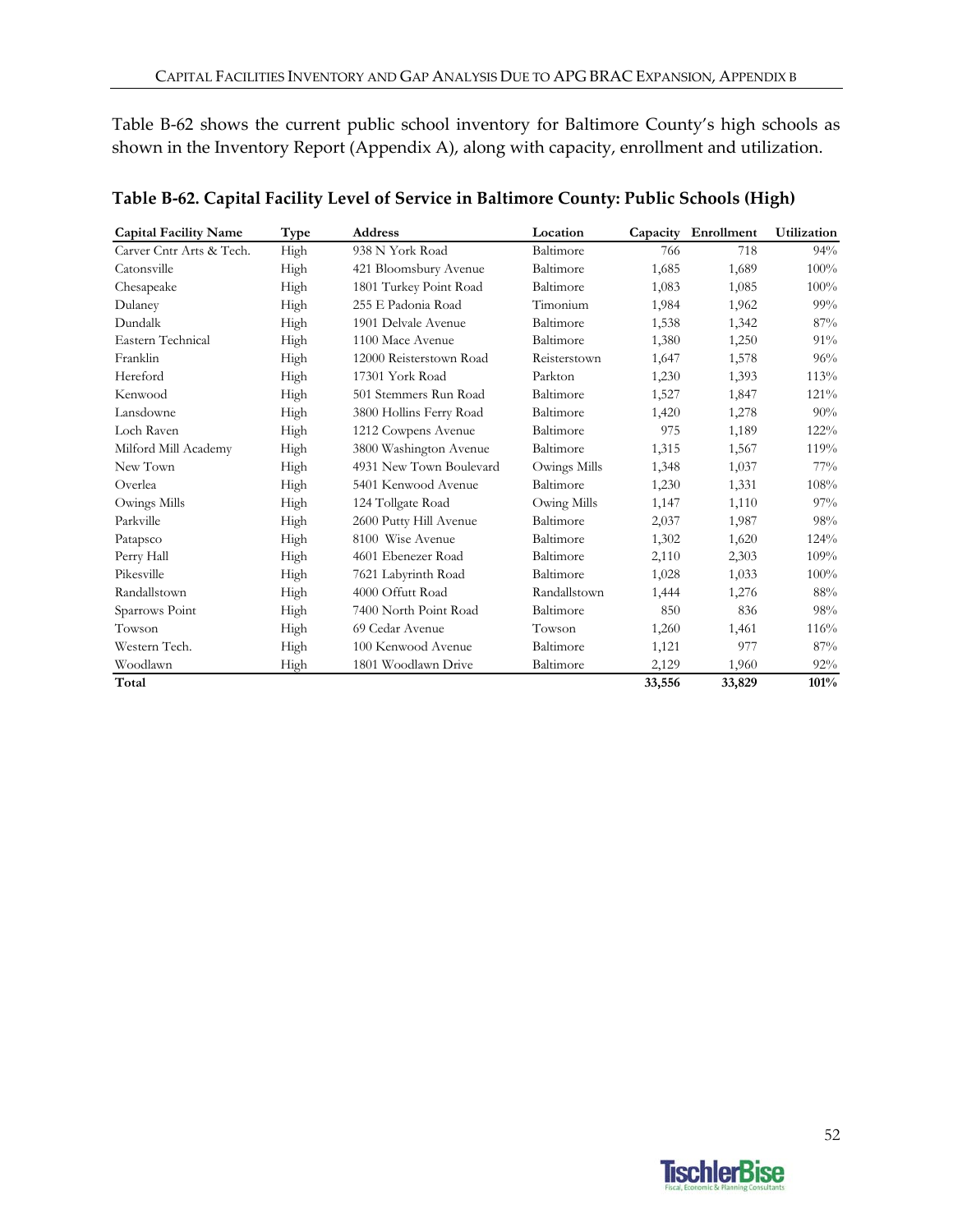Table B-62 shows the current public school inventory for Baltimore County's high schools as shown in the Inventory Report (Appendix A), along with capacity, enrollment and utilization.

**Table B-62. Capital Facility Level of Service in Baltimore County: Public Schools (High)**

| Capital Facility Name | Type | Address | Location | Capacity | Enrollment | Utilization |
|---|---|---|---|---|---|---|
| Carver Cntr Arts & Tech. | High | 938 N York Road | Baltimore | 766 | 718 | 94% |
| Catonsville | High | 421 Bloomsbury Avenue | Baltimore | 1,685 | 1,689 | 100% |
| Chesapeake | High | 1801 Turkey Point Road | Baltimore | 1,083 | 1,085 | 100% |
| Dulaney | High | 255 E Padonia Road | Timonium | 1,984 | 1,962 | 99% |
| Dundalk | High | 1901 Delvale Avenue | Baltimore | 1,538 | 1,342 | 87% |
| Eastern Technical | High | 1100 Mace Avenue | Baltimore | 1,380 | 1,250 | 91% |
| Franklin | High | 12000 Reisterstown Road | Reisterstown | 1,647 | 1,578 | 96% |
| Hereford | High | 17301 York Road | Parkton | 1,230 | 1,393 | 113% |
| Kenwood | High | 501 Stemmers Run Road | Baltimore | 1,527 | 1,847 | 121% |
| Lansdowne | High | 3800 Hollins Ferry Road | Baltimore | 1,420 | 1,278 | 90% |
| Loch Raven | High | 1212 Cowpens Avenue | Baltimore | 975 | 1,189 | 122% |
| Milford Mill Academy | High | 3800 Washington Avenue | Baltimore | 1,315 | 1,567 | 119% |
| New Town | High | 4931 New Town Boulevard | Owings Mills | 1,348 | 1,037 | 77% |
| Overlea | High | 5401 Kenwood Avenue | Baltimore | 1,230 | 1,331 | 108% |
| Owings Mills | High | 124 Tollgate Road | Owing Mills | 1,147 | 1,110 | 97% |
| Parkville | High | 2600 Putty Hill Avenue | Baltimore | 2,037 | 1,987 | 98% |
| Patapsco | High | 8100 Wise Avenue | Baltimore | 1,302 | 1,620 | 124% |
| Perry Hall | High | 4601 Ebenezer Road | Baltimore | 2,110 | 2,303 | 109% |
| Pikesville | High | 7621 Labyrinth Road | Baltimore | 1,028 | 1,033 | 100% |
| Randallstown | High | 4000 Offutt Road | Randallstown | 1,444 | 1,276 | 88% |
| Sparrows Point | High | 7400 North Point Road | Baltimore | 850 | 836 | 98% |
| Towson | High | 69 Cedar Avenue | Towson | 1,260 | 1,461 | 116% |
| Western Tech. | High | 100 Kenwood Avenue | Baltimore | 1,121 | 977 | 87% |
| Woodlawn | High | 1801 Woodlawn Drive | Baltimore | 2,129 | 1,960 | 92% |
| **Total** | | | | **33,556** | **33,829** | **101%** |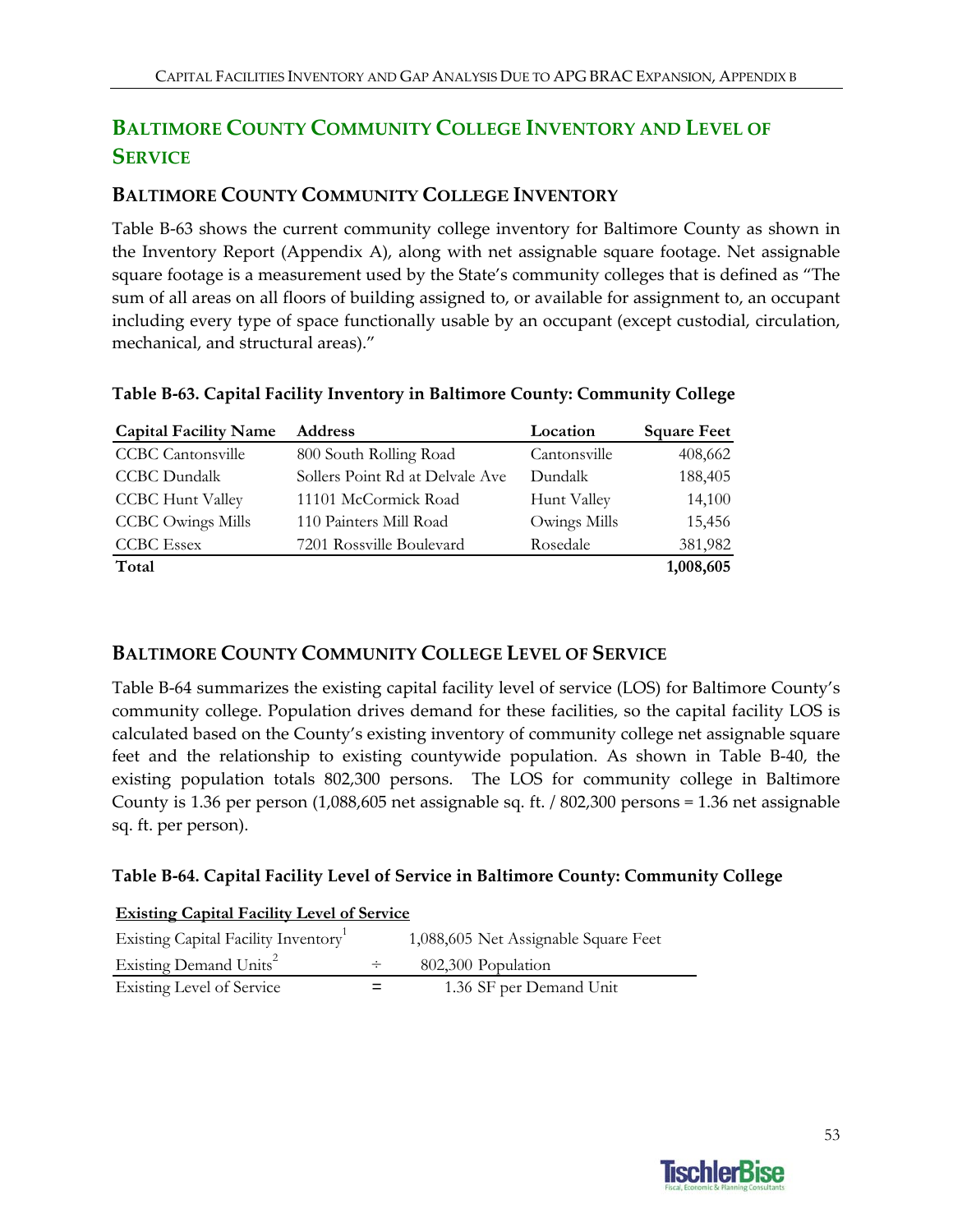## BALTIMORE COUNTY COMMUNITY COLLEGE INVENTORY AND LEVEL OF SERVICE

### BALTIMORE COUNTY COMMUNITY COLLEGE INVENTORY

Table B-63 shows the current community college inventory for Baltimore County as shown in the Inventory Report (Appendix A), along with net assignable square footage. Net assignable square footage is a measurement used by the State's community colleges that is defined as "The sum of all areas on all floors of building assigned to, or available for assignment to, an occupant including every type of space functionally usable by an occupant (except custodial, circulation, mechanical, and structural areas)."

**Table B-63. Capital Facility Inventory in Baltimore County: Community College**

| Capital Facility Name | Address | Location | Square Feet |
|---|---|---|---|
| CCBC Cantonsville | 800 South Rolling Road | Cantonsville | 408,662 |
| CCBC Dundalk | Sollers Point Rd at Delvale Ave | Dundalk | 188,405 |
| CCBC Hunt Valley | 11101 McCormick Road | Hunt Valley | 14,100 |
| CCBC Owings Mills | 110 Painters Mill Road | Owings Mills | 15,456 |
| CCBC Essex | 7201 Rossville Boulevard | Rosedale | 381,982 |
| **Total** | | | **1,008,605** |

### BALTIMORE COUNTY COMMUNITY COLLEGE LEVEL OF SERVICE

Table B-64 summarizes the existing capital facility level of service (LOS) for Baltimore County's community college. Population drives demand for these facilities, so the capital facility LOS is calculated based on the County's existing inventory of community college net assignable square feet and the relationship to existing countywide population. As shown in Table B-40, the existing population totals 802,300 persons. The LOS for community college in Baltimore County is 1.36 per person (1,088,605 net assignable sq. ft. / 802,300 persons = 1.36 net assignable sq. ft. per person).

**Table B-64. Capital Facility Level of Service in Baltimore County: Community College**

| <u>Existing Capital Facility Level of Service</u> | | |
|---|---|---|
| Existing Capital Facility Inventory[1] | | 1,088,605 Net Assignable Square Feet |
| Existing Demand Units[2] | ÷ | 802,300 Population |
| Existing Level of Service | = | 1.36 SF per Demand Unit |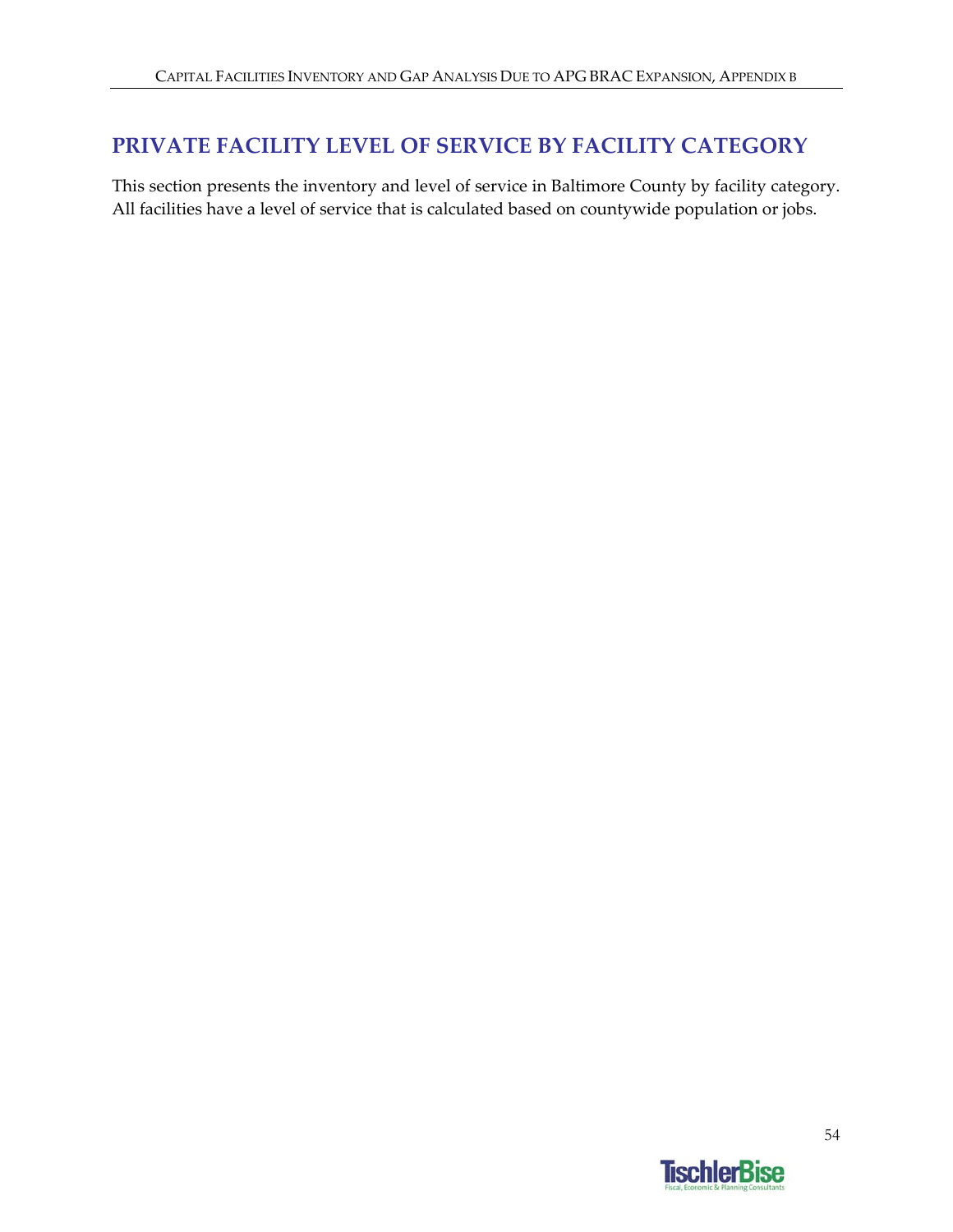## PRIVATE FACILITY LEVEL OF SERVICE BY FACILITY CATEGORY

This section presents the inventory and level of service in Baltimore County by facility category. All facilities have a level of service that is calculated based on countywide population or jobs.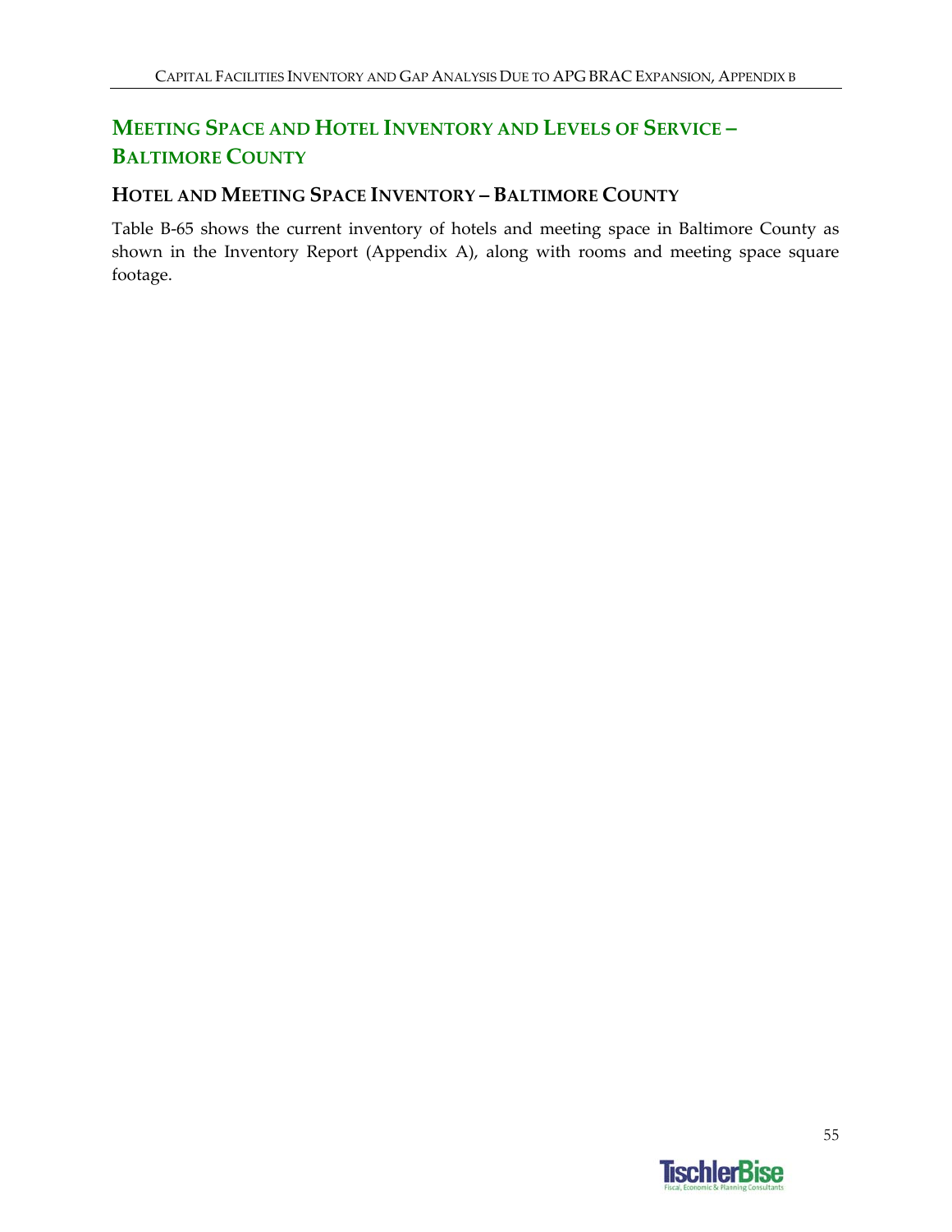## Meeting Space and Hotel Inventory and Levels of Service – Baltimore County

### Hotel and Meeting Space Inventory – Baltimore County

Table B-65 shows the current inventory of hotels and meeting space in Baltimore County as shown in the Inventory Report (Appendix A), along with rooms and meeting space square footage.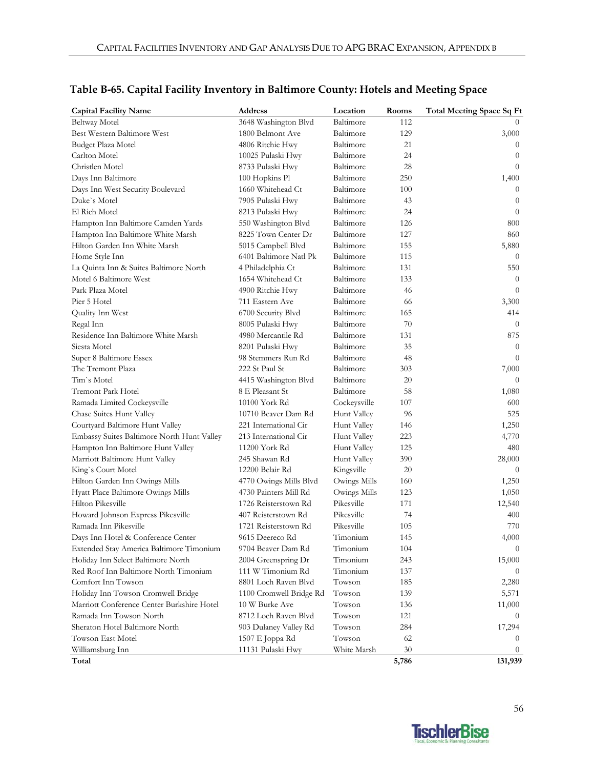## Table B-65. Capital Facility Inventory in Baltimore County: Hotels and Meeting Space

| Capital Facility Name | Address | Location | Rooms | Total Meeting Space Sq Ft |
|---|---|---|---|---|
| Beltway Motel | 3648 Washington Blvd | Baltimore | 112 | 0 |
| Best Western Baltimore West | 1800 Belmont Ave | Baltimore | 129 | 3,000 |
| Budget Plaza Motel | 4806 Ritchie Hwy | Baltimore | 21 | 0 |
| Carlton Motel | 10025 Pulaski Hwy | Baltimore | 24 | 0 |
| Christlen Motel | 8733 Pulaski Hwy | Baltimore | 28 | 0 |
| Days Inn Baltimore | 100 Hopkins Pl | Baltimore | 250 | 1,400 |
| Days Inn West Security Boulevard | 1660 Whitehead Ct | Baltimore | 100 | 0 |
| Duke`s Motel | 7905 Pulaski Hwy | Baltimore | 43 | 0 |
| El Rich Motel | 8213 Pulaski Hwy | Baltimore | 24 | 0 |
| Hampton Inn Baltimore Camden Yards | 550 Washington Blvd | Baltimore | 126 | 800 |
| Hampton Inn Baltimore White Marsh | 8225 Town Center Dr | Baltimore | 127 | 860 |
| Hilton Garden Inn White Marsh | 5015 Campbell Blvd | Baltimore | 155 | 5,880 |
| Home Style Inn | 6401 Baltimore Natl Pk | Baltimore | 115 | 0 |
| La Quinta Inn & Suites Baltimore North | 4 Philadelphia Ct | Baltimore | 131 | 550 |
| Motel 6 Baltimore West | 1654 Whitehead Ct | Baltimore | 133 | 0 |
| Park Plaza Motel | 4900 Ritchie Hwy | Baltimore | 46 | 0 |
| Pier 5 Hotel | 711 Eastern Ave | Baltimore | 66 | 3,300 |
| Quality Inn West | 6700 Security Blvd | Baltimore | 165 | 414 |
| Regal Inn | 8005 Pulaski Hwy | Baltimore | 70 | 0 |
| Residence Inn Baltimore White Marsh | 4980 Mercantile Rd | Baltimore | 131 | 875 |
| Siesta Motel | 8201 Pulaski Hwy | Baltimore | 35 | 0 |
| Super 8 Baltimore Essex | 98 Stemmers Run Rd | Baltimore | 48 | 0 |
| The Tremont Plaza | 222 St Paul St | Baltimore | 303 | 7,000 |
| Tim`s Motel | 4415 Washington Blvd | Baltimore | 20 | 0 |
| Tremont Park Hotel | 8 E Pleasant St | Baltimore | 58 | 1,080 |
| Ramada Limited Cockeysville | 10100 York Rd | Cockeysville | 107 | 600 |
| Chase Suites Hunt Valley | 10710 Beaver Dam Rd | Hunt Valley | 96 | 525 |
| Courtyard Baltimore Hunt Valley | 221 International Cir | Hunt Valley | 146 | 1,250 |
| Embassy Suites Baltimore North Hunt Valley | 213 International Cir | Hunt Valley | 223 | 4,770 |
| Hampton Inn Baltimore Hunt Valley | 11200 York Rd | Hunt Valley | 125 | 480 |
| Marriott Baltimore Hunt Valley | 245 Shawan Rd | Hunt Valley | 390 | 28,000 |
| King`s Court Motel | 12200 Belair Rd | Kingsville | 20 | 0 |
| Hilton Garden Inn Owings Mills | 4770 Owings Mills Blvd | Owings Mills | 160 | 1,250 |
| Hyatt Place Baltimore Owings Mills | 4730 Painters Mill Rd | Owings Mills | 123 | 1,050 |
| Hilton Pikesville | 1726 Reisterstown Rd | Pikesville | 171 | 12,540 |
| Howard Johnson Express Pikesville | 407 Reisterstown Rd | Pikesville | 74 | 400 |
| Ramada Inn Pikesville | 1721 Reisterstown Rd | Pikesville | 105 | 770 |
| Days Inn Hotel & Conference Center | 9615 Deereco Rd | Timonium | 145 | 4,000 |
| Extended Stay America Baltimore Timonium | 9704 Beaver Dam Rd | Timonium | 104 | 0 |
| Holiday Inn Select Baltimore North | 2004 Greenspring Dr | Timonium | 243 | 15,000 |
| Red Roof Inn Baltimore North Timonium | 111 W Timonium Rd | Timonium | 137 | 0 |
| Comfort Inn Towson | 8801 Loch Raven Blvd | Towson | 185 | 2,280 |
| Holiday Inn Towson Cromwell Bridge | 1100 Cromwell Bridge Rd | Towson | 139 | 5,571 |
| Marriott Conference Center Burkshire Hotel | 10 W Burke Ave | Towson | 136 | 11,000 |
| Ramada Inn Towson North | 8712 Loch Raven Blvd | Towson | 121 | 0 |
| Sheraton Hotel Baltimore North | 903 Dulaney Valley Rd | Towson | 284 | 17,294 |
| Towson East Motel | 1507 E Joppa Rd | Towson | 62 | 0 |
| Williamsburg Inn | 11131 Pulaski Hwy | White Marsh | 30 | 0 |
| **Total** | | | **5,786** | **131,939** |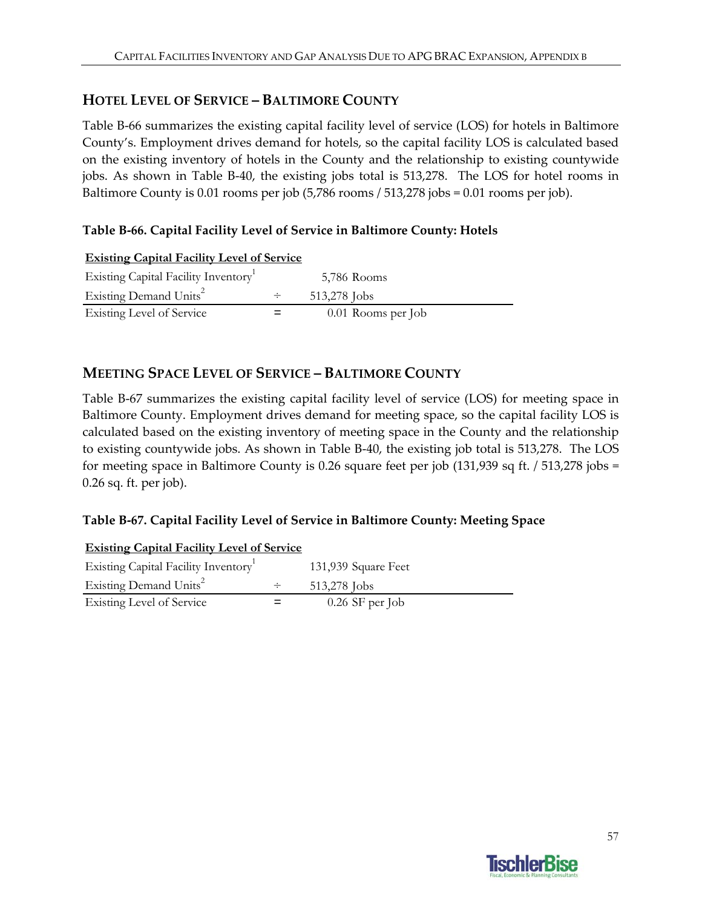## HOTEL LEVEL OF SERVICE – BALTIMORE COUNTY

Table B-66 summarizes the existing capital facility level of service (LOS) for hotels in Baltimore County's. Employment drives demand for hotels, so the capital facility LOS is calculated based on the existing inventory of hotels in the County and the relationship to existing countywide jobs. As shown in Table B-40, the existing jobs total is 513,278. The LOS for hotel rooms in Baltimore County is 0.01 rooms per job (5,786 rooms / 513,278 jobs = 0.01 rooms per job).

**Table B-66. Capital Facility Level of Service in Baltimore County: Hotels**

| **Existing Capital Facility Level of Service** | | |
|---|---|---|
| Existing Capital Facility Inventory[1] | | 5,786 Rooms |
| Existing Demand Units[2] | ÷ | 513,278 Jobs |
| Existing Level of Service | = | 0.01 Rooms per Job |

## MEETING SPACE LEVEL OF SERVICE – BALTIMORE COUNTY

Table B-67 summarizes the existing capital facility level of service (LOS) for meeting space in Baltimore County. Employment drives demand for meeting space, so the capital facility LOS is calculated based on the existing inventory of meeting space in the County and the relationship to existing countywide jobs. As shown in Table B-40, the existing job total is 513,278. The LOS for meeting space in Baltimore County is 0.26 square feet per job (131,939 sq ft. / 513,278 jobs = 0.26 sq. ft. per job).

**Table B-67. Capital Facility Level of Service in Baltimore County: Meeting Space**

| **Existing Capital Facility Level of Service** | | |
|---|---|---|
| Existing Capital Facility Inventory[1] | | 131,939 Square Feet |
| Existing Demand Units[2] | ÷ | 513,278 Jobs |
| Existing Level of Service | = | 0.26 SF per Job |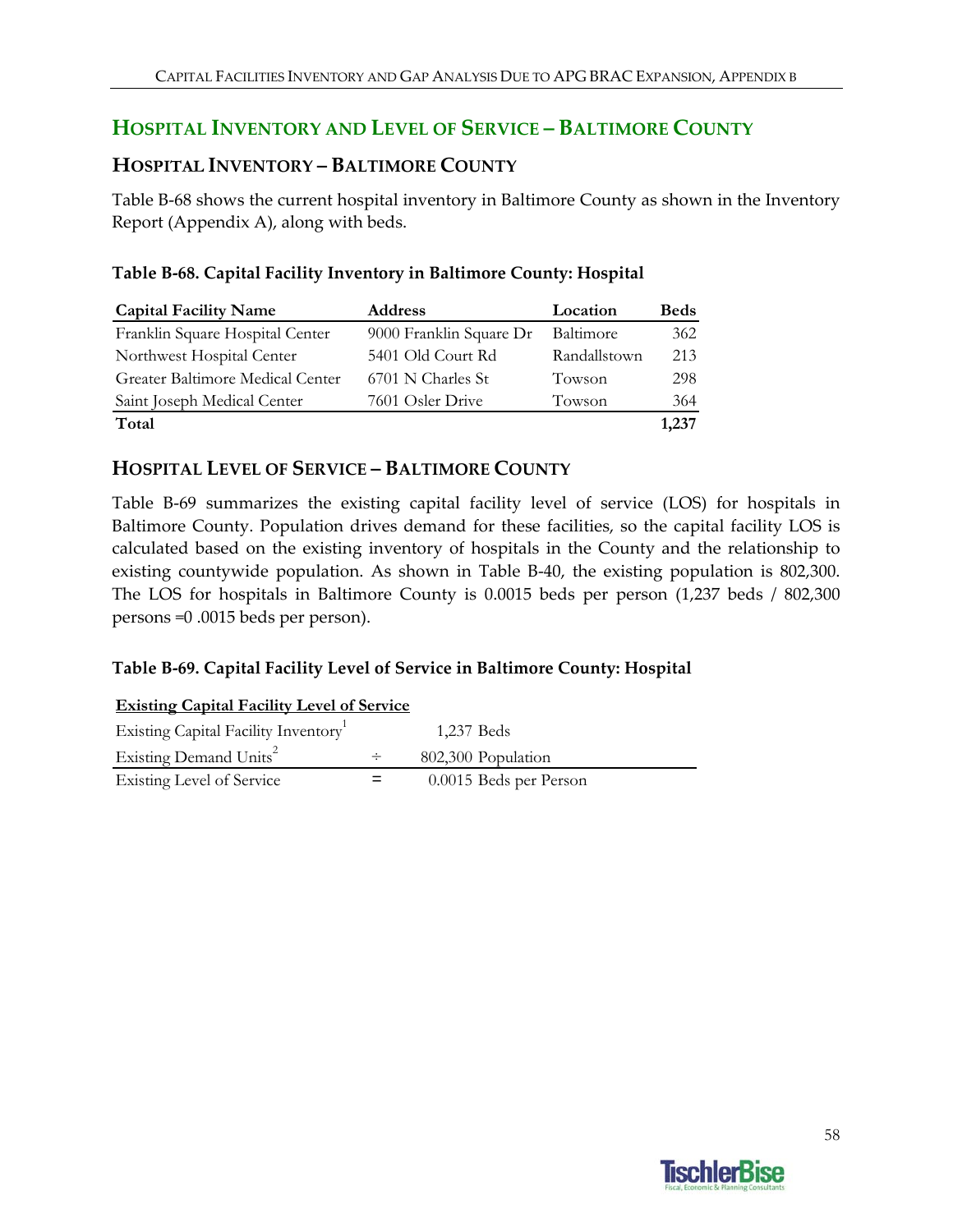## Hospital Inventory and Level of Service – Baltimore County

### Hospital Inventory – Baltimore County

Table B-68 shows the current hospital inventory in Baltimore County as shown in the Inventory Report (Appendix A), along with beds.

**Table B-68. Capital Facility Inventory in Baltimore County: Hospital**

| Capital Facility Name | Address | Location | Beds |
|---|---|---|---|
| Franklin Square Hospital Center | 9000 Franklin Square Dr | Baltimore | 362 |
| Northwest Hospital Center | 5401 Old Court Rd | Randallstown | 213 |
| Greater Baltimore Medical Center | 6701 N Charles St | Towson | 298 |
| Saint Joseph Medical Center | 7601 Osler Drive | Towson | 364 |
| **Total** | | | **1,237** |

### Hospital Level of Service – Baltimore County

Table B-69 summarizes the existing capital facility level of service (LOS) for hospitals in Baltimore County. Population drives demand for these facilities, so the capital facility LOS is calculated based on the existing inventory of hospitals in the County and the relationship to existing countywide population. As shown in Table B-40, the existing population is 802,300. The LOS for hospitals in Baltimore County is 0.0015 beds per person (1,237 beds / 802,300 persons =0 .0015 beds per person).

**Table B-69. Capital Facility Level of Service in Baltimore County: Hospital**

| **Existing Capital Facility Level of Service** | | |
|---|---|---|
| Existing Capital Facility Inventory[1] | | 1,237 Beds |
| Existing Demand Units[2] | ÷ | 802,300 Population |
| Existing Level of Service | = | 0.0015 Beds per Person |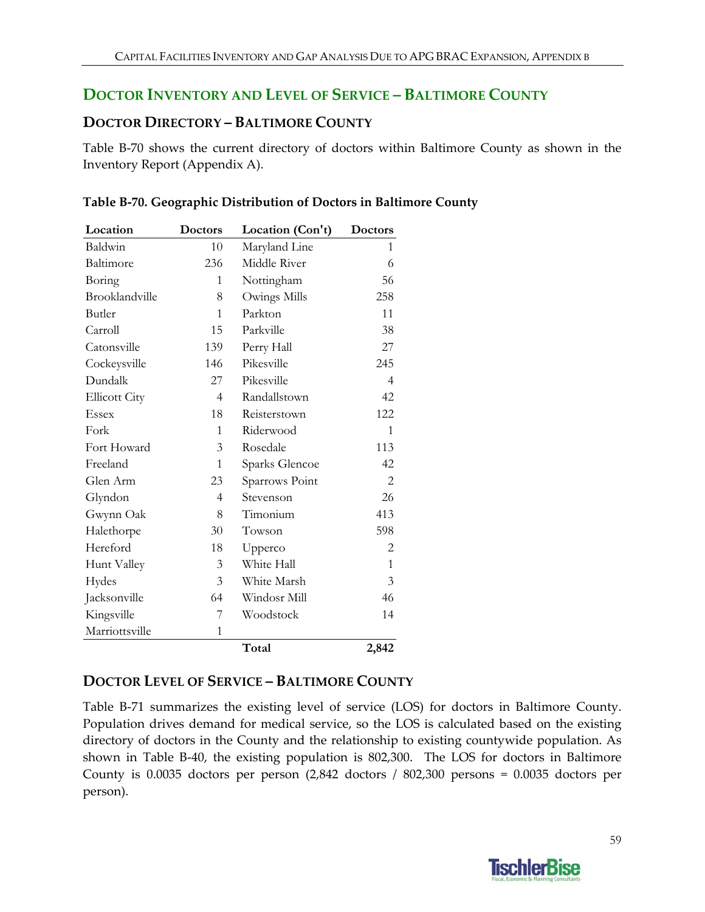## DOCTOR INVENTORY AND LEVEL OF SERVICE – BALTIMORE COUNTY

### DOCTOR DIRECTORY – BALTIMORE COUNTY

Table B-70 shows the current directory of doctors within Baltimore County as shown in the Inventory Report (Appendix A).

**Table B-70. Geographic Distribution of Doctors in Baltimore County**

| Location | Doctors | Location (Con't) | Doctors |
|---|---|---|---|
| Baldwin | 10 | Maryland Line | 1 |
| Baltimore | 236 | Middle River | 6 |
| Boring | 1 | Nottingham | 56 |
| Brooklandville | 8 | Owings Mills | 258 |
| Butler | 1 | Parkton | 11 |
| Carroll | 15 | Parkville | 38 |
| Catonsville | 139 | Perry Hall | 27 |
| Cockeysville | 146 | Pikesville | 245 |
| Dundalk | 27 | Pikesville | 4 |
| Ellicott City | 4 | Randallstown | 42 |
| Essex | 18 | Reisterstown | 122 |
| Fork | 1 | Riderwood | 1 |
| Fort Howard | 3 | Rosedale | 113 |
| Freeland | 1 | Sparks Glencoe | 42 |
| Glen Arm | 23 | Sparrows Point | 2 |
| Glyndon | 4 | Stevenson | 26 |
| Gwynn Oak | 8 | Timonium | 413 |
| Halethorpe | 30 | Towson | 598 |
| Hereford | 18 | Upperco | 2 |
| Hunt Valley | 3 | White Hall | 1 |
| Hydes | 3 | White Marsh | 3 |
| Jacksonville | 64 | Windosr Mill | 46 |
| Kingsville | 7 | Woodstock | 14 |
| Marriottsville | 1 | | |
| | | **Total** | **2,842** |

### DOCTOR LEVEL OF SERVICE – BALTIMORE COUNTY

Table B-71 summarizes the existing level of service (LOS) for doctors in Baltimore County. Population drives demand for medical service, so the LOS is calculated based on the existing directory of doctors in the County and the relationship to existing countywide population. As shown in Table B-40, the existing population is 802,300. The LOS for doctors in Baltimore County is 0.0035 doctors per person (2,842 doctors / 802,300 persons = 0.0035 doctors per person).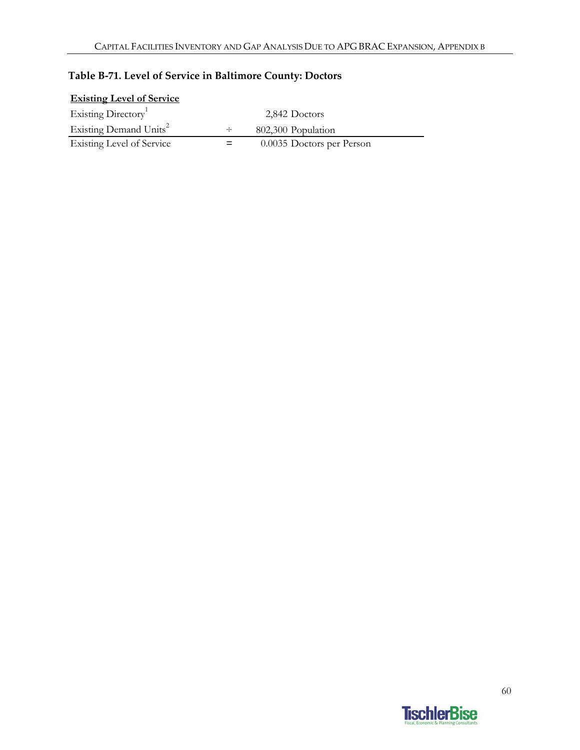**Table B-71. Level of Service in Baltimore County: Doctors**

| **Existing Level of Service** | | |
|---|---|---|
| Existing Directory[1] | | 2,842 Doctors |
| Existing Demand Units[2] | ÷ | 802,300 Population |
| Existing Level of Service | = | 0.0035 Doctors per Person |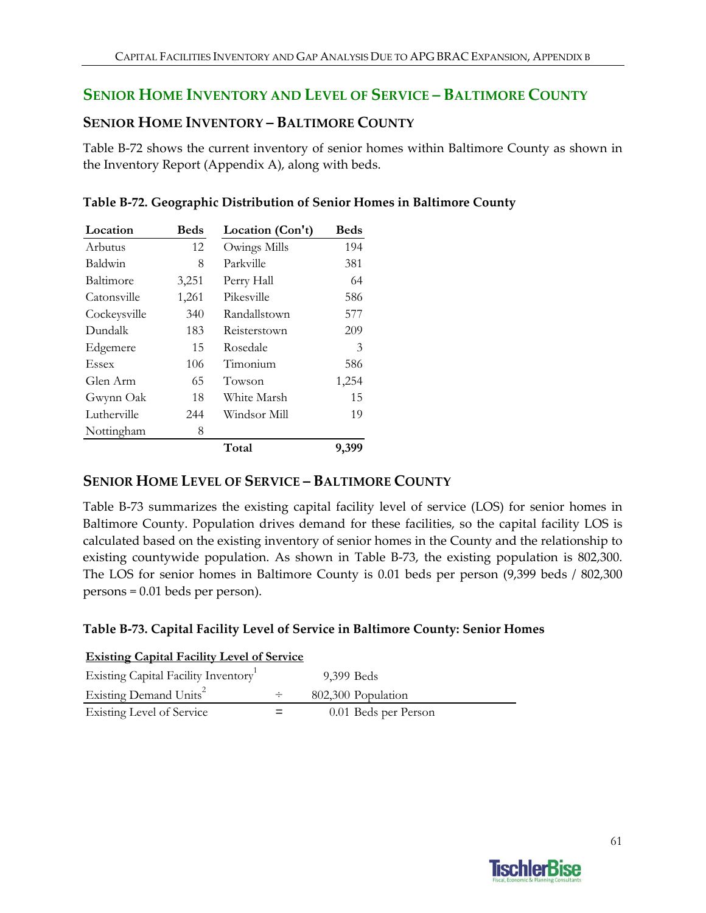## Senior Home Inventory and Level of Service – Baltimore County

### Senior Home Inventory – Baltimore County

Table B-72 shows the current inventory of senior homes within Baltimore County as shown in the Inventory Report (Appendix A), along with beds.

**Table B-72. Geographic Distribution of Senior Homes in Baltimore County**

| Location | Beds | Location (Con't) | Beds |
|---|---|---|---|
| Arbutus | 12 | Owings Mills | 194 |
| Baldwin | 8 | Parkville | 381 |
| Baltimore | 3,251 | Perry Hall | 64 |
| Catonsville | 1,261 | Pikesville | 586 |
| Cockeysville | 340 | Randallstown | 577 |
| Dundalk | 183 | Reisterstown | 209 |
| Edgemere | 15 | Rosedale | 3 |
| Essex | 106 | Timonium | 586 |
| Glen Arm | 65 | Towson | 1,254 |
| Gwynn Oak | 18 | White Marsh | 15 |
| Lutherville | 244 | Windsor Mill | 19 |
| Nottingham | 8 | | |
| | | **Total** | **9,399** |

### Senior Home Level of Service – Baltimore County

Table B-73 summarizes the existing capital facility level of service (LOS) for senior homes in Baltimore County. Population drives demand for these facilities, so the capital facility LOS is calculated based on the existing inventory of senior homes in the County and the relationship to existing countywide population. As shown in Table B-73, the existing population is 802,300. The LOS for senior homes in Baltimore County is 0.01 beds per person (9,399 beds / 802,300 persons = 0.01 beds per person).

**Table B-73. Capital Facility Level of Service in Baltimore County: Senior Homes**

| Existing Capital Facility Level of Service | | |
|---|---|---|
| Existing Capital Facility Inventory[1] | | 9,399 Beds |
| Existing Demand Units[2] | ÷ | 802,300 Population |
| Existing Level of Service | = | 0.01 Beds per Person |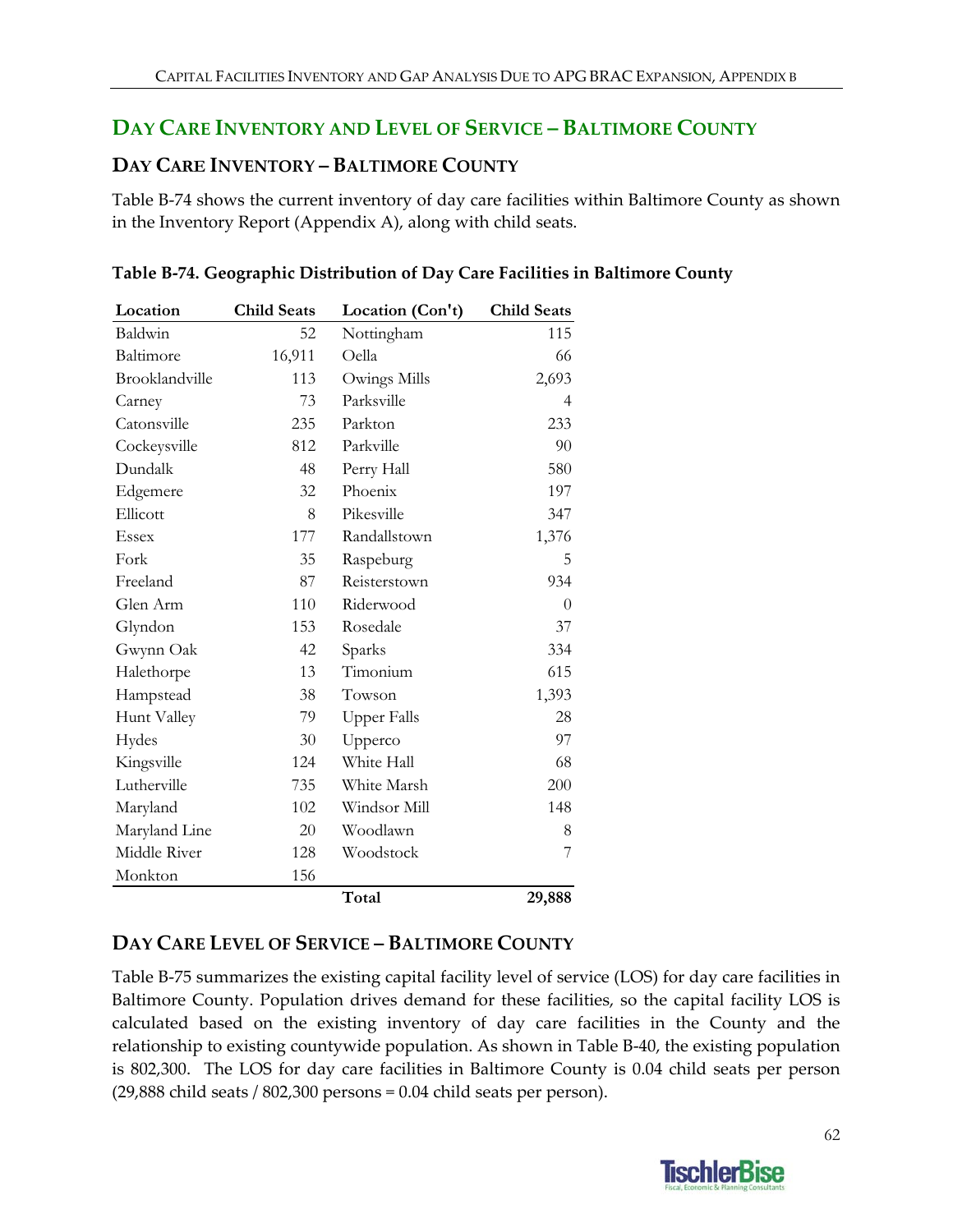## Day Care Inventory and Level of Service – Baltimore County

### Day Care Inventory – Baltimore County

Table B-74 shows the current inventory of day care facilities within Baltimore County as shown in the Inventory Report (Appendix A), along with child seats.

**Table B-74. Geographic Distribution of Day Care Facilities in Baltimore County**

| Location | Child Seats | Location (Con't) | Child Seats |
|---|---:|---|---:|
| Baldwin | 52 | Nottingham | 115 |
| Baltimore | 16,911 | Oella | 66 |
| Brooklandville | 113 | Owings Mills | 2,693 |
| Carney | 73 | Parksville | 4 |
| Catonsville | 235 | Parkton | 233 |
| Cockeysville | 812 | Parkville | 90 |
| Dundalk | 48 | Perry Hall | 580 |
| Edgemere | 32 | Phoenix | 197 |
| Ellicott | 8 | Pikesville | 347 |
| Essex | 177 | Randallstown | 1,376 |
| Fork | 35 | Raspeburg | 5 |
| Freeland | 87 | Reisterstown | 934 |
| Glen Arm | 110 | Riderwood | 0 |
| Glyndon | 153 | Rosedale | 37 |
| Gwynn Oak | 42 | Sparks | 334 |
| Halethorpe | 13 | Timonium | 615 |
| Hampstead | 38 | Towson | 1,393 |
| Hunt Valley | 79 | Upper Falls | 28 |
| Hydes | 30 | Upperco | 97 |
| Kingsville | 124 | White Hall | 68 |
| Lutherville | 735 | White Marsh | 200 |
| Maryland | 102 | Windsor Mill | 148 |
| Maryland Line | 20 | Woodlawn | 8 |
| Middle River | 128 | Woodstock | 7 |
| Monkton | 156 | | |
| | | **Total** | **29,888** |

### Day Care Level of Service – Baltimore County

Table B-75 summarizes the existing capital facility level of service (LOS) for day care facilities in Baltimore County. Population drives demand for these facilities, so the capital facility LOS is calculated based on the existing inventory of day care facilities in the County and the relationship to existing countywide population. As shown in Table B-40, the existing population is 802,300. The LOS for day care facilities in Baltimore County is 0.04 child seats per person (29,888 child seats / 802,300 persons = 0.04 child seats per person).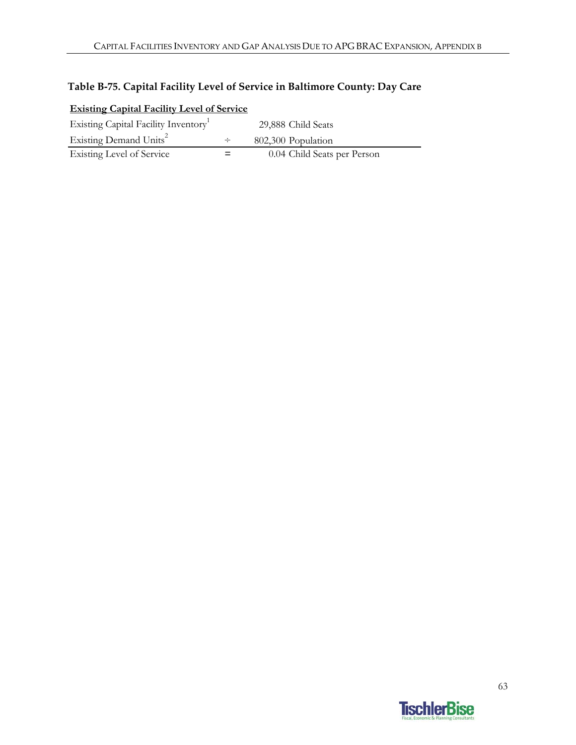### Table B-75. Capital Facility Level of Service in Baltimore County: Day Care

| **Existing Capital Facility Level of Service** | | |
|---|---|---|
| Existing Capital Facility Inventory[1] | | 29,888 Child Seats |
| Existing Demand Units[2] | ÷ | 802,300 Population |
| Existing Level of Service | = | 0.04 Child Seats per Person |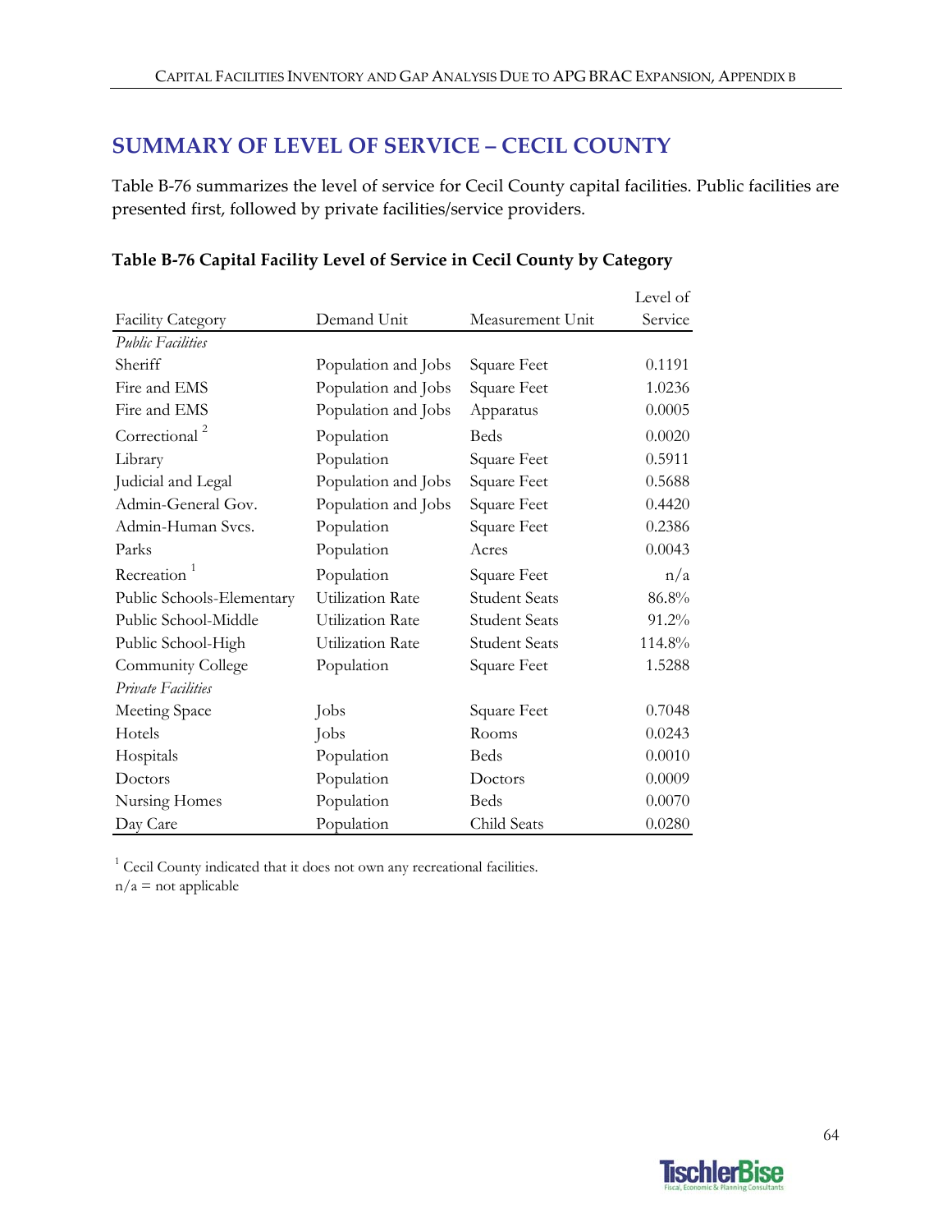## SUMMARY OF LEVEL OF SERVICE – CECIL COUNTY

Table B-76 summarizes the level of service for Cecil County capital facilities. Public facilities are presented first, followed by private facilities/service providers.

**Table B-76 Capital Facility Level of Service in Cecil County by Category**

| Facility Category | Demand Unit | Measurement Unit | Level of Service |
|---|---|---|---|
| *Public Facilities* | | | |
| Sheriff | Population and Jobs | Square Feet | 0.1191 |
| Fire and EMS | Population and Jobs | Square Feet | 1.0236 |
| Fire and EMS | Population and Jobs | Apparatus | 0.0005 |
| Correctional [2] | Population | Beds | 0.0020 |
| Library | Population | Square Feet | 0.5911 |
| Judicial and Legal | Population and Jobs | Square Feet | 0.5688 |
| Admin-General Gov. | Population and Jobs | Square Feet | 0.4420 |
| Admin-Human Svcs. | Population | Square Feet | 0.2386 |
| Parks | Population | Acres | 0.0043 |
| Recreation [1] | Population | Square Feet | n/a |
| Public Schools-Elementary | Utilization Rate | Student Seats | 86.8% |
| Public School-Middle | Utilization Rate | Student Seats | 91.2% |
| Public School-High | Utilization Rate | Student Seats | 114.8% |
| Community College | Population | Square Feet | 1.5288 |
| *Private Facilities* | | | |
| Meeting Space | Jobs | Square Feet | 0.7048 |
| Hotels | Jobs | Rooms | 0.0243 |
| Hospitals | Population | Beds | 0.0010 |
| Doctors | Population | Doctors | 0.0009 |
| Nursing Homes | Population | Beds | 0.0070 |
| Day Care | Population | Child Seats | 0.0280 |

[1] Cecil County indicated that it does not own any recreational facilities.
n/a = not applicable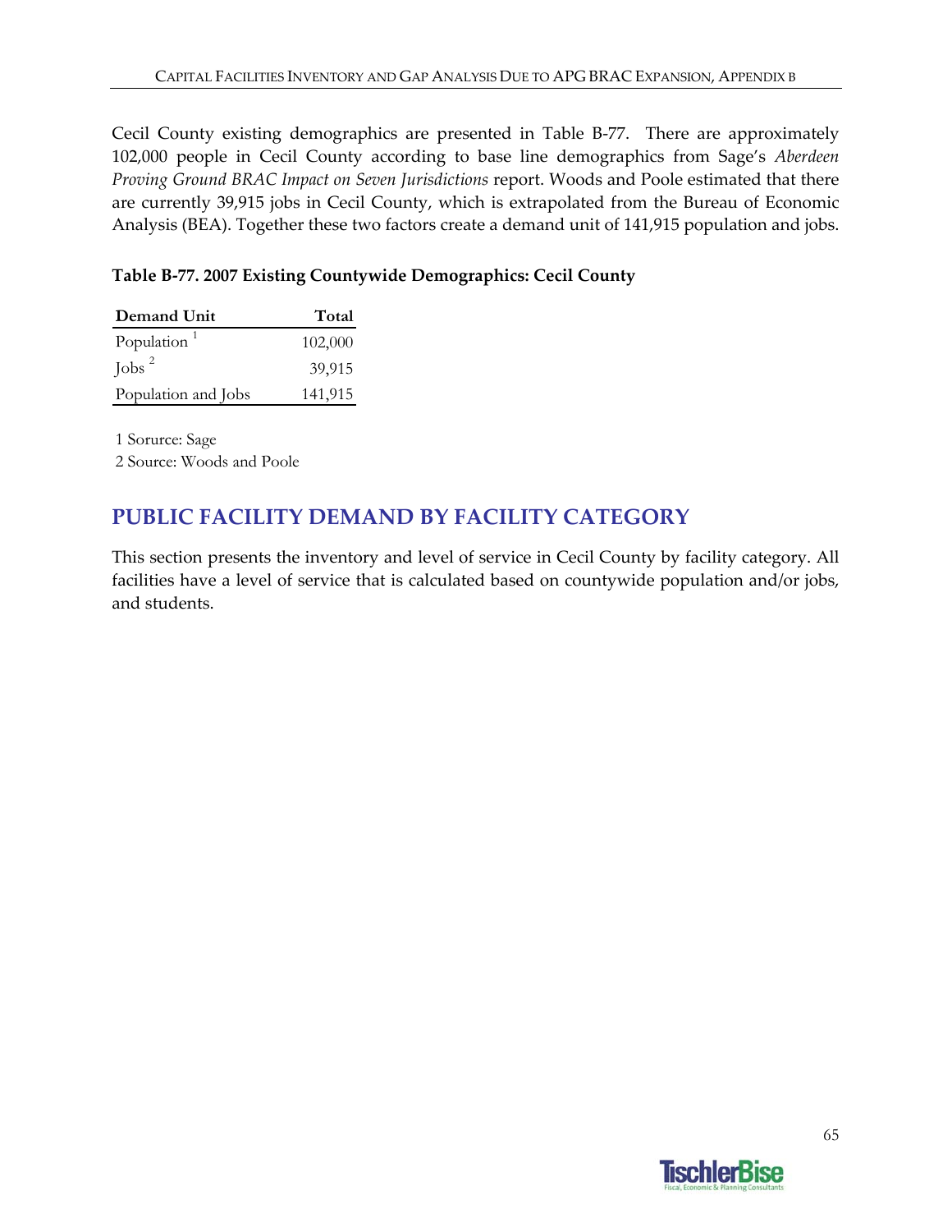Cecil County existing demographics are presented in Table B-77. There are approximately 102,000 people in Cecil County according to base line demographics from Sage's *Aberdeen Proving Ground BRAC Impact on Seven Jurisdictions* report. Woods and Poole estimated that there are currently 39,915 jobs in Cecil County, which is extrapolated from the Bureau of Economic Analysis (BEA). Together these two factors create a demand unit of 141,915 population and jobs.

**Table B-77. 2007 Existing Countywide Demographics: Cecil County**

| Demand Unit | Total |
|---|---|
| Population [1] | 102,000 |
| Jobs [2] | 39,915 |
| Population and Jobs | 141,915 |

1 Sorurce: Sage
2 Source: Woods and Poole

## PUBLIC FACILITY DEMAND BY FACILITY CATEGORY

This section presents the inventory and level of service in Cecil County by facility category. All facilities have a level of service that is calculated based on countywide population and/or jobs, and students.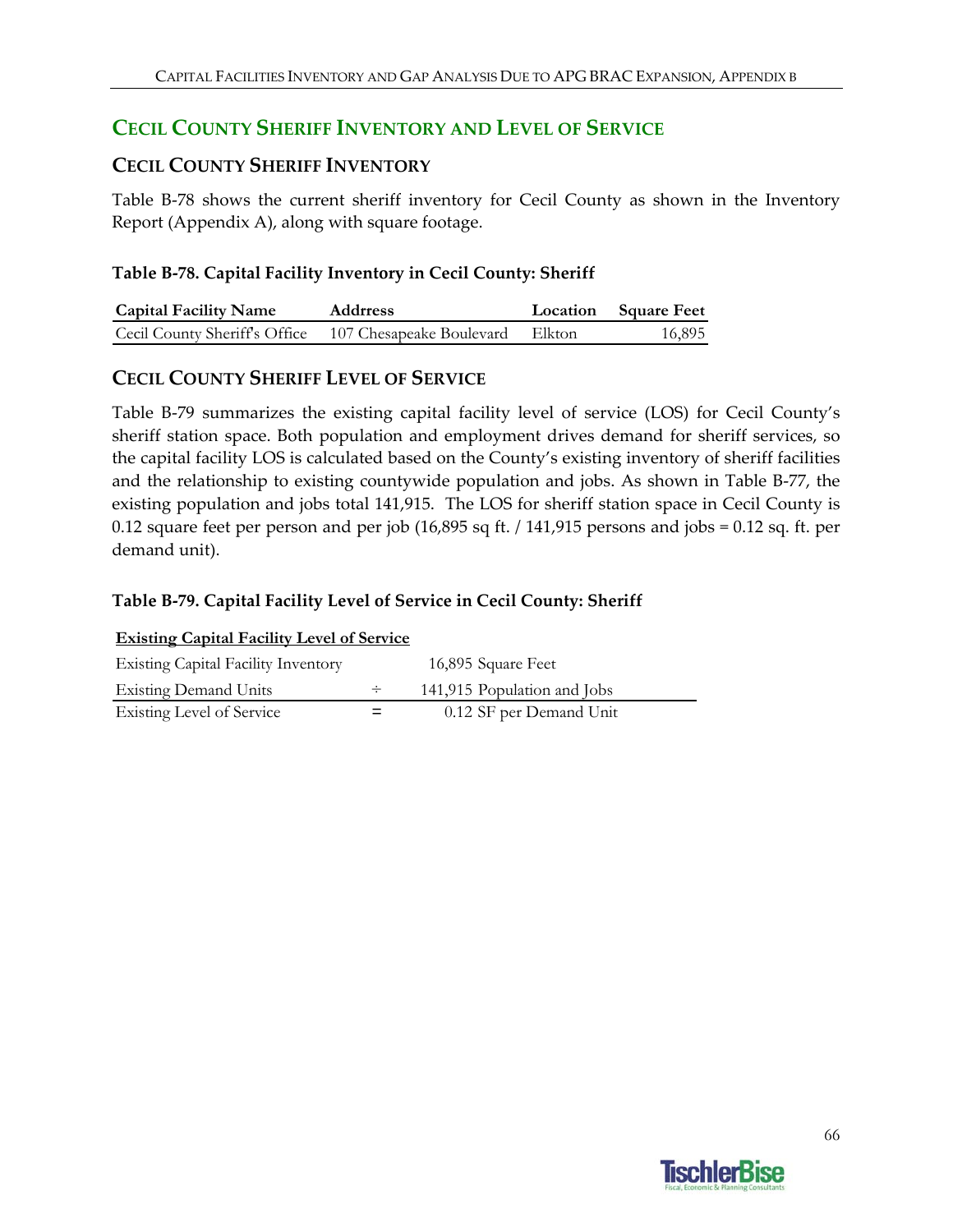## CECIL COUNTY SHERIFF INVENTORY AND LEVEL OF SERVICE

### CECIL COUNTY SHERIFF INVENTORY

Table B-78 shows the current sheriff inventory for Cecil County as shown in the Inventory Report (Appendix A), along with square footage.

**Table B-78. Capital Facility Inventory in Cecil County: Sheriff**

| Capital Facility Name | Addrress | Location | Square Feet |
|---|---|---|---|
| Cecil County Sheriff's Office | 107 Chesapeake Boulevard | Elkton | 16,895 |

### CECIL COUNTY SHERIFF LEVEL OF SERVICE

Table B-79 summarizes the existing capital facility level of service (LOS) for Cecil County's sheriff station space. Both population and employment drives demand for sheriff services, so the capital facility LOS is calculated based on the County's existing inventory of sheriff facilities and the relationship to existing countywide population and jobs. As shown in Table B-77, the existing population and jobs total 141,915. The LOS for sheriff station space in Cecil County is 0.12 square feet per person and per job (16,895 sq ft. / 141,915 persons and jobs = 0.12 sq. ft. per demand unit).

**Table B-79. Capital Facility Level of Service in Cecil County: Sheriff**

| **Existing Capital Facility Level of Service** | | |
|---|---|---|
| Existing Capital Facility Inventory | | 16,895 Square Feet |
| Existing Demand Units | ÷ | 141,915 Population and Jobs |
| Existing Level of Service | = | 0.12 SF per Demand Unit |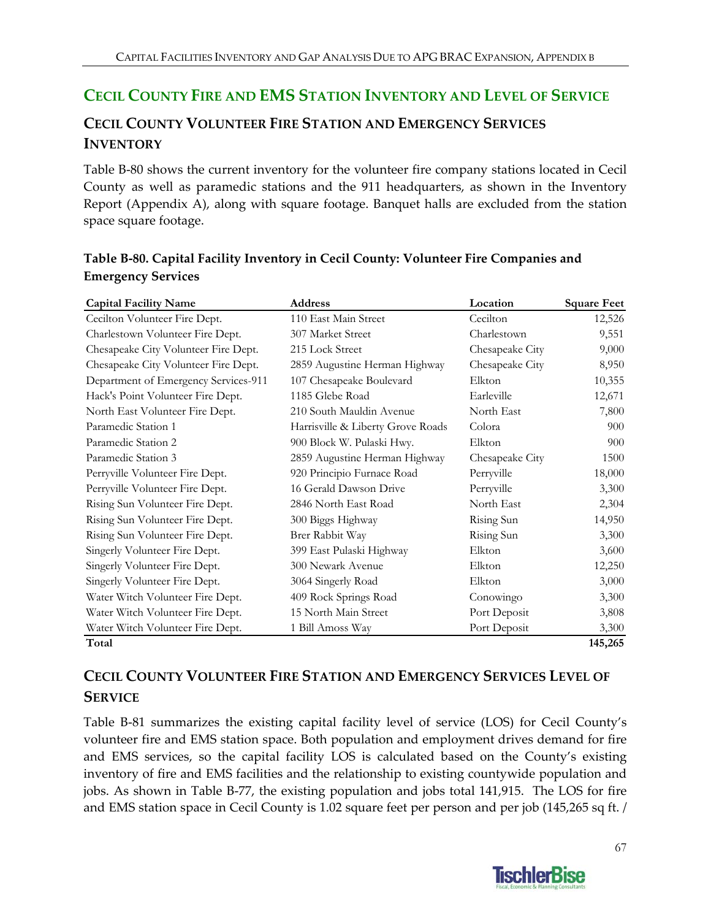## CECIL COUNTY FIRE AND EMS STATION INVENTORY AND LEVEL OF SERVICE

### CECIL COUNTY VOLUNTEER FIRE STATION AND EMERGENCY SERVICES INVENTORY

Table B-80 shows the current inventory for the volunteer fire company stations located in Cecil County as well as paramedic stations and the 911 headquarters, as shown in the Inventory Report (Appendix A), along with square footage. Banquet halls are excluded from the station space square footage.

**Table B-80. Capital Facility Inventory in Cecil County: Volunteer Fire Companies and Emergency Services**

| Capital Facility Name | Address | Location | Square Feet |
|---|---|---|---|
| Cecilton Volunteer Fire Dept. | 110 East Main Street | Cecilton | 12,526 |
| Charlestown Volunteer Fire Dept. | 307 Market Street | Charlestown | 9,551 |
| Chesapeake City Volunteer Fire Dept. | 215 Lock Street | Chesapeake City | 9,000 |
| Chesapeake City Volunteer Fire Dept. | 2859 Augustine Herman Highway | Chesapeake City | 8,950 |
| Department of Emergency Services-911 | 107 Chesapeake Boulevard | Elkton | 10,355 |
| Hack's Point Volunteer Fire Dept. | 1185 Glebe Road | Earleville | 12,671 |
| North East Volunteer Fire Dept. | 210 South Mauldin Avenue | North East | 7,800 |
| Paramedic Station 1 | Harrisville & Liberty Grove Roads | Colora | 900 |
| Paramedic Station 2 | 900 Block W. Pulaski Hwy. | Elkton | 900 |
| Paramedic Station 3 | 2859 Augustine Herman Highway | Chesapeake City | 1500 |
| Perryville Volunteer Fire Dept. | 920 Principio Furnace Road | Perryville | 18,000 |
| Perryville Volunteer Fire Dept. | 16 Gerald Dawson Drive | Perryville | 3,300 |
| Rising Sun Volunteer Fire Dept. | 2846 North East Road | North East | 2,304 |
| Rising Sun Volunteer Fire Dept. | 300 Biggs Highway | Rising Sun | 14,950 |
| Rising Sun Volunteer Fire Dept. | Brer Rabbit Way | Rising Sun | 3,300 |
| Singerly Volunteer Fire Dept. | 399 East Pulaski Highway | Elkton | 3,600 |
| Singerly Volunteer Fire Dept. | 300 Newark Avenue | Elkton | 12,250 |
| Singerly Volunteer Fire Dept. | 3064 Singerly Road | Elkton | 3,000 |
| Water Witch Volunteer Fire Dept. | 409 Rock Springs Road | Conowingo | 3,300 |
| Water Witch Volunteer Fire Dept. | 15 North Main Street | Port Deposit | 3,808 |
| Water Witch Volunteer Fire Dept. | 1 Bill Amoss Way | Port Deposit | 3,300 |
| **Total** | | | **145,265** |

### CECIL COUNTY VOLUNTEER FIRE STATION AND EMERGENCY SERVICES LEVEL OF SERVICE

Table B-81 summarizes the existing capital facility level of service (LOS) for Cecil County's volunteer fire and EMS station space. Both population and employment drives demand for fire and EMS services, so the capital facility LOS is calculated based on the County's existing inventory of fire and EMS facilities and the relationship to existing countywide population and jobs. As shown in Table B-77, the existing population and jobs total 141,915. The LOS for fire and EMS station space in Cecil County is 1.02 square feet per person and per job (145,265 sq ft. /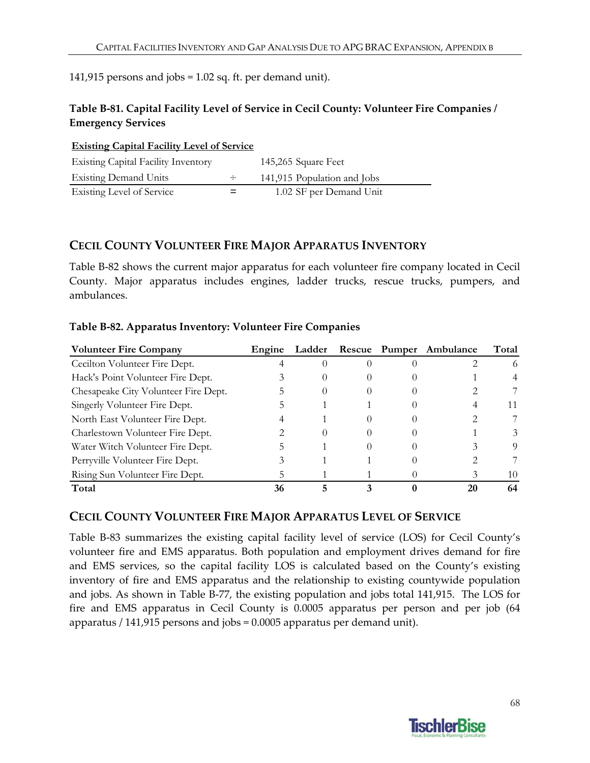141,915 persons and jobs = 1.02 sq. ft. per demand unit).

**Table B-81. Capital Facility Level of Service in Cecil County: Volunteer Fire Companies / Emergency Services**

| **Existing Capital Facility Level of Service** | | |
|---|---|---|
| Existing Capital Facility Inventory | | 145,265 Square Feet |
| Existing Demand Units | ÷ | 141,915 Population and Jobs |
| Existing Level of Service | = | 1.02 SF per Demand Unit |

## CECIL COUNTY VOLUNTEER FIRE MAJOR APPARATUS INVENTORY

Table B-82 shows the current major apparatus for each volunteer fire company located in Cecil County. Major apparatus includes engines, ladder trucks, rescue trucks, pumpers, and ambulances.

**Table B-82. Apparatus Inventory: Volunteer Fire Companies**

| Volunteer Fire Company | Engine | Ladder | Rescue | Pumper | Ambulance | Total |
|---|---|---|---|---|---|---|
| Cecilton Volunteer Fire Dept. | 4 | 0 | 0 | 0 | 2 | 6 |
| Hack's Point Volunteer Fire Dept. | 3 | 0 | 0 | 0 | 1 | 4 |
| Chesapeake City Volunteer Fire Dept. | 5 | 0 | 0 | 0 | 2 | 7 |
| Singerly Volunteer Fire Dept. | 5 | 1 | 1 | 0 | 4 | 11 |
| North East Volunteer Fire Dept. | 4 | 1 | 0 | 0 | 2 | 7 |
| Charlestown Volunteer Fire Dept. | 2 | 0 | 0 | 0 | 1 | 3 |
| Water Witch Volunteer Fire Dept. | 5 | 1 | 0 | 0 | 3 | 9 |
| Perryville Volunteer Fire Dept. | 3 | 1 | 1 | 0 | 2 | 7 |
| Rising Sun Volunteer Fire Dept. | 5 | 1 | 1 | 0 | 3 | 10 |
| **Total** | **36** | **5** | **3** | **0** | **20** | **64** |

## CECIL COUNTY VOLUNTEER FIRE MAJOR APPARATUS LEVEL OF SERVICE

Table B-83 summarizes the existing capital facility level of service (LOS) for Cecil County's volunteer fire and EMS apparatus. Both population and employment drives demand for fire and EMS services, so the capital facility LOS is calculated based on the County's existing inventory of fire and EMS apparatus and the relationship to existing countywide population and jobs. As shown in Table B-77, the existing population and jobs total 141,915. The LOS for fire and EMS apparatus in Cecil County is 0.0005 apparatus per person and per job (64 apparatus / 141,915 persons and jobs = 0.0005 apparatus per demand unit).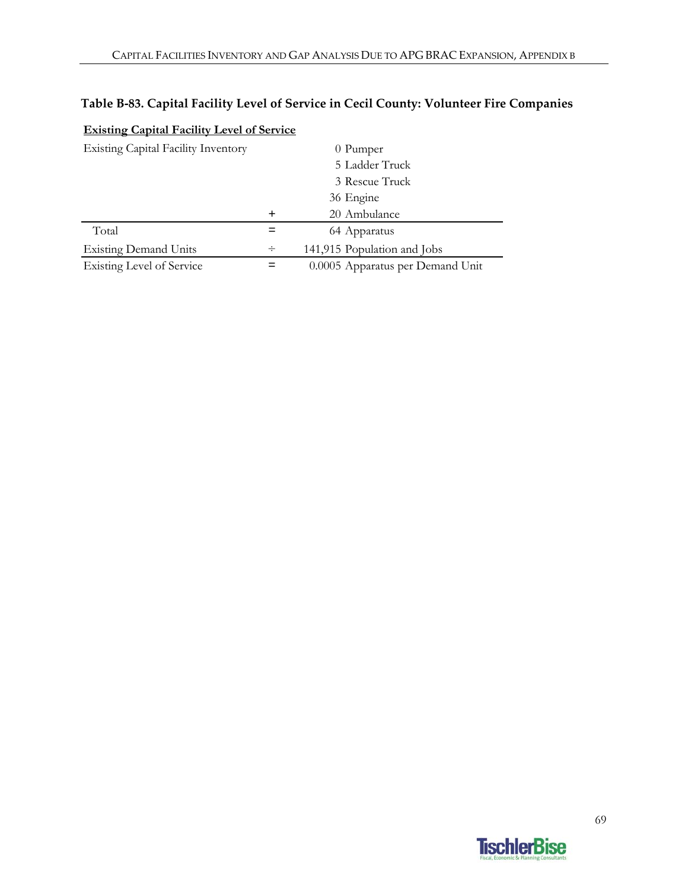### Table B-83. Capital Facility Level of Service in Cecil County: Volunteer Fire Companies

**Existing Capital Facility Level of Service**

| | | | |
|---|---|---|---|
| Existing Capital Facility Inventory | | 0 | Pumper |
| | | 5 | Ladder Truck |
| | | 3 | Rescue Truck |
| | | 36 | Engine |
| | + | 20 | Ambulance |
| Total | = | 64 | Apparatus |
| Existing Demand Units | ÷ | 141,915 | Population and Jobs |
| Existing Level of Service | = | 0.0005 | Apparatus per Demand Unit |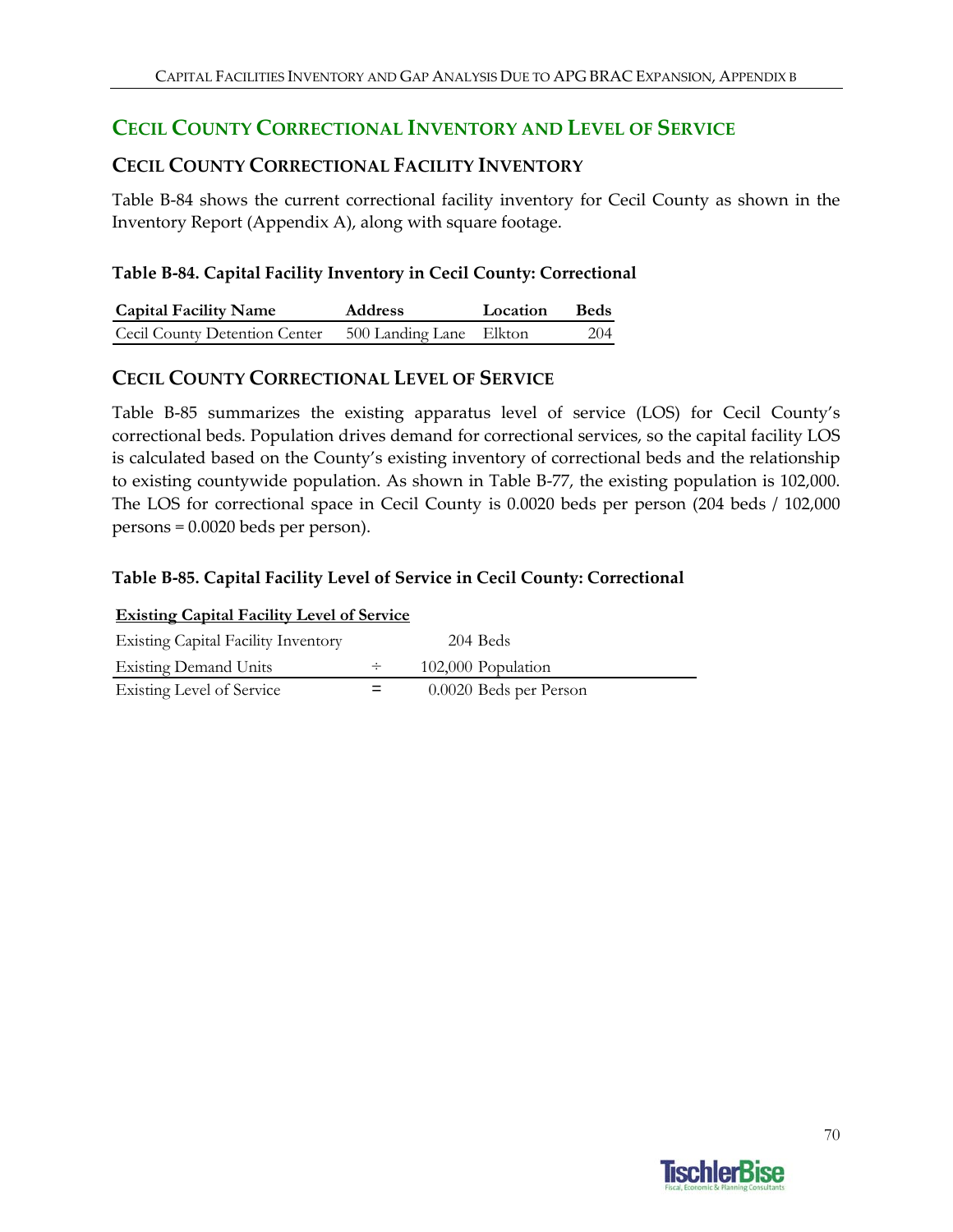## CECIL COUNTY CORRECTIONAL INVENTORY AND LEVEL OF SERVICE

### CECIL COUNTY CORRECTIONAL FACILITY INVENTORY

Table B-84 shows the current correctional facility inventory for Cecil County as shown in the Inventory Report (Appendix A), along with square footage.

**Table B-84. Capital Facility Inventory in Cecil County: Correctional**

| Capital Facility Name | Address | Location | Beds |
|---|---|---|---|
| Cecil County Detention Center | 500 Landing Lane | Elkton | 204 |

### CECIL COUNTY CORRECTIONAL LEVEL OF SERVICE

Table B-85 summarizes the existing apparatus level of service (LOS) for Cecil County's correctional beds. Population drives demand for correctional services, so the capital facility LOS is calculated based on the County's existing inventory of correctional beds and the relationship to existing countywide population. As shown in Table B-77, the existing population is 102,000. The LOS for correctional space in Cecil County is 0.0020 beds per person (204 beds / 102,000 persons = 0.0020 beds per person).

**Table B-85. Capital Facility Level of Service in Cecil County: Correctional**

| **Existing Capital Facility Level of Service** | | |
|---|---|---|
| Existing Capital Facility Inventory | | 204 Beds |
| Existing Demand Units | ÷ | 102,000 Population |
| Existing Level of Service | = | 0.0020 Beds per Person |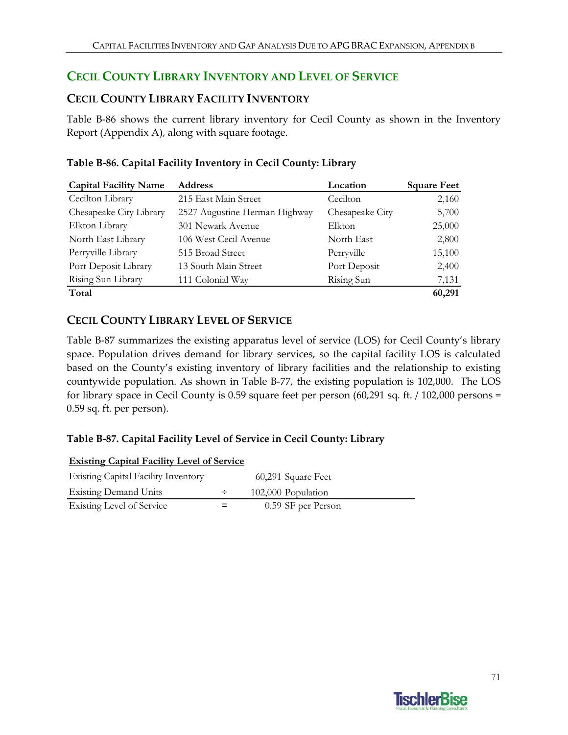## Cecil County Library Inventory and Level of Service

### Cecil County Library Facility Inventory

Table B-86 shows the current library inventory for Cecil County as shown in the Inventory Report (Appendix A), along with square footage.

**Table B-86. Capital Facility Inventory in Cecil County: Library**

| Capital Facility Name | Address | Location | Square Feet |
|---|---|---|---:|
| Cecilton Library | 215 East Main Street | Cecilton | 2,160 |
| Chesapeake City Library | 2527 Augustine Herman Highway | Chesapeake City | 5,700 |
| Elkton Library | 301 Newark Avenue | Elkton | 25,000 |
| North East Library | 106 West Cecil Avenue | North East | 2,800 |
| Perryville Library | 515 Broad Street | Perryville | 15,100 |
| Port Deposit Library | 13 South Main Street | Port Deposit | 2,400 |
| Rising Sun Library | 111 Colonial Way | Rising Sun | 7,131 |
| **Total** | | | **60,291** |

### Cecil County Library Level of Service

Table B-87 summarizes the existing apparatus level of service (LOS) for Cecil County's library space. Population drives demand for library services, so the capital facility LOS is calculated based on the County's existing inventory of library facilities and the relationship to existing countywide population. As shown in Table B-77, the existing population is 102,000. The LOS for library space in Cecil County is 0.59 square feet per person (60,291 sq. ft. / 102,000 persons = 0.59 sq. ft. per person).

**Table B-87. Capital Facility Level of Service in Cecil County: Library**

| Existing Capital Facility Level of Service | | |
|---|---|---|
| Existing Capital Facility Inventory | | 60,291 Square Feet |
| Existing Demand Units | ÷ | 102,000 Population |
| Existing Level of Service | = | 0.59 SF per Person |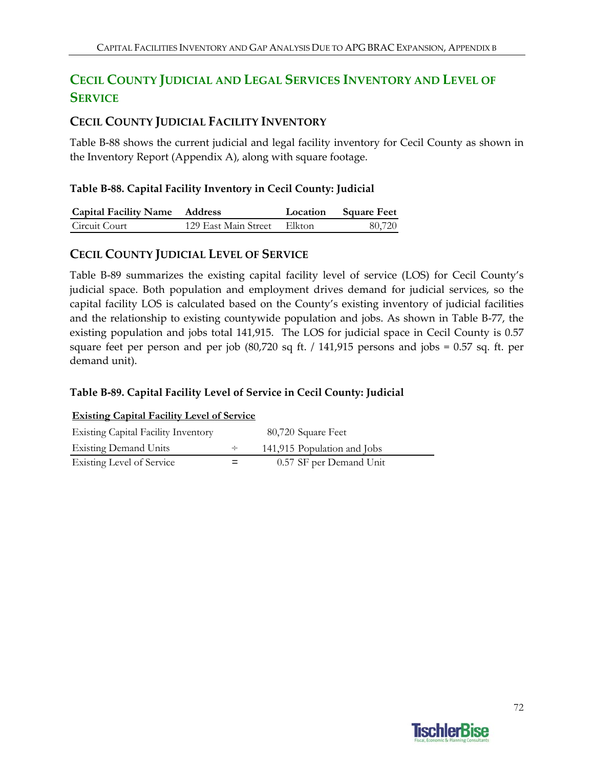## Cecil County Judicial and Legal Services Inventory and Level of Service

### Cecil County Judicial Facility Inventory

Table B-88 shows the current judicial and legal facility inventory for Cecil County as shown in the Inventory Report (Appendix A), along with square footage.

**Table B-88. Capital Facility Inventory in Cecil County: Judicial**

| Capital Facility Name | Address | Location | Square Feet |
|---|---|---|---|
| Circuit Court | 129 East Main Street | Elkton | 80,720 |

### Cecil County Judicial Level of Service

Table B-89 summarizes the existing capital facility level of service (LOS) for Cecil County's judicial space. Both population and employment drives demand for judicial services, so the capital facility LOS is calculated based on the County's existing inventory of judicial facilities and the relationship to existing countywide population and jobs. As shown in Table B-77, the existing population and jobs total 141,915. The LOS for judicial space in Cecil County is 0.57 square feet per person and per job (80,720 sq ft. / 141,915 persons and jobs = 0.57 sq. ft. per demand unit).

**Table B-89. Capital Facility Level of Service in Cecil County: Judicial**

| **Existing Capital Facility Level of Service** | | |
|---|---|---|
| Existing Capital Facility Inventory | | 80,720 Square Feet |
| Existing Demand Units | ÷ | 141,915 Population and Jobs |
| Existing Level of Service | = | 0.57 SF per Demand Unit |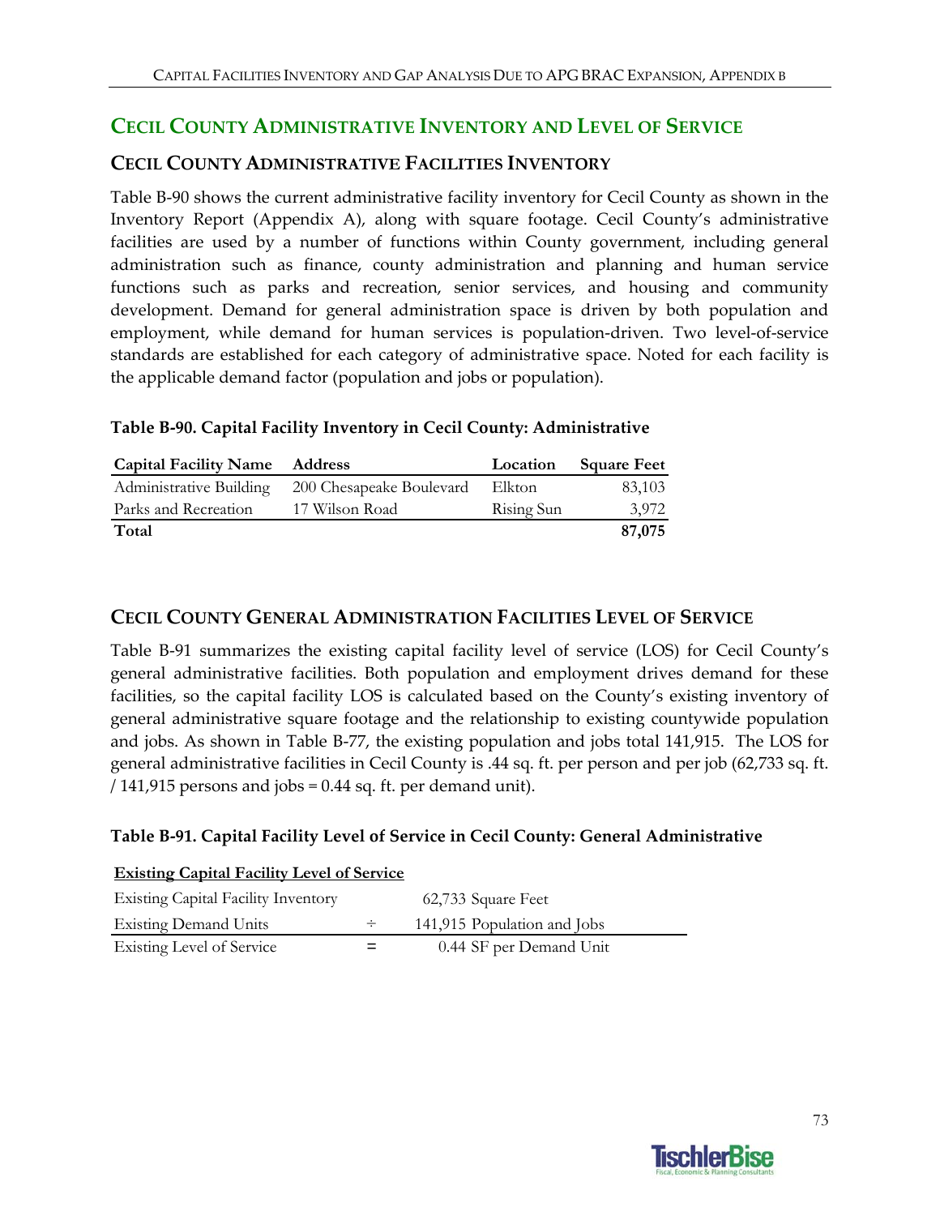## CECIL COUNTY ADMINISTRATIVE INVENTORY AND LEVEL OF SERVICE

### CECIL COUNTY ADMINISTRATIVE FACILITIES INVENTORY

Table B-90 shows the current administrative facility inventory for Cecil County as shown in the Inventory Report (Appendix A), along with square footage. Cecil County's administrative facilities are used by a number of functions within County government, including general administration such as finance, county administration and planning and human service functions such as parks and recreation, senior services, and housing and community development. Demand for general administration space is driven by both population and employment, while demand for human services is population-driven. Two level-of-service standards are established for each category of administrative space. Noted for each facility is the applicable demand factor (population and jobs or population).

**Table B-90. Capital Facility Inventory in Cecil County: Administrative**

| Capital Facility Name | Address | Location | Square Feet |
|---|---|---|---|
| Administrative Building | 200 Chesapeake Boulevard | Elkton | 83,103 |
| Parks and Recreation | 17 Wilson Road | Rising Sun | 3,972 |
| **Total** | | | **87,075** |

### CECIL COUNTY GENERAL ADMINISTRATION FACILITIES LEVEL OF SERVICE

Table B-91 summarizes the existing capital facility level of service (LOS) for Cecil County's general administrative facilities. Both population and employment drives demand for these facilities, so the capital facility LOS is calculated based on the County's existing inventory of general administrative square footage and the relationship to existing countywide population and jobs. As shown in Table B-77, the existing population and jobs total 141,915. The LOS for general administrative facilities in Cecil County is .44 sq. ft. per person and per job (62,733 sq. ft. / 141,915 persons and jobs = 0.44 sq. ft. per demand unit).

**Table B-91. Capital Facility Level of Service in Cecil County: General Administrative**

| Existing Capital Facility Level of Service | | |
|---|---|---|
| Existing Capital Facility Inventory | | 62,733 Square Feet |
| Existing Demand Units | ÷ | 141,915 Population and Jobs |
| Existing Level of Service | = | 0.44 SF per Demand Unit |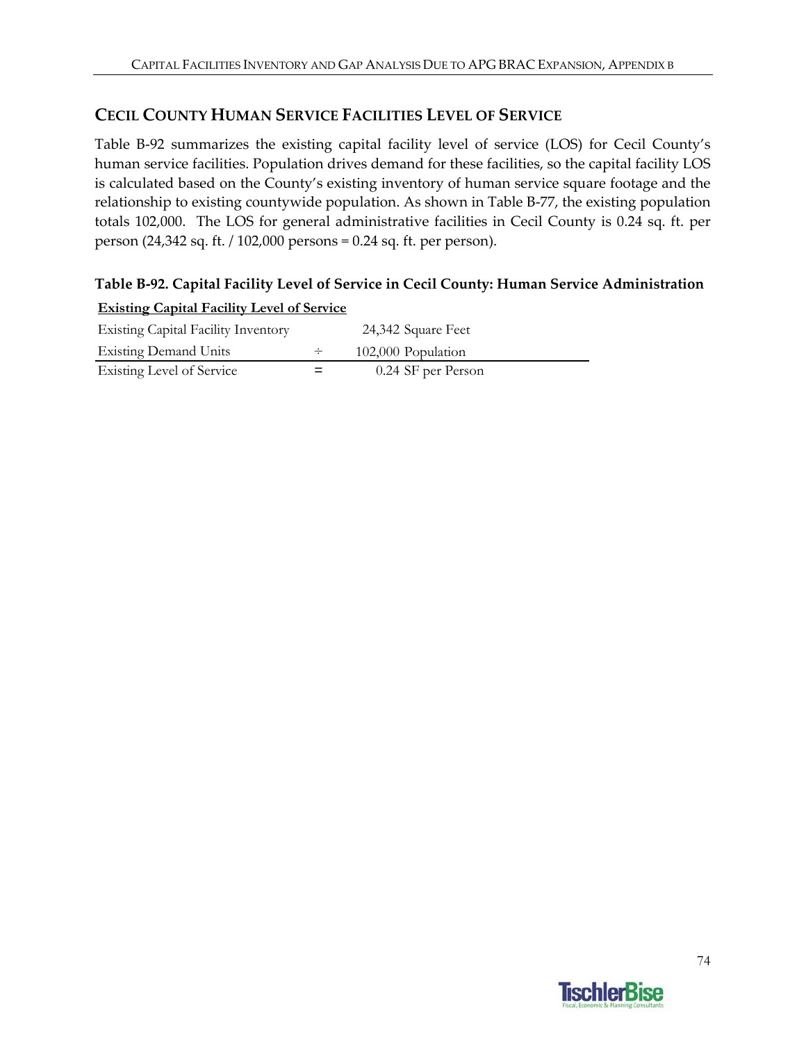## CECIL COUNTY HUMAN SERVICE FACILITIES LEVEL OF SERVICE

Table B-92 summarizes the existing capital facility level of service (LOS) for Cecil County's human service facilities. Population drives demand for these facilities, so the capital facility LOS is calculated based on the County's existing inventory of human service square footage and the relationship to existing countywide population. As shown in Table B-77, the existing population totals 102,000. The LOS for general administrative facilities in Cecil County is 0.24 sq. ft. per person (24,342 sq. ft. / 102,000 persons = 0.24 sq. ft. per person).

### Table B-92. Capital Facility Level of Service in Cecil County: Human Service Administration

| **Existing Capital Facility Level of Service** | | |
|---|---|---|
| Existing Capital Facility Inventory | | 24,342 Square Feet |
| Existing Demand Units | ÷ | 102,000 Population |
| Existing Level of Service | = | 0.24 SF per Person |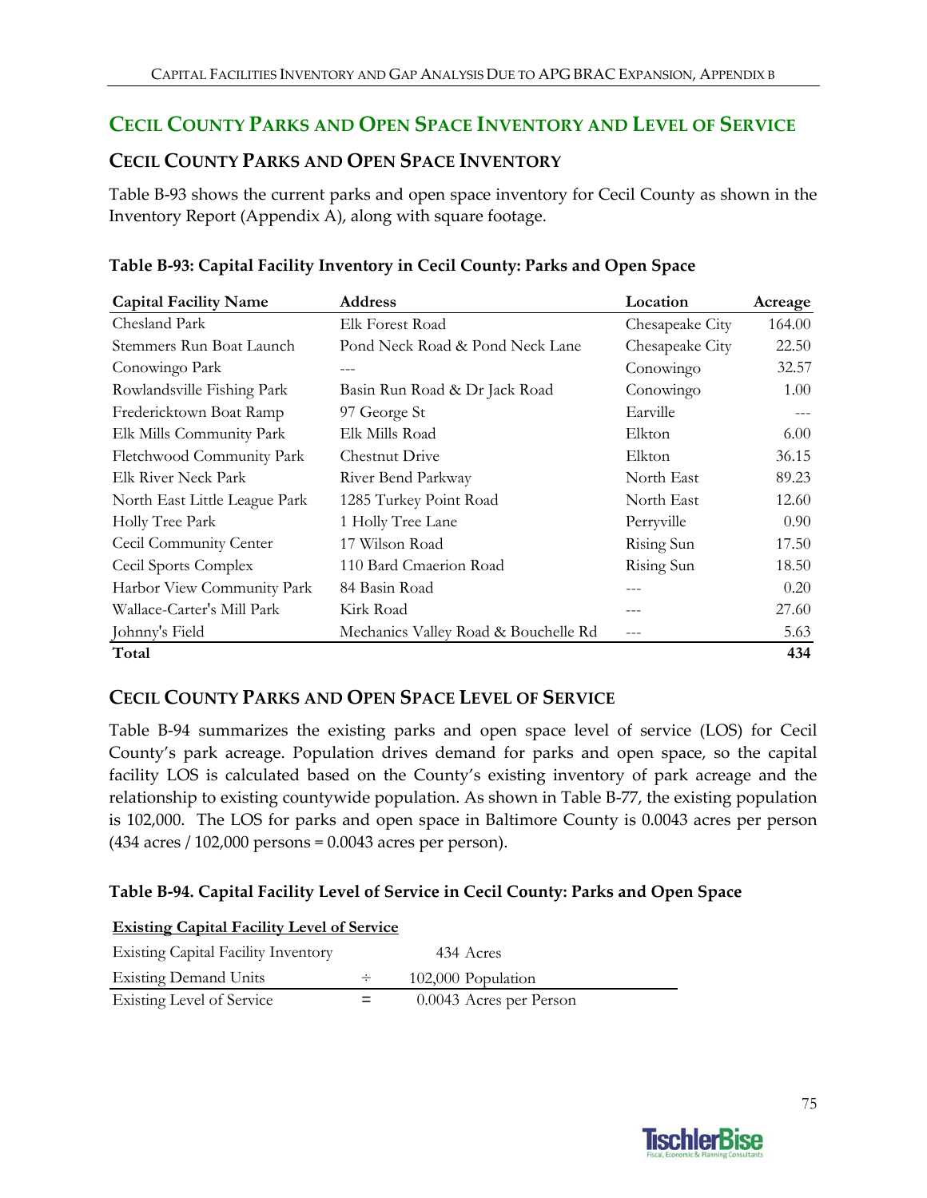## Cecil County Parks and Open Space Inventory and Level of Service

### Cecil County Parks and Open Space Inventory

Table B-93 shows the current parks and open space inventory for Cecil County as shown in the Inventory Report (Appendix A), along with square footage.

**Table B-93: Capital Facility Inventory in Cecil County: Parks and Open Space**

| Capital Facility Name | Address | Location | Acreage |
|---|---|---|---|
| Chesland Park | Elk Forest Road | Chesapeake City | 164.00 |
| Stemmers Run Boat Launch | Pond Neck Road & Pond Neck Lane | Chesapeake City | 22.50 |
| Conowingo Park | --- | Conowingo | 32.57 |
| Rowlandsville Fishing Park | Basin Run Road & Dr Jack Road | Conowingo | 1.00 |
| Fredericktown Boat Ramp | 97 George St | Earville | --- |
| Elk Mills Community Park | Elk Mills Road | Elkton | 6.00 |
| Fletchwood Community Park | Chestnut Drive | Elkton | 36.15 |
| Elk River Neck Park | River Bend Parkway | North East | 89.23 |
| North East Little League Park | 1285 Turkey Point Road | North East | 12.60 |
| Holly Tree Park | 1 Holly Tree Lane | Perryville | 0.90 |
| Cecil Community Center | 17 Wilson Road | Rising Sun | 17.50 |
| Cecil Sports Complex | 110 Bard Cmaerion Road | Rising Sun | 18.50 |
| Harbor View Community Park | 84 Basin Road | --- | 0.20 |
| Wallace-Carter's Mill Park | Kirk Road | --- | 27.60 |
| Johnny's Field | Mechanics Valley Road & Bouchelle Rd | --- | 5.63 |
| **Total** | | | **434** |

### Cecil County Parks and Open Space Level of Service

Table B-94 summarizes the existing parks and open space level of service (LOS) for Cecil County's park acreage. Population drives demand for parks and open space, so the capital facility LOS is calculated based on the County's existing inventory of park acreage and the relationship to existing countywide population. As shown in Table B-77, the existing population is 102,000. The LOS for parks and open space in Baltimore County is 0.0043 acres per person (434 acres / 102,000 persons = 0.0043 acres per person).

**Table B-94. Capital Facility Level of Service in Cecil County: Parks and Open Space**

| **Existing Capital Facility Level of Service** | | |
|---|---|---|
| Existing Capital Facility Inventory | | 434 Acres |
| Existing Demand Units | ÷ | 102,000 Population |
| Existing Level of Service | = | 0.0043 Acres per Person |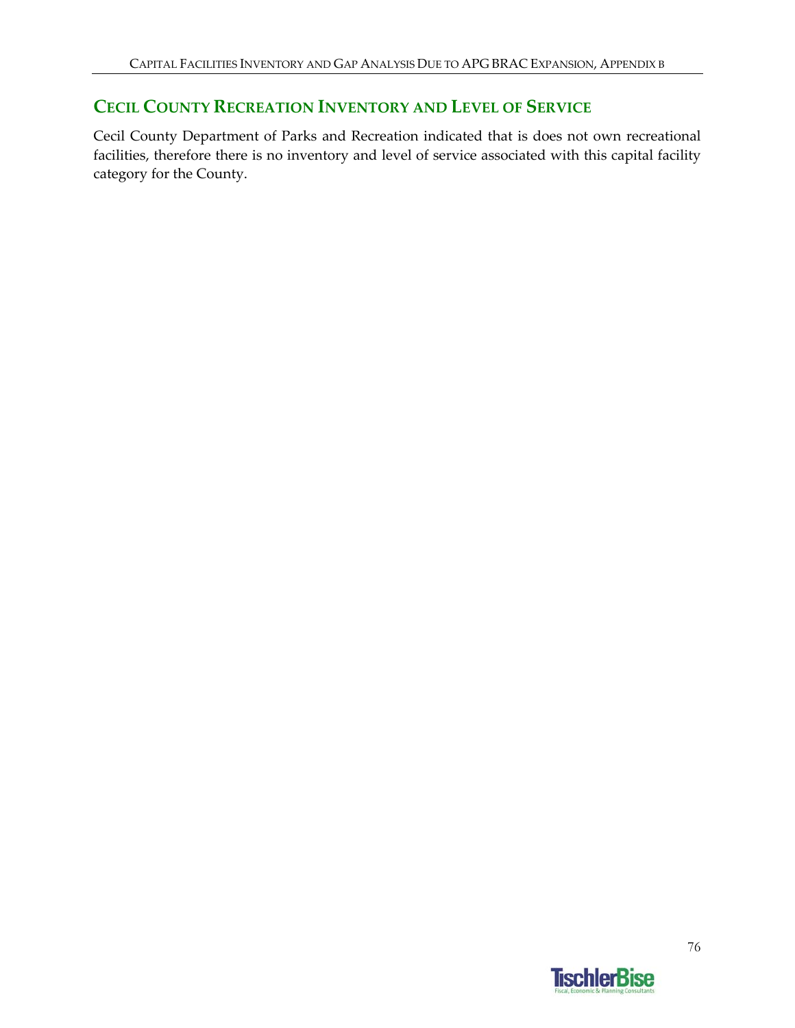## Cecil County Recreation Inventory and Level of Service

Cecil County Department of Parks and Recreation indicated that is does not own recreational facilities, therefore there is no inventory and level of service associated with this capital facility category for the County.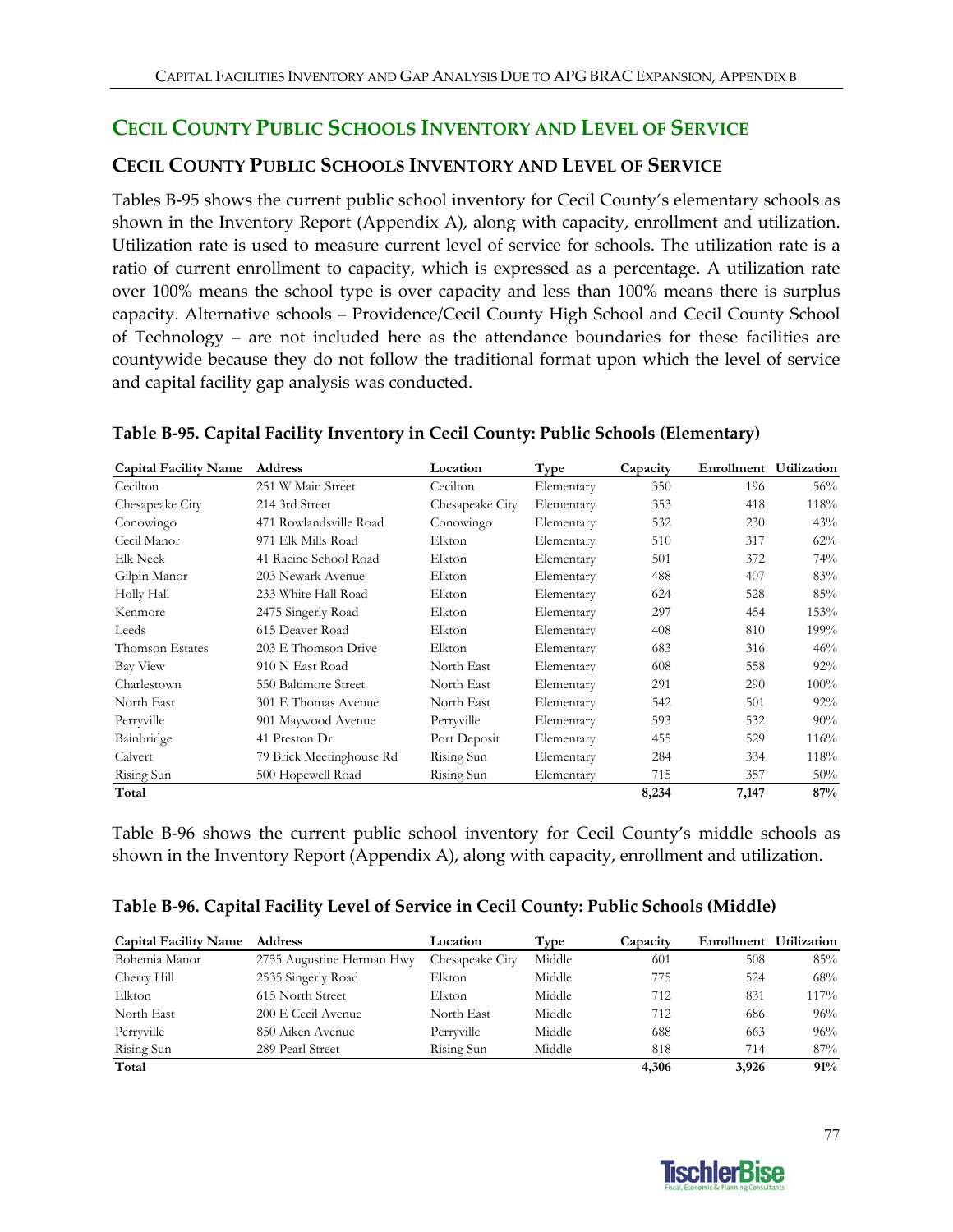## CECIL COUNTY PUBLIC SCHOOLS INVENTORY AND LEVEL OF SERVICE

### CECIL COUNTY PUBLIC SCHOOLS INVENTORY AND LEVEL OF SERVICE

Tables B-95 shows the current public school inventory for Cecil County's elementary schools as shown in the Inventory Report (Appendix A), along with capacity, enrollment and utilization. Utilization rate is used to measure current level of service for schools. The utilization rate is a ratio of current enrollment to capacity, which is expressed as a percentage. A utilization rate over 100% means the school type is over capacity and less than 100% means there is surplus capacity. Alternative schools – Providence/Cecil County High School and Cecil County School of Technology – are not included here as the attendance boundaries for these facilities are countywide because they do not follow the traditional format upon which the level of service and capital facility gap analysis was conducted.

**Table B-95. Capital Facility Inventory in Cecil County: Public Schools (Elementary)**

| Capital Facility Name | Address | Location | Type | Capacity | Enrollment | Utilization |
|---|---|---|---|---|---|---|
| Cecilton | 251 W Main Street | Cecilton | Elementary | 350 | 196 | 56% |
| Chesapeake City | 214 3rd Street | Chesapeake City | Elementary | 353 | 418 | 118% |
| Conowingo | 471 Rowlandsville Road | Conowingo | Elementary | 532 | 230 | 43% |
| Cecil Manor | 971 Elk Mills Road | Elkton | Elementary | 510 | 317 | 62% |
| Elk Neck | 41 Racine School Road | Elkton | Elementary | 501 | 372 | 74% |
| Gilpin Manor | 203 Newark Avenue | Elkton | Elementary | 488 | 407 | 83% |
| Holly Hall | 233 White Hall Road | Elkton | Elementary | 624 | 528 | 85% |
| Kenmore | 2475 Singerly Road | Elkton | Elementary | 297 | 454 | 153% |
| Leeds | 615 Deaver Road | Elkton | Elementary | 408 | 810 | 199% |
| Thomson Estates | 203 E Thomson Drive | Elkton | Elementary | 683 | 316 | 46% |
| Bay View | 910 N East Road | North East | Elementary | 608 | 558 | 92% |
| Charlestown | 550 Baltimore Street | North East | Elementary | 291 | 290 | 100% |
| North East | 301 E Thomas Avenue | North East | Elementary | 542 | 501 | 92% |
| Perryville | 901 Maywood Avenue | Perryville | Elementary | 593 | 532 | 90% |
| Bainbridge | 41 Preston Dr | Port Deposit | Elementary | 455 | 529 | 116% |
| Calvert | 79 Brick Meetinghouse Rd | Rising Sun | Elementary | 284 | 334 | 118% |
| Rising Sun | 500 Hopewell Road | Rising Sun | Elementary | 715 | 357 | 50% |
| **Total** | | | | **8,234** | **7,147** | **87%** |

Table B-96 shows the current public school inventory for Cecil County's middle schools as shown in the Inventory Report (Appendix A), along with capacity, enrollment and utilization.

**Table B-96. Capital Facility Level of Service in Cecil County: Public Schools (Middle)**

| Capital Facility Name | Address | Location | Type | Capacity | Enrollment | Utilization |
|---|---|---|---|---|---|---|
| Bohemia Manor | 2755 Augustine Herman Hwy | Chesapeake City | Middle | 601 | 508 | 85% |
| Cherry Hill | 2535 Singerly Road | Elkton | Middle | 775 | 524 | 68% |
| Elkton | 615 North Street | Elkton | Middle | 712 | 831 | 117% |
| North East | 200 E Cecil Avenue | North East | Middle | 712 | 686 | 96% |
| Perryville | 850 Aiken Avenue | Perryville | Middle | 688 | 663 | 96% |
| Rising Sun | 289 Pearl Street | Rising Sun | Middle | 818 | 714 | 87% |
| **Total** | | | | **4,306** | **3,926** | **91%** |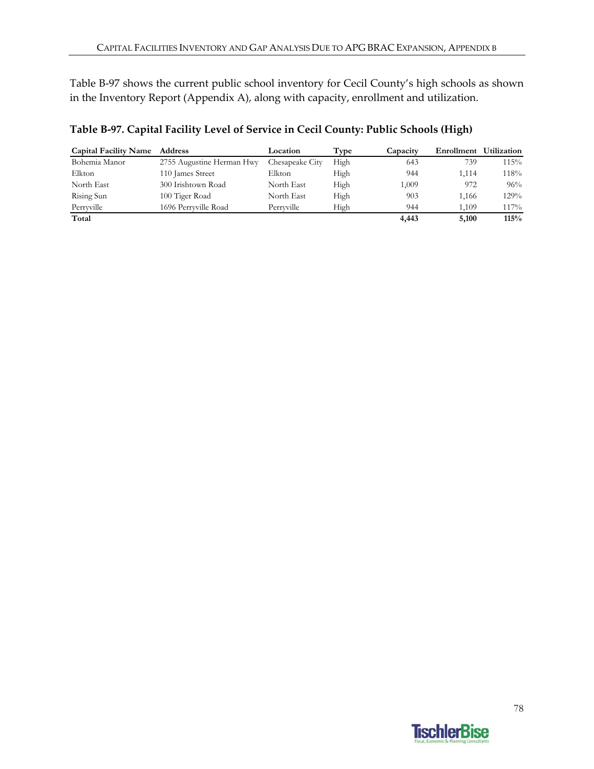Table B-97 shows the current public school inventory for Cecil County's high schools as shown in the Inventory Report (Appendix A), along with capacity, enrollment and utilization.

**Table B-97. Capital Facility Level of Service in Cecil County: Public Schools (High)**

| Capital Facility Name | Address | Location | Type | Capacity | Enrollment | Utilization |
|---|---|---|---|---|---|---|
| Bohemia Manor | 2755 Augustine Herman Hwy | Chesapeake City | High | 643 | 739 | 115% |
| Elkton | 110 James Street | Elkton | High | 944 | 1,114 | 118% |
| North East | 300 Irishtown Road | North East | High | 1,009 | 972 | 96% |
| Rising Sun | 100 Tiger Road | North East | High | 903 | 1,166 | 129% |
| Perryville | 1696 Perryville Road | Perryville | High | 944 | 1,109 | 117% |
| **Total** | | | | **4,443** | **5,100** | **115%** |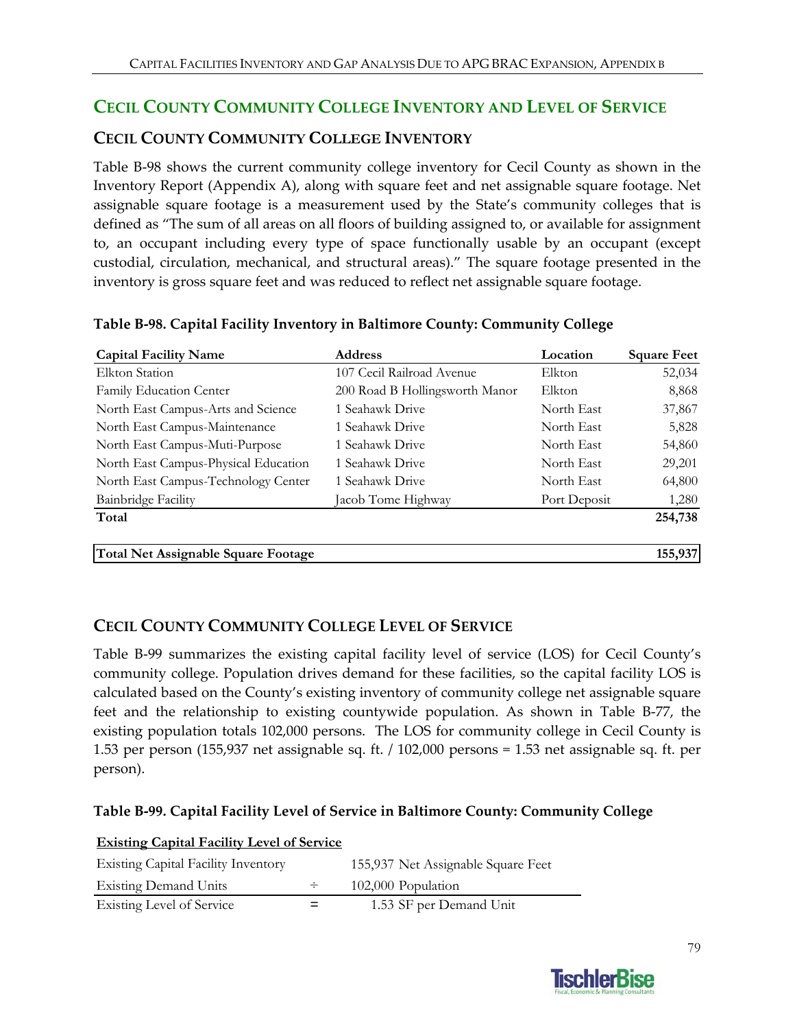## CECIL COUNTY COMMUNITY COLLEGE INVENTORY AND LEVEL OF SERVICE

### CECIL COUNTY COMMUNITY COLLEGE INVENTORY

Table B-98 shows the current community college inventory for Cecil County as shown in the Inventory Report (Appendix A), along with square feet and net assignable square footage. Net assignable square footage is a measurement used by the State's community colleges that is defined as "The sum of all areas on all floors of building assigned to, or available for assignment to, an occupant including every type of space functionally usable by an occupant (except custodial, circulation, mechanical, and structural areas)." The square footage presented in the inventory is gross square feet and was reduced to reflect net assignable square footage.

**Table B-98. Capital Facility Inventory in Baltimore County: Community College**

| Capital Facility Name | Address | Location | Square Feet |
|---|---|---|---|
| Elkton Station | 107 Cecil Railroad Avenue | Elkton | 52,034 |
| Family Education Center | 200 Road B Hollingsworth Manor | Elkton | 8,868 |
| North East Campus-Arts and Science | 1 Seahawk Drive | North East | 37,867 |
| North East Campus-Maintenance | 1 Seahawk Drive | North East | 5,828 |
| North East Campus-Muti-Purpose | 1 Seahawk Drive | North East | 54,860 |
| North East Campus-Physical Education | 1 Seahawk Drive | North East | 29,201 |
| North East Campus-Technology Center | 1 Seahawk Drive | North East | 64,800 |
| Bainbridge Facility | Jacob Tome Highway | Port Deposit | 1,280 |
| **Total** | | | **254,738** |
| | | | |
| **Total Net Assignable Square Footage** | | | **155,937** |

### CECIL COUNTY COMMUNITY COLLEGE LEVEL OF SERVICE

Table B-99 summarizes the existing capital facility level of service (LOS) for Cecil County's community college. Population drives demand for these facilities, so the capital facility LOS is calculated based on the County's existing inventory of community college net assignable square feet and the relationship to existing countywide population. As shown in Table B-77, the existing population totals 102,000 persons. The LOS for community college in Cecil County is 1.53 per person (155,937 net assignable sq. ft. / 102,000 persons = 1.53 net assignable sq. ft. per person).

**Table B-99. Capital Facility Level of Service in Baltimore County: Community College**

| **Existing Capital Facility Level of Service** | | |
|---|---|---|
| Existing Capital Facility Inventory | | 155,937 Net Assignable Square Feet |
| Existing Demand Units | ÷ | 102,000 Population |
| Existing Level of Service | = | 1.53 SF per Demand Unit |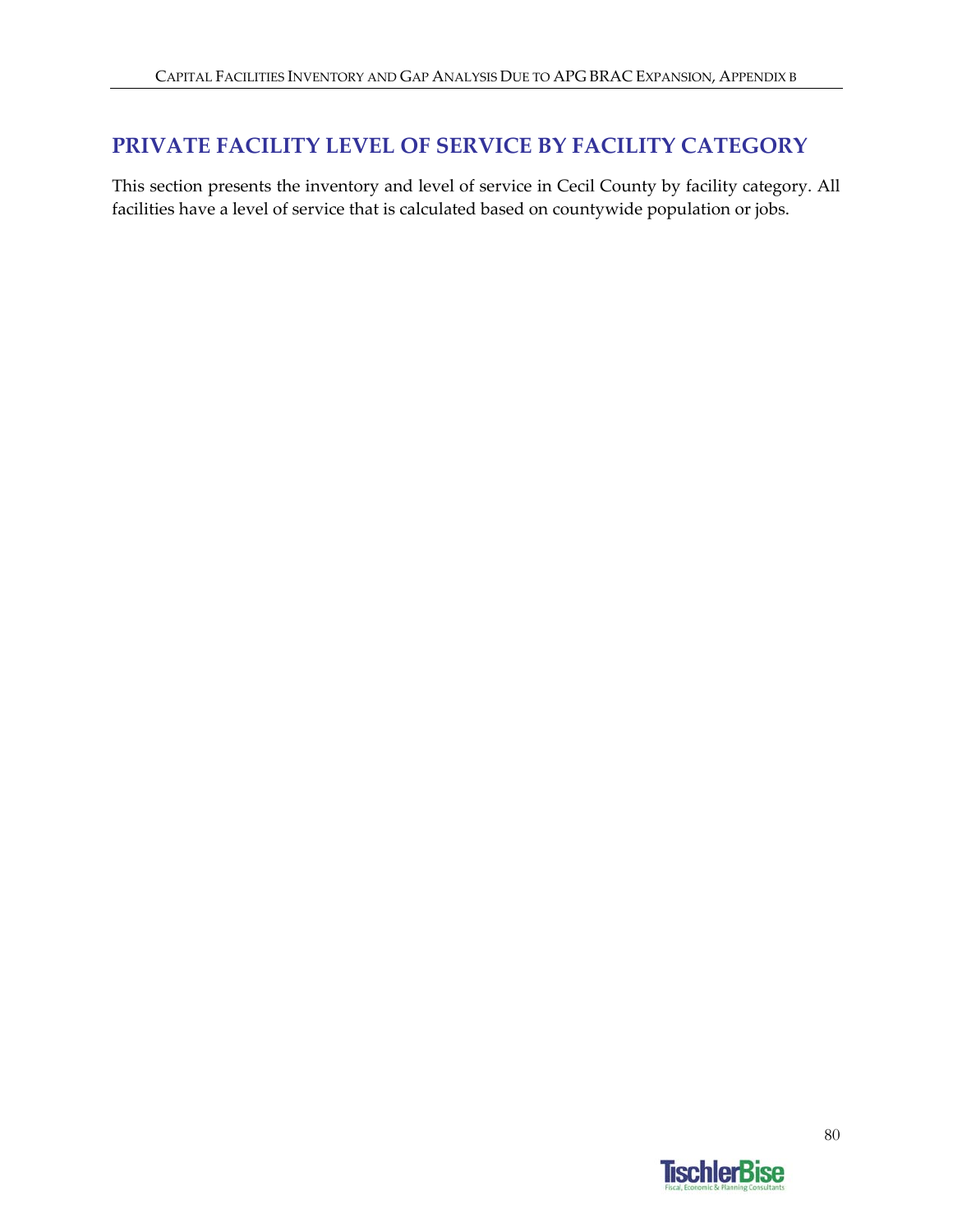## PRIVATE FACILITY LEVEL OF SERVICE BY FACILITY CATEGORY

This section presents the inventory and level of service in Cecil County by facility category. All facilities have a level of service that is calculated based on countywide population or jobs.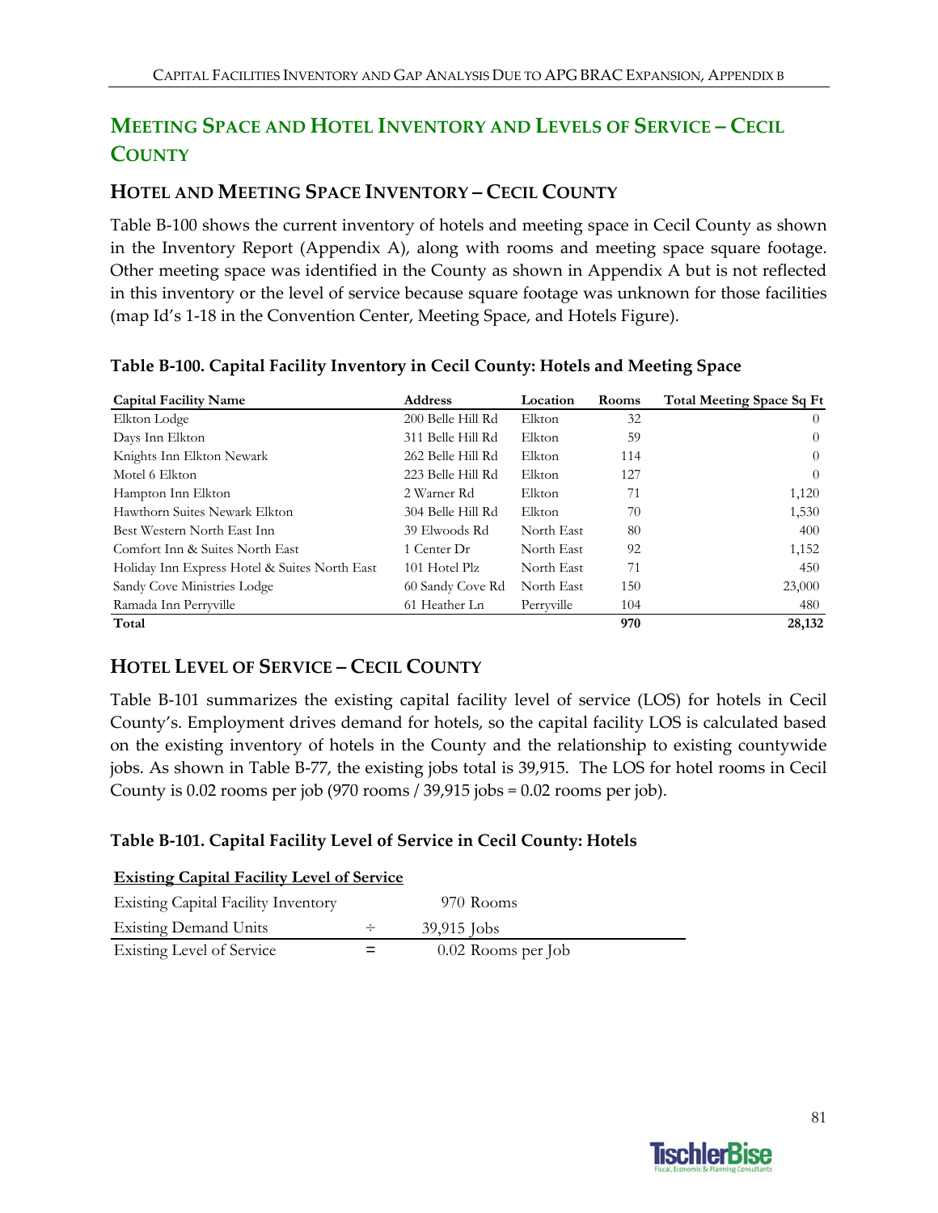## MEETING SPACE AND HOTEL INVENTORY AND LEVELS OF SERVICE – CECIL COUNTY

### HOTEL AND MEETING SPACE INVENTORY – CECIL COUNTY

Table B-100 shows the current inventory of hotels and meeting space in Cecil County as shown in the Inventory Report (Appendix A), along with rooms and meeting space square footage. Other meeting space was identified in the County as shown in Appendix A but is not reflected in this inventory or the level of service because square footage was unknown for those facilities (map Id's 1-18 in the Convention Center, Meeting Space, and Hotels Figure).

**Table B-100. Capital Facility Inventory in Cecil County: Hotels and Meeting Space**

| Capital Facility Name | Address | Location | Rooms | Total Meeting Space Sq Ft |
|---|---|---|---|---|
| Elkton Lodge | 200 Belle Hill Rd | Elkton | 32 | 0 |
| Days Inn Elkton | 311 Belle Hill Rd | Elkton | 59 | 0 |
| Knights Inn Elkton Newark | 262 Belle Hill Rd | Elkton | 114 | 0 |
| Motel 6 Elkton | 223 Belle Hill Rd | Elkton | 127 | 0 |
| Hampton Inn Elkton | 2 Warner Rd | Elkton | 71 | 1,120 |
| Hawthorn Suites Newark Elkton | 304 Belle Hill Rd | Elkton | 70 | 1,530 |
| Best Western North East Inn | 39 Elwoods Rd | North East | 80 | 400 |
| Comfort Inn & Suites North East | 1 Center Dr | North East | 92 | 1,152 |
| Holiday Inn Express Hotel & Suites North East | 101 Hotel Plz | North East | 71 | 450 |
| Sandy Cove Ministries Lodge | 60 Sandy Cove Rd | North East | 150 | 23,000 |
| Ramada Inn Perryville | 61 Heather Ln | Perryville | 104 | 480 |
| **Total** | | | **970** | **28,132** |

### HOTEL LEVEL OF SERVICE – CECIL COUNTY

Table B-101 summarizes the existing capital facility level of service (LOS) for hotels in Cecil County's. Employment drives demand for hotels, so the capital facility LOS is calculated based on the existing inventory of hotels in the County and the relationship to existing countywide jobs. As shown in Table B-77, the existing jobs total is 39,915. The LOS for hotel rooms in Cecil County is 0.02 rooms per job (970 rooms / 39,915 jobs = 0.02 rooms per job).

**Table B-101. Capital Facility Level of Service in Cecil County: Hotels**

| Existing Capital Facility Level of Service | | |
|---|---|---|
| Existing Capital Facility Inventory | | 970 Rooms |
| Existing Demand Units | ÷ | 39,915 Jobs |
| Existing Level of Service | = | 0.02 Rooms per Job |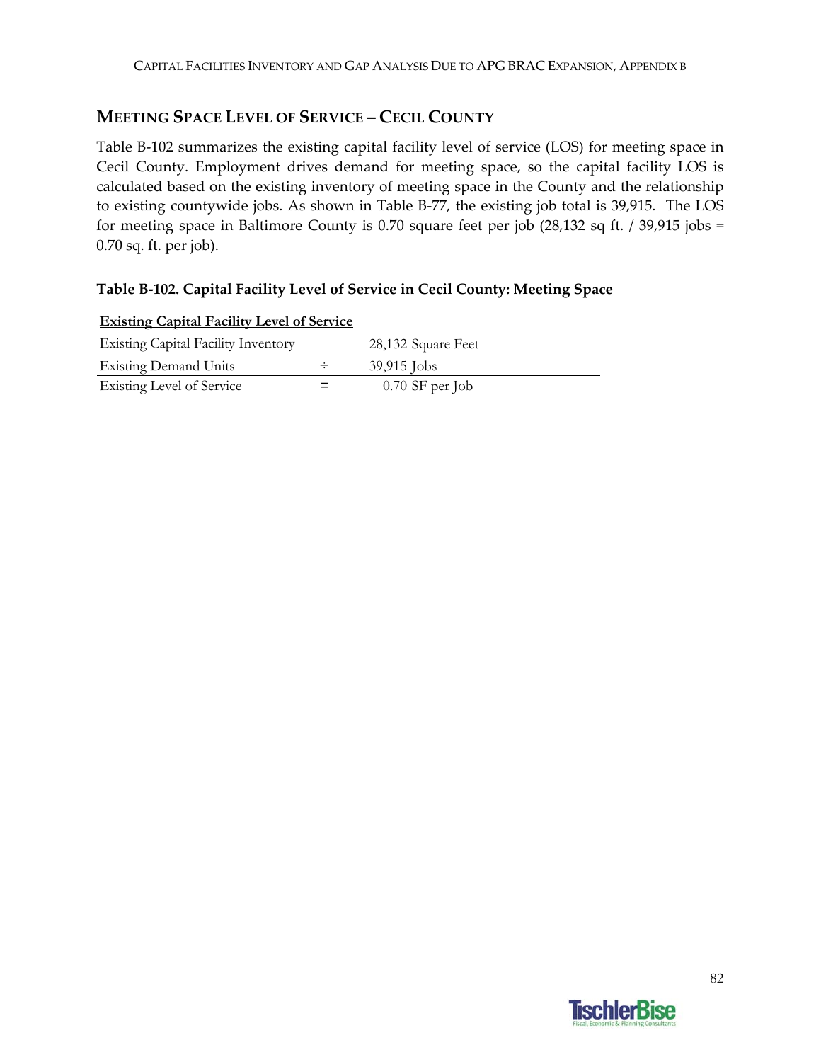## MEETING SPACE LEVEL OF SERVICE – CECIL COUNTY

Table B-102 summarizes the existing capital facility level of service (LOS) for meeting space in Cecil County. Employment drives demand for meeting space, so the capital facility LOS is calculated based on the existing inventory of meeting space in the County and the relationship to existing countywide jobs. As shown in Table B-77, the existing job total is 39,915. The LOS for meeting space in Baltimore County is 0.70 square feet per job (28,132 sq ft. / 39,915 jobs = 0.70 sq. ft. per job).

### Table B-102. Capital Facility Level of Service in Cecil County: Meeting Space

| **Existing Capital Facility Level of Service** | | |
|---|---|---|
| Existing Capital Facility Inventory | | 28,132 Square Feet |
| Existing Demand Units | ÷ | 39,915 Jobs |
| Existing Level of Service | = | 0.70 SF per Job |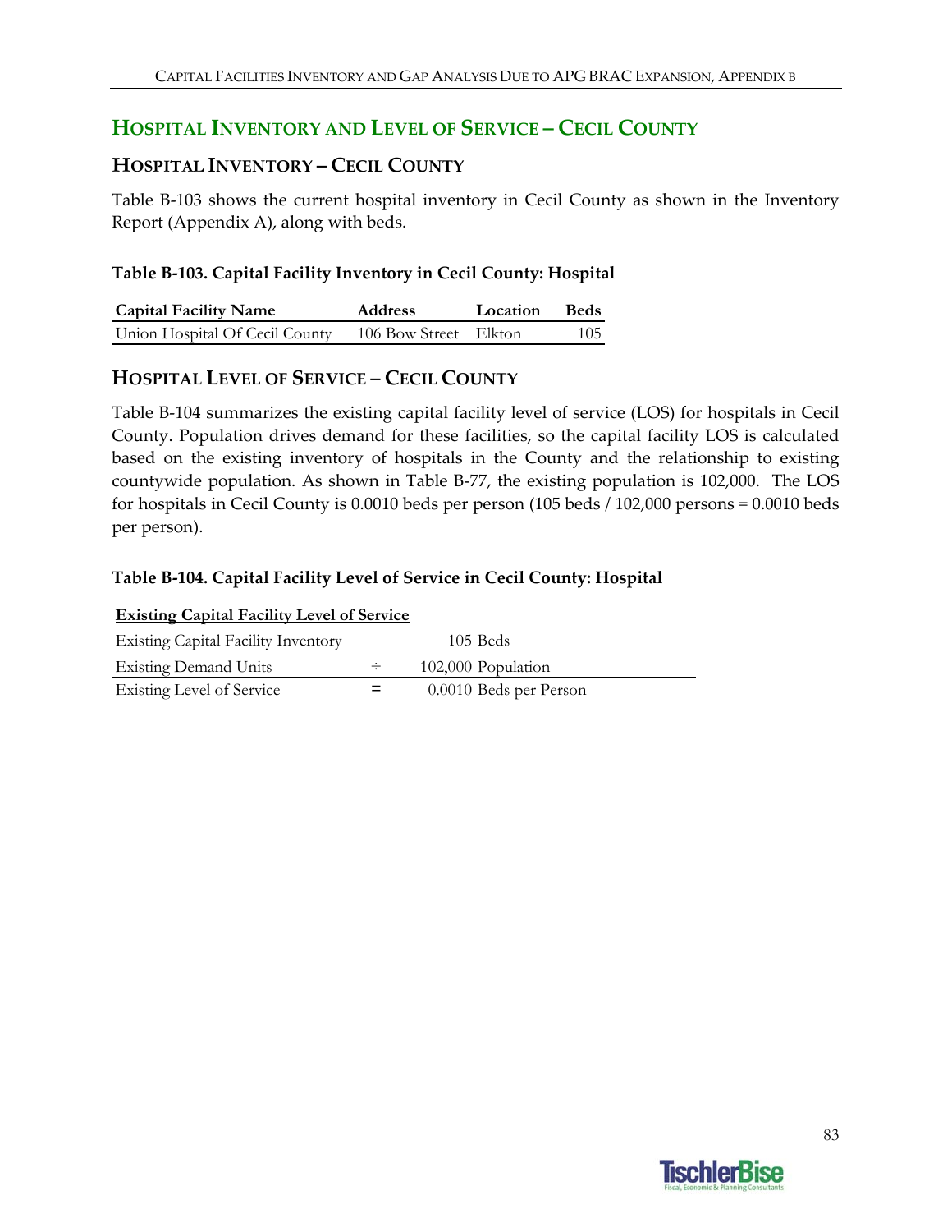## Hospital Inventory and Level of Service – Cecil County

### Hospital Inventory – Cecil County

Table B-103 shows the current hospital inventory in Cecil County as shown in the Inventory Report (Appendix A), along with beds.

**Table B-103. Capital Facility Inventory in Cecil County: Hospital**

| Capital Facility Name | Address | Location | Beds |
|---|---|---|---|
| Union Hospital Of Cecil County | 106 Bow Street | Elkton | 105 |

### Hospital Level of Service – Cecil County

Table B-104 summarizes the existing capital facility level of service (LOS) for hospitals in Cecil County. Population drives demand for these facilities, so the capital facility LOS is calculated based on the existing inventory of hospitals in the County and the relationship to existing countywide population. As shown in Table B-77, the existing population is 102,000. The LOS for hospitals in Cecil County is 0.0010 beds per person (105 beds / 102,000 persons = 0.0010 beds per person).

**Table B-104. Capital Facility Level of Service in Cecil County: Hospital**

| Existing Capital Facility Level of Service | | |
|---|---|---|
| Existing Capital Facility Inventory | | 105 Beds |
| Existing Demand Units | ÷ | 102,000 Population |
| Existing Level of Service | = | 0.0010 Beds per Person |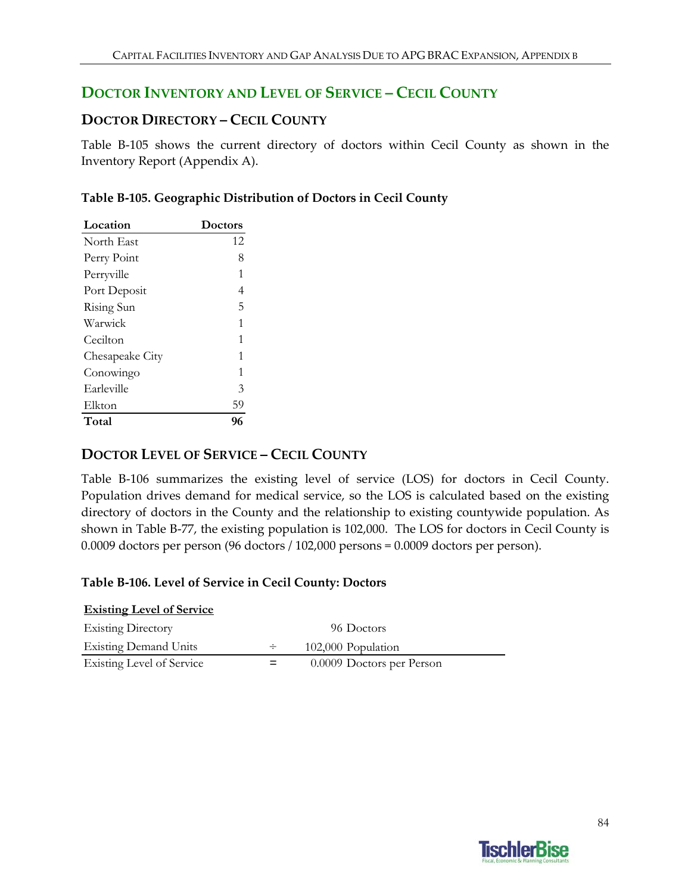## Doctor Inventory and Level of Service – Cecil County

### Doctor Directory – Cecil County

Table B-105 shows the current directory of doctors within Cecil County as shown in the Inventory Report (Appendix A).

**Table B-105. Geographic Distribution of Doctors in Cecil County**

| Location | Doctors |
|---|---|
| North East | 12 |
| Perry Point | 8 |
| Perryville | 1 |
| Port Deposit | 4 |
| Rising Sun | 5 |
| Warwick | 1 |
| Cecilton | 1 |
| Chesapeake City | 1 |
| Conowingo | 1 |
| Earleville | 3 |
| Elkton | 59 |
| **Total** | **96** |

### Doctor Level of Service – Cecil County

Table B-106 summarizes the existing level of service (LOS) for doctors in Cecil County. Population drives demand for medical service, so the LOS is calculated based on the existing directory of doctors in the County and the relationship to existing countywide population. As shown in Table B-77, the existing population is 102,000. The LOS for doctors in Cecil County is 0.0009 doctors per person (96 doctors / 102,000 persons = 0.0009 doctors per person).

**Table B-106. Level of Service in Cecil County: Doctors**

| **Existing Level of Service** | | |
|---|---|---|
| Existing Directory | | 96 Doctors |
| Existing Demand Units | ÷ | 102,000 Population |
| Existing Level of Service | = | 0.0009 Doctors per Person |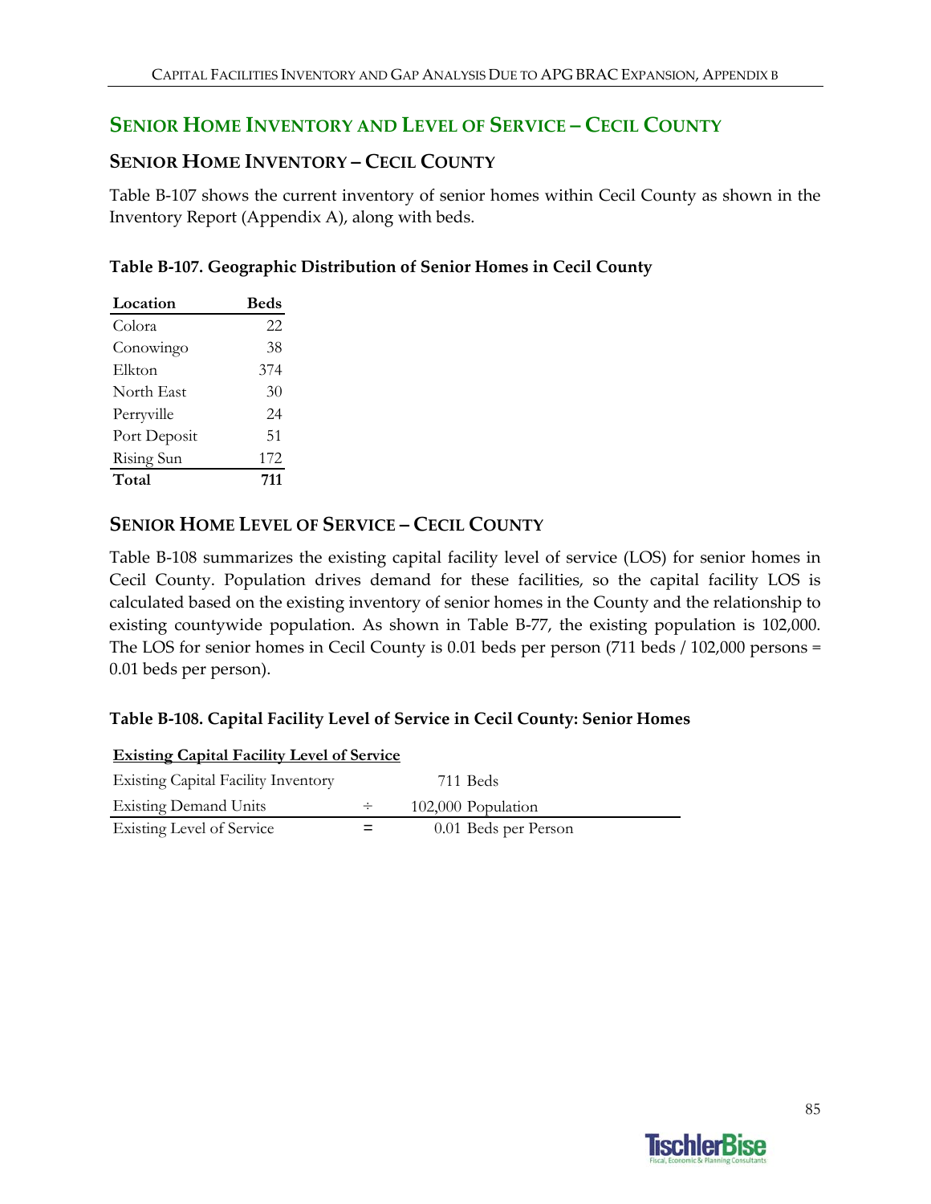## SENIOR HOME INVENTORY AND LEVEL OF SERVICE – CECIL COUNTY

### SENIOR HOME INVENTORY – CECIL COUNTY

Table B-107 shows the current inventory of senior homes within Cecil County as shown in the Inventory Report (Appendix A), along with beds.

**Table B-107. Geographic Distribution of Senior Homes in Cecil County**

| Location | Beds |
|---|---|
| Colora | 22 |
| Conowingo | 38 |
| Elkton | 374 |
| North East | 30 |
| Perryville | 24 |
| Port Deposit | 51 |
| Rising Sun | 172 |
| **Total** | **711** |

### SENIOR HOME LEVEL OF SERVICE – CECIL COUNTY

Table B-108 summarizes the existing capital facility level of service (LOS) for senior homes in Cecil County. Population drives demand for these facilities, so the capital facility LOS is calculated based on the existing inventory of senior homes in the County and the relationship to existing countywide population. As shown in Table B-77, the existing population is 102,000. The LOS for senior homes in Cecil County is 0.01 beds per person (711 beds / 102,000 persons = 0.01 beds per person).

**Table B-108. Capital Facility Level of Service in Cecil County: Senior Homes**

| Existing Capital Facility Level of Service | | |
|---|---|---|
| Existing Capital Facility Inventory | | 711 Beds |
| Existing Demand Units | ÷ | 102,000 Population |
| Existing Level of Service | = | 0.01 Beds per Person |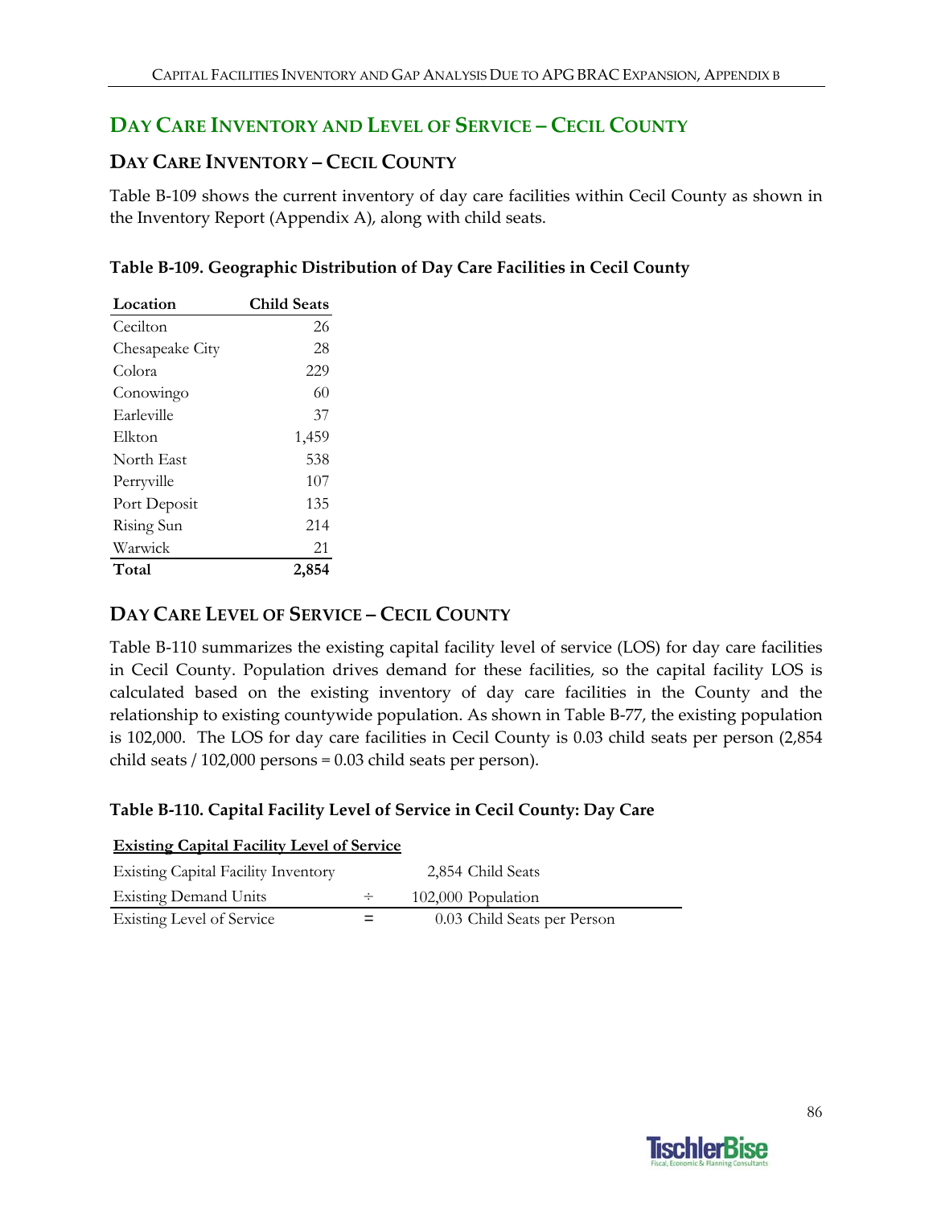## DAY CARE INVENTORY AND LEVEL OF SERVICE – CECIL COUNTY

### DAY CARE INVENTORY – CECIL COUNTY

Table B-109 shows the current inventory of day care facilities within Cecil County as shown in the Inventory Report (Appendix A), along with child seats.

**Table B-109. Geographic Distribution of Day Care Facilities in Cecil County**

| Location | Child Seats |
|---|---:|
| Cecilton | 26 |
| Chesapeake City | 28 |
| Colora | 229 |
| Conowingo | 60 |
| Earleville | 37 |
| Elkton | 1,459 |
| North East | 538 |
| Perryville | 107 |
| Port Deposit | 135 |
| Rising Sun | 214 |
| Warwick | 21 |
| **Total** | **2,854** |

### DAY CARE LEVEL OF SERVICE – CECIL COUNTY

Table B-110 summarizes the existing capital facility level of service (LOS) for day care facilities in Cecil County. Population drives demand for these facilities, so the capital facility LOS is calculated based on the existing inventory of day care facilities in the County and the relationship to existing countywide population. As shown in Table B-77, the existing population is 102,000. The LOS for day care facilities in Cecil County is 0.03 child seats per person (2,854 child seats / 102,000 persons = 0.03 child seats per person).

**Table B-110. Capital Facility Level of Service in Cecil County: Day Care**

| **Existing Capital Facility Level of Service** | | |
|---|---|---|
| Existing Capital Facility Inventory | | 2,854 Child Seats |
| Existing Demand Units | ÷ | 102,000 Population |
| Existing Level of Service | = | 0.03 Child Seats per Person |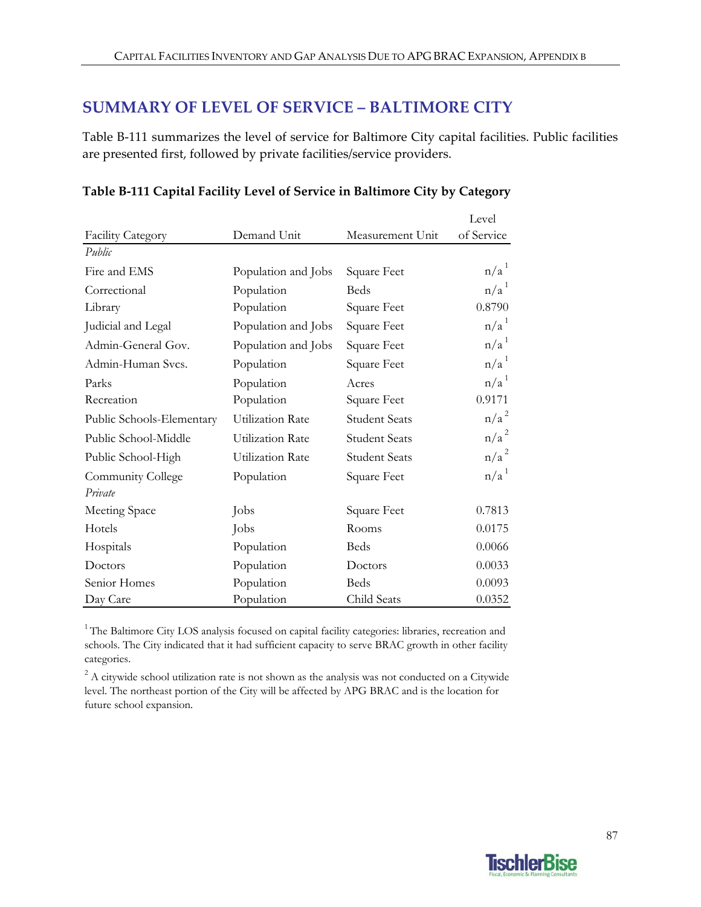## SUMMARY OF LEVEL OF SERVICE – BALTIMORE CITY

Table B-111 summarizes the level of service for Baltimore City capital facilities. Public facilities are presented first, followed by private facilities/service providers.

**Table B-111 Capital Facility Level of Service in Baltimore City by Category**

| Facility Category | Demand Unit | Measurement Unit | Level of Service |
|---|---|---|---|
| *Public* | | | |
| Fire and EMS | Population and Jobs | Square Feet | n/a [1] |
| Correctional | Population | Beds | n/a [1] |
| Library | Population | Square Feet | 0.8790 |
| Judicial and Legal | Population and Jobs | Square Feet | n/a [1] |
| Admin-General Gov. | Population and Jobs | Square Feet | n/a [1] |
| Admin-Human Svcs. | Population | Square Feet | n/a [1] |
| Parks | Population | Acres | n/a [1] |
| Recreation | Population | Square Feet | 0.9171 |
| Public Schools-Elementary | Utilization Rate | Student Seats | n/a [2] |
| Public School-Middle | Utilization Rate | Student Seats | n/a [2] |
| Public School-High | Utilization Rate | Student Seats | n/a [2] |
| Community College | Population | Square Feet | n/a [1] |
| *Private* | | | |
| Meeting Space | Jobs | Square Feet | 0.7813 |
| Hotels | Jobs | Rooms | 0.0175 |
| Hospitals | Population | Beds | 0.0066 |
| Doctors | Population | Doctors | 0.0033 |
| Senior Homes | Population | Beds | 0.0093 |
| Day Care | Population | Child Seats | 0.0352 |

[1] The Baltimore City LOS analysis focused on capital facility categories: libraries, recreation and schools. The City indicated that it had sufficient capacity to serve BRAC growth in other facility categories.

[2] A citywide school utilization rate is not shown as the analysis was not conducted on a Citywide level. The northeast portion of the City will be affected by APG BRAC and is the location for future school expansion.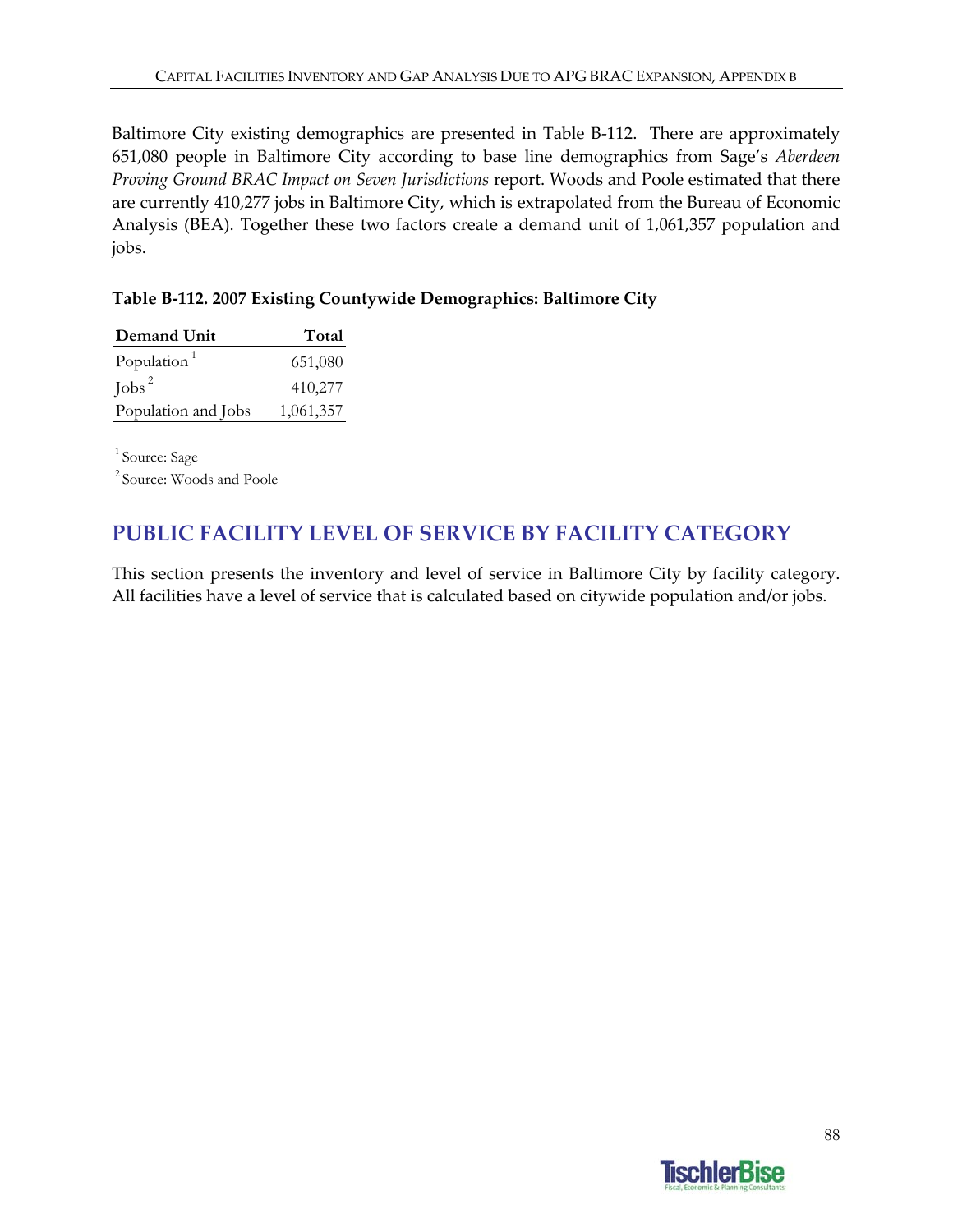Baltimore City existing demographics are presented in Table B-112. There are approximately 651,080 people in Baltimore City according to base line demographics from Sage's *Aberdeen Proving Ground BRAC Impact on Seven Jurisdictions* report. Woods and Poole estimated that there are currently 410,277 jobs in Baltimore City, which is extrapolated from the Bureau of Economic Analysis (BEA). Together these two factors create a demand unit of 1,061,357 population and jobs.

**Table B-112. 2007 Existing Countywide Demographics: Baltimore City**

| Demand Unit | Total |
|---|---|
| Population [1] | 651,080 |
| Jobs [2] | 410,277 |
| Population and Jobs | 1,061,357 |

[1] Source: Sage

[2] Source: Woods and Poole

## PUBLIC FACILITY LEVEL OF SERVICE BY FACILITY CATEGORY

This section presents the inventory and level of service in Baltimore City by facility category. All facilities have a level of service that is calculated based on citywide population and/or jobs.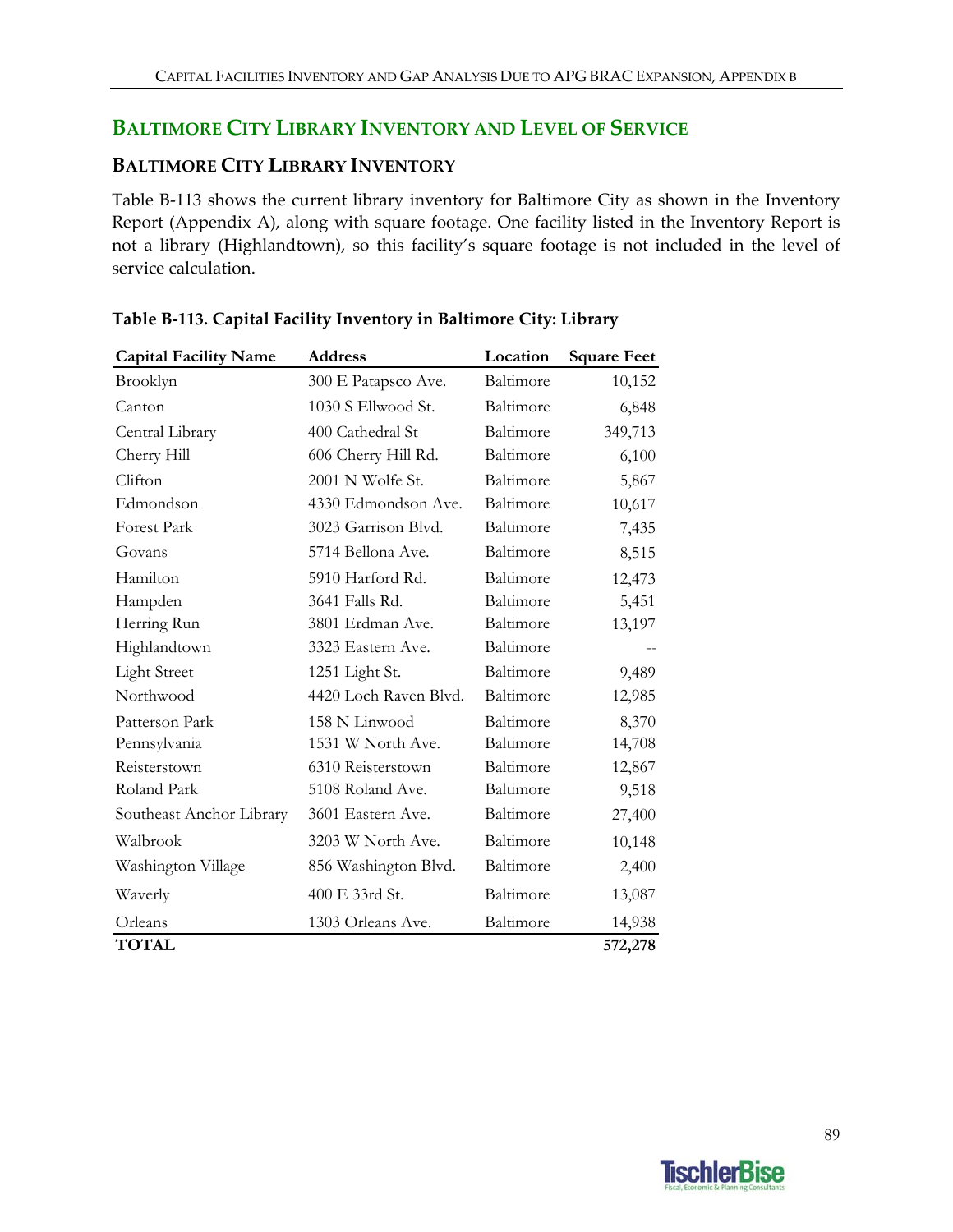## BALTIMORE CITY LIBRARY INVENTORY AND LEVEL OF SERVICE

### BALTIMORE CITY LIBRARY INVENTORY

Table B-113 shows the current library inventory for Baltimore City as shown in the Inventory Report (Appendix A), along with square footage. One facility listed in the Inventory Report is not a library (Highlandtown), so this facility's square footage is not included in the level of service calculation.

**Table B-113. Capital Facility Inventory in Baltimore City: Library**

| Capital Facility Name | Address | Location | Square Feet |
|---|---|---|---|
| Brooklyn | 300 E Patapsco Ave. | Baltimore | 10,152 |
| Canton | 1030 S Ellwood St. | Baltimore | 6,848 |
| Central Library | 400 Cathedral St | Baltimore | 349,713 |
| Cherry Hill | 606 Cherry Hill Rd. | Baltimore | 6,100 |
| Clifton | 2001 N Wolfe St. | Baltimore | 5,867 |
| Edmondson | 4330 Edmondson Ave. | Baltimore | 10,617 |
| Forest Park | 3023 Garrison Blvd. | Baltimore | 7,435 |
| Govans | 5714 Bellona Ave. | Baltimore | 8,515 |
| Hamilton | 5910 Harford Rd. | Baltimore | 12,473 |
| Hampden | 3641 Falls Rd. | Baltimore | 5,451 |
| Herring Run | 3801 Erdman Ave. | Baltimore | 13,197 |
| Highlandtown | 3323 Eastern Ave. | Baltimore | -- |
| Light Street | 1251 Light St. | Baltimore | 9,489 |
| Northwood | 4420 Loch Raven Blvd. | Baltimore | 12,985 |
| Patterson Park | 158 N Linwood | Baltimore | 8,370 |
| Pennsylvania | 1531 W North Ave. | Baltimore | 14,708 |
| Reisterstown | 6310 Reisterstown | Baltimore | 12,867 |
| Roland Park | 5108 Roland Ave. | Baltimore | 9,518 |
| Southeast Anchor Library | 3601 Eastern Ave. | Baltimore | 27,400 |
| Walbrook | 3203 W North Ave. | Baltimore | 10,148 |
| Washington Village | 856 Washington Blvd. | Baltimore | 2,400 |
| Waverly | 400 E 33rd St. | Baltimore | 13,087 |
| Orleans | 1303 Orleans Ave. | Baltimore | 14,938 |
| **TOTAL** | | | **572,278** |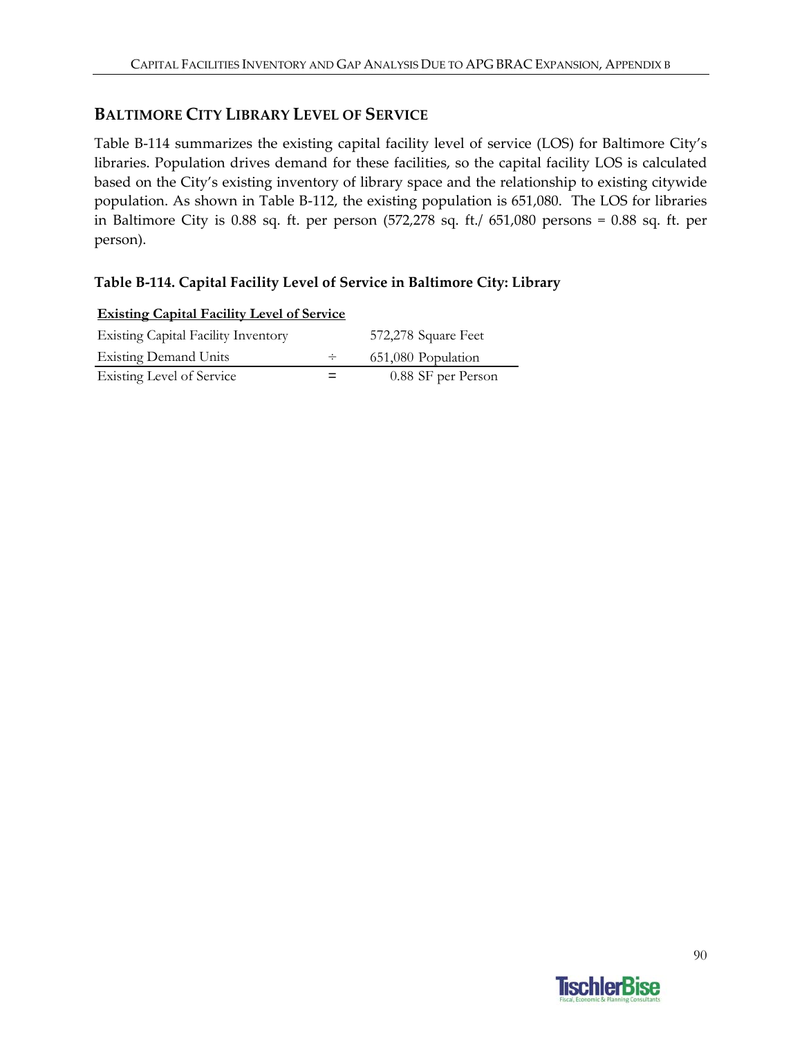## BALTIMORE CITY LIBRARY LEVEL OF SERVICE

Table B-114 summarizes the existing capital facility level of service (LOS) for Baltimore City's libraries. Population drives demand for these facilities, so the capital facility LOS is calculated based on the City's existing inventory of library space and the relationship to existing citywide population. As shown in Table B-112, the existing population is 651,080. The LOS for libraries in Baltimore City is 0.88 sq. ft. per person (572,278 sq. ft./ 651,080 persons = 0.88 sq. ft. per person).

**Table B-114. Capital Facility Level of Service in Baltimore City: Library**

| **Existing Capital Facility Level of Service** | | |
|---|---|---|
| Existing Capital Facility Inventory | | 572,278 Square Feet |
| Existing Demand Units | ÷ | 651,080 Population |
| Existing Level of Service | = | 0.88 SF per Person |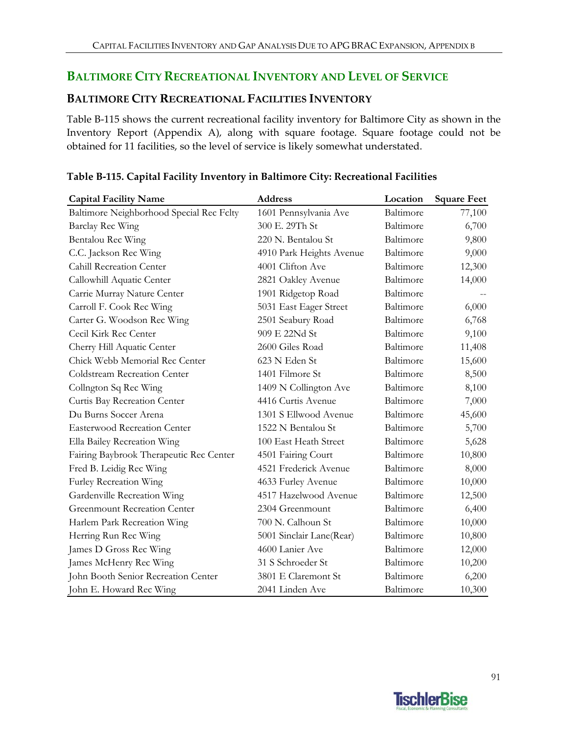## BALTIMORE CITY RECREATIONAL INVENTORY AND LEVEL OF SERVICE

### BALTIMORE CITY RECREATIONAL FACILITIES INVENTORY

Table B-115 shows the current recreational facility inventory for Baltimore City as shown in the Inventory Report (Appendix A), along with square footage. Square footage could not be obtained for 11 facilities, so the level of service is likely somewhat understated.

**Table B-115. Capital Facility Inventory in Baltimore City: Recreational Facilities**

| Capital Facility Name | Address | Location | Square Feet |
|---|---|---|---|
| Baltimore Neighborhood Special Rec Fclty | 1601 Pennsylvania Ave | Baltimore | 77,100 |
| Barclay Rec Wing | 300 E. 29Th St | Baltimore | 6,700 |
| Bentalou Rec Wing | 220 N. Bentalou St | Baltimore | 9,800 |
| C.C. Jackson Rec Wing | 4910 Park Heights Avenue | Baltimore | 9,000 |
| Cahill Recreation Center | 4001 Clifton Ave | Baltimore | 12,300 |
| Callowhill Aquatic Center | 2821 Oakley Avenue | Baltimore | 14,000 |
| Carrie Murray Nature Center | 1901 Ridgetop Road | Baltimore | -- |
| Carroll F. Cook Rec Wing | 5031 East Eager Street | Baltimore | 6,000 |
| Carter G. Woodson Rec Wing | 2501 Seabury Road | Baltimore | 6,768 |
| Cecil Kirk Rec Center | 909 E 22Nd St | Baltimore | 9,100 |
| Cherry Hill Aquatic Center | 2600 Giles Road | Baltimore | 11,408 |
| Chick Webb Memorial Rec Center | 623 N Eden St | Baltimore | 15,600 |
| Coldstream Recreation Center | 1401 Filmore St | Baltimore | 8,500 |
| Collngton Sq Rec Wing | 1409 N Collington Ave | Baltimore | 8,100 |
| Curtis Bay Recreation Center | 4416 Curtis Avenue | Baltimore | 7,000 |
| Du Burns Soccer Arena | 1301 S Ellwood Avenue | Baltimore | 45,600 |
| Easterwood Recreation Center | 1522 N Bentalou St | Baltimore | 5,700 |
| Ella Bailey Recreation Wing | 100 East Heath Street | Baltimore | 5,628 |
| Fairing Baybrook Therapeutic Rec Center | 4501 Fairing Court | Baltimore | 10,800 |
| Fred B. Leidig Rec Wing | 4521 Frederick Avenue | Baltimore | 8,000 |
| Furley Recreation Wing | 4633 Furley Avenue | Baltimore | 10,000 |
| Gardenville Recreation Wing | 4517 Hazelwood Avenue | Baltimore | 12,500 |
| Greenmount Recreation Center | 2304 Greenmount | Baltimore | 6,400 |
| Harlem Park Recreation Wing | 700 N. Calhoun St | Baltimore | 10,000 |
| Herring Run Rec Wing | 5001 Sinclair Lane(Rear) | Baltimore | 10,800 |
| James D Gross Rec Wing | 4600 Lanier Ave | Baltimore | 12,000 |
| James McHenry Rec Wing | 31 S Schroeder St | Baltimore | 10,200 |
| John Booth Senior Recreation Center | 3801 E Claremont St | Baltimore | 6,200 |
| John E. Howard Rec Wing | 2041 Linden Ave | Baltimore | 10,300 |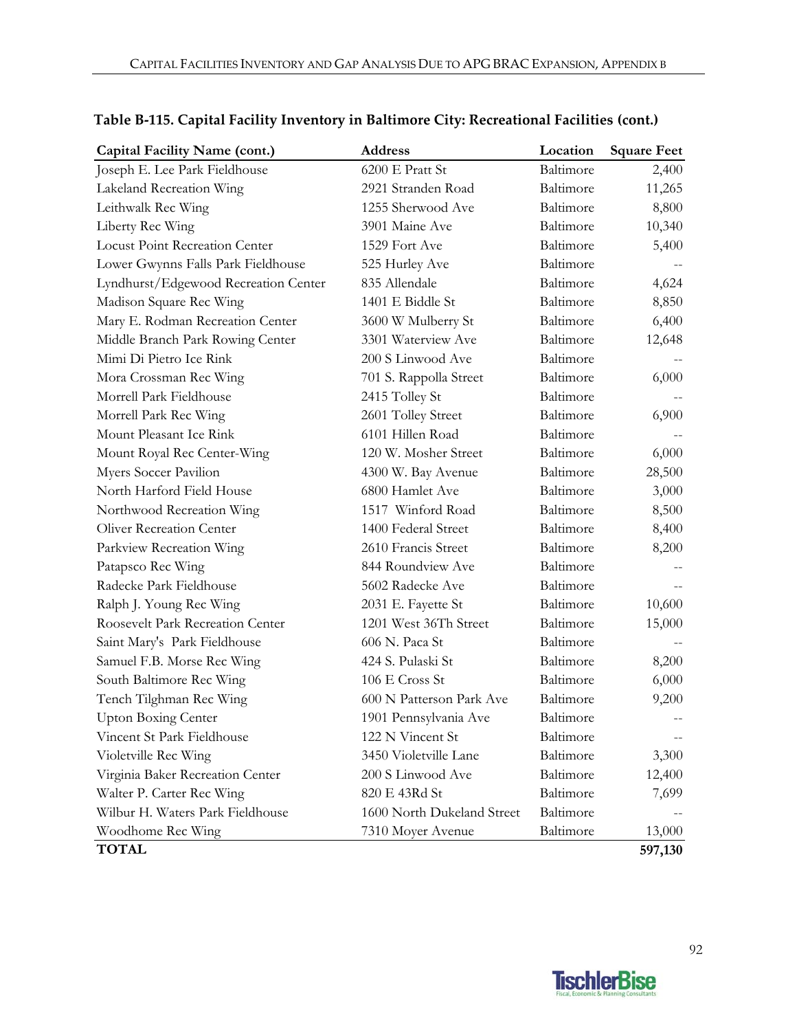**Table B-115. Capital Facility Inventory in Baltimore City: Recreational Facilities (cont.)**

| Capital Facility Name (cont.) | Address | Location | Square Feet |
|---|---|---|---|
| Joseph E. Lee Park Fieldhouse | 6200 E Pratt St | Baltimore | 2,400 |
| Lakeland Recreation Wing | 2921 Stranden Road | Baltimore | 11,265 |
| Leithwalk Rec Wing | 1255 Sherwood Ave | Baltimore | 8,800 |
| Liberty Rec Wing | 3901 Maine Ave | Baltimore | 10,340 |
| Locust Point Recreation Center | 1529 Fort Ave | Baltimore | 5,400 |
| Lower Gwynns Falls Park Fieldhouse | 525 Hurley Ave | Baltimore | -- |
| Lyndhurst/Edgewood Recreation Center | 835 Allendale | Baltimore | 4,624 |
| Madison Square Rec Wing | 1401 E Biddle St | Baltimore | 8,850 |
| Mary E. Rodman Recreation Center | 3600 W Mulberry St | Baltimore | 6,400 |
| Middle Branch Park Rowing Center | 3301 Waterview Ave | Baltimore | 12,648 |
| Mimi Di Pietro Ice Rink | 200 S Linwood Ave | Baltimore | -- |
| Mora Crossman Rec Wing | 701 S. Rappolla Street | Baltimore | 6,000 |
| Morrell Park Fieldhouse | 2415 Tolley St | Baltimore | -- |
| Morrell Park Rec Wing | 2601 Tolley Street | Baltimore | 6,900 |
| Mount Pleasant Ice Rink | 6101 Hillen Road | Baltimore | -- |
| Mount Royal Rec Center-Wing | 120 W. Mosher Street | Baltimore | 6,000 |
| Myers Soccer Pavilion | 4300 W. Bay Avenue | Baltimore | 28,500 |
| North Harford Field House | 6800 Hamlet Ave | Baltimore | 3,000 |
| Northwood Recreation Wing | 1517 Winford Road | Baltimore | 8,500 |
| Oliver Recreation Center | 1400 Federal Street | Baltimore | 8,400 |
| Parkview Recreation Wing | 2610 Francis Street | Baltimore | 8,200 |
| Patapsco Rec Wing | 844 Roundview Ave | Baltimore | -- |
| Radecke Park Fieldhouse | 5602 Radecke Ave | Baltimore | -- |
| Ralph J. Young Rec Wing | 2031 E. Fayette St | Baltimore | 10,600 |
| Roosevelt Park Recreation Center | 1201 West 36Th Street | Baltimore | 15,000 |
| Saint Mary's Park Fieldhouse | 606 N. Paca St | Baltimore | -- |
| Samuel F.B. Morse Rec Wing | 424 S. Pulaski St | Baltimore | 8,200 |
| South Baltimore Rec Wing | 106 E Cross St | Baltimore | 6,000 |
| Tench Tilghman Rec Wing | 600 N Patterson Park Ave | Baltimore | 9,200 |
| Upton Boxing Center | 1901 Pennsylvania Ave | Baltimore | -- |
| Vincent St Park Fieldhouse | 122 N Vincent St | Baltimore | -- |
| Violetville Rec Wing | 3450 Violetville Lane | Baltimore | 3,300 |
| Virginia Baker Recreation Center | 200 S Linwood Ave | Baltimore | 12,400 |
| Walter P. Carter Rec Wing | 820 E 43Rd St | Baltimore | 7,699 |
| Wilbur H. Waters Park Fieldhouse | 1600 North Dukeland Street | Baltimore | -- |
| Woodhome Rec Wing | 7310 Moyer Avenue | Baltimore | 13,000 |
| **TOTAL** | | | **597,130** |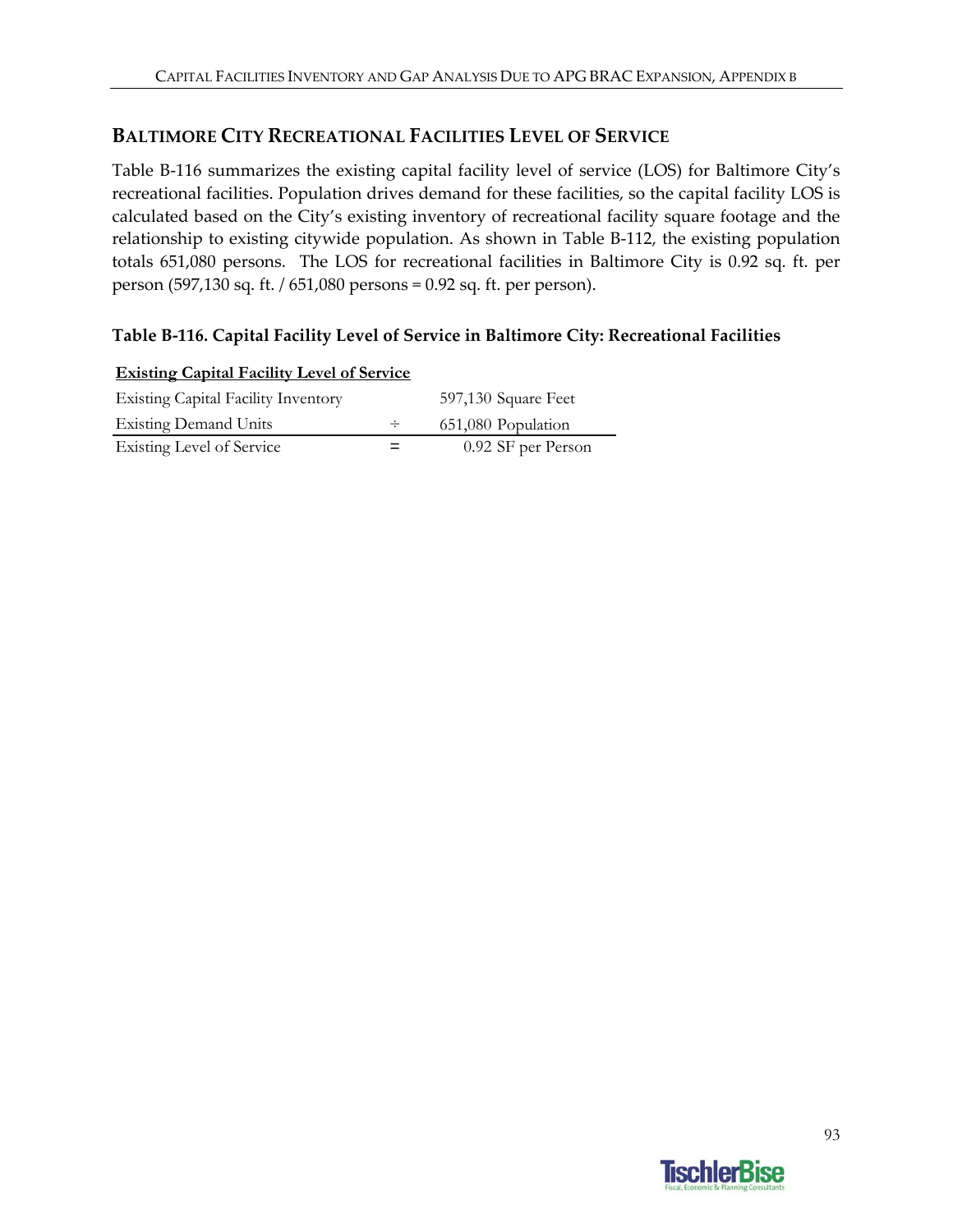## BALTIMORE CITY RECREATIONAL FACILITIES LEVEL OF SERVICE

Table B-116 summarizes the existing capital facility level of service (LOS) for Baltimore City's recreational facilities. Population drives demand for these facilities, so the capital facility LOS is calculated based on the City's existing inventory of recreational facility square footage and the relationship to existing citywide population. As shown in Table B-112, the existing population totals 651,080 persons. The LOS for recreational facilities in Baltimore City is 0.92 sq. ft. per person (597,130 sq. ft. / 651,080 persons = 0.92 sq. ft. per person).

### Table B-116. Capital Facility Level of Service in Baltimore City: Recreational Facilities

| **Existing Capital Facility Level of Service** | | |
|---|---|---|
| Existing Capital Facility Inventory | | 597,130 Square Feet |
| Existing Demand Units | ÷ | 651,080 Population |
| Existing Level of Service | = | 0.92 SF per Person |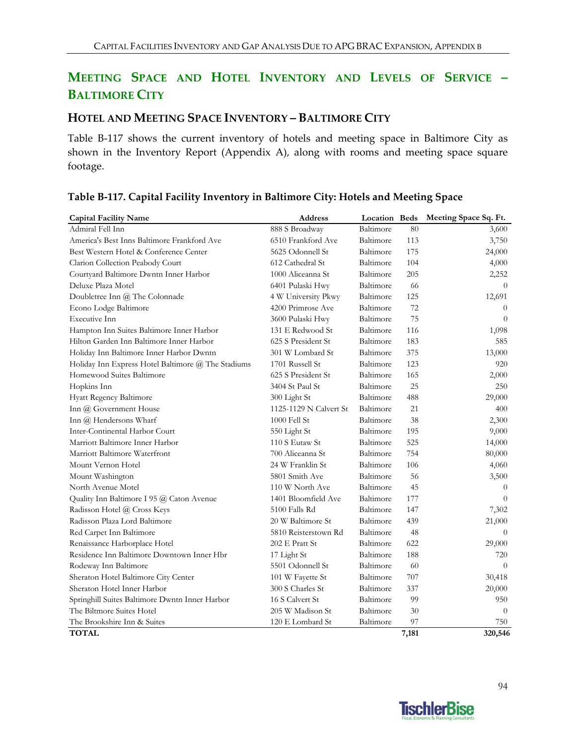## MEETING SPACE AND HOTEL INVENTORY AND LEVELS OF SERVICE – BALTIMORE CITY

### HOTEL AND MEETING SPACE INVENTORY – BALTIMORE CITY

Table B-117 shows the current inventory of hotels and meeting space in Baltimore City as shown in the Inventory Report (Appendix A), along with rooms and meeting space square footage.

**Table B-117. Capital Facility Inventory in Baltimore City: Hotels and Meeting Space**

| Capital Facility Name | Address | Location | Beds | Meeting Space Sq. Ft. |
|---|---|---|---|---|
| Admiral Fell Inn | 888 S Broadway | Baltimore | 80 | 3,600 |
| America's Best Inns Baltimore Frankford Ave | 6510 Frankford Ave | Baltimore | 113 | 3,750 |
| Best Western Hotel & Conference Center | 5625 Odonnell St | Baltimore | 175 | 24,000 |
| Clarion Collection Peabody Court | 612 Cathedral St | Baltimore | 104 | 4,000 |
| Courtyard Baltimore Dwntn Inner Harbor | 1000 Aliceanna St | Baltimore | 205 | 2,252 |
| Deluxe Plaza Motel | 6401 Pulaski Hwy | Baltimore | 66 | 0 |
| Doubletree Inn @ The Colonnade | 4 W University Pkwy | Baltimore | 125 | 12,691 |
| Econo Lodge Baltimore | 4200 Primrose Ave | Baltimore | 72 | 0 |
| Executive Inn | 3600 Pulaski Hwy | Baltimore | 75 | 0 |
| Hampton Inn Suites Baltimore Inner Harbor | 131 E Redwood St | Baltimore | 116 | 1,098 |
| Hilton Garden Inn Baltimore Inner Harbor | 625 S President St | Baltimore | 183 | 585 |
| Holiday Inn Baltimore Inner Harbor Dwntn | 301 W Lombard St | Baltimore | 375 | 13,000 |
| Holiday Inn Express Hotel Baltimore @ The Stadiums | 1701 Russell St | Baltimore | 123 | 920 |
| Homewood Suites Baltimore | 625 S President St | Baltimore | 165 | 2,000 |
| Hopkins Inn | 3404 St Paul St | Baltimore | 25 | 250 |
| Hyatt Regency Baltimore | 300 Light St | Baltimore | 488 | 29,000 |
| Inn @ Government House | 1125-1129 N Calvert St | Baltimore | 21 | 400 |
| Inn @ Hendersons Wharf | 1000 Fell St | Baltimore | 38 | 2,300 |
| Inter-Continental Harbor Court | 550 Light St | Baltimore | 195 | 9,000 |
| Marriott Baltimore Inner Harbor | 110 S Eutaw St | Baltimore | 525 | 14,000 |
| Marriott Baltimore Waterfront | 700 Aliceanna St | Baltimore | 754 | 80,000 |
| Mount Vernon Hotel | 24 W Franklin St | Baltimore | 106 | 4,060 |
| Mount Washington | 5801 Smith Ave | Baltimore | 56 | 3,500 |
| North Avenue Motel | 110 W North Ave | Baltimore | 45 | 0 |
| Quality Inn Baltimore I 95 @ Caton Avenue | 1401 Bloomfield Ave | Baltimore | 177 | 0 |
| Radisson Hotel @ Cross Keys | 5100 Falls Rd | Baltimore | 147 | 7,302 |
| Radisson Plaza Lord Baltimore | 20 W Baltimore St | Baltimore | 439 | 21,000 |
| Red Carpet Inn Baltimore | 5810 Reisterstown Rd | Baltimore | 48 | 0 |
| Renaissance Harborplace Hotel | 202 E Pratt St | Baltimore | 622 | 29,000 |
| Residence Inn Baltimore Downtown Inner Hbr | 17 Light St | Baltimore | 188 | 720 |
| Rodeway Inn Baltimore | 5501 Odonnell St | Baltimore | 60 | 0 |
| Sheraton Hotel Baltimore City Center | 101 W Fayette St | Baltimore | 707 | 30,418 |
| Sheraton Hotel Inner Harbor | 300 S Charles St | Baltimore | 337 | 20,000 |
| Springhill Suites Baltimore Dwntn Inner Harbor | 16 S Calvert St | Baltimore | 99 | 950 |
| The Biltmore Suites Hotel | 205 W Madison St | Baltimore | 30 | 0 |
| The Brookshire Inn & Suites | 120 E Lombard St | Baltimore | 97 | 750 |
| **TOTAL** | | | **7,181** | **320,546** |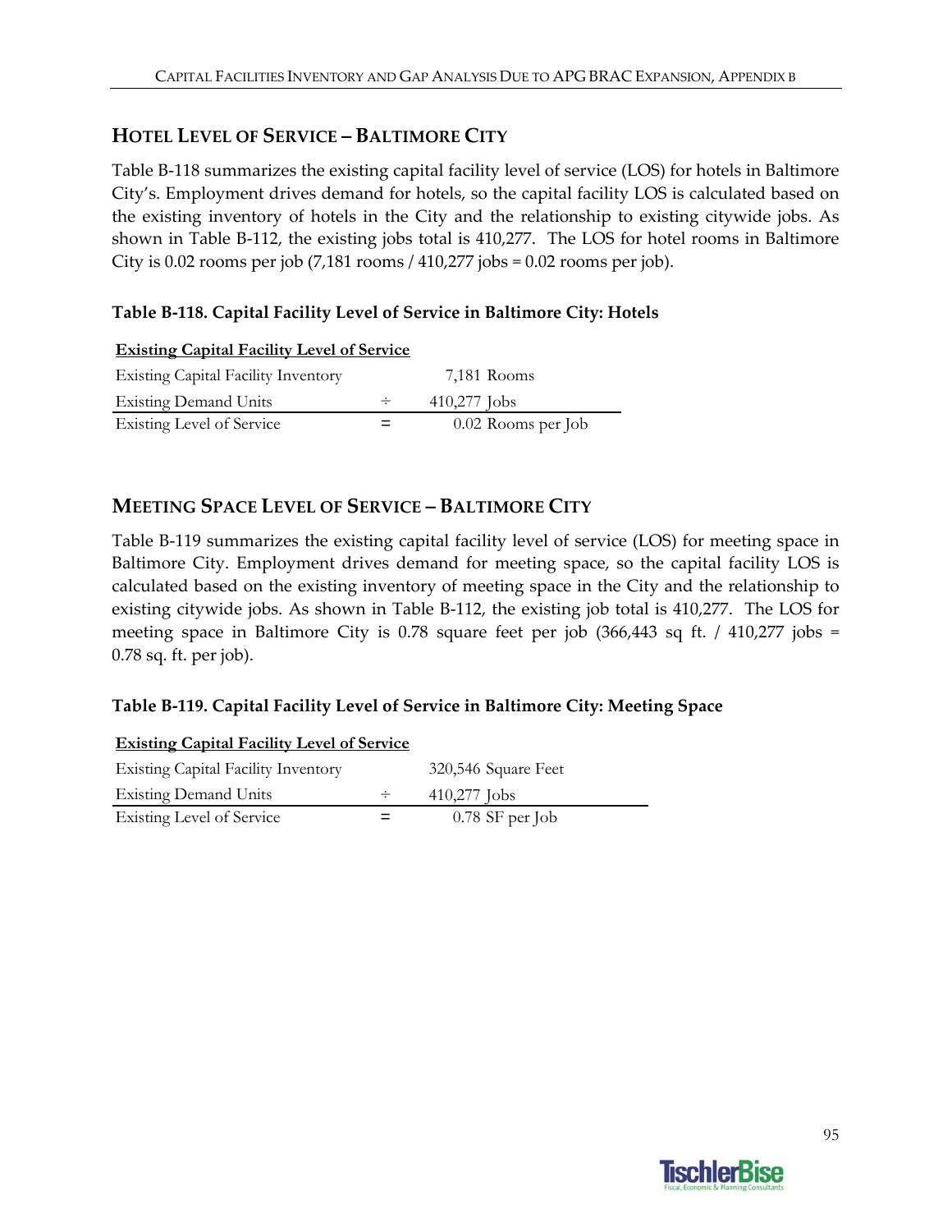## HOTEL LEVEL OF SERVICE – BALTIMORE CITY

Table B-118 summarizes the existing capital facility level of service (LOS) for hotels in Baltimore City's. Employment drives demand for hotels, so the capital facility LOS is calculated based on the existing inventory of hotels in the City and the relationship to existing citywide jobs. As shown in Table B-112, the existing jobs total is 410,277. The LOS for hotel rooms in Baltimore City is 0.02 rooms per job (7,181 rooms / 410,277 jobs = 0.02 rooms per job).

**Table B-118. Capital Facility Level of Service in Baltimore City: Hotels**

| **Existing Capital Facility Level of Service** | | |
|---|---|---|
| Existing Capital Facility Inventory | | 7,181 Rooms |
| Existing Demand Units | ÷ | 410,277 Jobs |
| Existing Level of Service | = | 0.02 Rooms per Job |

## MEETING SPACE LEVEL OF SERVICE – BALTIMORE CITY

Table B-119 summarizes the existing capital facility level of service (LOS) for meeting space in Baltimore City. Employment drives demand for meeting space, so the capital facility LOS is calculated based on the existing inventory of meeting space in the City and the relationship to existing citywide jobs. As shown in Table B-112, the existing job total is 410,277. The LOS for meeting space in Baltimore City is 0.78 square feet per job (366,443 sq ft. / 410,277 jobs = 0.78 sq. ft. per job).

**Table B-119. Capital Facility Level of Service in Baltimore City: Meeting Space**

| **Existing Capital Facility Level of Service** | | |
|---|---|---|
| Existing Capital Facility Inventory | | 320,546 Square Feet |
| Existing Demand Units | ÷ | 410,277 Jobs |
| Existing Level of Service | = | 0.78 SF per Job |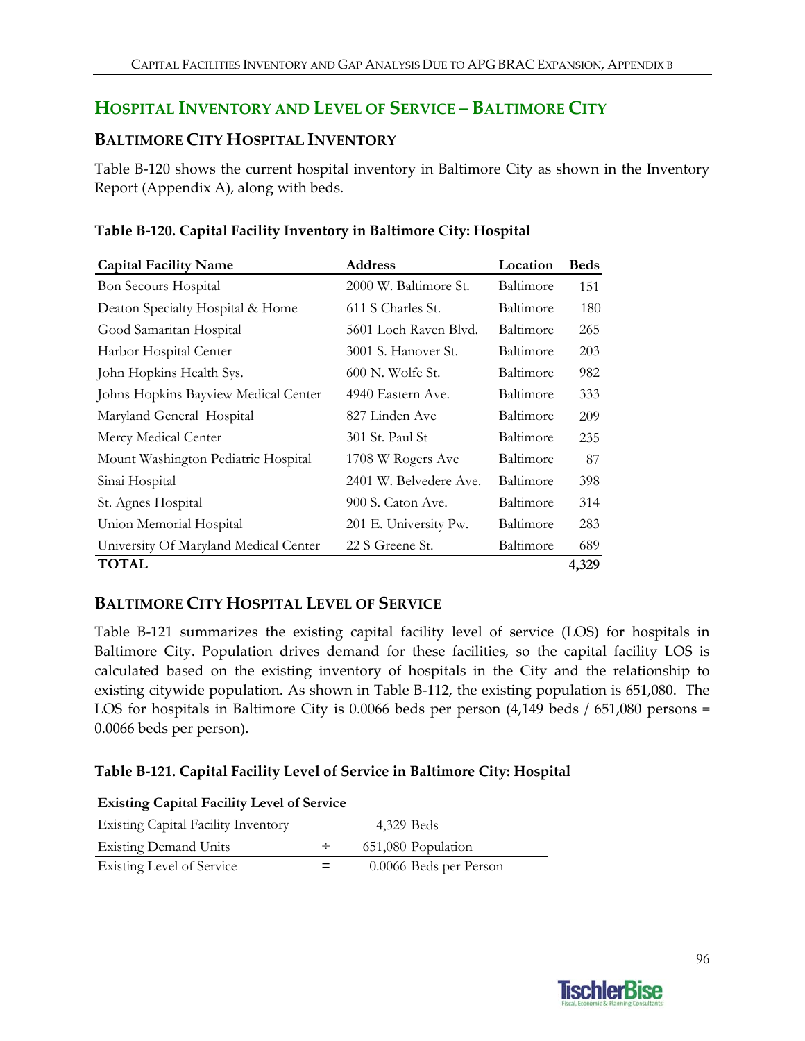# Hospital Inventory and Level of Service – Baltimore City

## Baltimore City Hospital Inventory

Table B-120 shows the current hospital inventory in Baltimore City as shown in the Inventory Report (Appendix A), along with beds.

**Table B-120. Capital Facility Inventory in Baltimore City: Hospital**

| Capital Facility Name | Address | Location | Beds |
|---|---|---|---|
| Bon Secours Hospital | 2000 W. Baltimore St. | Baltimore | 151 |
| Deaton Specialty Hospital & Home | 611 S Charles St. | Baltimore | 180 |
| Good Samaritan Hospital | 5601 Loch Raven Blvd. | Baltimore | 265 |
| Harbor Hospital Center | 3001 S. Hanover St. | Baltimore | 203 |
| John Hopkins Health Sys. | 600 N. Wolfe St. | Baltimore | 982 |
| Johns Hopkins Bayview Medical Center | 4940 Eastern Ave. | Baltimore | 333 |
| Maryland General Hospital | 827 Linden Ave | Baltimore | 209 |
| Mercy Medical Center | 301 St. Paul St | Baltimore | 235 |
| Mount Washington Pediatric Hospital | 1708 W Rogers Ave | Baltimore | 87 |
| Sinai Hospital | 2401 W. Belvedere Ave. | Baltimore | 398 |
| St. Agnes Hospital | 900 S. Caton Ave. | Baltimore | 314 |
| Union Memorial Hospital | 201 E. University Pw. | Baltimore | 283 |
| University Of Maryland Medical Center | 22 S Greene St. | Baltimore | 689 |
| **TOTAL** | | | **4,329** |

## Baltimore City Hospital Level of Service

Table B-121 summarizes the existing capital facility level of service (LOS) for hospitals in Baltimore City. Population drives demand for these facilities, so the capital facility LOS is calculated based on the existing inventory of hospitals in the City and the relationship to existing citywide population. As shown in Table B-112, the existing population is 651,080. The LOS for hospitals in Baltimore City is 0.0066 beds per person (4,149 beds / 651,080 persons = 0.0066 beds per person).

**Table B-121. Capital Facility Level of Service in Baltimore City: Hospital**

| **Existing Capital Facility Level of Service** | | |
|---|---|---|
| Existing Capital Facility Inventory | | 4,329 Beds |
| Existing Demand Units | ÷ | 651,080 Population |
| Existing Level of Service | = | 0.0066 Beds per Person |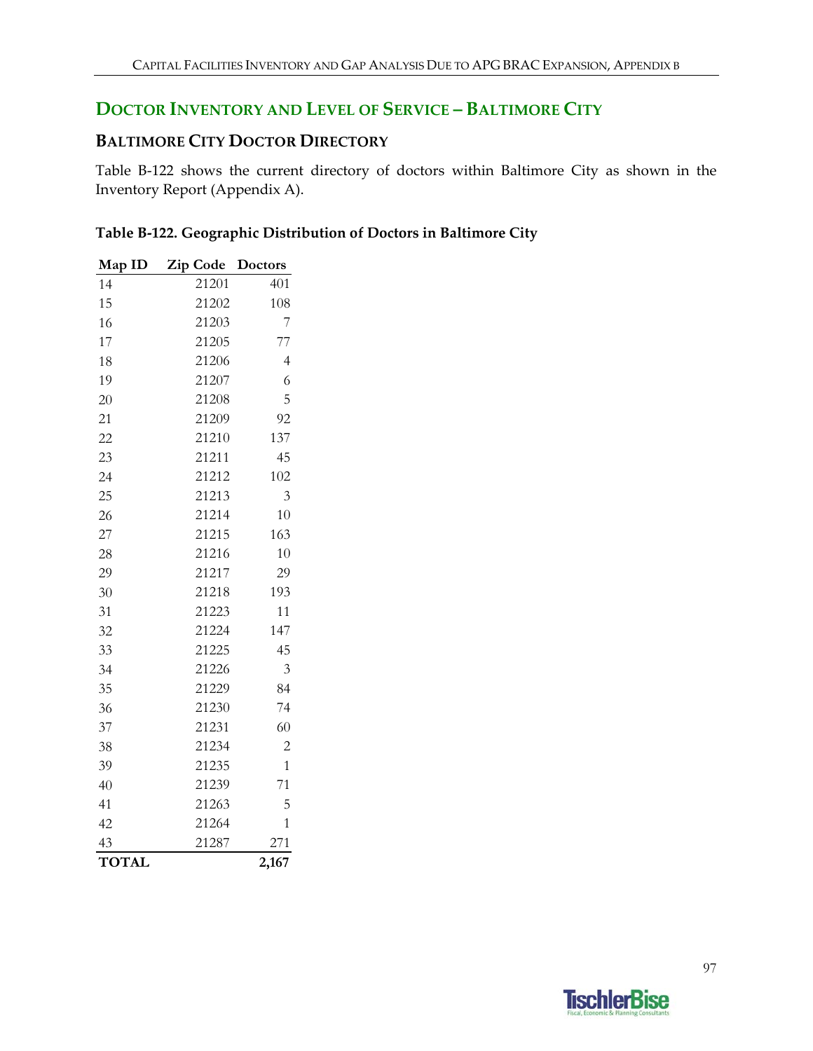## DOCTOR INVENTORY AND LEVEL OF SERVICE – BALTIMORE CITY

### BALTIMORE CITY DOCTOR DIRECTORY

Table B-122 shows the current directory of doctors within Baltimore City as shown in the Inventory Report (Appendix A).

**Table B-122. Geographic Distribution of Doctors in Baltimore City**

| Map ID | Zip Code | Doctors |
|---|---|---|
| 14 | 21201 | 401 |
| 15 | 21202 | 108 |
| 16 | 21203 | 7 |
| 17 | 21205 | 77 |
| 18 | 21206 | 4 |
| 19 | 21207 | 6 |
| 20 | 21208 | 5 |
| 21 | 21209 | 92 |
| 22 | 21210 | 137 |
| 23 | 21211 | 45 |
| 24 | 21212 | 102 |
| 25 | 21213 | 3 |
| 26 | 21214 | 10 |
| 27 | 21215 | 163 |
| 28 | 21216 | 10 |
| 29 | 21217 | 29 |
| 30 | 21218 | 193 |
| 31 | 21223 | 11 |
| 32 | 21224 | 147 |
| 33 | 21225 | 45 |
| 34 | 21226 | 3 |
| 35 | 21229 | 84 |
| 36 | 21230 | 74 |
| 37 | 21231 | 60 |
| 38 | 21234 | 2 |
| 39 | 21235 | 1 |
| 40 | 21239 | 71 |
| 41 | 21263 | 5 |
| 42 | 21264 | 1 |
| 43 | 21287 | 271 |
| **TOTAL** | | **2,167** |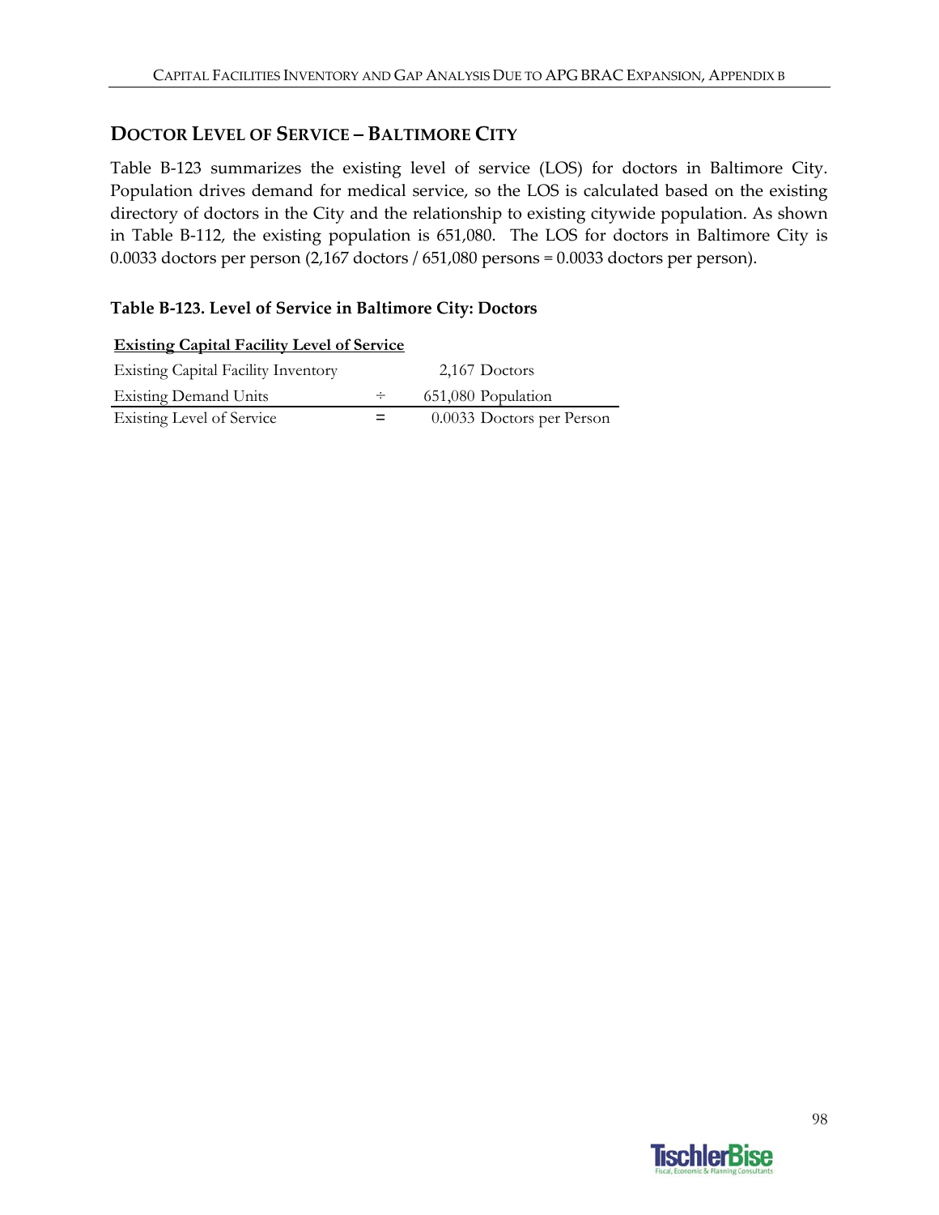## DOCTOR LEVEL OF SERVICE – BALTIMORE CITY

Table B-123 summarizes the existing level of service (LOS) for doctors in Baltimore City. Population drives demand for medical service, so the LOS is calculated based on the existing directory of doctors in the City and the relationship to existing citywide population. As shown in Table B-112, the existing population is 651,080. The LOS for doctors in Baltimore City is 0.0033 doctors per person (2,167 doctors / 651,080 persons = 0.0033 doctors per person).

### Table B-123. Level of Service in Baltimore City: Doctors

| **Existing Capital Facility Level of Service** | | |
|---|---|---|
| Existing Capital Facility Inventory | | 2,167 Doctors |
| Existing Demand Units | ÷ | 651,080 Population |
| Existing Level of Service | = | 0.0033 Doctors per Person |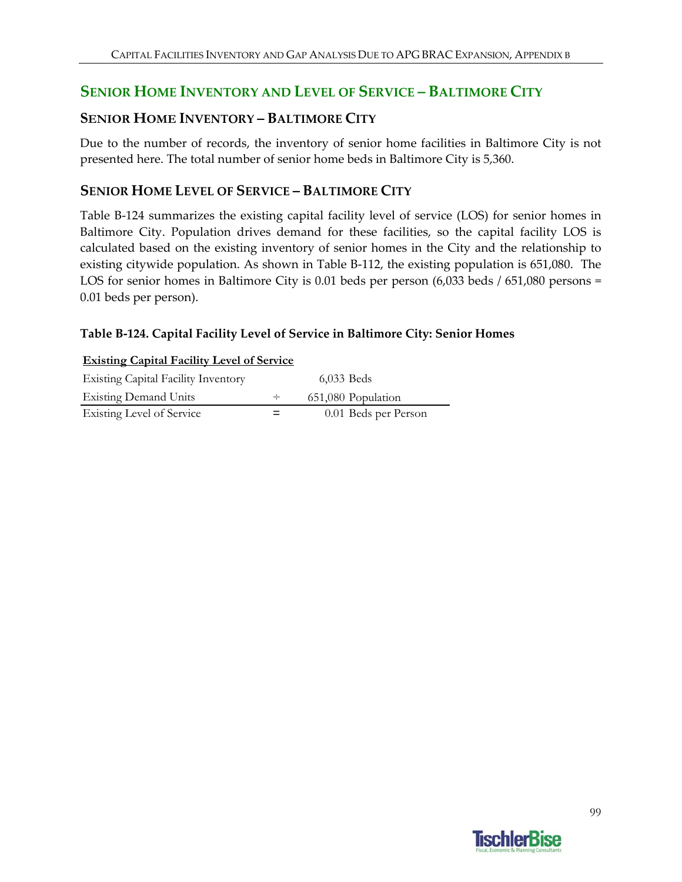## Senior Home Inventory and Level of Service – Baltimore City

### Senior Home Inventory – Baltimore City

Due to the number of records, the inventory of senior home facilities in Baltimore City is not presented here. The total number of senior home beds in Baltimore City is 5,360.

### Senior Home Level of Service – Baltimore City

Table B-124 summarizes the existing capital facility level of service (LOS) for senior homes in Baltimore City. Population drives demand for these facilities, so the capital facility LOS is calculated based on the existing inventory of senior homes in the City and the relationship to existing citywide population. As shown in Table B-112, the existing population is 651,080. The LOS for senior homes in Baltimore City is 0.01 beds per person (6,033 beds / 651,080 persons = 0.01 beds per person).

**Table B-124. Capital Facility Level of Service in Baltimore City: Senior Homes**

| Existing Capital Facility Level of Service | | |
|---|---|---|
| Existing Capital Facility Inventory | | 6,033 Beds |
| Existing Demand Units | ÷ | 651,080 Population |
| Existing Level of Service | = | 0.01 Beds per Person |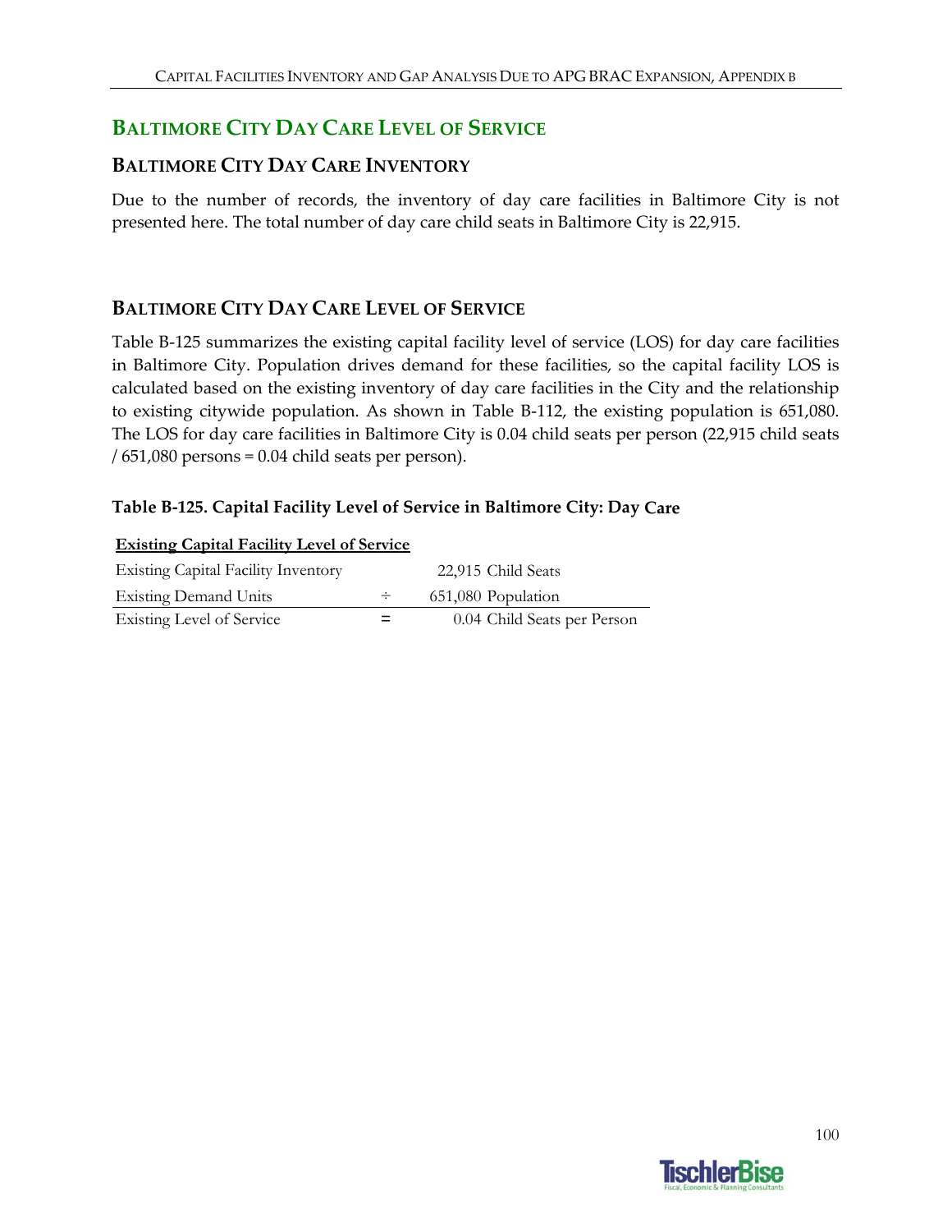## Baltimore City Day Care Level of Service

### Baltimore City Day Care Inventory

Due to the number of records, the inventory of day care facilities in Baltimore City is not presented here. The total number of day care child seats in Baltimore City is 22,915.

### Baltimore City Day Care Level of Service

Table B-125 summarizes the existing capital facility level of service (LOS) for day care facilities in Baltimore City. Population drives demand for these facilities, so the capital facility LOS is calculated based on the existing inventory of day care facilities in the City and the relationship to existing citywide population. As shown in Table B-112, the existing population is 651,080. The LOS for day care facilities in Baltimore City is 0.04 child seats per person (22,915 child seats / 651,080 persons = 0.04 child seats per person).

**Table B-125. Capital Facility Level of Service in Baltimore City: Day Care**

| Existing Capital Facility Level of Service | | |
|---|---|---|
| Existing Capital Facility Inventory | | 22,915 Child Seats |
| Existing Demand Units | ÷ | 651,080 Population |
| Existing Level of Service | = | 0.04 Child Seats per Person |